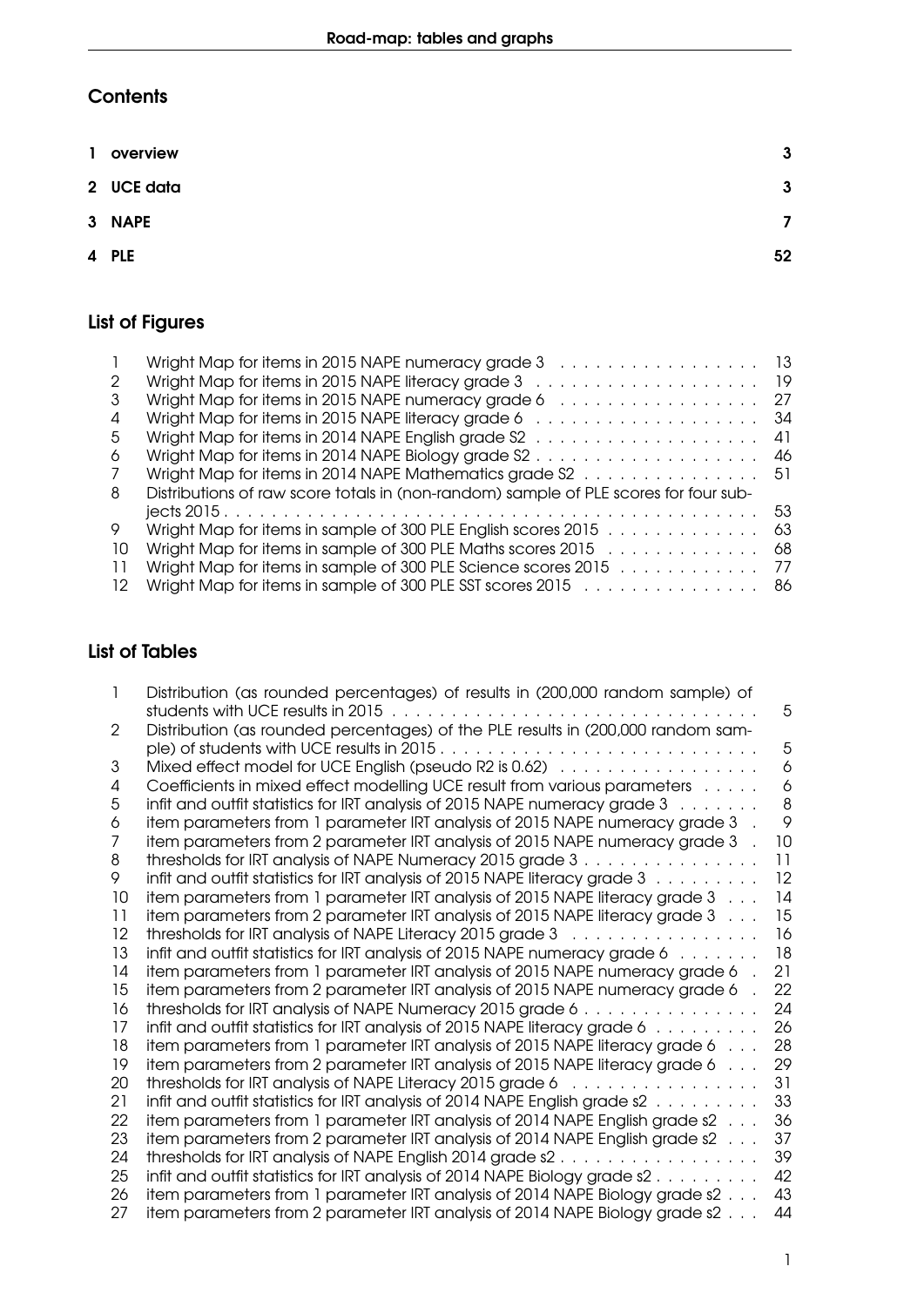## Contents

| | | |
|---|---|---|
| **1** | **overview** | **3** |
| **2** | **UCE data** | **3** |
| **3** | **NAPE** | **7** |
| **4** | **PLE** | **52** |

## List of Figures

| | | |
|---|---|---|
| 1 | Wright Map for items in 2015 NAPE numeracy grade 3 | 13 |
| 2 | Wright Map for items in 2015 NAPE literacy grade 3 | 19 |
| 3 | Wright Map for items in 2015 NAPE numeracy grade 6 | 27 |
| 4 | Wright Map for items in 2015 NAPE literacy grade 6 | 34 |
| 5 | Wright Map for items in 2014 NAPE English grade S2 | 41 |
| 6 | Wright Map for items in 2014 NAPE Biology grade S2 | 46 |
| 7 | Wright Map for items in 2014 NAPE Mathematics grade S2 | 51 |
| 8 | Distributions of raw score totals in (non-random) sample of PLE scores for four subjects 2015 | 53 |
| 9 | Wright Map for items in sample of 300 PLE English scores 2015 | 63 |
| 10 | Wright Map for items in sample of 300 PLE Maths scores 2015 | 68 |
| 11 | Wright Map for items in sample of 300 PLE Science scores 2015 | 77 |
| 12 | Wright Map for items in sample of 300 PLE SST scores 2015 | 86 |

## List of Tables

| | | |
|---|---|---|
| 1 | Distribution (as rounded percentages) of results in (200,000 random sample) of students with UCE results in 2015 | 5 |
| 2 | Distribution (as rounded percentages) of the PLE results in (200,000 random sample) of students with UCE results in 2015 | 5 |
| 3 | Mixed effect model for UCE English (pseudo R2 is 0.62) | 6 |
| 4 | Coefficients in mixed effect modelling UCE result from various parameters | 6 |
| 5 | infit and outfit statistics for IRT analysis of 2015 NAPE numeracy grade 3 | 8 |
| 6 | item parameters from 1 parameter IRT analysis of 2015 NAPE numeracy grade 3 | 9 |
| 7 | item parameters from 2 parameter IRT analysis of 2015 NAPE numeracy grade 3 | 10 |
| 8 | thresholds for IRT analysis of NAPE Numeracy 2015 grade 3 | 11 |
| 9 | infit and outfit statistics for IRT analysis of 2015 NAPE literacy grade 3 | 12 |
| 10 | item parameters from 1 parameter IRT analysis of 2015 NAPE literacy grade 3 | 14 |
| 11 | item parameters from 2 parameter IRT analysis of 2015 NAPE literacy grade 3 | 15 |
| 12 | thresholds for IRT analysis of NAPE Literacy 2015 grade 3 | 16 |
| 13 | infit and outfit statistics for IRT analysis of 2015 NAPE numeracy grade 6 | 18 |
| 14 | item parameters from 1 parameter IRT analysis of 2015 NAPE numeracy grade 6 | 21 |
| 15 | item parameters from 2 parameter IRT analysis of 2015 NAPE numeracy grade 6 | 22 |
| 16 | thresholds for IRT analysis of NAPE Numeracy 2015 grade 6 | 24 |
| 17 | infit and outfit statistics for IRT analysis of 2015 NAPE literacy grade 6 | 26 |
| 18 | item parameters from 1 parameter IRT analysis of 2015 NAPE literacy grade 6 | 28 |
| 19 | item parameters from 2 parameter IRT analysis of 2015 NAPE literacy grade 6 | 29 |
| 20 | thresholds for IRT analysis of NAPE Literacy 2015 grade 6 | 31 |
| 21 | infit and outfit statistics for IRT analysis of 2014 NAPE English grade s2 | 33 |
| 22 | item parameters from 1 parameter IRT analysis of 2014 NAPE English grade s2 | 36 |
| 23 | item parameters from 2 parameter IRT analysis of 2014 NAPE English grade s2 | 37 |
| 24 | thresholds for IRT analysis of NAPE English 2014 grade s2 | 39 |
| 25 | infit and outfit statistics for IRT analysis of 2014 NAPE Biology grade s2 | 42 |
| 26 | item parameters from 1 parameter IRT analysis of 2014 NAPE Biology grade s2 | 43 |
| 27 | item parameters from 2 parameter IRT analysis of 2014 NAPE Biology grade s2 | 44 |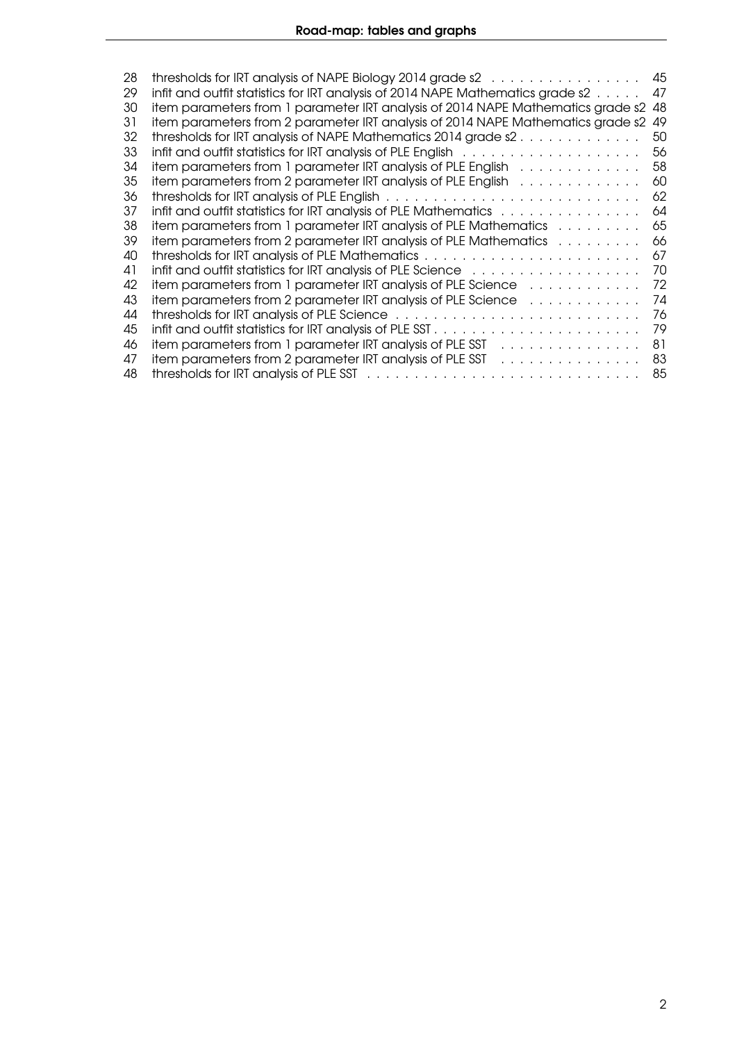| | | |
|---|---|---|
| 28 | thresholds for IRT analysis of NAPE Biology 2014 grade s2 | 45 |
| 29 | infit and outfit statistics for IRT analysis of 2014 NAPE Mathematics grade s2 | 47 |
| 30 | item parameters from 1 parameter IRT analysis of 2014 NAPE Mathematics grade s2 | 48 |
| 31 | item parameters from 2 parameter IRT analysis of 2014 NAPE Mathematics grade s2 | 49 |
| 32 | thresholds for IRT analysis of NAPE Mathematics 2014 grade s2 | 50 |
| 33 | infit and outfit statistics for IRT analysis of PLE English | 56 |
| 34 | item parameters from 1 parameter IRT analysis of PLE English | 58 |
| 35 | item parameters from 2 parameter IRT analysis of PLE English | 60 |
| 36 | thresholds for IRT analysis of PLE English | 62 |
| 37 | infit and outfit statistics for IRT analysis of PLE Mathematics | 64 |
| 38 | item parameters from 1 parameter IRT analysis of PLE Mathematics | 65 |
| 39 | item parameters from 2 parameter IRT analysis of PLE Mathematics | 66 |
| 40 | thresholds for IRT analysis of PLE Mathematics | 67 |
| 41 | infit and outfit statistics for IRT analysis of PLE Science | 70 |
| 42 | item parameters from 1 parameter IRT analysis of PLE Science | 72 |
| 43 | item parameters from 2 parameter IRT analysis of PLE Science | 74 |
| 44 | thresholds for IRT analysis of PLE Science | 76 |
| 45 | infit and outfit statistics for IRT analysis of PLE SST | 79 |
| 46 | item parameters from 1 parameter IRT analysis of PLE SST | 81 |
| 47 | item parameters from 2 parameter IRT analysis of PLE SST | 83 |
| 48 | thresholds for IRT analysis of PLE SST | 85 |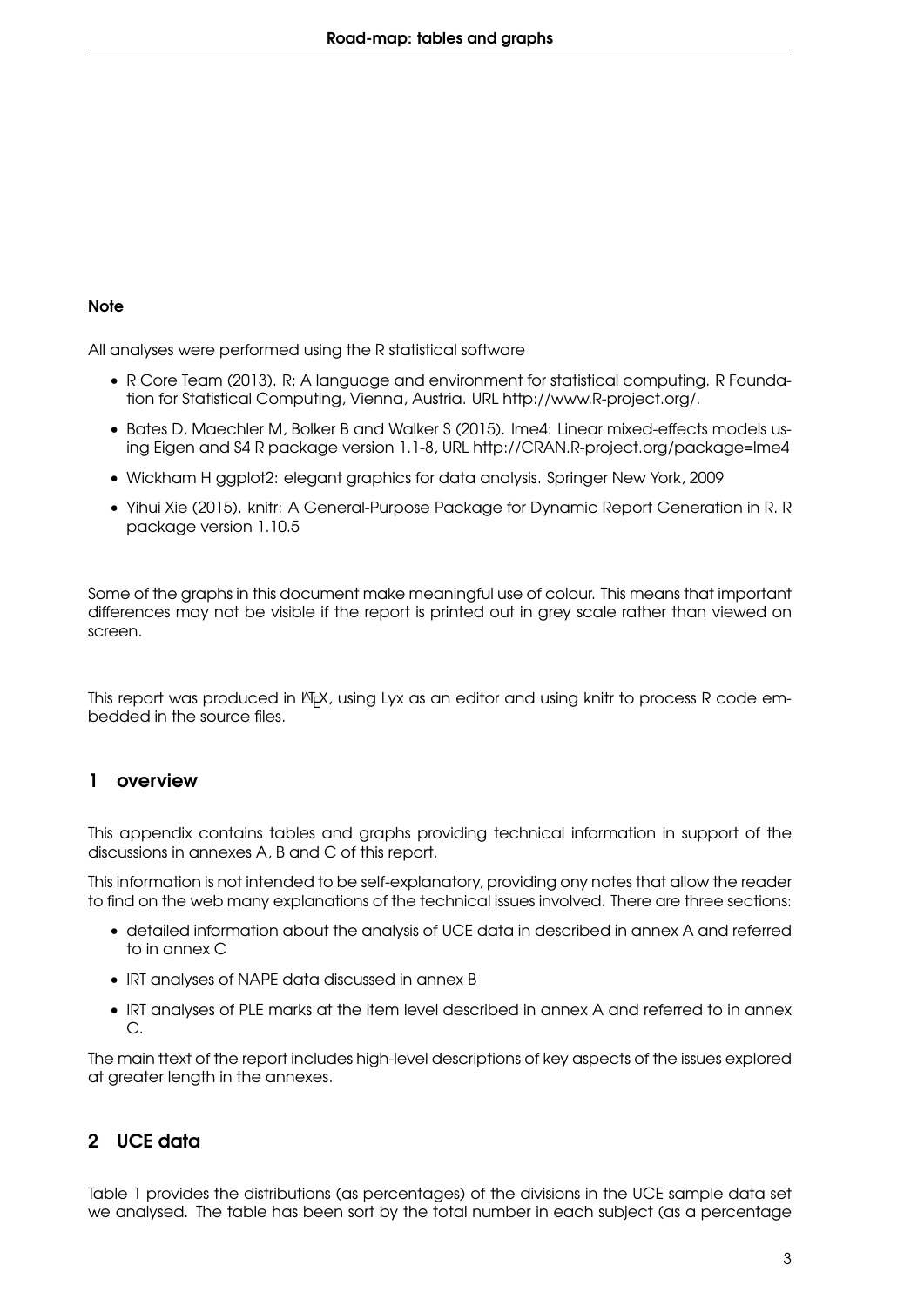**Note**

All analyses were performed using the R statistical software

- R Core Team (2013). R: A language and environment for statistical computing. R Foundation for Statistical Computing, Vienna, Austria. URL http://www.R-project.org/.
- Bates D, Maechler M, Bolker B and Walker S (2015). lme4: Linear mixed-effects models using Eigen and S4 R package version 1.1-8, URL http://CRAN.R-project.org/package=lme4
- Wickham H ggplot2: elegant graphics for data analysis. Springer New York, 2009
- Yihui Xie (2015). knitr: A General-Purpose Package for Dynamic Report Generation in R. R package version 1.10.5

Some of the graphs in this document make meaningful use of colour. This means that important differences may not be visible if the report is printed out in grey scale rather than viewed on screen.

This report was produced in LaTeX, using Lyx as an editor and using knitr to process R code embedded in the source files.

## 1 overview

This appendix contains tables and graphs providing technical information in support of the discussions in annexes A, B and C of this report.

This information is not intended to be self-explanatory, providing ony notes that allow the reader to find on the web many explanations of the technical issues involved. There are three sections:

- detailed information about the analysis of UCE data in described in annex A and referred to in annex C
- IRT analyses of NAPE data discussed in annex B
- IRT analyses of PLE marks at the item level described in annex A and referred to in annex C.

The main ttext of the report includes high-level descriptions of key aspects of the issues explored at greater length in the annexes.

## 2 UCE data

Table 1 provides the distributions (as percentages) of the divisions in the UCE sample data set we analysed. The table has been sort by the total number in each subject (as a percentage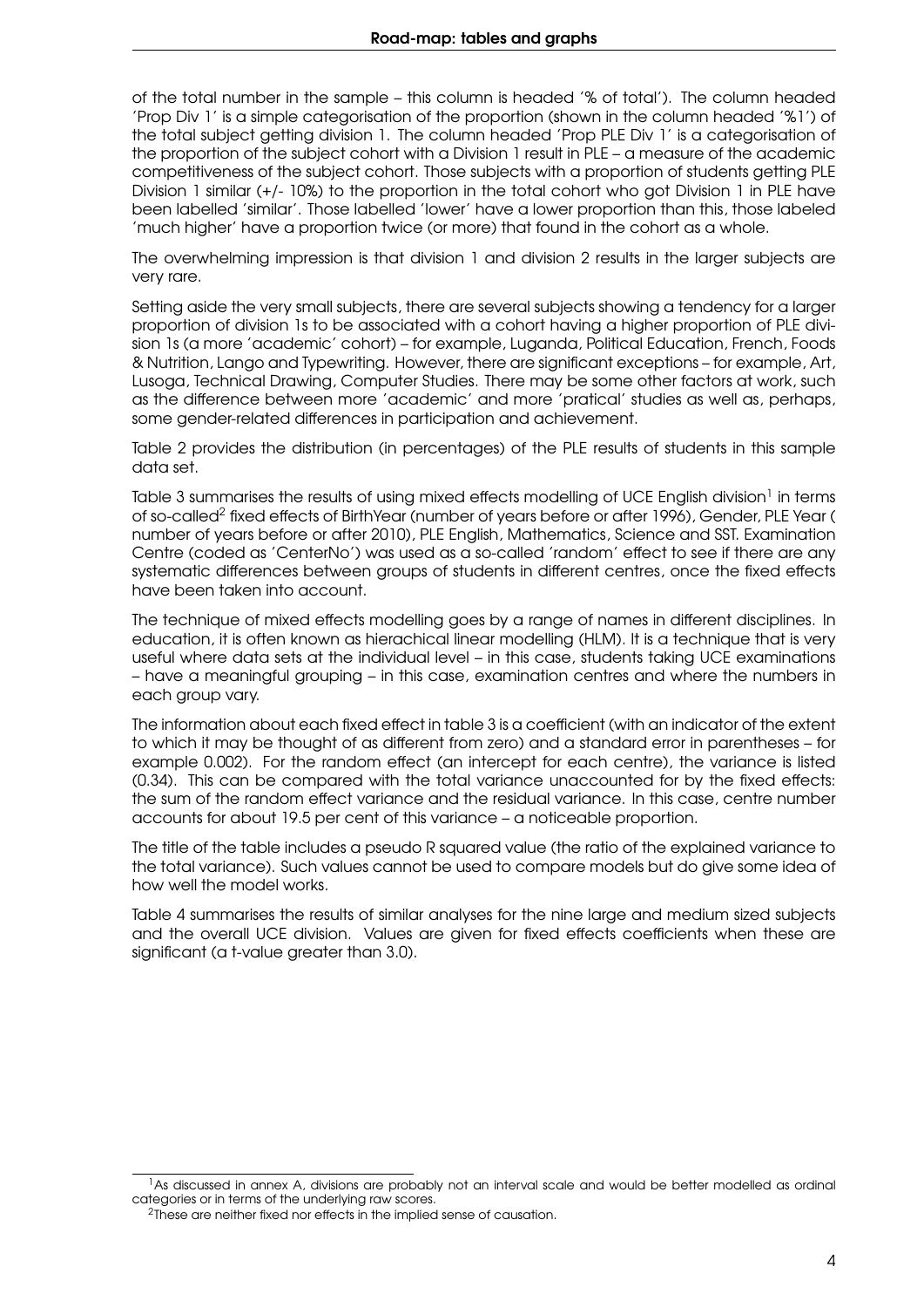of the total number in the sample – this column is headed '% of total'). The column headed 'Prop Div 1' is a simple categorisation of the proportion (shown in the column headed '%1') of the total subject getting division 1. The column headed 'Prop PLE Div 1' is a categorisation of the proportion of the subject cohort with a Division 1 result in PLE – a measure of the academic competitiveness of the subject cohort. Those subjects with a proportion of students getting PLE Division 1 similar (+/- 10%) to the proportion in the total cohort who got Division 1 in PLE have been labelled 'similar'. Those labelled 'lower' have a lower proportion than this, those labeled 'much higher' have a proportion twice (or more) that found in the cohort as a whole.

The overwhelming impression is that division 1 and division 2 results in the larger subjects are very rare.

Setting aside the very small subjects, there are several subjects showing a tendency for a larger proportion of division 1s to be associated with a cohort having a higher proportion of PLE division 1s (a more 'academic' cohort) – for example, Luganda, Political Education, French, Foods & Nutrition, Lango and Typewriting. However, there are significant exceptions – for example, Art, Lusoga, Technical Drawing, Computer Studies. There may be some other factors at work, such as the difference between more 'academic' and more 'pratical' studies as well as, perhaps, some gender-related differences in participation and achievement.

Table 2 provides the distribution (in percentages) of the PLE results of students in this sample data set.

Table 3 summarises the results of using mixed effects modelling of UCE English division[1] in terms of so-called[2] fixed effects of BirthYear (number of years before or after 1996), Gender, PLE Year ( number of years before or after 2010), PLE English, Mathematics, Science and SST. Examination Centre (coded as 'CenterNo') was used as a so-called 'random' effect to see if there are any systematic differences between groups of students in different centres, once the fixed effects have been taken into account.

The technique of mixed effects modelling goes by a range of names in different disciplines. In education, it is often known as hierachical linear modelling (HLM). It is a technique that is very useful where data sets at the individual level – in this case, students taking UCE examinations – have a meaningful grouping – in this case, examination centres and where the numbers in each group vary.

The information about each fixed effect in table 3 is a coefficient (with an indicator of the extent to which it may be thought of as different from zero) and a standard error in parentheses – for example 0.002). For the random effect (an intercept for each centre), the variance is listed (0.34). This can be compared with the total variance unaccounted for by the fixed effects: the sum of the random effect variance and the residual variance. In this case, centre number accounts for about 19.5 per cent of this variance – a noticeable proportion.

The title of the table includes a pseudo R squared value (the ratio of the explained variance to the total variance). Such values cannot be used to compare models but do give some idea of how well the model works.

Table 4 summarises the results of similar analyses for the nine large and medium sized subjects and the overall UCE division. Values are given for fixed effects coefficients when these are significant (a t-value greater than 3.0).

[1] As discussed in annex A, divisions are probably not an interval scale and would be better modelled as ordinal categories or in terms of the underlying raw scores.

[2] These are neither fixed nor effects in the implied sense of causation.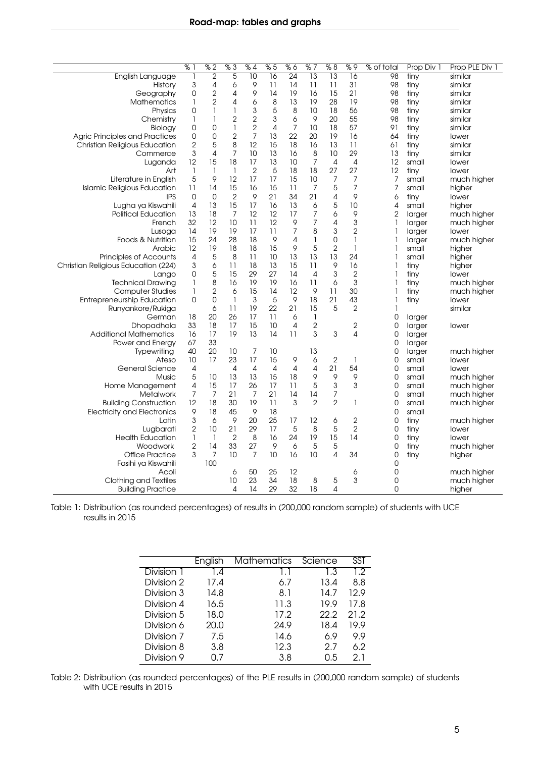|  | % 1 | % 2 | % 3 | % 4 | % 5 | % 6 | % 7 | % 8 | % 9 | % of total | Prop Div 1 | Prop PLE Div 1 |
|---|---|---|---|---|---|---|---|---|---|---|---|---|
| English Language | 1 | 2 | 5 | 10 | 16 | 24 | 13 | 13 | 16 | 98 | tiny | similar |
| History | 3 | 4 | 6 | 9 | 11 | 14 | 11 | 11 | 31 | 98 | tiny | similar |
| Geography | 0 | 2 | 4 | 9 | 14 | 19 | 16 | 15 | 21 | 98 | tiny | similar |
| Mathematics | 1 | 2 | 4 | 6 | 8 | 13 | 19 | 28 | 19 | 98 | tiny | similar |
| Physics | 0 | 1 | 1 | 3 | 5 | 8 | 10 | 18 | 56 | 98 | tiny | similar |
| Chemistry | 1 | 1 | 2 | 2 | 3 | 6 | 9 | 20 | 55 | 98 | tiny | similar |
| Biology | 0 | 0 | 1 | 2 | 4 | 7 | 10 | 18 | 57 | 91 | tiny | similar |
| Agric Principles and Practices | 0 | 0 | 2 | 7 | 13 | 22 | 20 | 19 | 16 | 64 | tiny | lower |
| Christian Religious Education | 2 | 5 | 8 | 12 | 15 | 18 | 16 | 13 | 11 | 61 | tiny | similar |
| Commerce | 3 | 4 | 7 | 10 | 13 | 16 | 8 | 10 | 29 | 13 | tiny | similar |
| Luganda | 12 | 15 | 18 | 17 | 13 | 10 | 7 | 4 | 4 | 12 | small | lower |
| Art | 1 | 1 | 1 | 2 | 5 | 18 | 18 | 27 | 27 | 12 | tiny | lower |
| Literature in English | 5 | 9 | 12 | 17 | 17 | 15 | 10 | 7 | 7 | 7 | small | much higher |
| Islamic Religious Education | 11 | 14 | 15 | 16 | 15 | 11 | 7 | 5 | 7 | 7 | small | higher |
| IPS | 0 | 0 | 2 | 9 | 21 | 34 | 21 | 4 | 9 | 6 | tiny | lower |
| Lugha ya Kiswahili | 4 | 13 | 15 | 17 | 16 | 13 | 6 | 5 | 10 | 4 | small | higher |
| Political Education | 13 | 18 | 7 | 12 | 12 | 17 | 7 | 6 | 9 | 2 | larger | much higher |
| French | 32 | 12 | 10 | 11 | 12 | 9 | 7 | 4 | 3 | 1 | larger | much higher |
| Lusoga | 14 | 19 | 19 | 17 | 11 | 7 | 8 | 3 | 2 | 1 | larger | lower |
| Foods & Nutrition | 15 | 24 | 28 | 18 | 9 | 4 | 1 | 0 | 1 | 1 | larger | much higher |
| Arabic | 12 | 19 | 18 | 18 | 15 | 9 | 5 | 2 | 1 | 1 | small | higher |
| Principles of Accounts | 4 | 5 | 8 | 11 | 10 | 13 | 13 | 13 | 24 | 1 | small | higher |
| Christian Religious Education (224) | 3 | 6 | 11 | 18 | 13 | 15 | 11 | 9 | 16 | 1 | tiny | higher |
| Lango | 0 | 5 | 15 | 29 | 27 | 14 | 4 | 3 | 2 | 1 | tiny | lower |
| Technical Drawing | 1 | 8 | 16 | 19 | 19 | 16 | 11 | 6 | 3 | 1 | tiny | much higher |
| Computer Studies | 1 | 2 | 6 | 15 | 14 | 12 | 9 | 11 | 30 | 1 | tiny | much higher |
| Entrepreneurship Education | 0 | 0 | 1 | 3 | 5 | 9 | 18 | 21 | 43 | 1 | tiny | lower |
| Runyankore/Rukiga |  | 6 | 11 | 19 | 22 | 21 | 15 | 5 | 2 | 1 |  | similar |
| German | 18 | 20 | 26 | 17 | 11 | 6 | 1 |  |  | 0 | larger |  |
| Dhopadhola | 33 | 18 | 17 | 15 | 10 | 4 | 2 |  | 2 | 0 | larger | lower |
| Additional Mathematics | 16 | 17 | 19 | 13 | 14 | 11 | 3 | 3 | 4 | 0 | larger |  |
| Power and Energy | 67 | 33 |  |  |  |  |  |  |  | 0 | larger |  |
| Typewriting | 40 | 20 | 10 | 7 | 10 |  | 13 |  |  | 0 | larger | much higher |
| Ateso | 10 | 17 | 23 | 17 | 15 | 9 | 6 | 2 | 1 | 0 | small | lower |
| General Science | 4 |  | 4 | 4 | 4 | 4 | 4 | 21 | 54 | 0 | small | lower |
| Music | 5 | 10 | 13 | 13 | 15 | 18 | 9 | 9 | 9 | 0 | small | much higher |
| Home Management | 4 | 15 | 17 | 26 | 17 | 11 | 5 | 3 | 3 | 0 | small | much higher |
| Metalwork | 7 | 7 | 21 | 7 | 21 | 14 | 14 | 7 |  | 0 | small | much higher |
| Building Construction | 12 | 18 | 30 | 19 | 11 | 3 | 2 | 2 | 1 | 0 | small | much higher |
| Electricity and Electronics | 9 | 18 | 45 | 9 | 18 |  |  |  |  | 0 | small |  |
| Latin | 3 | 6 | 9 | 20 | 25 | 17 | 12 | 6 | 2 | 0 | tiny | much higher |
| Lugbarati | 2 | 10 | 21 | 29 | 17 | 5 | 8 | 5 | 2 | 0 | tiny | lower |
| Health Education | 1 | 1 | 2 | 8 | 16 | 24 | 19 | 15 | 14 | 0 | tiny | lower |
| Woodwork | 2 | 14 | 33 | 27 | 9 | 6 | 5 | 5 |  | 0 | tiny | much higher |
| Office Practice | 3 | 7 | 10 | 7 | 10 | 16 | 10 | 4 | 34 | 0 | tiny | higher |
| Fasihi ya Kiswahili |  | 100 |  |  |  |  |  |  |  | 0 |  |  |
| Acoli |  |  | 6 | 50 | 25 | 12 |  |  | 6 | 0 |  | much higher |
| Clothing and Textiles |  |  | 10 | 23 | 34 | 18 | 8 | 5 | 3 | 0 |  | much higher |
| Building Practice |  |  | 4 | 14 | 29 | 32 | 18 | 4 |  | 0 |  | higher |

Table 1: Distribution (as rounded percentages) of results in (200,000 random sample) of students with UCE results in 2015

|  | English | Mathematics | Science | SST |
|---|---|---|---|---|
| Division 1 | 1.4 | 1.1 | 1.3 | 1.2 |
| Division 2 | 17.4 | 6.7 | 13.4 | 8.8 |
| Division 3 | 14.8 | 8.1 | 14.7 | 12.9 |
| Division 4 | 16.5 | 11.3 | 19.9 | 17.8 |
| Division 5 | 18.0 | 17.2 | 22.2 | 21.2 |
| Division 6 | 20.0 | 24.9 | 18.4 | 19.9 |
| Division 7 | 7.5 | 14.6 | 6.9 | 9.9 |
| Division 8 | 3.8 | 12.3 | 2.7 | 6.2 |
| Division 9 | 0.7 | 3.8 | 0.5 | 2.1 |

Table 2: Distribution (as rounded percentages) of the PLE results in (200,000 random sample) of students with UCE results in 2015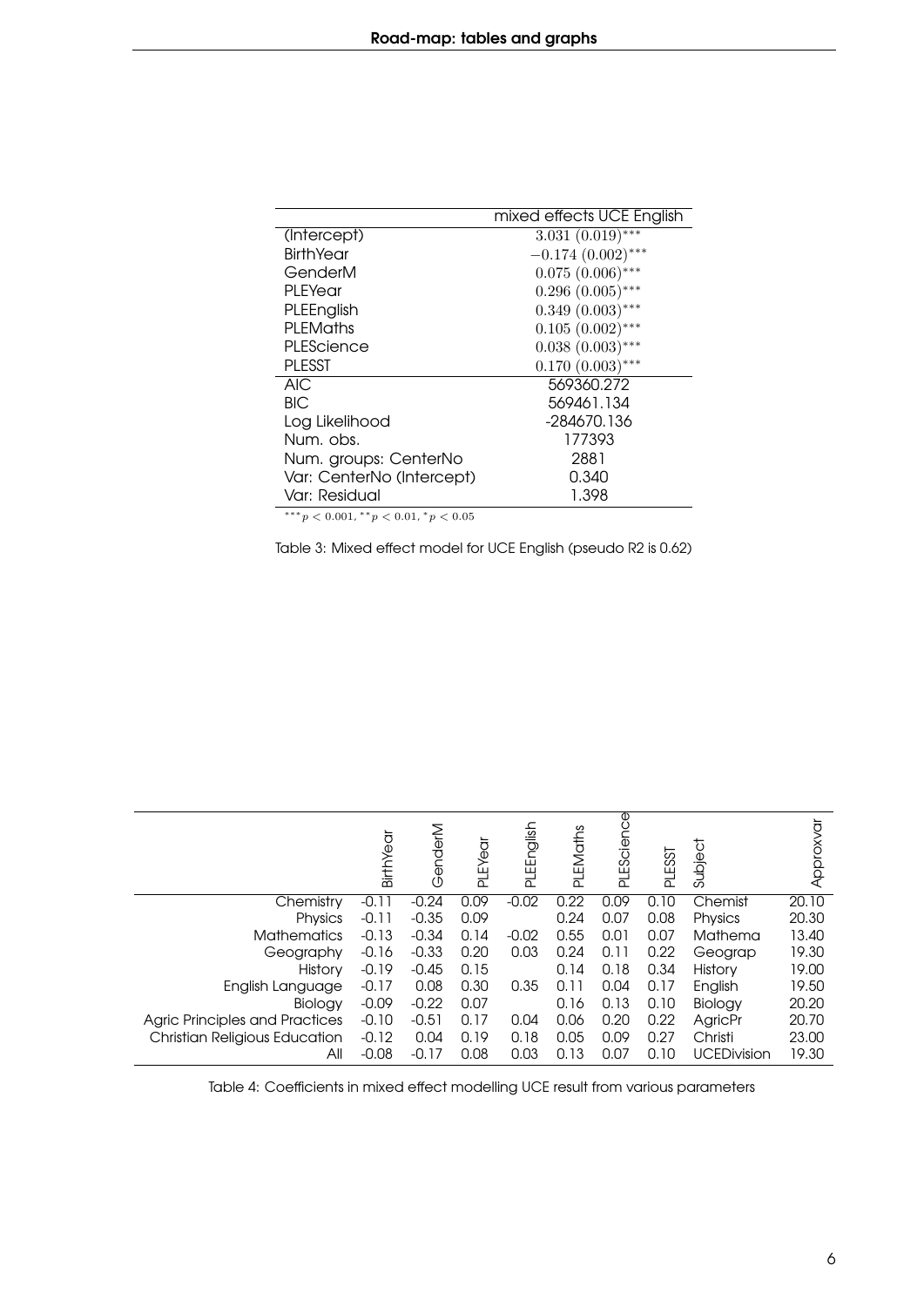| | mixed effects UCE English |
|---|---|
| (Intercept) | $3.031\ (0.019)^{***}$ |
| BirthYear | $-0.174\ (0.002)^{***}$ |
| GenderM | $0.075\ (0.006)^{***}$ |
| PLEYear | $0.296\ (0.005)^{***}$ |
| PLEEnglish | $0.349\ (0.003)^{***}$ |
| PLEMaths | $0.105\ (0.002)^{***}$ |
| PLEScience | $0.038\ (0.003)^{***}$ |
| PLESST | $0.170\ (0.003)^{***}$ |
| AIC | 569360.272 |
| BIC | 569461.134 |
| Log Likelihood | -284670.136 |
| Num. obs. | 177393 |
| Num. groups: CenterNo | 2881 |
| Var: CenterNo (Intercept) | 0.340 |
| Var: Residual | 1.398 |

$^{***}p < 0.001$, $^{**}p < 0.01$, $^{*}p < 0.05$

Table 3: Mixed effect model for UCE English (pseudo R2 is 0.62)

| | BirthYear | GenderM | PLEYear | PLEEnglish | PLEMaths | PLEScience | PLESST | Subject | Approxvar |
|---|---|---|---|---|---|---|---|---|---|
| Chemistry | -0.11 | -0.24 | 0.09 | -0.02 | 0.22 | 0.09 | 0.10 | Chemist | 20.10 |
| Physics | -0.11 | -0.35 | 0.09 | | 0.24 | 0.07 | 0.08 | Physics | 20.30 |
| Mathematics | -0.13 | -0.34 | 0.14 | -0.02 | 0.55 | 0.01 | 0.07 | Mathema | 13.40 |
| Geography | -0.16 | -0.33 | 0.20 | 0.03 | 0.24 | 0.11 | 0.22 | Geograp | 19.30 |
| History | -0.19 | -0.45 | 0.15 | | 0.14 | 0.18 | 0.34 | History | 19.00 |
| English Language | -0.17 | 0.08 | 0.30 | 0.35 | 0.11 | 0.04 | 0.17 | English | 19.50 |
| Biology | -0.09 | -0.22 | 0.07 | | 0.16 | 0.13 | 0.10 | Biology | 20.20 |
| Agric Principles and Practices | -0.10 | -0.51 | 0.17 | 0.04 | 0.06 | 0.20 | 0.22 | AgricPr | 20.70 |
| Christian Religious Education | -0.12 | 0.04 | 0.19 | 0.18 | 0.05 | 0.09 | 0.27 | Christi | 23.00 |
| All | -0.08 | -0.17 | 0.08 | 0.03 | 0.13 | 0.07 | 0.10 | UCEDivision | 19.30 |

Table 4: Coefficients in mixed effect modelling UCE result from various parameters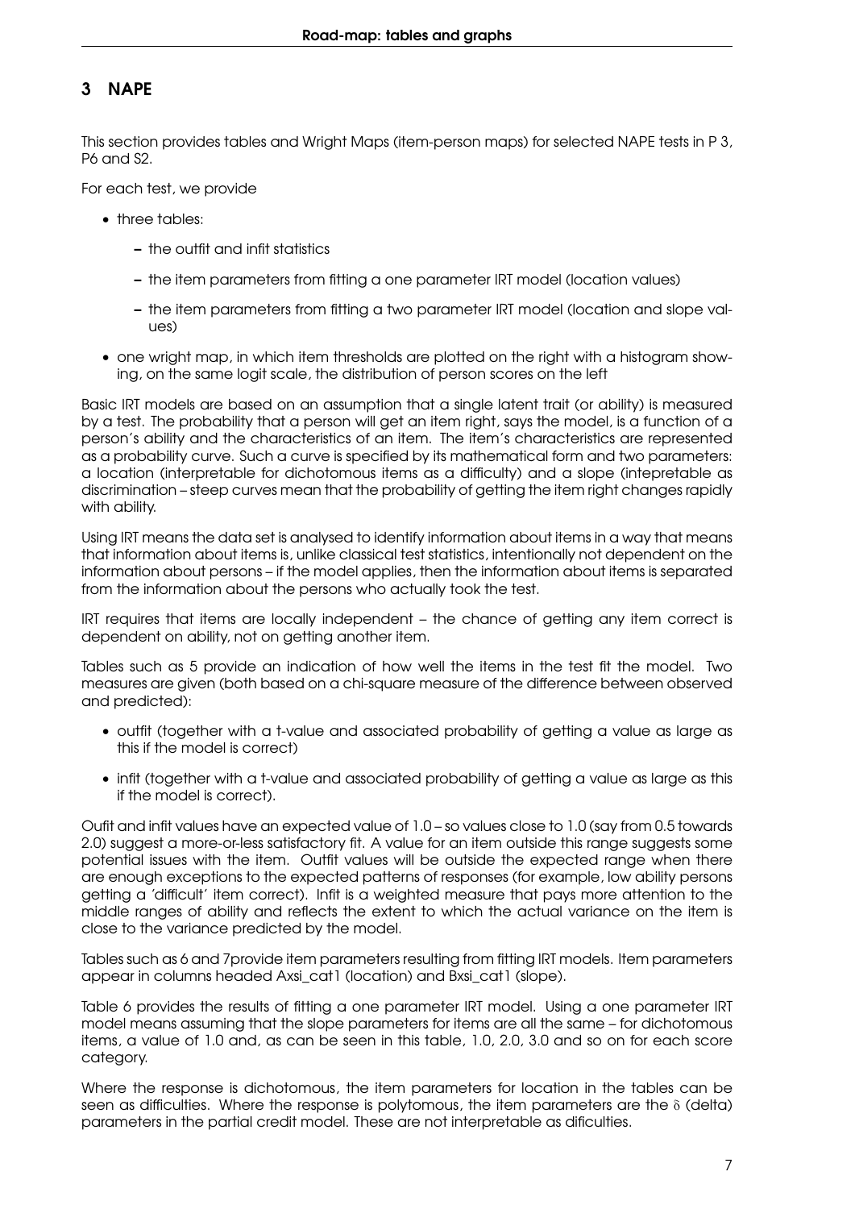## 3 NAPE

This section provides tables and Wright Maps (item-person maps) for selected NAPE tests in P 3, P6 and S2.

For each test, we provide

- three tables:
  - the outfit and infit statistics
  - the item parameters from fitting a one parameter IRT model (location values)
  - the item parameters from fitting a two parameter IRT model (location and slope values)
- one wright map, in which item thresholds are plotted on the right with a histogram showing, on the same logit scale, the distribution of person scores on the left

Basic IRT models are based on an assumption that a single latent trait (or ability) is measured by a test. The probability that a person will get an item right, says the model, is a function of a person's ability and the characteristics of an item. The item's characteristics are represented as a probability curve. Such a curve is specified by its mathematical form and two parameters: a location (interpretable for dichotomous items as a difficulty) and a slope (intepretable as discrimination – steep curves mean that the probability of getting the item right changes rapidly with ability.

Using IRT means the data set is analysed to identify information about items in a way that means that information about items is, unlike classical test statistics, intentionally not dependent on the information about persons – if the model applies, then the information about items is separated from the information about the persons who actually took the test.

IRT requires that items are locally independent – the chance of getting any item correct is dependent on ability, not on getting another item.

Tables such as 5 provide an indication of how well the items in the test fit the model. Two measures are given (both based on a chi-square measure of the difference between observed and predicted):

- outfit (together with a t-value and associated probability of getting a value as large as this if the model is correct)
- infit (together with a t-value and associated probability of getting a value as large as this if the model is correct).

Oufit and infit values have an expected value of 1.0 – so values close to 1.0 (say from 0.5 towards 2.0) suggest a more-or-less satisfactory fit. A value for an item outside this range suggests some potential issues with the item. Outfit values will be outside the expected range when there are enough exceptions to the expected patterns of responses (for example, low ability persons getting a 'difficult' item correct). Infit is a weighted measure that pays more attention to the middle ranges of ability and reflects the extent to which the actual variance on the item is close to the variance predicted by the model.

Tables such as 6 and 7provide item parameters resulting from fitting IRT models. Item parameters appear in columns headed Axsi_cat1 (location) and Bxsi_cat1 (slope).

Table 6 provides the results of fitting a one parameter IRT model. Using a one parameter IRT model means assuming that the slope parameters for items are all the same – for dichotomous items, a value of 1.0 and, as can be seen in this table, 1.0, 2.0, 3.0 and so on for each score category.

Where the response is dichotomous, the item parameters for location in the tables can be seen as difficulties. Where the response is polytomous, the item parameters are the $\delta$ (delta) parameters in the partial credit model. These are not interpretable as dificulties.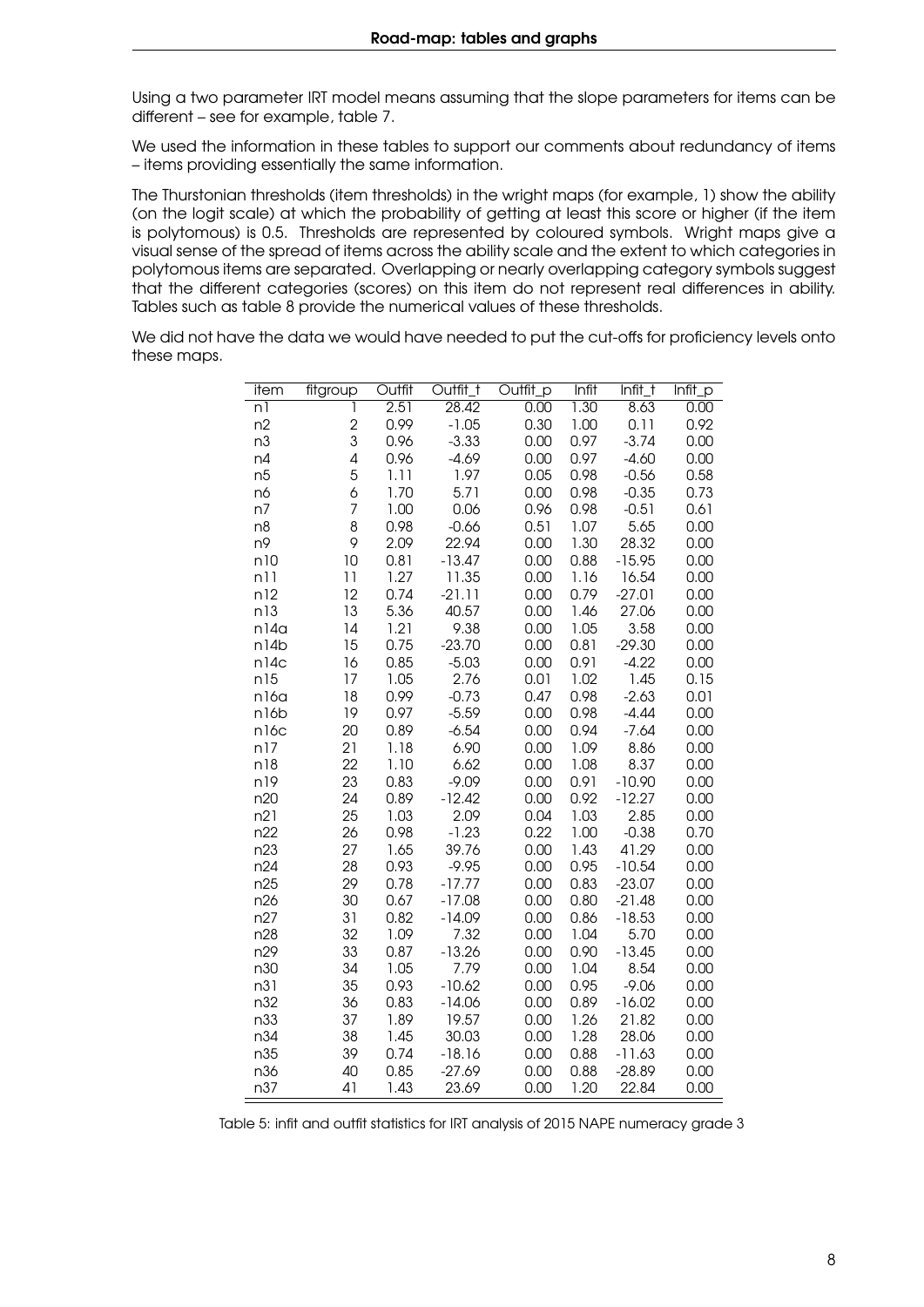Using a two parameter IRT model means assuming that the slope parameters for items can be different – see for example, table 7.

We used the information in these tables to support our comments about redundancy of items – items providing essentially the same information.

The Thurstonian thresholds (item thresholds) in the wright maps (for example, 1) show the ability (on the logit scale) at which the probability of getting at least this score or higher (if the item is polytomous) is 0.5. Thresholds are represented by coloured symbols. Wright maps give a visual sense of the spread of items across the ability scale and the extent to which categories in polytomous items are separated. Overlapping or nearly overlapping category symbols suggest that the different categories (scores) on this item do not represent real differences in ability. Tables such as table 8 provide the numerical values of these thresholds.

We did not have the data we would have needed to put the cut-offs for proficiency levels onto these maps.

| item | fitgroup | Outfit | Outfit_t | Outfit_p | Infit | Infit_t | Infit_p |
|---|---|---|---|---|---|---|---|
| n1 | 1 | 2.51 | 28.42 | 0.00 | 1.30 | 8.63 | 0.00 |
| n2 | 2 | 0.99 | -1.05 | 0.30 | 1.00 | 0.11 | 0.92 |
| n3 | 3 | 0.96 | -3.33 | 0.00 | 0.97 | -3.74 | 0.00 |
| n4 | 4 | 0.96 | -4.69 | 0.00 | 0.97 | -4.60 | 0.00 |
| n5 | 5 | 1.11 | 1.97 | 0.05 | 0.98 | -0.56 | 0.58 |
| n6 | 6 | 1.70 | 5.71 | 0.00 | 0.98 | -0.35 | 0.73 |
| n7 | 7 | 1.00 | 0.06 | 0.96 | 0.98 | -0.51 | 0.61 |
| n8 | 8 | 0.98 | -0.66 | 0.51 | 1.07 | 5.65 | 0.00 |
| n9 | 9 | 2.09 | 22.94 | 0.00 | 1.30 | 28.32 | 0.00 |
| n10 | 10 | 0.81 | -13.47 | 0.00 | 0.88 | -15.95 | 0.00 |
| n11 | 11 | 1.27 | 11.35 | 0.00 | 1.16 | 16.54 | 0.00 |
| n12 | 12 | 0.74 | -21.11 | 0.00 | 0.79 | -27.01 | 0.00 |
| n13 | 13 | 5.36 | 40.57 | 0.00 | 1.46 | 27.06 | 0.00 |
| n14a | 14 | 1.21 | 9.38 | 0.00 | 1.05 | 3.58 | 0.00 |
| n14b | 15 | 0.75 | -23.70 | 0.00 | 0.81 | -29.30 | 0.00 |
| n14c | 16 | 0.85 | -5.03 | 0.00 | 0.91 | -4.22 | 0.00 |
| n15 | 17 | 1.05 | 2.76 | 0.01 | 1.02 | 1.45 | 0.15 |
| n16a | 18 | 0.99 | -0.73 | 0.47 | 0.98 | -2.63 | 0.01 |
| n16b | 19 | 0.97 | -5.59 | 0.00 | 0.98 | -4.44 | 0.00 |
| n16c | 20 | 0.89 | -6.54 | 0.00 | 0.94 | -7.64 | 0.00 |
| n17 | 21 | 1.18 | 6.90 | 0.00 | 1.09 | 8.86 | 0.00 |
| n18 | 22 | 1.10 | 6.62 | 0.00 | 1.08 | 8.37 | 0.00 |
| n19 | 23 | 0.83 | -9.09 | 0.00 | 0.91 | -10.90 | 0.00 |
| n20 | 24 | 0.89 | -12.42 | 0.00 | 0.92 | -12.27 | 0.00 |
| n21 | 25 | 1.03 | 2.09 | 0.04 | 1.03 | 2.85 | 0.00 |
| n22 | 26 | 0.98 | -1.23 | 0.22 | 1.00 | -0.38 | 0.70 |
| n23 | 27 | 1.65 | 39.76 | 0.00 | 1.43 | 41.29 | 0.00 |
| n24 | 28 | 0.93 | -9.95 | 0.00 | 0.95 | -10.54 | 0.00 |
| n25 | 29 | 0.78 | -17.77 | 0.00 | 0.83 | -23.07 | 0.00 |
| n26 | 30 | 0.67 | -17.08 | 0.00 | 0.80 | -21.48 | 0.00 |
| n27 | 31 | 0.82 | -14.09 | 0.00 | 0.86 | -18.53 | 0.00 |
| n28 | 32 | 1.09 | 7.32 | 0.00 | 1.04 | 5.70 | 0.00 |
| n29 | 33 | 0.87 | -13.26 | 0.00 | 0.90 | -13.45 | 0.00 |
| n30 | 34 | 1.05 | 7.79 | 0.00 | 1.04 | 8.54 | 0.00 |
| n31 | 35 | 0.93 | -10.62 | 0.00 | 0.95 | -9.06 | 0.00 |
| n32 | 36 | 0.83 | -14.06 | 0.00 | 0.89 | -16.02 | 0.00 |
| n33 | 37 | 1.89 | 19.57 | 0.00 | 1.26 | 21.82 | 0.00 |
| n34 | 38 | 1.45 | 30.03 | 0.00 | 1.28 | 28.06 | 0.00 |
| n35 | 39 | 0.74 | -18.16 | 0.00 | 0.88 | -11.63 | 0.00 |
| n36 | 40 | 0.85 | -27.69 | 0.00 | 0.88 | -28.89 | 0.00 |
| n37 | 41 | 1.43 | 23.69 | 0.00 | 1.20 | 22.84 | 0.00 |

Table 5: infit and outfit statistics for IRT analysis of 2015 NAPE numeracy grade 3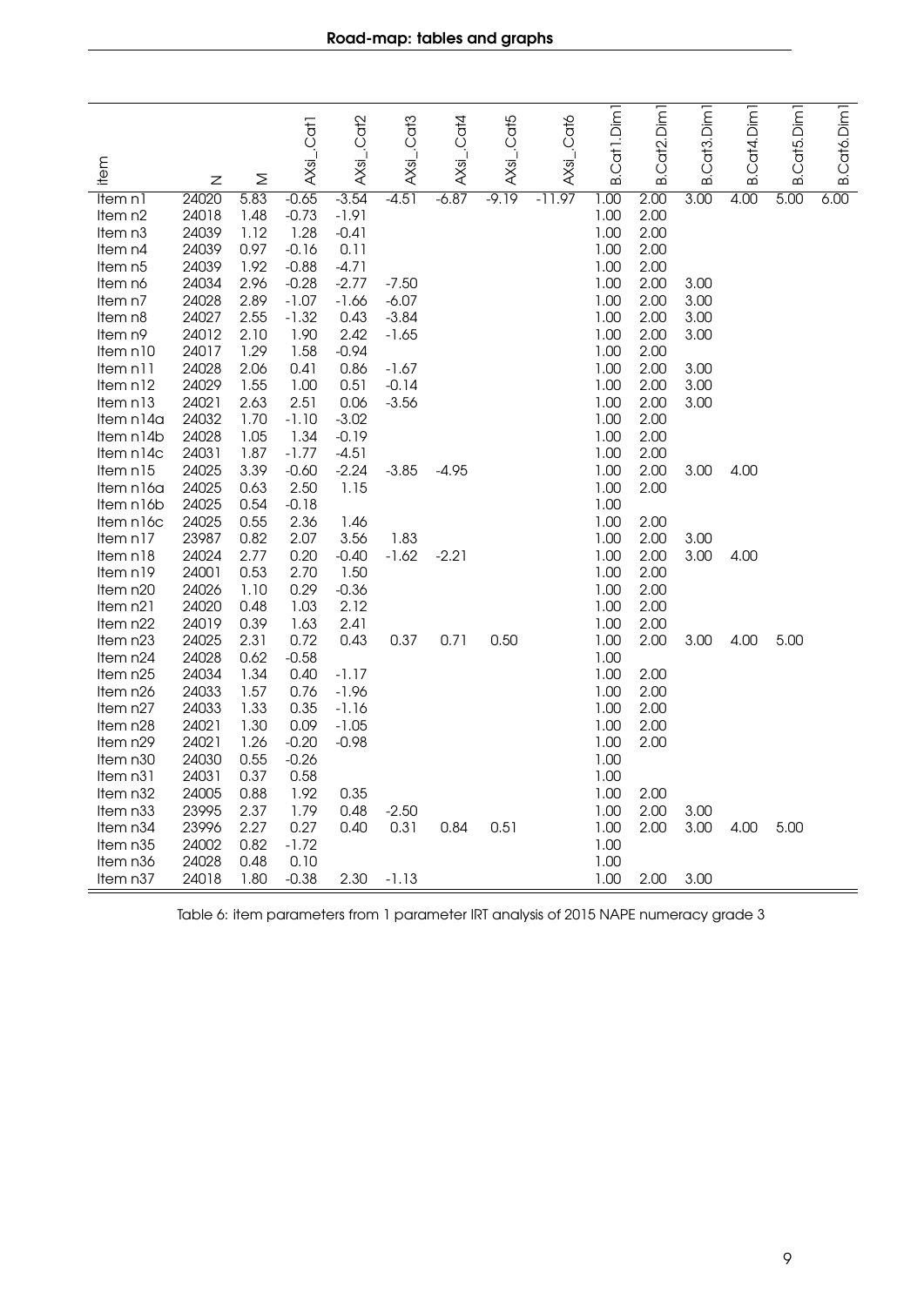| item | N | M | AXsi_.Cat1 | AXsi_.Cat2 | AXsi_.Cat3 | AXsi_.Cat4 | AXsi_.Cat5 | AXsi_.Cat6 | B.Cat1.Dim1 | B.Cat2.Dim1 | B.Cat3.Dim1 | B.Cat4.Dim1 | B.Cat5.Dim1 | B.Cat6.Dim1 |
|---|---|---|---|---|---|---|---|---|---|---|---|---|---|---|
| Item n1 | 24020 | 5.83 | -0.65 | -3.54 | -4.51 | -6.87 | -9.19 | -11.97 | 1.00 | 2.00 | 3.00 | 4.00 | 5.00 | 6.00 |
| Item n2 | 24018 | 1.48 | -0.73 | -1.91 | | | | | 1.00 | 2.00 | | | | |
| Item n3 | 24039 | 1.12 | 1.28 | -0.41 | | | | | 1.00 | 2.00 | | | | |
| Item n4 | 24039 | 0.97 | -0.16 | 0.11 | | | | | 1.00 | 2.00 | | | | |
| Item n5 | 24039 | 1.92 | -0.88 | -4.71 | | | | | 1.00 | 2.00 | | | | |
| Item n6 | 24034 | 2.96 | -0.28 | -2.77 | -7.50 | | | | 1.00 | 2.00 | 3.00 | | | |
| Item n7 | 24028 | 2.89 | -1.07 | -1.66 | -6.07 | | | | 1.00 | 2.00 | 3.00 | | | |
| Item n8 | 24027 | 2.55 | -1.32 | 0.43 | -3.84 | | | | 1.00 | 2.00 | 3.00 | | | |
| Item n9 | 24012 | 2.10 | 1.90 | 2.42 | -1.65 | | | | 1.00 | 2.00 | 3.00 | | | |
| Item n10 | 24017 | 1.29 | 1.58 | -0.94 | | | | | 1.00 | 2.00 | | | | |
| Item n11 | 24028 | 2.06 | 0.41 | 0.86 | -1.67 | | | | 1.00 | 2.00 | 3.00 | | | |
| Item n12 | 24029 | 1.55 | 1.00 | 0.51 | -0.14 | | | | 1.00 | 2.00 | 3.00 | | | |
| Item n13 | 24021 | 2.63 | 2.51 | 0.06 | -3.56 | | | | 1.00 | 2.00 | 3.00 | | | |
| Item n14a | 24032 | 1.70 | -1.10 | -3.02 | | | | | 1.00 | 2.00 | | | | |
| Item n14b | 24028 | 1.05 | 1.34 | -0.19 | | | | | 1.00 | 2.00 | | | | |
| Item n14c | 24031 | 1.87 | -1.77 | -4.51 | | | | | 1.00 | 2.00 | | | | |
| Item n15 | 24025 | 3.39 | -0.60 | -2.24 | -3.85 | -4.95 | | | 1.00 | 2.00 | 3.00 | 4.00 | | |
| Item n16a | 24025 | 0.63 | 2.50 | 1.15 | | | | | 1.00 | 2.00 | | | | |
| Item n16b | 24025 | 0.54 | -0.18 | | | | | | 1.00 | | | | | |
| Item n16c | 24025 | 0.55 | 2.36 | 1.46 | | | | | 1.00 | 2.00 | | | | |
| Item n17 | 23987 | 0.82 | 2.07 | 3.56 | 1.83 | | | | 1.00 | 2.00 | 3.00 | | | |
| Item n18 | 24024 | 2.77 | 0.20 | -0.40 | -1.62 | -2.21 | | | 1.00 | 2.00 | 3.00 | 4.00 | | |
| Item n19 | 24001 | 0.53 | 2.70 | 1.50 | | | | | 1.00 | 2.00 | | | | |
| Item n20 | 24026 | 1.10 | 0.29 | -0.36 | | | | | 1.00 | 2.00 | | | | |
| Item n21 | 24020 | 0.48 | 1.03 | 2.12 | | | | | 1.00 | 2.00 | | | | |
| Item n22 | 24019 | 0.39 | 1.63 | 2.41 | | | | | 1.00 | 2.00 | | | | |
| Item n23 | 24025 | 2.31 | 0.72 | 0.43 | 0.37 | 0.71 | 0.50 | | 1.00 | 2.00 | 3.00 | 4.00 | 5.00 | |
| Item n24 | 24028 | 0.62 | -0.58 | | | | | | 1.00 | | | | | |
| Item n25 | 24034 | 1.34 | 0.40 | -1.17 | | | | | 1.00 | 2.00 | | | | |
| Item n26 | 24033 | 1.57 | 0.76 | -1.96 | | | | | 1.00 | 2.00 | | | | |
| Item n27 | 24033 | 1.33 | 0.35 | -1.16 | | | | | 1.00 | 2.00 | | | | |
| Item n28 | 24021 | 1.30 | 0.09 | -1.05 | | | | | 1.00 | 2.00 | | | | |
| Item n29 | 24021 | 1.26 | -0.20 | -0.98 | | | | | 1.00 | 2.00 | | | | |
| Item n30 | 24030 | 0.55 | -0.26 | | | | | | 1.00 | | | | | |
| Item n31 | 24031 | 0.37 | 0.58 | | | | | | 1.00 | | | | | |
| Item n32 | 24005 | 0.88 | 1.92 | 0.35 | | | | | 1.00 | 2.00 | | | | |
| Item n33 | 23995 | 2.37 | 1.79 | 0.48 | -2.50 | | | | 1.00 | 2.00 | 3.00 | | | |
| Item n34 | 23996 | 2.27 | 0.27 | 0.40 | 0.31 | 0.84 | 0.51 | | 1.00 | 2.00 | 3.00 | 4.00 | 5.00 | |
| Item n35 | 24002 | 0.82 | -1.72 | | | | | | 1.00 | | | | | |
| Item n36 | 24028 | 0.48 | 0.10 | | | | | | 1.00 | | | | | |
| Item n37 | 24018 | 1.80 | -0.38 | 2.30 | -1.13 | | | | 1.00 | 2.00 | 3.00 | | | |

Table 6: item parameters from 1 parameter IRT analysis of 2015 NAPE numeracy grade 3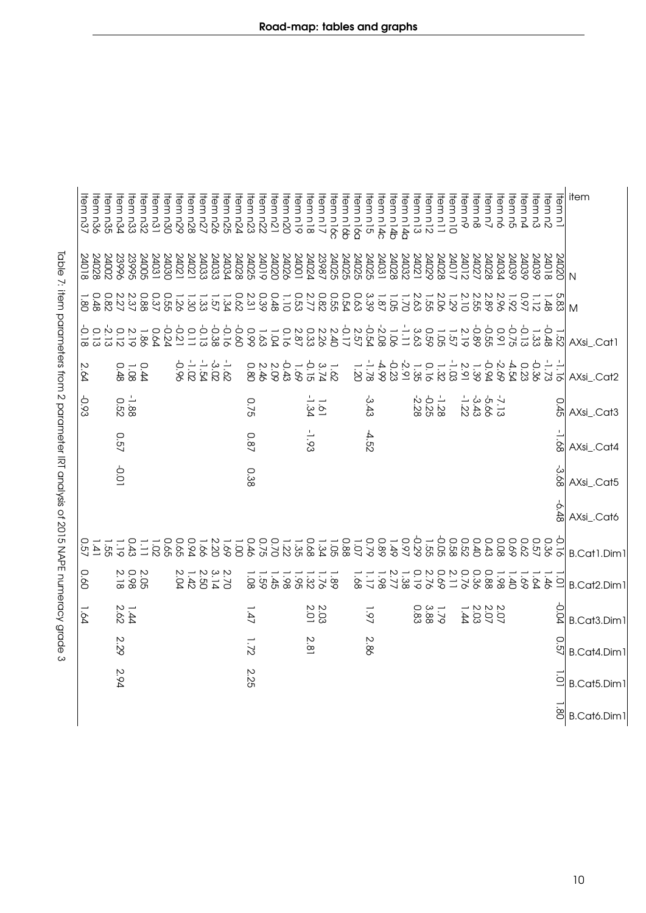| Item | N | M | AXsi_.Cat1 | AXsi_.Cat2 | AXsi_.Cat3 | AXsi_.Cat4 | AXsi_.Cat5 | AXsi_.Cat6 | B.Cat1.Dim1 | B.Cat2.Dim1 | B.Cat3.Dim1 | B.Cat4.Dim1 | B.Cat5.Dim1 | B.Cat6.Dim1 |
|---|---|---|---|---|---|---|---|---|---|---|---|---|---|---|
| Item n1 | 24020 | 5.83 | 1.52 | -1.16 | 0.45 | -1.68 | -3.68 | -6.48 | -0.16 | 1.01 | -0.04 | 0.57 | 1.01 | 1.80 |
| Item n2 | 24018 | 1.48 | -0.48 | -1.73 | | | | | 0.36 | 1.46 | | | | |
| Item n3 | 24039 | 1.12 | 1.33 | -0.36 | | | | | 0.57 | 1.64 | | | | |
| Item n4 | 24039 | 0.97 | -0.13 | 0.23 | | | | | 0.62 | 1.69 | | | | |
| Item n5 | 24039 | 1.92 | -0.75 | -4.54 | | | | | 0.69 | 1.40 | | | | |
| Item n6 | 24034 | 2.96 | 0.91 | -2.69 | -7.13 | | | | 0.08 | 1.98 | 2.07 | | | |
| Item n7 | 24028 | 2.89 | -0.55 | -0.94 | -5.66 | | | | 0.43 | 0.88 | 2.07 | | | |
| Item n8 | 24027 | 2.55 | -0.89 | 1.39 | -3.43 | | | | 0.40 | 0.36 | 2.03 | | | |
| Item n9 | 24012 | 2.10 | 2.19 | 2.91 | -1.22 | | | | 0.52 | 0.76 | 1.44 | | | |
| Item n10 | 24017 | 1.29 | 1.57 | -1.03 | | | | | 0.58 | 2.11 | | | | |
| Item n11 | 24028 | 2.06 | 1.05 | 1.32 | -1.28 | | | | -0.05 | 0.69 | 1.79 | | | |
| Item n12 | 24029 | 1.55 | 0.59 | 0.16 | -0.25 | | | | 1.55 | 2.76 | 3.88 | | | |
| Item n13 | 24021 | 2.63 | 3.63 | 1.35 | -2.28 | | | | -0.29 | 0.19 | 0.83 | | | |
| Item n14a | 24032 | 1.70 | -1.11 | -2.91 | | | | | 0.97 | 1.38 | | | | |
| Item n14b | 24028 | 1.05 | 1.06 | -0.23 | | | | | 1.49 | 2.77 | | | | |
| Item n14c | 24031 | 1.87 | -2.08 | -4.99 | | | | | 0.89 | 1.98 | | | | |
| Item n15 | 24025 | 3.39 | -0.54 | -1.78 | -3.43 | -4.52 | | | 0.79 | 1.17 | 1.97 | 2.86 | | |
| Item n16a | 24025 | 0.63 | 2.57 | 1.20 | | | | | 1.07 | 1.68 | | | | |
| Item n16b | 24025 | 0.54 | -0.17 | | | | | | 0.88 | | | | | |
| Item n16c | 24025 | 0.55 | 2.40 | 1.62 | | | | | 1.05 | 1.89 | | | | |
| Item n17 | 23987 | 0.82 | 2.26 | 3.74 | 1.61 | | | | 1.34 | 1.76 | 2.03 | | | |
| Item n18 | 24024 | 2.77 | 0.33 | -0.15 | -1.34 | -1.93 | | | 0.68 | 1.32 | 2.01 | 2.81 | | |
| Item n19 | 24001 | 0.53 | 2.87 | 1.69 | | | | | 1.35 | 1.95 | | | | |
| Item n20 | 24026 | 1.10 | 0.16 | -0.43 | | | | | 1.22 | 1.98 | | | | |
| Item n21 | 24020 | 0.48 | 1.04 | 2.09 | | | | | 0.70 | 1.45 | | | | |
| Item n22 | 24019 | 0.39 | 1.63 | 2.46 | | | | | 0.75 | 1.59 | | | | |
| Item n23 | 24025 | 2.31 | 0.99 | 0.80 | 0.75 | 0.87 | 0.38 | | 0.46 | 1.08 | 1.47 | 1.72 | 2.25 | |
| Item n24 | 24028 | 0.62 | -0.60 | | | | | | 1.00 | | | | | |
| Item n25 | 24034 | 1.34 | -0.16 | -1.62 | | | | | 1.69 | 2.70 | | | | |
| Item n26 | 24033 | 1.57 | -0.38 | -3.02 | | | | | 2.20 | 3.14 | | | | |
| Item n27 | 24033 | 1.33 | -0.13 | -1.54 | | | | | 1.66 | 2.50 | | | | |
| Item n28 | 24021 | 1.30 | 0.11 | -1.02 | | | | | 0.94 | 1.42 | | | | |
| Item n29 | 24021 | 1.26 | -0.21 | -0.96 | | | | | 0.65 | 2.04 | | | | |
| Item n30 | 24030 | 0.55 | -0.24 | | | | | | 0.65 | | | | | |
| Item n31 | 24031 | 0.37 | 0.64 | | | | | | 1.02 | | | | | |
| Item n32 | 24005 | 0.88 | 1.86 | 0.44 | -1.88 | | | | 1.11 | 2.05 | 1.44 | | | |
| Item n33 | 23995 | 2.37 | 2.19 | 1.08 | | | | | 0.43 | 0.98 | | | | |
| Item n34 | 23996 | 2.27 | 0.12 | 0.48 | 0.52 | 0.57 | -0.01 | | 1.19 | 2.18 | 2.62 | 2.29 | 2.94 | |
| Item n35 | 24002 | 0.82 | -2.13 | | | | | | 1.55 | | | | | |
| Item n36 | 24028 | 0.48 | 0.13 | | | | | | 1.41 | | | | | |
| Item n37 | 24018 | 1.80 | -0.18 | 2.64 | -0.93 | | | | 0.57 | 0.60 | 1.64 | | | |

Table 7: item parameters from 2 parameter IRT analysis of 2015 NAPE numeracy grade 3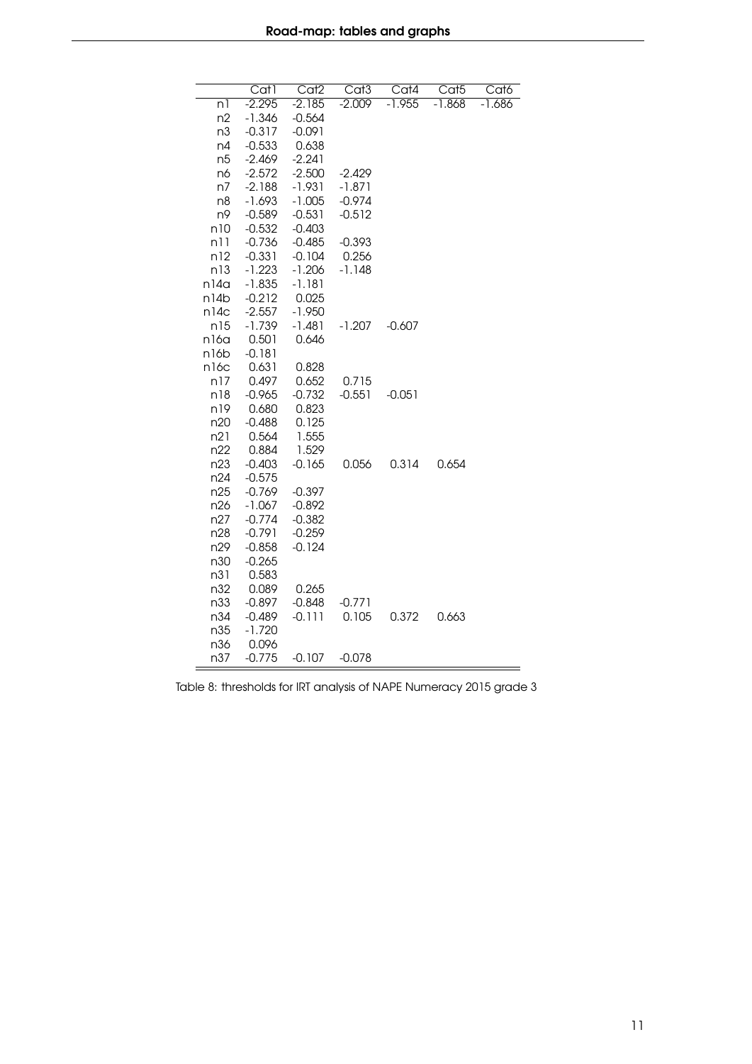|  | Cat1 | Cat2 | Cat3 | Cat4 | Cat5 | Cat6 |
|---|---|---|---|---|---|---|
| n1 | -2.295 | -2.185 | -2.009 | -1.955 | -1.868 | -1.686 |
| n2 | -1.346 | -0.564 |  |  |  |  |
| n3 | -0.317 | -0.091 |  |  |  |  |
| n4 | -0.533 | 0.638 |  |  |  |  |
| n5 | -2.469 | -2.241 |  |  |  |  |
| n6 | -2.572 | -2.500 | -2.429 |  |  |  |
| n7 | -2.188 | -1.931 | -1.871 |  |  |  |
| n8 | -1.693 | -1.005 | -0.974 |  |  |  |
| n9 | -0.589 | -0.531 | -0.512 |  |  |  |
| n10 | -0.532 | -0.403 |  |  |  |  |
| n11 | -0.736 | -0.485 | -0.393 |  |  |  |
| n12 | -0.331 | -0.104 | 0.256 |  |  |  |
| n13 | -1.223 | -1.206 | -1.148 |  |  |  |
| n14a | -1.835 | -1.181 |  |  |  |  |
| n14b | -0.212 | 0.025 |  |  |  |  |
| n14c | -2.557 | -1.950 |  |  |  |  |
| n15 | -1.739 | -1.481 | -1.207 | -0.607 |  |  |
| n16a | 0.501 | 0.646 |  |  |  |  |
| n16b | -0.181 |  |  |  |  |  |
| n16c | 0.631 | 0.828 |  |  |  |  |
| n17 | 0.497 | 0.652 | 0.715 |  |  |  |
| n18 | -0.965 | -0.732 | -0.551 | -0.051 |  |  |
| n19 | 0.680 | 0.823 |  |  |  |  |
| n20 | -0.488 | 0.125 |  |  |  |  |
| n21 | 0.564 | 1.555 |  |  |  |  |
| n22 | 0.884 | 1.529 |  |  |  |  |
| n23 | -0.403 | -0.165 | 0.056 | 0.314 | 0.654 |  |
| n24 | -0.575 |  |  |  |  |  |
| n25 | -0.769 | -0.397 |  |  |  |  |
| n26 | -1.067 | -0.892 |  |  |  |  |
| n27 | -0.774 | -0.382 |  |  |  |  |
| n28 | -0.791 | -0.259 |  |  |  |  |
| n29 | -0.858 | -0.124 |  |  |  |  |
| n30 | -0.265 |  |  |  |  |  |
| n31 | 0.583 |  |  |  |  |  |
| n32 | 0.089 | 0.265 |  |  |  |  |
| n33 | -0.897 | -0.848 | -0.771 |  |  |  |
| n34 | -0.489 | -0.111 | 0.105 | 0.372 | 0.663 |  |
| n35 | -1.720 |  |  |  |  |  |
| n36 | 0.096 |  |  |  |  |  |
| n37 | -0.775 | -0.107 | -0.078 |  |  |  |

Table 8: thresholds for IRT analysis of NAPE Numeracy 2015 grade 3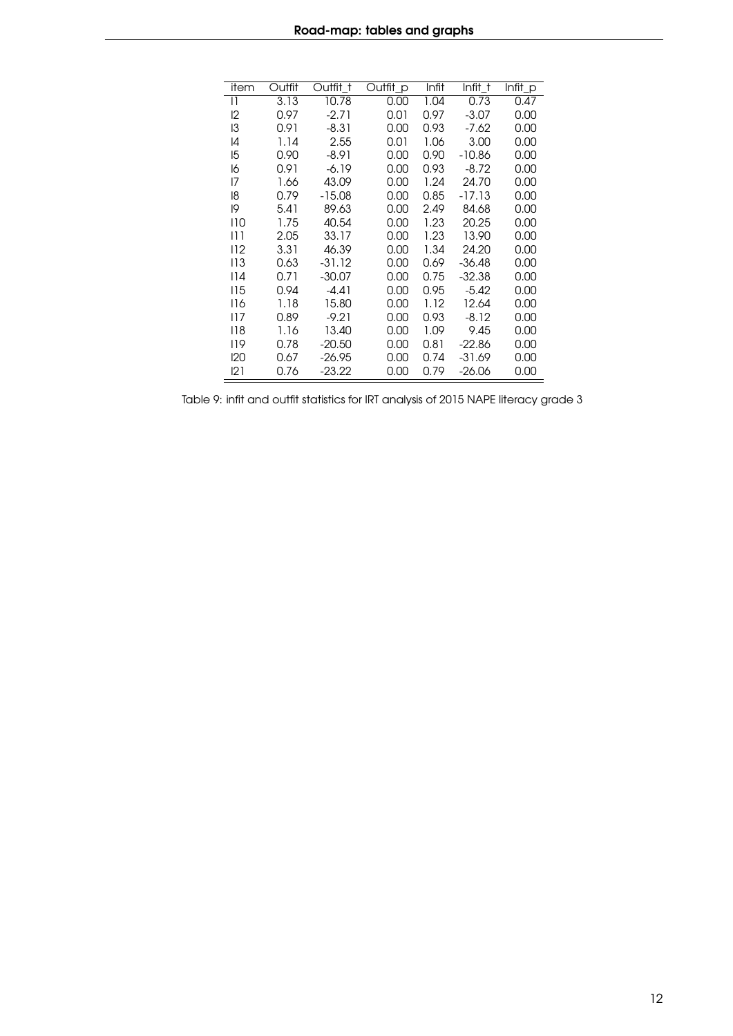| item | Outfit | Outfit_t | Outfit_p | Infit | Infit_t | Infit_p |
|---|---|---|---|---|---|---|
| I1 | 3.13 | 10.78 | 0.00 | 1.04 | 0.73 | 0.47 |
| I2 | 0.97 | -2.71 | 0.01 | 0.97 | -3.07 | 0.00 |
| I3 | 0.91 | -8.31 | 0.00 | 0.93 | -7.62 | 0.00 |
| I4 | 1.14 | 2.55 | 0.01 | 1.06 | 3.00 | 0.00 |
| I5 | 0.90 | -8.91 | 0.00 | 0.90 | -10.86 | 0.00 |
| I6 | 0.91 | -6.19 | 0.00 | 0.93 | -8.72 | 0.00 |
| I7 | 1.66 | 43.09 | 0.00 | 1.24 | 24.70 | 0.00 |
| I8 | 0.79 | -15.08 | 0.00 | 0.85 | -17.13 | 0.00 |
| I9 | 5.41 | 89.63 | 0.00 | 2.49 | 84.68 | 0.00 |
| I10 | 1.75 | 40.54 | 0.00 | 1.23 | 20.25 | 0.00 |
| I11 | 2.05 | 33.17 | 0.00 | 1.23 | 13.90 | 0.00 |
| I12 | 3.31 | 46.39 | 0.00 | 1.34 | 24.20 | 0.00 |
| I13 | 0.63 | -31.12 | 0.00 | 0.69 | -36.48 | 0.00 |
| I14 | 0.71 | -30.07 | 0.00 | 0.75 | -32.38 | 0.00 |
| I15 | 0.94 | -4.41 | 0.00 | 0.95 | -5.42 | 0.00 |
| I16 | 1.18 | 15.80 | 0.00 | 1.12 | 12.64 | 0.00 |
| I17 | 0.89 | -9.21 | 0.00 | 0.93 | -8.12 | 0.00 |
| I18 | 1.16 | 13.40 | 0.00 | 1.09 | 9.45 | 0.00 |
| I19 | 0.78 | -20.50 | 0.00 | 0.81 | -22.86 | 0.00 |
| I20 | 0.67 | -26.95 | 0.00 | 0.74 | -31.69 | 0.00 |
| I21 | 0.76 | -23.22 | 0.00 | 0.79 | -26.06 | 0.00 |

Table 9: infit and outfit statistics for IRT analysis of 2015 NAPE literacy grade 3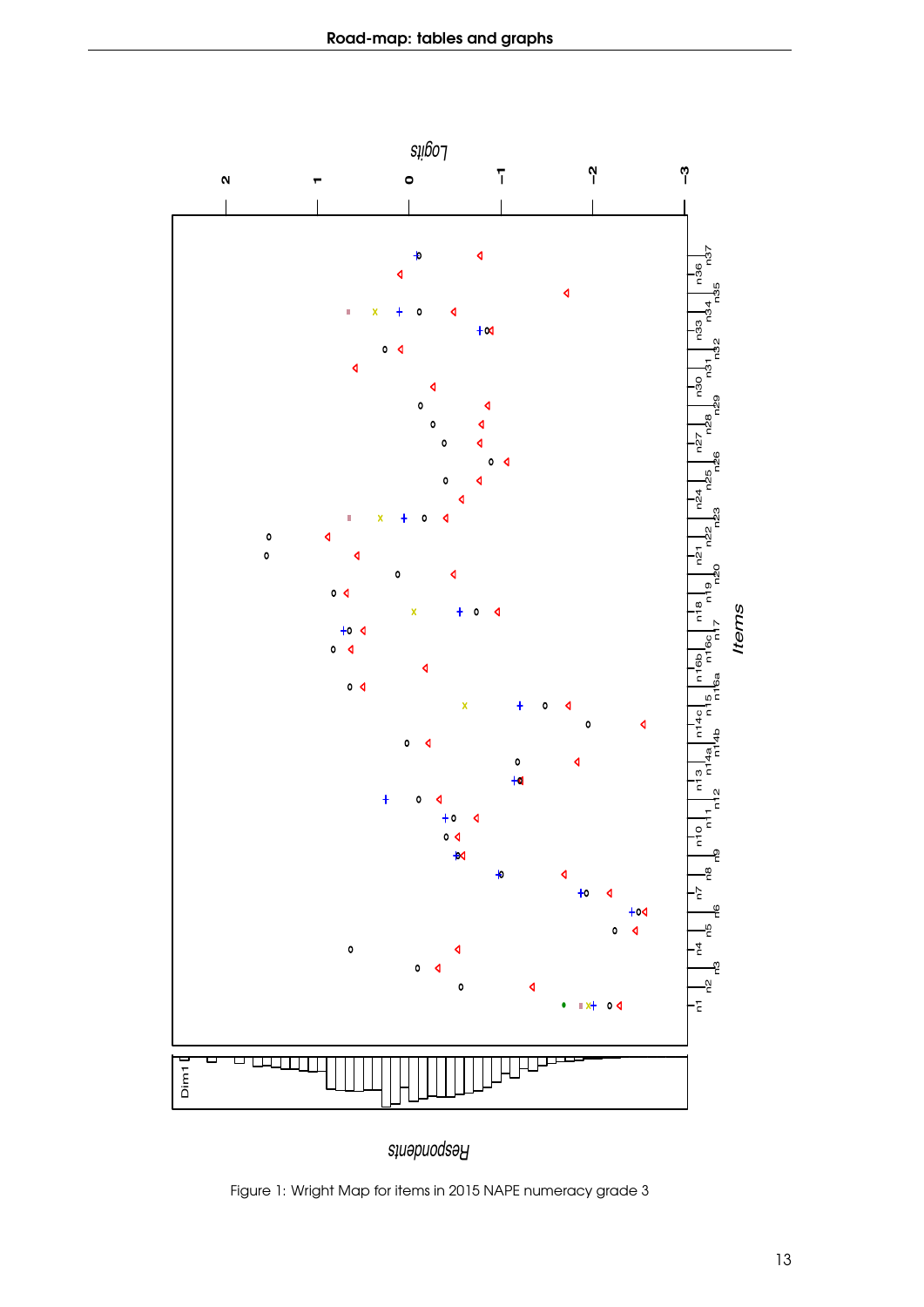Figure 1: Wright Map for items in 2015 NAPE numeracy grade 3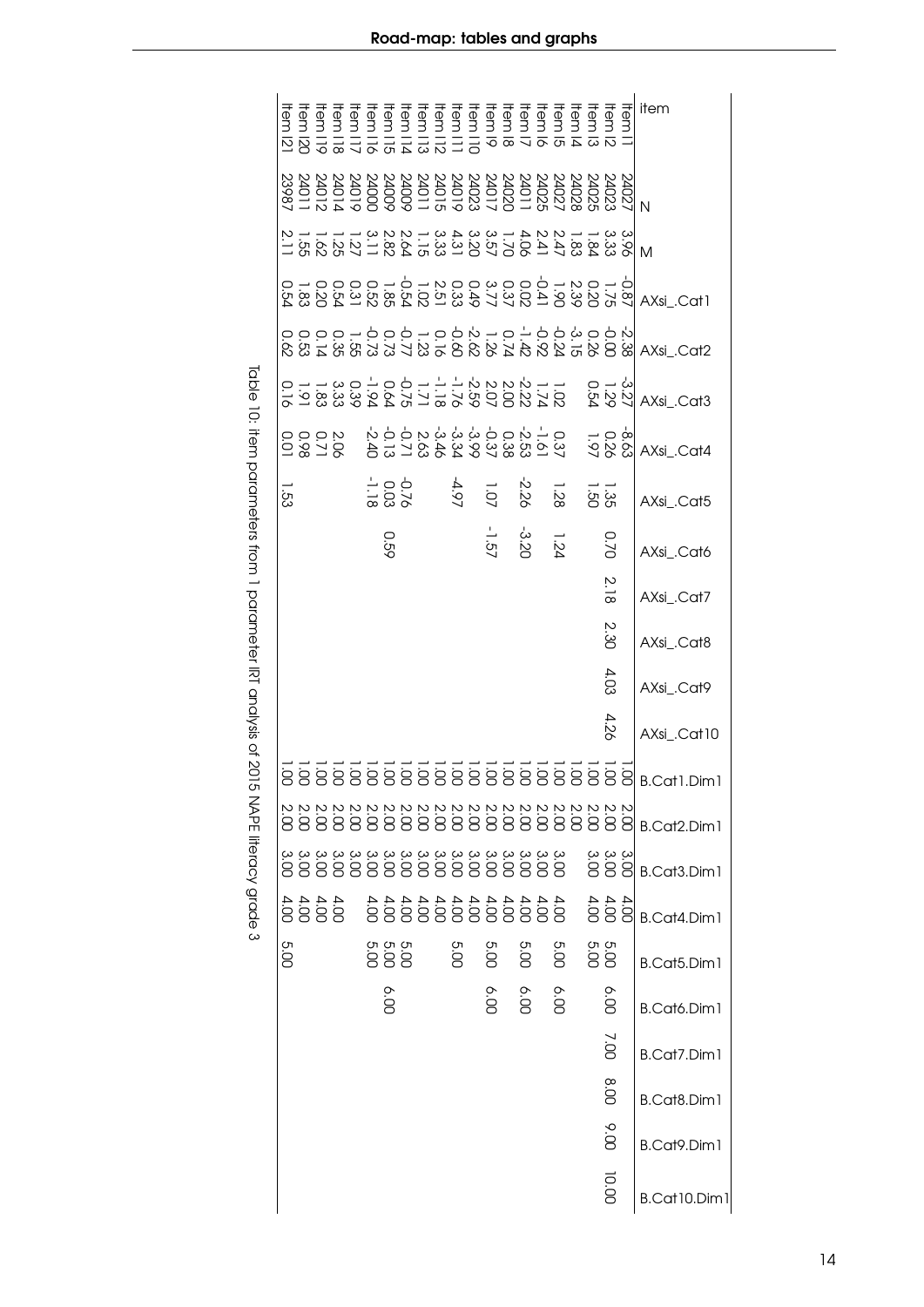| item | N | M | AXsi_.Cat1 | AXsi_.Cat2 | AXsi_.Cat3 | AXsi_.Cat4 | AXsi_.Cat5 | AXsi_.Cat6 | AXsi_.Cat7 | AXsi_.Cat8 | AXsi_.Cat9 | AXsi_.Cat10 | B.Cat1.Dim1 | B.Cat2.Dim1 | B.Cat3.Dim1 | B.Cat4.Dim1 | B.Cat5.Dim1 | B.Cat6.Dim1 | B.Cat7.Dim1 | B.Cat8.Dim1 | B.Cat9.Dim1 | B.Cat10.Dim1 |
|---|---|---|---|---|---|---|---|---|---|---|---|---|---|---|---|---|---|---|---|---|---|---|
| Item1 | 24027 | 3.96 | -0.87 | -2.38 | -3.27 | -8.63 | | | | | | | 1.00 | 2.00 | 3.00 | 4.00 | | | | | | |
| Item2 | 24023 | 3.33 | 1.75 | -0.00 | 1.29 | 0.26 | 1.35 | | | | | | 1.00 | 2.00 | 3.00 | 4.00 | 5.00 | | | | | |
| Item3 | 24025 | 1.84 | 0.20 | 0.26 | 0.54 | 1.97 | 1.50 | 0.70 | 2.18 | 2.30 | 4.03 | 4.26 | 1.00 | 2.00 | 3.00 | 4.00 | 5.00 | 6.00 | 7.00 | 8.00 | 9.00 | 10.00 |
| Item4 | 24028 | 1.83 | 2.39 | -3.15 | | | | | | | | | 1.00 | 2.00 | | | | | | | | |
| Item5 | 24027 | 2.47 | 1.90 | -0.24 | 1.02 | 0.37 | 1.28 | 1.24 | | | | | 1.00 | 2.00 | 3.00 | 4.00 | 5.00 | 6.00 | | | | |
| Item6 | 24025 | 2.41 | -0.41 | -0.92 | 1.74 | -1.61 | | | | | | | 1.00 | 2.00 | 3.00 | 4.00 | | | | | | |
| Item7 | 24011 | 4.06 | 0.02 | -1.42 | -2.22 | -2.53 | -2.26 | -3.20 | | | | | 1.00 | 2.00 | 3.00 | 4.00 | 5.00 | 6.00 | | | | |
| Item8 | 24020 | 1.70 | 0.37 | 0.74 | 2.00 | 0.38 | | | | | | | 1.00 | 2.00 | 3.00 | 4.00 | | | | | | |
| Item9 | 24017 | 3.57 | 3.77 | 1.26 | 2.07 | -0.37 | 1.07 | -1.57 | | | | | 1.00 | 2.00 | 3.00 | 4.00 | 5.00 | 6.00 | | | | |
| Item10 | 24023 | 3.20 | 0.49 | -2.62 | -2.59 | -3.99 | | | | | | | 1.00 | 2.00 | 3.00 | 4.00 | | | | | | |
| Item11 | 24019 | 4.31 | 0.33 | -0.60 | -1.76 | -3.34 | -4.97 | | | | | | 1.00 | 2.00 | 3.00 | 4.00 | 5.00 | | | | | |
| Item12 | 24015 | 3.33 | 2.51 | 0.16 | -1.18 | -3.46 | | | | | | | 1.00 | 2.00 | 3.00 | 4.00 | | | | | | |
| Item13 | 24011 | 1.15 | 1.02 | 1.23 | 1.71 | 2.63 | -0.76 | | | | | | 1.00 | 2.00 | 3.00 | 4.00 | 5.00 | | | | | |
| Item14 | 24009 | 2.64 | -0.54 | -0.77 | -0.75 | -0.71 | | | | | | | 1.00 | 2.00 | 3.00 | 4.00 | | | | | | |
| Item15 | 24009 | 2.82 | 1.85 | 0.73 | 0.64 | -0.13 | 0.03 | 0.59 | | | | | 1.00 | 2.00 | 3.00 | 4.00 | 5.00 | 6.00 | | | | |
| Item16 | 24000 | 3.11 | 0.52 | -0.73 | -1.94 | -2.40 | -1.18 | | | | | | 1.00 | 2.00 | 3.00 | 4.00 | 5.00 | | | | | |
| Item17 | 24019 | 1.27 | 0.31 | 1.55 | 0.39 | 2.06 | | | | | | | 1.00 | 2.00 | 3.00 | 4.00 | | | | | | |
| Item18 | 24014 | 1.25 | 0.54 | 0.35 | 3.33 | | | | | | | | 1.00 | 2.00 | 3.00 | | | | | | | |
| Item19 | 24012 | 1.62 | 0.20 | 0.14 | 1.83 | 0.71 | | | | | | | 1.00 | 2.00 | 3.00 | 4.00 | | | | | | |
| Item20 | 24011 | 1.55 | 1.83 | 0.53 | 1.91 | 0.98 | | | | | | | 1.00 | 2.00 | 3.00 | 4.00 | | | | | | |
| Item21 | 23987 | 2.11 | 0.54 | 0.62 | 0.16 | 0.01 | 1.53 | | | | | | 1.00 | 2.00 | 3.00 | 4.00 | 5.00 | | | | | |

Table 10: item parameters from 1 parameter IRT analysis of 2015 NAPE literacy grade 3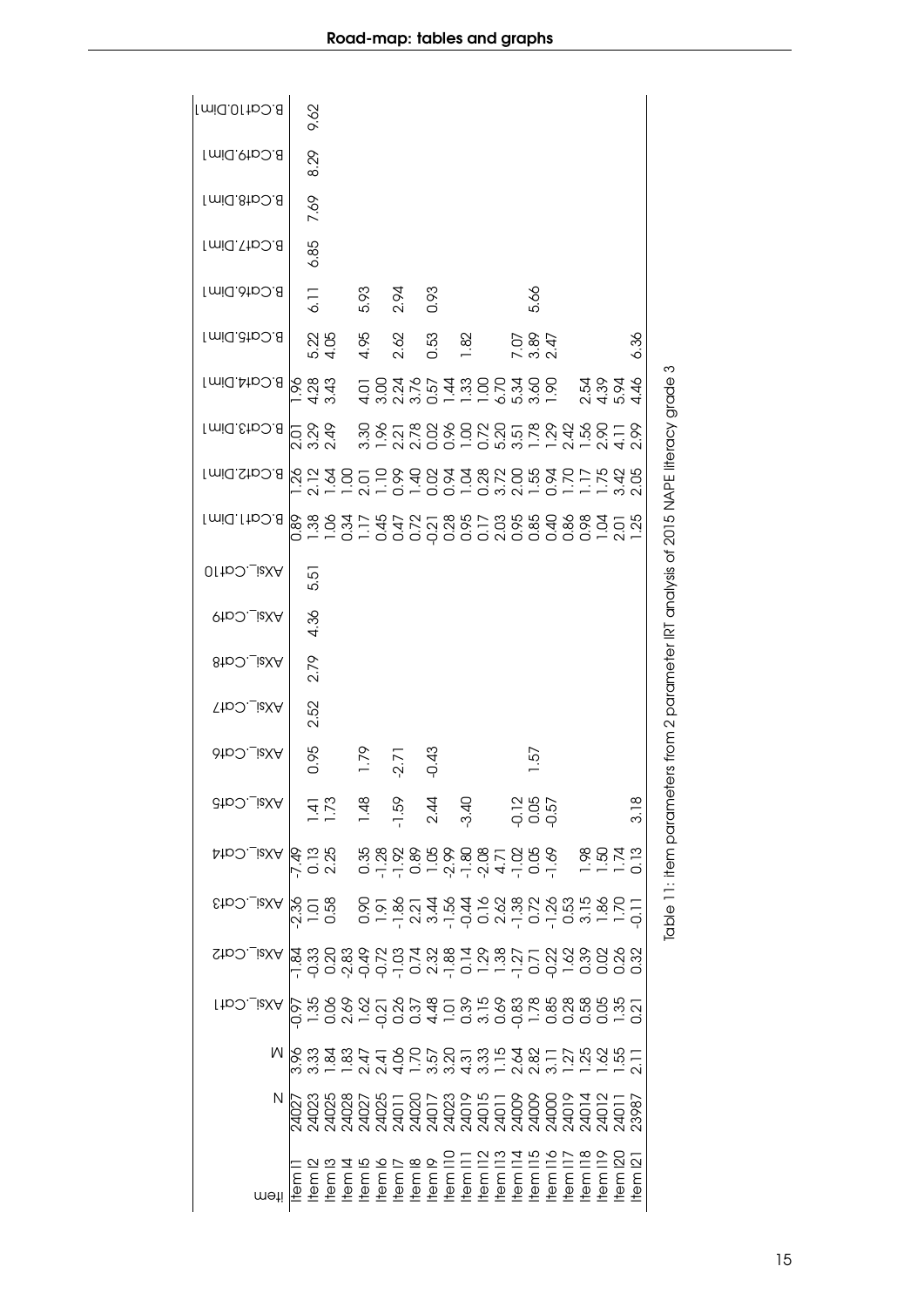| Item | N | M | AXsi_Cat1 | AXsi_Cat2 | AXsi_Cat3 | AXsi_Cat4 | AXsi_Cat5 | AXsi_Cat6 | AXsi_Cat7 | AXsi_Cat8 | AXsi_Cat9 | AXsi_Cat10 | B.Cat1.Dim1 | B.Cat2.Dim1 | B.Cat3.Dim1 | B.Cat4.Dim1 | B.Cat5.Dim1 | B.Cat6.Dim1 | B.Cat7.Dim1 | B.Cat8.Dim1 | B.Cat9.Dim1 | B.Cat10.Dim1 |
|---|---|---|---|---|---|---|---|---|---|---|---|---|---|---|---|---|---|---|---|---|---|---|
| Item1 | 24027 | 3.96 | -0.97 | -1.84 | -2.36 | -7.49 | | | | | | | 0.89 | 1.26 | 2.01 | 1.96 | | | | | | |
| Item2 | 24023 | 3.33 | 1.35 | -0.33 | 1.01 | 0.13 | 1.41 | 0.95 | 2.52 | 2.79 | 4.36 | 5.51 | 1.38 | 2.12 | 3.29 | 4.28 | 5.22 | 6.11 | 6.85 | 7.69 | 8.29 | 9.62 |
| Item3 | 24025 | 1.84 | 0.06 | 0.20 | 0.58 | 2.25 | 1.73 | | | | | | 1.06 | 1.64 | 2.49 | 3.43 | 4.05 | | | | | |
| Item4 | 24028 | 1.83 | 2.69 | -2.83 | | | | | | | | | 0.34 | 1.00 | | | | | | | | |
| Item5 | 24027 | 2.47 | 1.62 | -0.49 | 0.90 | 0.35 | 1.48 | 1.79 | | | | | 1.17 | 2.01 | 3.30 | 4.01 | 4.95 | 5.93 | | | | |
| Item6 | 24025 | 2.41 | -0.21 | -0.72 | 1.91 | -1.28 | | | | | | | 0.45 | 1.10 | 1.96 | 3.00 | | | | | | |
| Item7 | 24011 | 4.06 | 0.26 | -1.03 | -1.86 | -1.92 | -1.59 | -2.71 | | | | | 0.47 | 0.99 | 2.21 | 2.24 | 2.62 | 2.94 | | | | |
| Item8 | 24020 | 1.70 | 0.37 | 0.74 | 2.21 | 0.89 | | | | | | | 0.72 | 1.40 | 2.78 | 3.76 | | | | | | |
| Item9 | 24017 | 3.57 | 4.48 | 2.32 | 3.44 | 1.05 | 2.44 | -0.43 | | | | | -0.21 | 0.02 | 0.02 | 0.57 | 0.53 | 0.93 | | | | |
| Item10 | 24023 | 3.20 | 1.01 | -1.88 | -1.56 | -2.99 | | | | | | | 0.28 | 0.94 | 0.96 | 1.44 | | | | | | |
| Item11 | 24019 | 4.31 | 0.39 | 0.14 | -0.44 | -1.80 | -3.40 | | | | | | 0.95 | 1.04 | 1.00 | 1.33 | 1.82 | | | | | |
| Item12 | 24015 | 3.33 | 3.15 | 1.29 | 0.16 | -2.08 | | | | | | | 0.17 | 0.28 | 0.72 | 1.00 | | | | | | |
| Item13 | 24011 | 1.15 | 0.69 | 1.38 | 2.62 | 4.71 | | | | | | | 2.03 | 3.72 | 5.20 | 6.70 | | | | | | |
| Item14 | 24009 | 2.64 | -0.83 | -1.27 | -1.38 | -1.02 | -0.12 | | | | | | 0.95 | 2.00 | 3.51 | 5.34 | 7.07 | | | | | |
| Item15 | 24009 | 2.82 | 1.78 | 0.71 | 0.72 | 0.05 | 0.05 | 1.57 | | | | | 0.85 | 1.55 | 1.78 | 3.60 | 3.89 | 5.66 | | | | |
| Item16 | 24000 | 3.11 | 0.85 | -0.22 | -1.26 | -1.69 | -0.57 | | | | | | 0.40 | 0.94 | 1.29 | 1.90 | 2.47 | | | | | |
| Item17 | 24019 | 1.27 | 0.28 | 1.62 | 0.53 | | | | | | | | 0.86 | 1.70 | 2.42 | | | | | | | |
| Item18 | 24014 | 1.25 | 0.58 | 0.39 | 3.15 | 1.98 | | | | | | | 0.98 | 1.17 | 1.56 | 2.54 | | | | | | |
| Item19 | 24012 | 1.62 | 0.05 | 0.02 | 1.86 | 1.50 | | | | | | | 1.04 | 1.75 | 2.90 | 4.39 | | | | | | |
| Item20 | 24011 | 1.55 | 1.35 | 0.26 | 1.70 | 1.74 | | | | | | | 2.01 | 3.42 | 4.11 | 5.94 | | | | | | |
| Item21 | 23987 | 2.11 | 0.21 | 0.32 | -0.11 | 0.13 | 3.18 | | | | | | 1.25 | 2.05 | 2.99 | 4.46 | 6.36 | | | | | |

Table 11: Item parameters from 2 parameter IRT analysis of 2015 NAPE literacy grade 3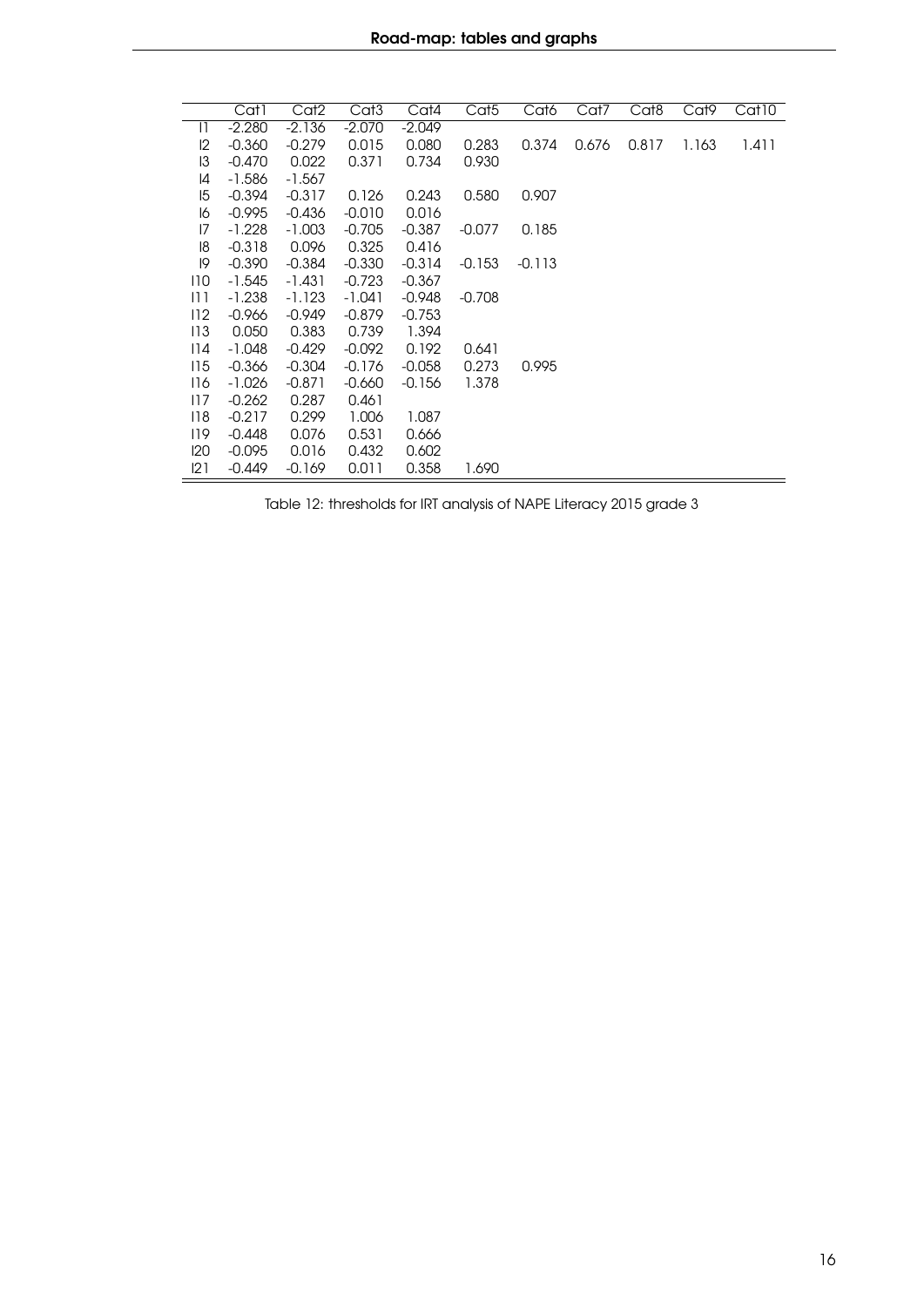| | Cat1 | Cat2 | Cat3 | Cat4 | Cat5 | Cat6 | Cat7 | Cat8 | Cat9 | Cat10 |
|---|---|---|---|---|---|---|---|---|---|---|
| I1 | -2.280 | -2.136 | -2.070 | -2.049 | | | | | | |
| I2 | -0.360 | -0.279 | 0.015 | 0.080 | 0.283 | 0.374 | 0.676 | 0.817 | 1.163 | 1.411 |
| I3 | -0.470 | 0.022 | 0.371 | 0.734 | 0.930 | | | | | |
| I4 | -1.586 | -1.567 | | | | | | | | |
| I5 | -0.394 | -0.317 | 0.126 | 0.243 | 0.580 | 0.907 | | | | |
| I6 | -0.995 | -0.436 | -0.010 | 0.016 | | | | | | |
| I7 | -1.228 | -1.003 | -0.705 | -0.387 | -0.077 | 0.185 | | | | |
| I8 | -0.318 | 0.096 | 0.325 | 0.416 | | | | | | |
| I9 | -0.390 | -0.384 | -0.330 | -0.314 | -0.153 | -0.113 | | | | |
| I10 | -1.545 | -1.431 | -0.723 | -0.367 | | | | | | |
| I11 | -1.238 | -1.123 | -1.041 | -0.948 | -0.708 | | | | | |
| I12 | -0.966 | -0.949 | -0.879 | -0.753 | | | | | | |
| I13 | 0.050 | 0.383 | 0.739 | 1.394 | | | | | | |
| I14 | -1.048 | -0.429 | -0.092 | 0.192 | 0.641 | | | | | |
| I15 | -0.366 | -0.304 | -0.176 | -0.058 | 0.273 | 0.995 | | | | |
| I16 | -1.026 | -0.871 | -0.660 | -0.156 | 1.378 | | | | | |
| I17 | -0.262 | 0.287 | 0.461 | | | | | | | |
| I18 | -0.217 | 0.299 | 1.006 | 1.087 | | | | | | |
| I19 | -0.448 | 0.076 | 0.531 | 0.666 | | | | | | |
| I20 | -0.095 | 0.016 | 0.432 | 0.602 | | | | | | |
| I21 | -0.449 | -0.169 | 0.011 | 0.358 | 1.690 | | | | | |

Table 12: thresholds for IRT analysis of NAPE Literacy 2015 grade 3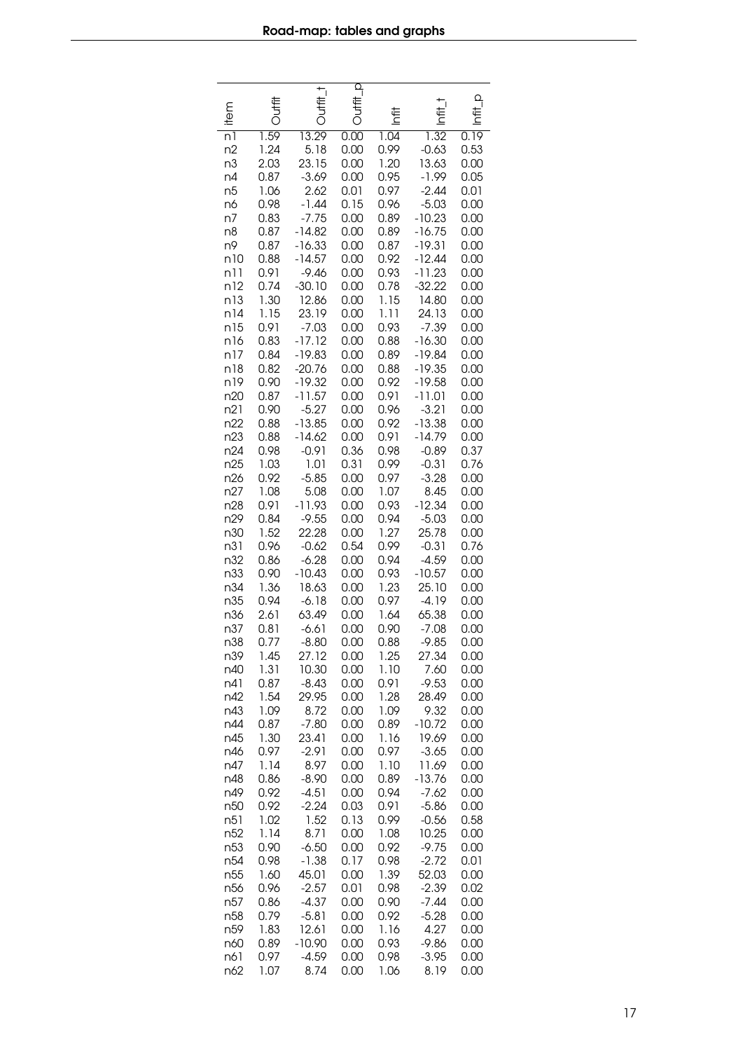| item | Outfit | Outfit_t | Outfit_p | Infit | Infit_t | Infit_p |
|---|---|---|---|---|---|---|
| n1 | 1.59 | 13.29 | 0.00 | 1.04 | 1.32 | 0.19 |
| n2 | 1.24 | 5.18 | 0.00 | 0.99 | -0.63 | 0.53 |
| n3 | 2.03 | 23.15 | 0.00 | 1.20 | 13.63 | 0.00 |
| n4 | 0.87 | -3.69 | 0.00 | 0.95 | -1.99 | 0.05 |
| n5 | 1.06 | 2.62 | 0.01 | 0.97 | -2.44 | 0.01 |
| n6 | 0.98 | -1.44 | 0.15 | 0.96 | -5.03 | 0.00 |
| n7 | 0.83 | -7.75 | 0.00 | 0.89 | -10.23 | 0.00 |
| n8 | 0.87 | -14.82 | 0.00 | 0.89 | -16.75 | 0.00 |
| n9 | 0.87 | -16.33 | 0.00 | 0.87 | -19.31 | 0.00 |
| n10 | 0.88 | -14.57 | 0.00 | 0.92 | -12.44 | 0.00 |
| n11 | 0.91 | -9.46 | 0.00 | 0.93 | -11.23 | 0.00 |
| n12 | 0.74 | -30.10 | 0.00 | 0.78 | -32.22 | 0.00 |
| n13 | 1.30 | 12.86 | 0.00 | 1.15 | 14.80 | 0.00 |
| n14 | 1.15 | 23.19 | 0.00 | 1.11 | 24.13 | 0.00 |
| n15 | 0.91 | -7.03 | 0.00 | 0.93 | -7.39 | 0.00 |
| n16 | 0.83 | -17.12 | 0.00 | 0.88 | -16.30 | 0.00 |
| n17 | 0.84 | -19.83 | 0.00 | 0.89 | -19.84 | 0.00 |
| n18 | 0.82 | -20.76 | 0.00 | 0.88 | -19.35 | 0.00 |
| n19 | 0.90 | -19.32 | 0.00 | 0.92 | -19.58 | 0.00 |
| n20 | 0.87 | -11.57 | 0.00 | 0.91 | -11.01 | 0.00 |
| n21 | 0.90 | -5.27 | 0.00 | 0.96 | -3.21 | 0.00 |
| n22 | 0.88 | -13.85 | 0.00 | 0.92 | -13.38 | 0.00 |
| n23 | 0.88 | -14.62 | 0.00 | 0.91 | -14.79 | 0.00 |
| n24 | 0.98 | -0.91 | 0.36 | 0.98 | -0.89 | 0.37 |
| n25 | 1.03 | 1.01 | 0.31 | 0.99 | -0.31 | 0.76 |
| n26 | 0.92 | -5.85 | 0.00 | 0.97 | -3.28 | 0.00 |
| n27 | 1.08 | 5.08 | 0.00 | 1.07 | 8.45 | 0.00 |
| n28 | 0.91 | -11.93 | 0.00 | 0.93 | -12.34 | 0.00 |
| n29 | 0.84 | -9.55 | 0.00 | 0.94 | -5.03 | 0.00 |
| n30 | 1.52 | 22.28 | 0.00 | 1.27 | 25.78 | 0.00 |
| n31 | 0.96 | -0.62 | 0.54 | 0.99 | -0.31 | 0.76 |
| n32 | 0.86 | -6.28 | 0.00 | 0.94 | -4.59 | 0.00 |
| n33 | 0.90 | -10.43 | 0.00 | 0.93 | -10.57 | 0.00 |
| n34 | 1.36 | 18.63 | 0.00 | 1.23 | 25.10 | 0.00 |
| n35 | 0.94 | -6.18 | 0.00 | 0.97 | -4.19 | 0.00 |
| n36 | 2.61 | 63.49 | 0.00 | 1.64 | 65.38 | 0.00 |
| n37 | 0.81 | -6.61 | 0.00 | 0.90 | -7.08 | 0.00 |
| n38 | 0.77 | -8.80 | 0.00 | 0.88 | -9.85 | 0.00 |
| n39 | 1.45 | 27.12 | 0.00 | 1.25 | 27.34 | 0.00 |
| n40 | 1.31 | 10.30 | 0.00 | 1.10 | 7.60 | 0.00 |
| n41 | 0.87 | -8.43 | 0.00 | 0.91 | -9.53 | 0.00 |
| n42 | 1.54 | 29.95 | 0.00 | 1.28 | 28.49 | 0.00 |
| n43 | 1.09 | 8.72 | 0.00 | 1.09 | 9.32 | 0.00 |
| n44 | 0.87 | -7.80 | 0.00 | 0.89 | -10.72 | 0.00 |
| n45 | 1.30 | 23.41 | 0.00 | 1.16 | 19.69 | 0.00 |
| n46 | 0.97 | -2.91 | 0.00 | 0.97 | -3.65 | 0.00 |
| n47 | 1.14 | 8.97 | 0.00 | 1.10 | 11.69 | 0.00 |
| n48 | 0.86 | -8.90 | 0.00 | 0.89 | -13.76 | 0.00 |
| n49 | 0.92 | -4.51 | 0.00 | 0.94 | -7.62 | 0.00 |
| n50 | 0.92 | -2.24 | 0.03 | 0.91 | -5.86 | 0.00 |
| n51 | 1.02 | 1.52 | 0.13 | 0.99 | -0.56 | 0.58 |
| n52 | 1.14 | 8.71 | 0.00 | 1.08 | 10.25 | 0.00 |
| n53 | 0.90 | -6.50 | 0.00 | 0.92 | -9.75 | 0.00 |
| n54 | 0.98 | -1.38 | 0.17 | 0.98 | -2.72 | 0.01 |
| n55 | 1.60 | 45.01 | 0.00 | 1.39 | 52.03 | 0.00 |
| n56 | 0.96 | -2.57 | 0.01 | 0.98 | -2.39 | 0.02 |
| n57 | 0.86 | -4.37 | 0.00 | 0.90 | -7.44 | 0.00 |
| n58 | 0.79 | -5.81 | 0.00 | 0.92 | -5.28 | 0.00 |
| n59 | 1.83 | 12.61 | 0.00 | 1.16 | 4.27 | 0.00 |
| n60 | 0.89 | -10.90 | 0.00 | 0.93 | -9.86 | 0.00 |
| n61 | 0.97 | -4.59 | 0.00 | 0.98 | -3.95 | 0.00 |
| n62 | 1.07 | 8.74 | 0.00 | 1.06 | 8.19 | 0.00 |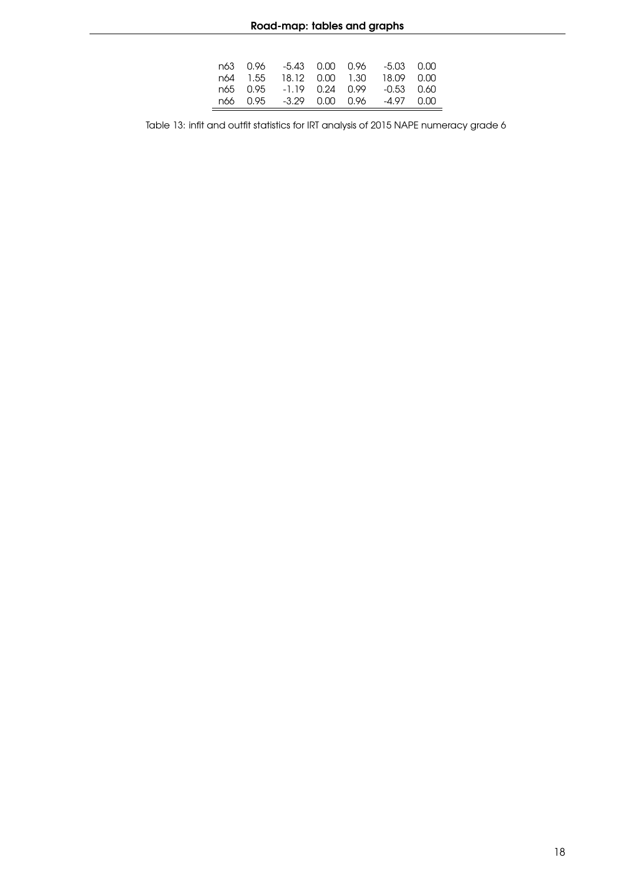|  |  |  |  |  |  |  |
|---|---|---|---|---|---|---|
| n63 | 0.96 | -5.43 | 0.00 | 0.96 | -5.03 | 0.00 |
| n64 | 1.55 | 18.12 | 0.00 | 1.30 | 18.09 | 0.00 |
| n65 | 0.95 | -1.19 | 0.24 | 0.99 | -0.53 | 0.60 |
| n66 | 0.95 | -3.29 | 0.00 | 0.96 | -4.97 | 0.00 |

Table 13: infit and outfit statistics for IRT analysis of 2015 NAPE numeracy grade 6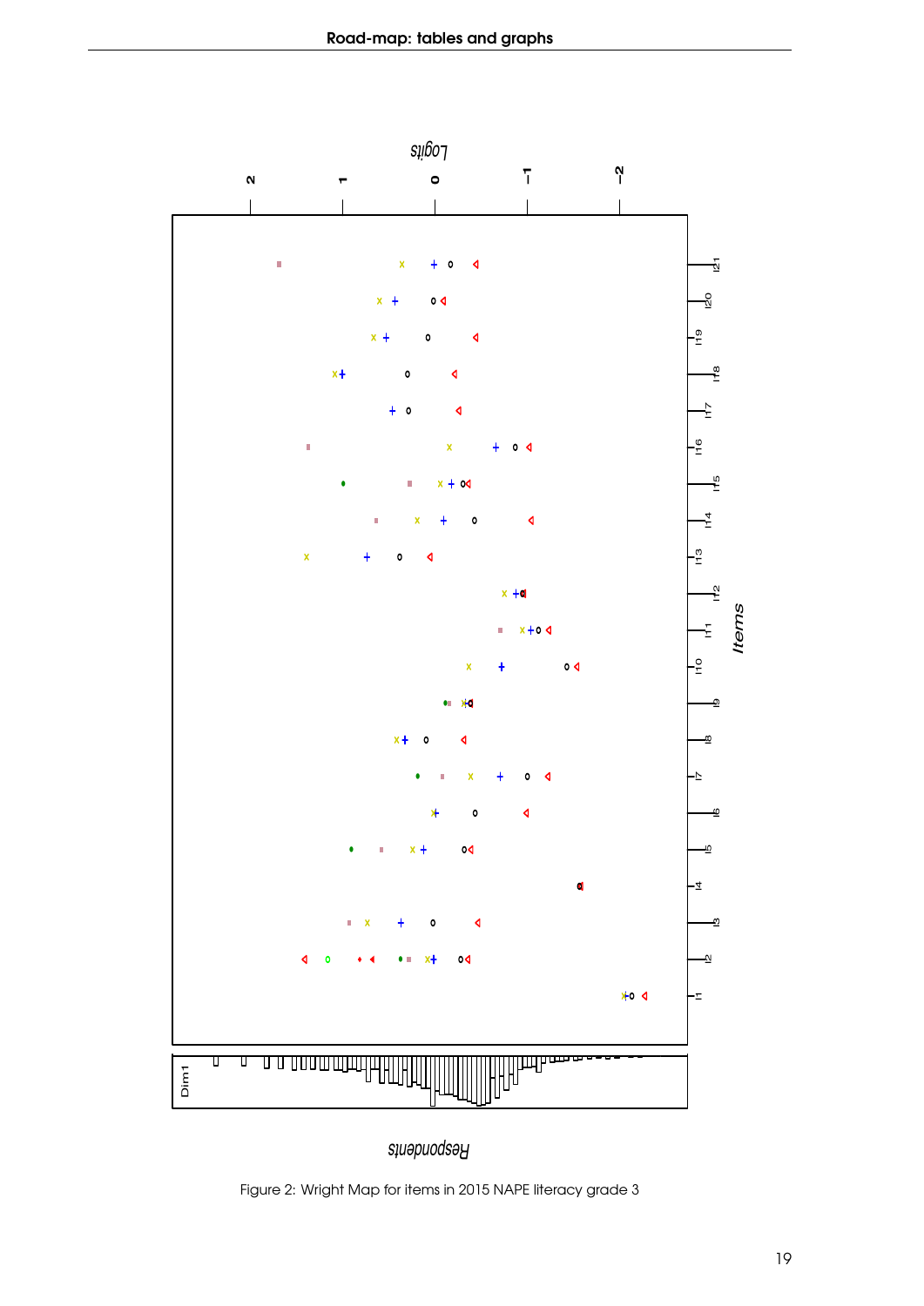Figure 2: Wright Map for items in 2015 NAPE literacy grade 3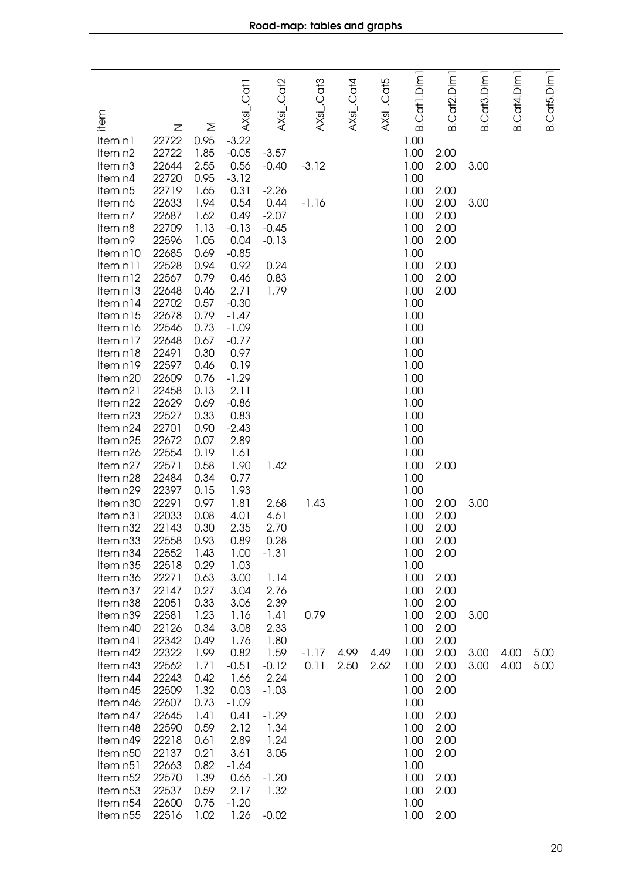| Item | N | M | AXsi_.Cat1 | AXsi_.Cat2 | AXsi_.Cat3 | AXsi_.Cat4 | AXsi_.Cat5 | B.Cat1.Dim1 | B.Cat2.Dim1 | B.Cat3.Dim1 | B.Cat4.Dim1 | B.Cat5.Dim1 |
|---|---|---|---|---|---|---|---|---|---|---|---|---|
| Item n1 | 22722 | 0.95 | -3.22 | | | | | 1.00 | | | | |
| Item n2 | 22722 | 1.85 | -0.05 | -3.57 | | | | 1.00 | 2.00 | | | |
| Item n3 | 22644 | 2.55 | 0.56 | -0.40 | -3.12 | | | 1.00 | 2.00 | 3.00 | | |
| Item n4 | 22720 | 0.95 | -3.12 | | | | | 1.00 | | | | |
| Item n5 | 22719 | 1.65 | 0.31 | -2.26 | | | | 1.00 | 2.00 | | | |
| Item n6 | 22633 | 1.94 | 0.54 | 0.44 | -1.16 | | | 1.00 | 2.00 | 3.00 | | |
| Item n7 | 22687 | 1.62 | 0.49 | -2.07 | | | | 1.00 | 2.00 | | | |
| Item n8 | 22709 | 1.13 | -0.13 | -0.45 | | | | 1.00 | 2.00 | | | |
| Item n9 | 22596 | 1.05 | 0.04 | -0.13 | | | | 1.00 | 2.00 | | | |
| Item n10 | 22685 | 0.69 | -0.85 | | | | | 1.00 | | | | |
| Item n11 | 22528 | 0.94 | 0.92 | 0.24 | | | | 1.00 | 2.00 | | | |
| Item n12 | 22567 | 0.79 | 0.46 | 0.83 | | | | 1.00 | 2.00 | | | |
| Item n13 | 22648 | 0.46 | 2.71 | 1.79 | | | | 1.00 | 2.00 | | | |
| Item n14 | 22702 | 0.57 | -0.30 | | | | | 1.00 | | | | |
| Item n15 | 22678 | 0.79 | -1.47 | | | | | 1.00 | | | | |
| Item n16 | 22546 | 0.73 | -1.09 | | | | | 1.00 | | | | |
| Item n17 | 22648 | 0.67 | -0.77 | | | | | 1.00 | | | | |
| Item n18 | 22491 | 0.30 | 0.97 | | | | | 1.00 | | | | |
| Item n19 | 22597 | 0.46 | 0.19 | | | | | 1.00 | | | | |
| Item n20 | 22609 | 0.76 | -1.29 | | | | | 1.00 | | | | |
| Item n21 | 22458 | 0.13 | 2.11 | | | | | 1.00 | | | | |
| Item n22 | 22629 | 0.69 | -0.86 | | | | | 1.00 | | | | |
| Item n23 | 22527 | 0.33 | 0.83 | | | | | 1.00 | | | | |
| Item n24 | 22701 | 0.90 | -2.43 | | | | | 1.00 | | | | |
| Item n25 | 22672 | 0.07 | 2.89 | | | | | 1.00 | | | | |
| Item n26 | 22554 | 0.19 | 1.61 | | | | | 1.00 | | | | |
| Item n27 | 22571 | 0.58 | 1.90 | 1.42 | | | | 1.00 | 2.00 | | | |
| Item n28 | 22484 | 0.34 | 0.77 | | | | | 1.00 | | | | |
| Item n29 | 22397 | 0.15 | 1.93 | | | | | 1.00 | | | | |
| Item n30 | 22291 | 0.97 | 1.81 | 2.68 | 1.43 | | | 1.00 | 2.00 | 3.00 | | |
| Item n31 | 22033 | 0.08 | 4.01 | 4.61 | | | | 1.00 | 2.00 | | | |
| Item n32 | 22143 | 0.30 | 2.35 | 2.70 | | | | 1.00 | 2.00 | | | |
| Item n33 | 22558 | 0.93 | 0.89 | 0.28 | | | | 1.00 | 2.00 | | | |
| Item n34 | 22552 | 1.43 | 1.00 | -1.31 | | | | 1.00 | 2.00 | | | |
| Item n35 | 22518 | 0.29 | 1.03 | | | | | 1.00 | | | | |
| Item n36 | 22271 | 0.63 | 3.00 | 1.14 | | | | 1.00 | 2.00 | | | |
| Item n37 | 22147 | 0.27 | 3.04 | 2.76 | | | | 1.00 | 2.00 | | | |
| Item n38 | 22051 | 0.33 | 3.06 | 2.39 | | | | 1.00 | 2.00 | | | |
| Item n39 | 22581 | 1.23 | 1.16 | 1.41 | 0.79 | | | 1.00 | 2.00 | 3.00 | | |
| Item n40 | 22126 | 0.34 | 3.08 | 2.33 | | | | 1.00 | 2.00 | | | |
| Item n41 | 22342 | 0.49 | 1.76 | 1.80 | | | | 1.00 | 2.00 | | | |
| Item n42 | 22322 | 1.99 | 0.82 | 1.59 | -1.17 | 4.99 | 4.49 | 1.00 | 2.00 | 3.00 | 4.00 | 5.00 |
| Item n43 | 22562 | 1.71 | -0.51 | -0.12 | 0.11 | 2.50 | 2.62 | 1.00 | 2.00 | 3.00 | 4.00 | 5.00 |
| Item n44 | 22243 | 0.42 | 1.66 | 2.24 | | | | 1.00 | 2.00 | | | |
| Item n45 | 22509 | 1.32 | 0.03 | -1.03 | | | | 1.00 | 2.00 | | | |
| Item n46 | 22607 | 0.73 | -1.09 | | | | | 1.00 | | | | |
| Item n47 | 22645 | 1.41 | 0.41 | -1.29 | | | | 1.00 | 2.00 | | | |
| Item n48 | 22590 | 0.59 | 2.12 | 1.34 | | | | 1.00 | 2.00 | | | |
| Item n49 | 22218 | 0.61 | 2.89 | 1.24 | | | | 1.00 | 2.00 | | | |
| Item n50 | 22137 | 0.21 | 3.61 | 3.05 | | | | 1.00 | 2.00 | | | |
| Item n51 | 22663 | 0.82 | -1.64 | | | | | 1.00 | | | | |
| Item n52 | 22570 | 1.39 | 0.66 | -1.20 | | | | 1.00 | 2.00 | | | |
| Item n53 | 22537 | 0.59 | 2.17 | 1.32 | | | | 1.00 | 2.00 | | | |
| Item n54 | 22600 | 0.75 | -1.20 | | | | | 1.00 | | | | |
| Item n55 | 22516 | 1.02 | 1.26 | -0.02 | | | | 1.00 | 2.00 | | | |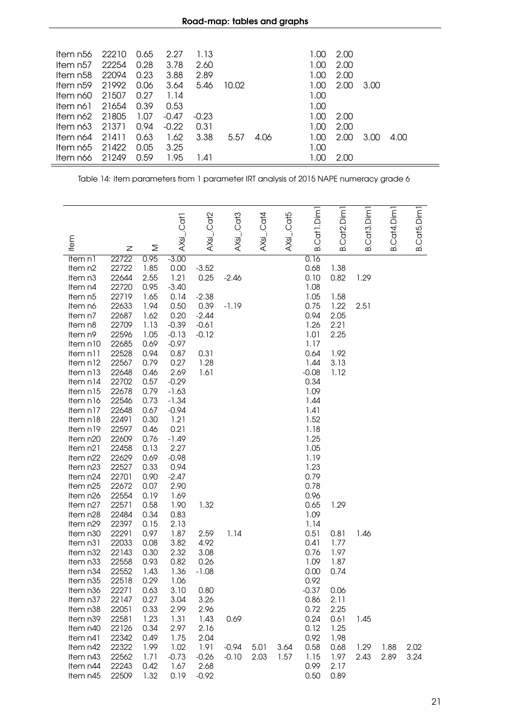| item | N | M | AXsi_Cat1 | AXsi_Cat2 | AXsi_Cat3 | AXsi_Cat4 | AXsi_Cat5 | B.Cat1.Dim1 | B.Cat2.Dim1 | B.Cat3.Dim1 | B.Cat4.Dim1 | B.Cat5.Dim1 |
|---|---|---|---|---|---|---|---|---|---|---|---|---|
| Item n56 | 22210 | 0.65 | 2.27 | 1.13 | | | | 1.00 | 2.00 | | | |
| Item n57 | 22254 | 0.28 | 3.78 | 2.60 | | | | 1.00 | 2.00 | | | |
| Item n58 | 22094 | 0.23 | 3.88 | 2.89 | | | | 1.00 | 2.00 | | | |
| Item n59 | 21992 | 0.06 | 3.64 | 5.46 | 10.02 | | | 1.00 | 2.00 | 3.00 | | |
| Item n60 | 21507 | 0.27 | 1.14 | | | | | 1.00 | | | | |
| Item n61 | 21654 | 0.39 | 0.53 | | | | | 1.00 | | | | |
| Item n62 | 21805 | 1.07 | -0.47 | -0.23 | | | | 1.00 | 2.00 | | | |
| Item n63 | 21371 | 0.94 | -0.22 | 0.31 | | | | 1.00 | 2.00 | | | |
| Item n64 | 21411 | 0.63 | 1.62 | 3.38 | 5.57 | 4.06 | | 1.00 | 2.00 | 3.00 | 4.00 | |
| Item n65 | 21422 | 0.05 | 3.25 | | | | | 1.00 | | | | |
| Item n66 | 21249 | 0.59 | 1.95 | 1.41 | | | | 1.00 | 2.00 | | | |

Table 14: item parameters from 1 parameter IRT analysis of 2015 NAPE numeracy grade 6

| item | N | M | AXsi_Cat1 | AXsi_Cat2 | AXsi_Cat3 | AXsi_Cat4 | AXsi_Cat5 | B.Cat1.Dim1 | B.Cat2.Dim1 | B.Cat3.Dim1 | B.Cat4.Dim1 | B.Cat5.Dim1 |
|---|---|---|---|---|---|---|---|---|---|---|---|---|
| Item n1 | 22722 | 0.95 | -3.00 | | | | | 0.16 | | | | |
| Item n2 | 22722 | 1.85 | 0.00 | -3.52 | | | | 0.68 | 1.38 | | | |
| Item n3 | 22644 | 2.55 | 1.21 | 0.25 | -2.46 | | | 0.10 | 0.82 | 1.29 | | |
| Item n4 | 22720 | 0.95 | -3.40 | | | | | 1.08 | | | | |
| Item n5 | 22719 | 1.65 | 0.14 | -2.38 | | | | 1.05 | 1.58 | | | |
| Item n6 | 22633 | 1.94 | 0.50 | 0.39 | -1.19 | | | 0.75 | 1.22 | 2.51 | | |
| Item n7 | 22687 | 1.62 | 0.20 | -2.44 | | | | 0.94 | 2.05 | | | |
| Item n8 | 22709 | 1.13 | -0.39 | -0.61 | | | | 1.26 | 2.21 | | | |
| Item n9 | 22596 | 1.05 | -0.13 | -0.12 | | | | 1.01 | 2.25 | | | |
| Item n10 | 22685 | 0.69 | -0.97 | | | | | 1.17 | | | | |
| Item n11 | 22528 | 0.94 | 0.87 | 0.31 | | | | 0.64 | 1.92 | | | |
| Item n12 | 22567 | 0.79 | 0.27 | 1.28 | | | | 1.44 | 3.13 | | | |
| Item n13 | 22648 | 0.46 | 2.69 | 1.61 | | | | -0.08 | 1.12 | | | |
| Item n14 | 22702 | 0.57 | -0.29 | | | | | 0.34 | | | | |
| Item n15 | 22678 | 0.79 | -1.63 | | | | | 1.09 | | | | |
| Item n16 | 22546 | 0.73 | -1.34 | | | | | 1.44 | | | | |
| Item n17 | 22648 | 0.67 | -0.94 | | | | | 1.41 | | | | |
| Item n18 | 22491 | 0.30 | 1.21 | | | | | 1.52 | | | | |
| Item n19 | 22597 | 0.46 | 0.21 | | | | | 1.18 | | | | |
| Item n20 | 22609 | 0.76 | -1.49 | | | | | 1.25 | | | | |
| Item n21 | 22458 | 0.13 | 2.27 | | | | | 1.05 | | | | |
| Item n22 | 22629 | 0.69 | -0.98 | | | | | 1.19 | | | | |
| Item n23 | 22527 | 0.33 | 0.94 | | | | | 1.23 | | | | |
| Item n24 | 22701 | 0.90 | -2.47 | | | | | 0.79 | | | | |
| Item n25 | 22672 | 0.07 | 2.90 | | | | | 0.78 | | | | |
| Item n26 | 22554 | 0.19 | 1.69 | | | | | 0.96 | | | | |
| Item n27 | 22571 | 0.58 | 1.90 | 1.32 | | | | 0.65 | 1.29 | | | |
| Item n28 | 22484 | 0.34 | 0.83 | | | | | 1.09 | | | | |
| Item n29 | 22397 | 0.15 | 2.13 | | | | | 1.14 | | | | |
| Item n30 | 22291 | 0.97 | 1.87 | 2.59 | 1.14 | | | 0.51 | 0.81 | 1.46 | | |
| Item n31 | 22033 | 0.08 | 3.82 | 4.92 | | | | 0.41 | 1.77 | | | |
| Item n32 | 22143 | 0.30 | 2.32 | 3.08 | | | | 0.76 | 1.97 | | | |
| Item n33 | 22558 | 0.93 | 0.82 | 0.26 | | | | 1.09 | 1.87 | | | |
| Item n34 | 22552 | 1.43 | 1.36 | -1.08 | | | | 0.00 | 0.74 | | | |
| Item n35 | 22518 | 0.29 | 1.06 | | | | | 0.92 | | | | |
| Item n36 | 22271 | 0.63 | 3.10 | 0.80 | | | | -0.37 | 0.06 | | | |
| Item n37 | 22147 | 0.27 | 3.04 | 3.26 | | | | 0.86 | 2.11 | | | |
| Item n38 | 22051 | 0.33 | 2.99 | 2.96 | | | | 0.72 | 2.25 | | | |
| Item n39 | 22581 | 1.23 | 1.31 | 1.43 | 0.69 | | | 0.24 | 0.61 | 1.45 | | |
| Item n40 | 22126 | 0.34 | 2.97 | 2.16 | | | | 0.12 | 1.25 | | | |
| Item n41 | 22342 | 0.49 | 1.75 | 2.04 | | | | 0.92 | 1.98 | | | |
| Item n42 | 22322 | 1.99 | 1.02 | 1.91 | -0.94 | 5.01 | 3.64 | 0.58 | 0.68 | 1.29 | 1.88 | 2.02 |
| Item n43 | 22562 | 1.71 | -0.73 | -0.26 | -0.10 | 2.03 | 1.57 | 1.15 | 1.97 | 2.43 | 2.89 | 3.24 |
| Item n44 | 22243 | 0.42 | 1.67 | 2.68 | | | | 0.99 | 2.17 | | | |
| Item n45 | 22509 | 1.32 | 0.19 | -0.92 | | | | 0.50 | 0.89 | | | |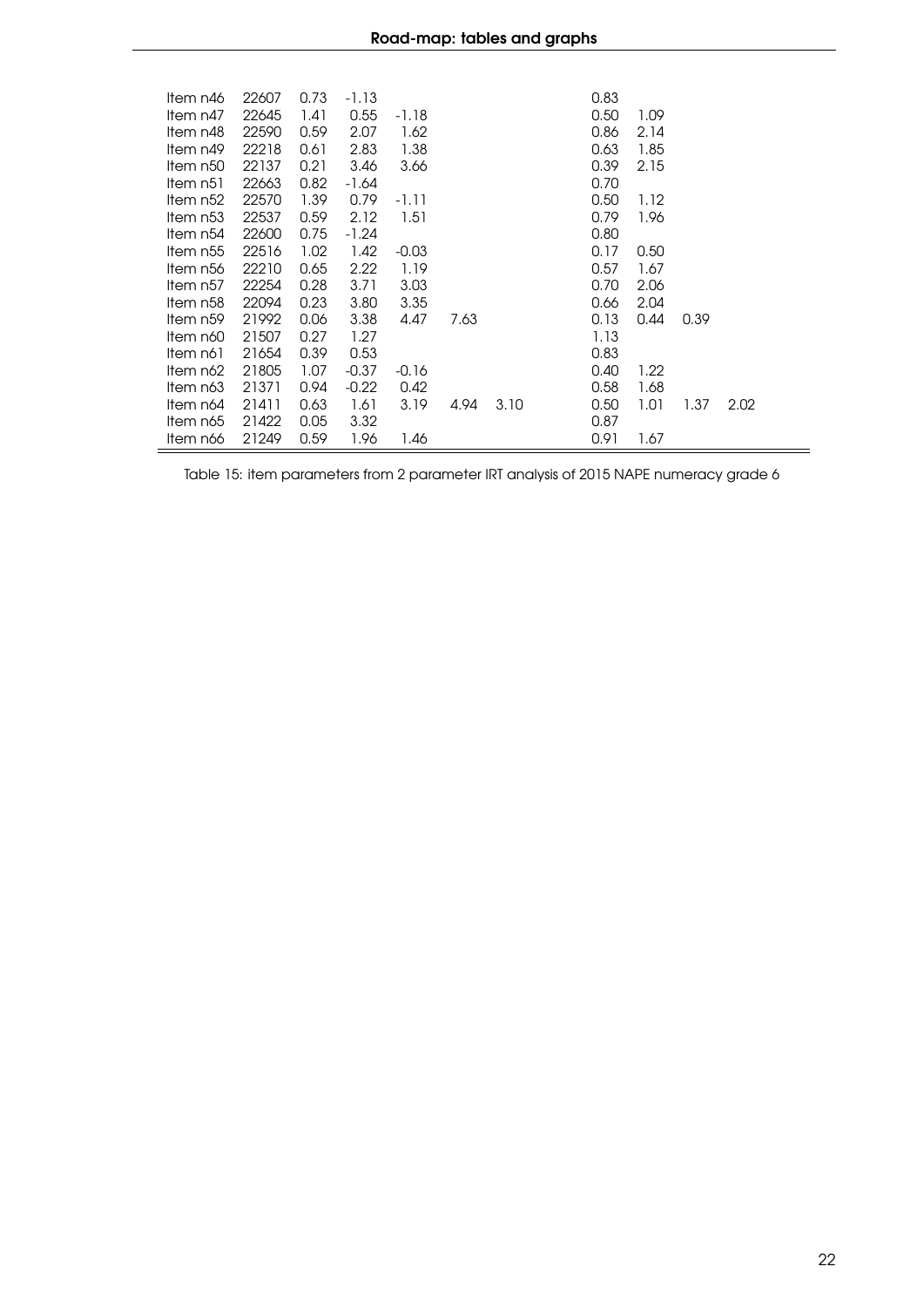| | | | | | | | | | | |
|---|---|---|---|---|---|---|---|---|---|---|
| Item n46 | 22607 | 0.73 | -1.13 | | | | 0.83 | | | |
| Item n47 | 22645 | 1.41 | 0.55 | -1.18 | | | 0.50 | 1.09 | | |
| Item n48 | 22590 | 0.59 | 2.07 | 1.62 | | | 0.86 | 2.14 | | |
| Item n49 | 22218 | 0.61 | 2.83 | 1.38 | | | 0.63 | 1.85 | | |
| Item n50 | 22137 | 0.21 | 3.46 | 3.66 | | | 0.39 | 2.15 | | |
| Item n51 | 22663 | 0.82 | -1.64 | | | | 0.70 | | | |
| Item n52 | 22570 | 1.39 | 0.79 | -1.11 | | | 0.50 | 1.12 | | |
| Item n53 | 22537 | 0.59 | 2.12 | 1.51 | | | 0.79 | 1.96 | | |
| Item n54 | 22600 | 0.75 | -1.24 | | | | 0.80 | | | |
| Item n55 | 22516 | 1.02 | 1.42 | -0.03 | | | 0.17 | 0.50 | | |
| Item n56 | 22210 | 0.65 | 2.22 | 1.19 | | | 0.57 | 1.67 | | |
| Item n57 | 22254 | 0.28 | 3.71 | 3.03 | | | 0.70 | 2.06 | | |
| Item n58 | 22094 | 0.23 | 3.80 | 3.35 | | | 0.66 | 2.04 | | |
| Item n59 | 21992 | 0.06 | 3.38 | 4.47 | 7.63 | | 0.13 | 0.44 | 0.39 | |
| Item n60 | 21507 | 0.27 | 1.27 | | | | 1.13 | | | |
| Item n61 | 21654 | 0.39 | 0.53 | | | | 0.83 | | | |
| Item n62 | 21805 | 1.07 | -0.37 | -0.16 | | | 0.40 | 1.22 | | |
| Item n63 | 21371 | 0.94 | -0.22 | 0.42 | | | 0.58 | 1.68 | | |
| Item n64 | 21411 | 0.63 | 1.61 | 3.19 | 4.94 | 3.10 | 0.50 | 1.01 | 1.37 | 2.02 |
| Item n65 | 21422 | 0.05 | 3.32 | | | | 0.87 | | | |
| Item n66 | 21249 | 0.59 | 1.96 | 1.46 | | | 0.91 | 1.67 | | |

Table 15: item parameters from 2 parameter IRT analysis of 2015 NAPE numeracy grade 6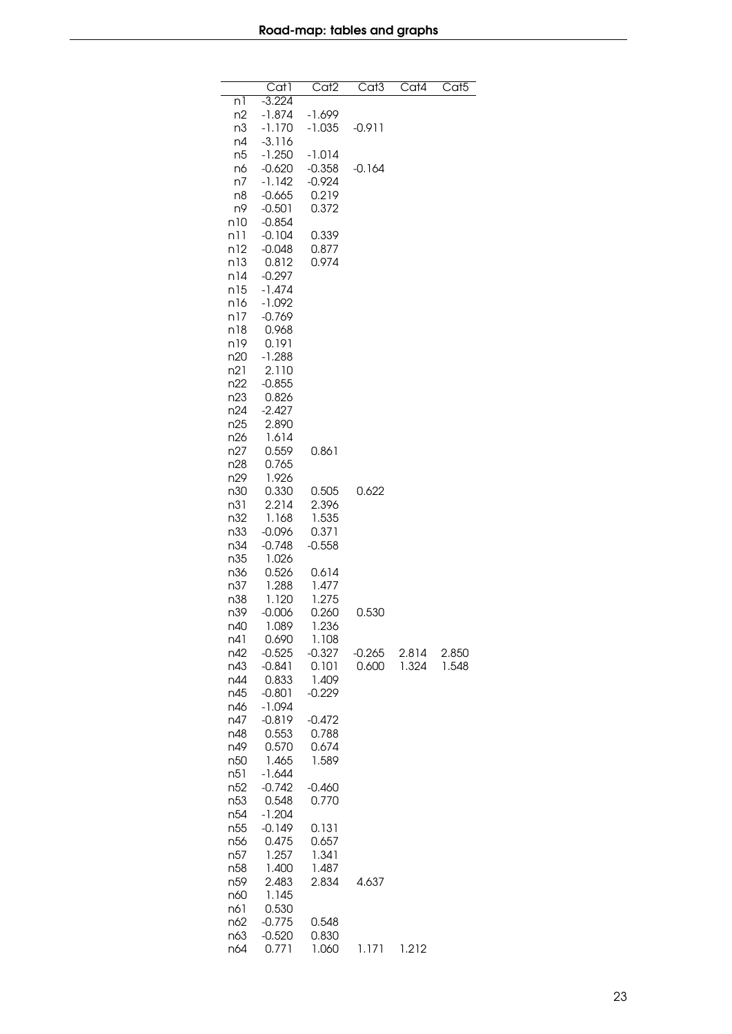|  | Cat1 | Cat2 | Cat3 | Cat4 | Cat5 |
|---|---|---|---|---|---|
| n1 | -3.224 |  |  |  |  |
| n2 | -1.874 | -1.699 |  |  |  |
| n3 | -1.170 | -1.035 | -0.911 |  |  |
| n4 | -3.116 |  |  |  |  |
| n5 | -1.250 | -1.014 |  |  |  |
| n6 | -0.620 | -0.358 | -0.164 |  |  |
| n7 | -1.142 | -0.924 |  |  |  |
| n8 | -0.665 | 0.219 |  |  |  |
| n9 | -0.501 | 0.372 |  |  |  |
| n10 | -0.854 |  |  |  |  |
| n11 | -0.104 | 0.339 |  |  |  |
| n12 | -0.048 | 0.877 |  |  |  |
| n13 | 0.812 | 0.974 |  |  |  |
| n14 | -0.297 |  |  |  |  |
| n15 | -1.474 |  |  |  |  |
| n16 | -1.092 |  |  |  |  |
| n17 | -0.769 |  |  |  |  |
| n18 | 0.968 |  |  |  |  |
| n19 | 0.191 |  |  |  |  |
| n20 | -1.288 |  |  |  |  |
| n21 | 2.110 |  |  |  |  |
| n22 | -0.855 |  |  |  |  |
| n23 | 0.826 |  |  |  |  |
| n24 | -2.427 |  |  |  |  |
| n25 | 2.890 |  |  |  |  |
| n26 | 1.614 |  |  |  |  |
| n27 | 0.559 | 0.861 |  |  |  |
| n28 | 0.765 |  |  |  |  |
| n29 | 1.926 |  |  |  |  |
| n30 | 0.330 | 0.505 | 0.622 |  |  |
| n31 | 2.214 | 2.396 |  |  |  |
| n32 | 1.168 | 1.535 |  |  |  |
| n33 | -0.096 | 0.371 |  |  |  |
| n34 | -0.748 | -0.558 |  |  |  |
| n35 | 1.026 |  |  |  |  |
| n36 | 0.526 | 0.614 |  |  |  |
| n37 | 1.288 | 1.477 |  |  |  |
| n38 | 1.120 | 1.275 |  |  |  |
| n39 | -0.006 | 0.260 | 0.530 |  |  |
| n40 | 1.089 | 1.236 |  |  |  |
| n41 | 0.690 | 1.108 |  |  |  |
| n42 | -0.525 | -0.327 | -0.265 | 2.814 | 2.850 |
| n43 | -0.841 | 0.101 | 0.600 | 1.324 | 1.548 |
| n44 | 0.833 | 1.409 |  |  |  |
| n45 | -0.801 | -0.229 |  |  |  |
| n46 | -1.094 |  |  |  |  |
| n47 | -0.819 | -0.472 |  |  |  |
| n48 | 0.553 | 0.788 |  |  |  |
| n49 | 0.570 | 0.674 |  |  |  |
| n50 | 1.465 | 1.589 |  |  |  |
| n51 | -1.644 |  |  |  |  |
| n52 | -0.742 | -0.460 |  |  |  |
| n53 | 0.548 | 0.770 |  |  |  |
| n54 | -1.204 |  |  |  |  |
| n55 | -0.149 | 0.131 |  |  |  |
| n56 | 0.475 | 0.657 |  |  |  |
| n57 | 1.257 | 1.341 |  |  |  |
| n58 | 1.400 | 1.487 |  |  |  |
| n59 | 2.483 | 2.834 | 4.637 |  |  |
| n60 | 1.145 |  |  |  |  |
| n61 | 0.530 |  |  |  |  |
| n62 | -0.775 | 0.548 |  |  |  |
| n63 | -0.520 | 0.830 |  |  |  |
| n64 | 0.771 | 1.060 | 1.171 | 1.212 |  |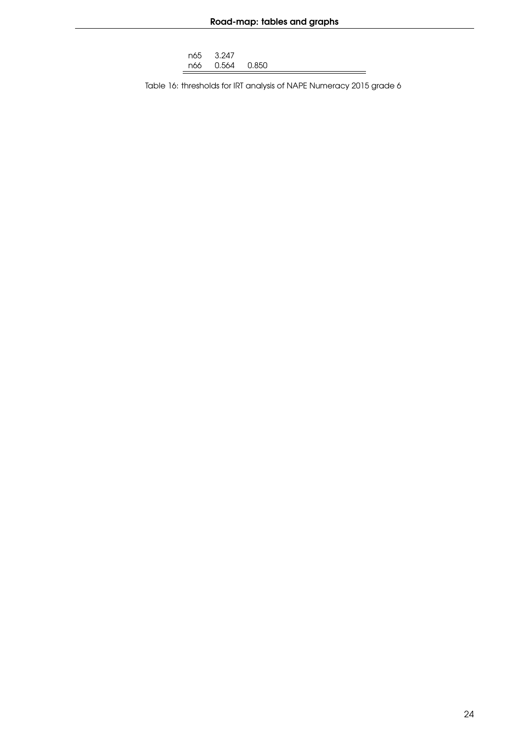| | | |
|---|---|---|
| n65 | 3.247 | |
| n66 | 0.564 | 0.850 |

Table 16: thresholds for IRT analysis of NAPE Numeracy 2015 grade 6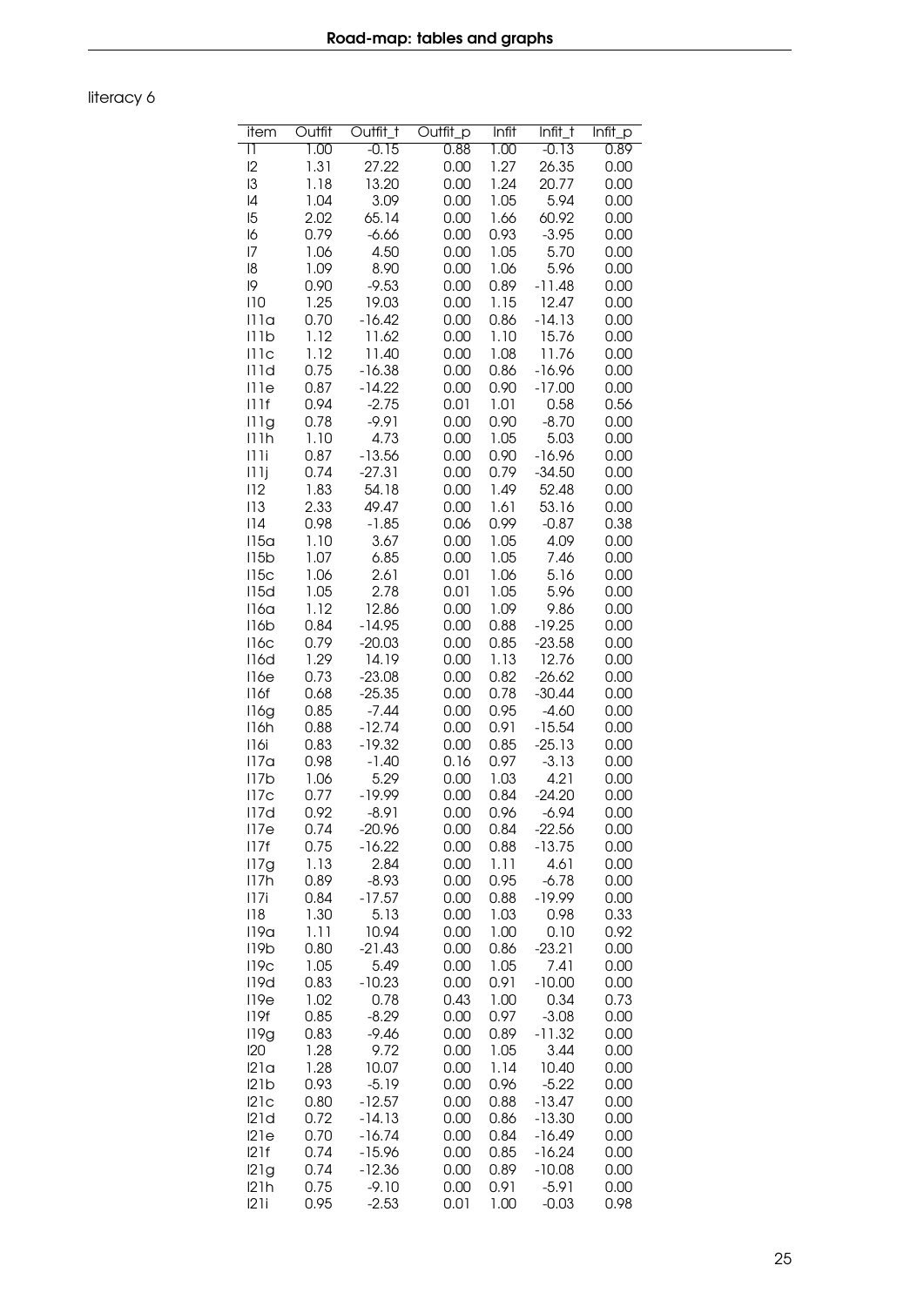literacy 6

| item | Outfit | Outfit_t | Outfit_p | Infit | Infit_t | Infit_p |
|---|---|---|---|---|---|---|
| l1 | 1.00 | -0.15 | 0.88 | 1.00 | -0.13 | 0.89 |
| l2 | 1.31 | 27.22 | 0.00 | 1.27 | 26.35 | 0.00 |
| l3 | 1.18 | 13.20 | 0.00 | 1.24 | 20.77 | 0.00 |
| l4 | 1.04 | 3.09 | 0.00 | 1.05 | 5.94 | 0.00 |
| l5 | 2.02 | 65.14 | 0.00 | 1.66 | 60.92 | 0.00 |
| l6 | 0.79 | -6.66 | 0.00 | 0.93 | -3.95 | 0.00 |
| l7 | 1.06 | 4.50 | 0.00 | 1.05 | 5.70 | 0.00 |
| l8 | 1.09 | 8.90 | 0.00 | 1.06 | 5.96 | 0.00 |
| l9 | 0.90 | -9.53 | 0.00 | 0.89 | -11.48 | 0.00 |
| l10 | 1.25 | 19.03 | 0.00 | 1.15 | 12.47 | 0.00 |
| l11a | 0.70 | -16.42 | 0.00 | 0.86 | -14.13 | 0.00 |
| l11b | 1.12 | 11.62 | 0.00 | 1.10 | 15.76 | 0.00 |
| l11c | 1.12 | 11.40 | 0.00 | 1.08 | 11.76 | 0.00 |
| l11d | 0.75 | -16.38 | 0.00 | 0.86 | -16.96 | 0.00 |
| l11e | 0.87 | -14.22 | 0.00 | 0.90 | -17.00 | 0.00 |
| l11f | 0.94 | -2.75 | 0.01 | 1.01 | 0.58 | 0.56 |
| l11g | 0.78 | -9.91 | 0.00 | 0.90 | -8.70 | 0.00 |
| l11h | 1.10 | 4.73 | 0.00 | 1.05 | 5.03 | 0.00 |
| l11i | 0.87 | -13.56 | 0.00 | 0.90 | -16.96 | 0.00 |
| l11j | 0.74 | -27.31 | 0.00 | 0.79 | -34.50 | 0.00 |
| l12 | 1.83 | 54.18 | 0.00 | 1.49 | 52.48 | 0.00 |
| l13 | 2.33 | 49.47 | 0.00 | 1.61 | 53.16 | 0.00 |
| l14 | 0.98 | -1.85 | 0.06 | 0.99 | -0.87 | 0.38 |
| l15a | 1.10 | 3.67 | 0.00 | 1.05 | 4.09 | 0.00 |
| l15b | 1.07 | 6.85 | 0.00 | 1.05 | 7.46 | 0.00 |
| l15c | 1.06 | 2.61 | 0.01 | 1.06 | 5.16 | 0.00 |
| l15d | 1.05 | 2.78 | 0.01 | 1.05 | 5.96 | 0.00 |
| l16a | 1.12 | 12.86 | 0.00 | 1.09 | 9.86 | 0.00 |
| l16b | 0.84 | -14.95 | 0.00 | 0.88 | -19.25 | 0.00 |
| l16c | 0.79 | -20.03 | 0.00 | 0.85 | -23.58 | 0.00 |
| l16d | 1.29 | 14.19 | 0.00 | 1.13 | 12.76 | 0.00 |
| l16e | 0.73 | -23.08 | 0.00 | 0.82 | -26.62 | 0.00 |
| l16f | 0.68 | -25.35 | 0.00 | 0.78 | -30.44 | 0.00 |
| l16g | 0.85 | -7.44 | 0.00 | 0.95 | -4.60 | 0.00 |
| l16h | 0.88 | -12.74 | 0.00 | 0.91 | -15.54 | 0.00 |
| l16i | 0.83 | -19.32 | 0.00 | 0.85 | -25.13 | 0.00 |
| l17a | 0.98 | -1.40 | 0.16 | 0.97 | -3.13 | 0.00 |
| l17b | 1.06 | 5.29 | 0.00 | 1.03 | 4.21 | 0.00 |
| l17c | 0.77 | -19.99 | 0.00 | 0.84 | -24.20 | 0.00 |
| l17d | 0.92 | -8.91 | 0.00 | 0.96 | -6.94 | 0.00 |
| l17e | 0.74 | -20.96 | 0.00 | 0.84 | -22.56 | 0.00 |
| l17f | 0.75 | -16.22 | 0.00 | 0.88 | -13.75 | 0.00 |
| l17g | 1.13 | 2.84 | 0.00 | 1.11 | 4.61 | 0.00 |
| l17h | 0.89 | -8.93 | 0.00 | 0.95 | -6.78 | 0.00 |
| l17i | 0.84 | -17.57 | 0.00 | 0.88 | -19.99 | 0.00 |
| l18 | 1.30 | 5.13 | 0.00 | 1.03 | 0.98 | 0.33 |
| l19a | 1.11 | 10.94 | 0.00 | 1.00 | 0.10 | 0.92 |
| l19b | 0.80 | -21.43 | 0.00 | 0.86 | -23.21 | 0.00 |
| l19c | 1.05 | 5.49 | 0.00 | 1.05 | 7.41 | 0.00 |
| l19d | 0.83 | -10.23 | 0.00 | 0.91 | -10.00 | 0.00 |
| l19e | 1.02 | 0.78 | 0.43 | 1.00 | 0.34 | 0.73 |
| l19f | 0.85 | -8.29 | 0.00 | 0.97 | -3.08 | 0.00 |
| l19g | 0.83 | -9.46 | 0.00 | 0.89 | -11.32 | 0.00 |
| l20 | 1.28 | 9.72 | 0.00 | 1.05 | 3.44 | 0.00 |
| l21a | 1.28 | 10.07 | 0.00 | 1.14 | 10.40 | 0.00 |
| l21b | 0.93 | -5.19 | 0.00 | 0.96 | -5.22 | 0.00 |
| l21c | 0.80 | -12.57 | 0.00 | 0.88 | -13.47 | 0.00 |
| l21d | 0.72 | -14.13 | 0.00 | 0.86 | -13.30 | 0.00 |
| l21e | 0.70 | -16.74 | 0.00 | 0.84 | -16.49 | 0.00 |
| l21f | 0.74 | -15.96 | 0.00 | 0.85 | -16.24 | 0.00 |
| l21g | 0.74 | -12.36 | 0.00 | 0.89 | -10.08 | 0.00 |
| l21h | 0.75 | -9.10 | 0.00 | 0.91 | -5.91 | 0.00 |
| l21i | 0.95 | -2.53 | 0.01 | 1.00 | -0.03 | 0.98 |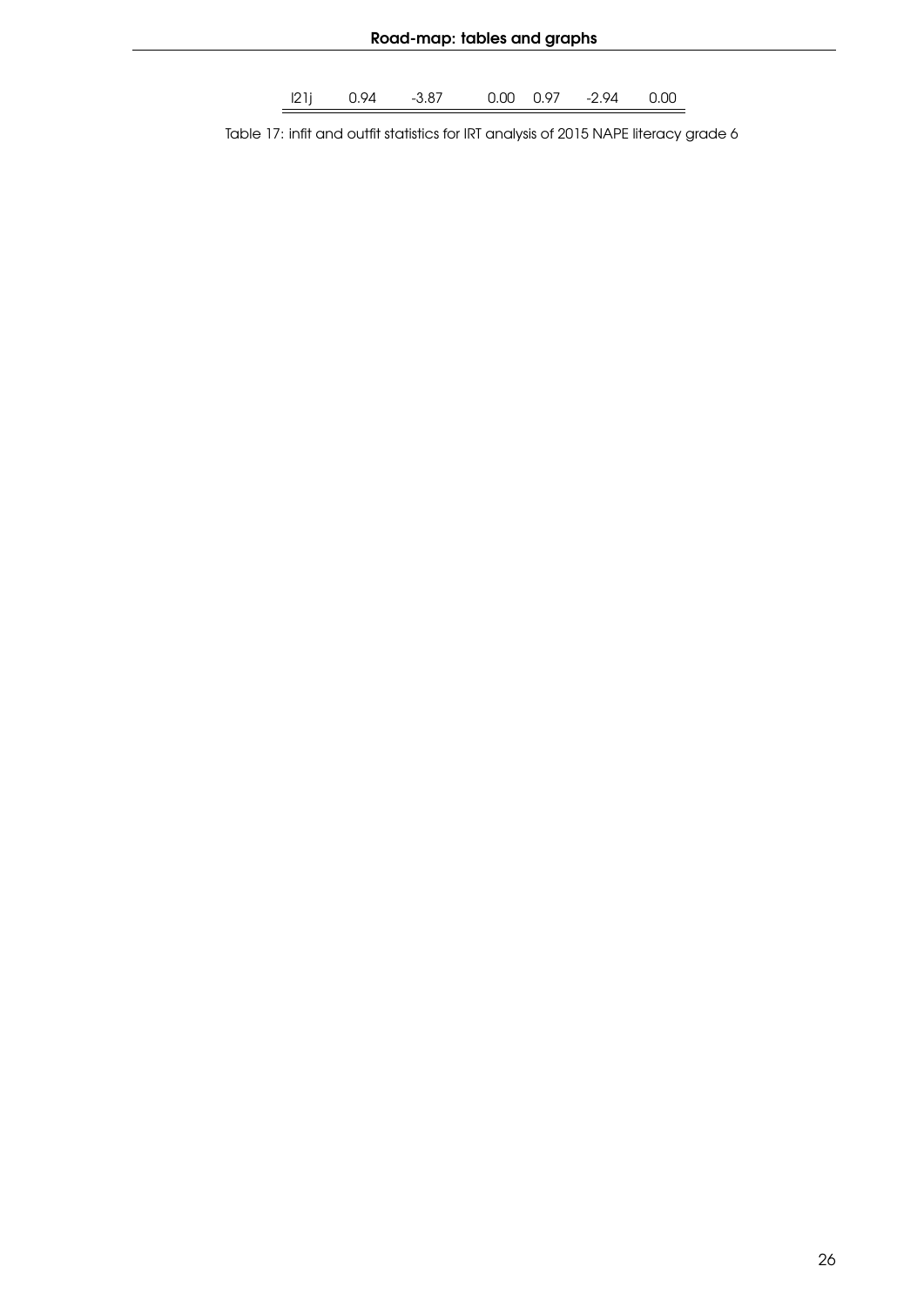| | | | | | | |
|---|---|---|---|---|---|---|
| l21j | 0.94 | -3.87 | 0.00 | 0.97 | -2.94 | 0.00 |

Table 17: infit and outfit statistics for IRT analysis of 2015 NAPE literacy grade 6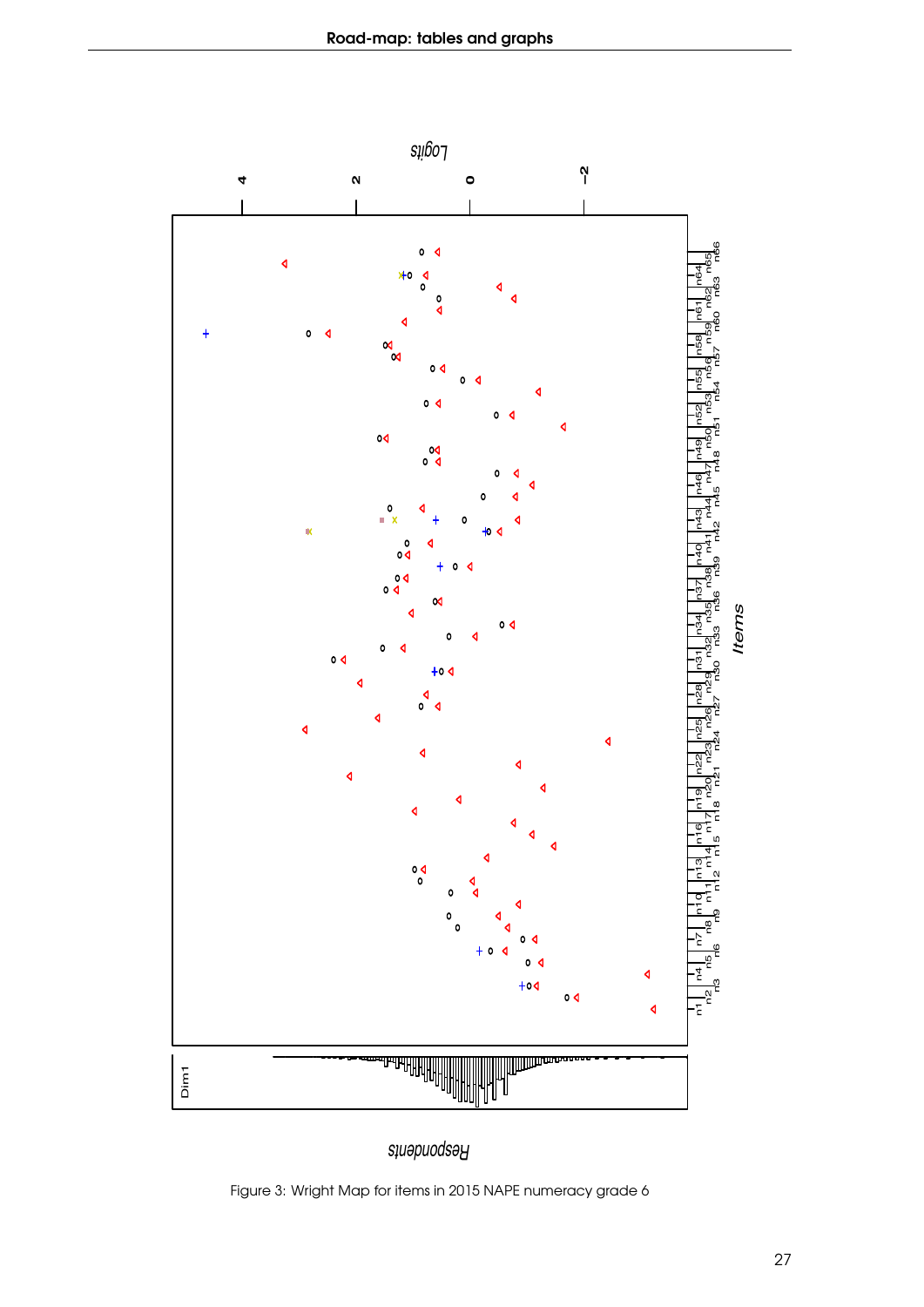Figure 3: Wright Map for items in 2015 NAPE numeracy grade 6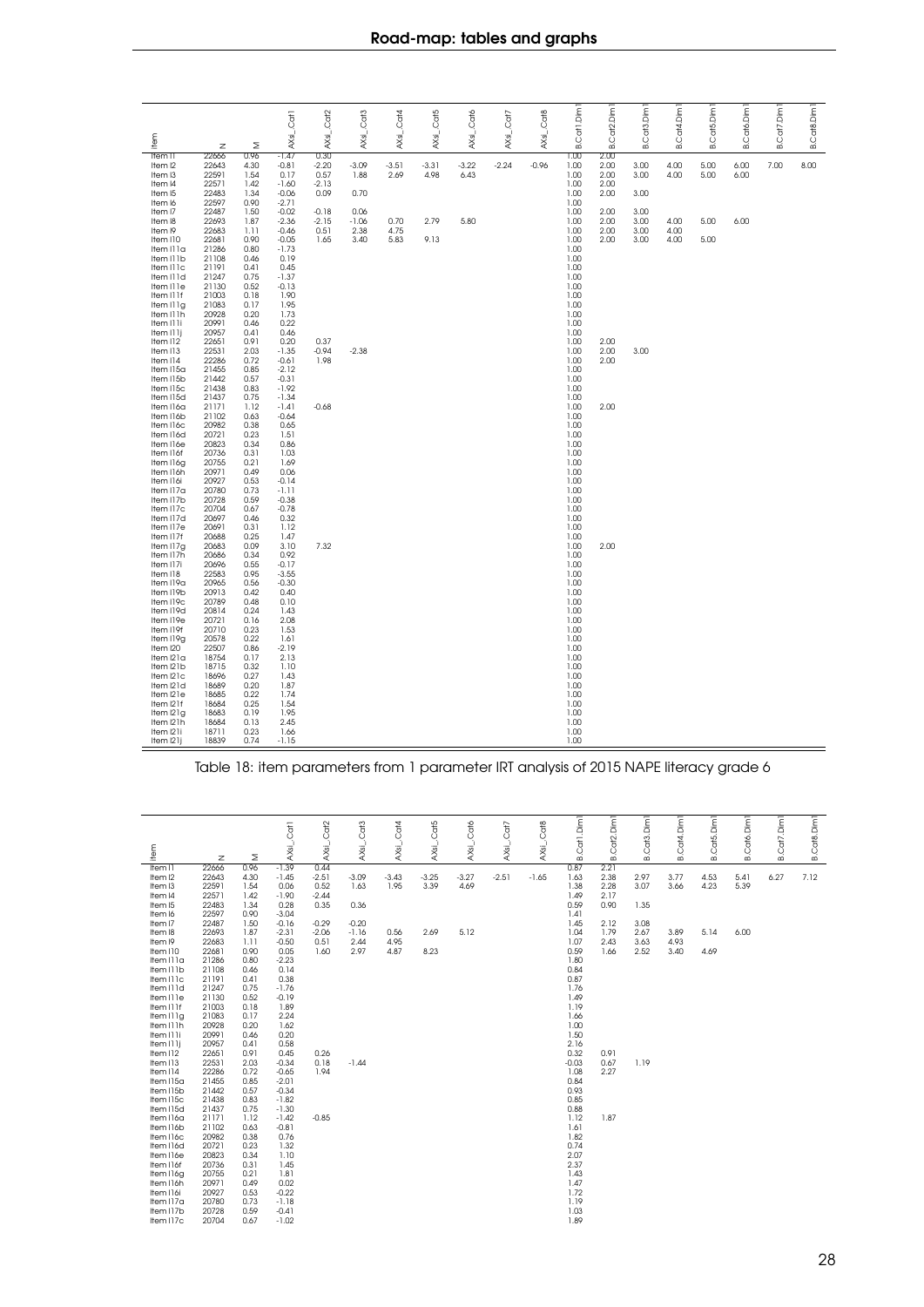| Item | N | M | AXsi_Cat1 | AXsi_Cat2 | AXsi_Cat3 | AXsi_Cat4 | AXsi_Cat5 | AXsi_Cat6 | AXsi_Cat7 | AXsi_Cat8 | B.Cat1.Dim1 | B.Cat2.Dim1 | B.Cat3.Dim1 | B.Cat4.Dim1 | B.Cat5.Dim1 | B.Cat6.Dim1 | B.Cat7.Dim1 | B.Cat8.Dim1 |
|---|---|---|---|---|---|---|---|---|---|---|---|---|---|---|---|---|---|---|
| Item I1 | 22666 | 0.96 | -1.47 | 0.30 | | | | | | | 1.00 | 2.00 | | | | | | |
| Item I2 | 22643 | 4.30 | -0.81 | -2.20 | -3.09 | -3.51 | -3.31 | -3.22 | -2.24 | -0.96 | 1.00 | 2.00 | 3.00 | 4.00 | 5.00 | 6.00 | 7.00 | 8.00 |
| Item I3 | 22591 | 1.54 | 0.17 | 0.57 | 1.88 | 2.69 | 4.98 | 6.43 | | | 1.00 | 2.00 | 3.00 | 4.00 | 5.00 | 6.00 | | |
| Item I4 | 22571 | 1.42 | -1.60 | -2.13 | | | | | | | 1.00 | 2.00 | | | | | | |
| Item I5 | 22483 | 1.34 | -0.06 | 0.09 | 0.70 | | | | | | 1.00 | 2.00 | 3.00 | | | | | |
| Item I6 | 22597 | 0.90 | -2.71 | | | | | | | | 1.00 | | | | | | | |
| Item I7 | 22487 | 1.50 | -0.02 | -0.18 | 0.06 | | | | | | 1.00 | 2.00 | 3.00 | | | | | |
| Item I8 | 22693 | 1.87 | -2.36 | -2.15 | -1.06 | 0.70 | 2.79 | 5.80 | | | 1.00 | 2.00 | 3.00 | 4.00 | 5.00 | 6.00 | | |
| Item I9 | 22683 | 1.11 | -0.46 | 0.51 | 2.38 | 4.75 | | | | | 1.00 | 2.00 | 3.00 | 4.00 | | | | |
| Item I10 | 22681 | 0.90 | -0.05 | 1.65 | 3.40 | 5.83 | 9.13 | | | | 1.00 | 2.00 | 3.00 | 4.00 | 5.00 | | | |
| Item I11a | 21286 | 0.80 | -1.73 | | | | | | | | 1.00 | | | | | | | |
| Item I11b | 21108 | 0.46 | 0.19 | | | | | | | | 1.00 | | | | | | | |
| Item I11c | 21191 | 0.41 | 0.45 | | | | | | | | 1.00 | | | | | | | |
| Item I11d | 21247 | 0.75 | -1.37 | | | | | | | | 1.00 | | | | | | | |
| Item I11e | 21130 | 0.52 | -0.13 | | | | | | | | 1.00 | | | | | | | |
| Item I11f | 21003 | 0.18 | 1.90 | | | | | | | | 1.00 | | | | | | | |
| Item I11g | 21083 | 0.17 | 1.95 | | | | | | | | 1.00 | | | | | | | |
| Item I11h | 20928 | 0.20 | 1.73 | | | | | | | | 1.00 | | | | | | | |
| Item I11i | 20991 | 0.46 | 0.22 | | | | | | | | 1.00 | | | | | | | |
| Item I11j | 20957 | 0.41 | 0.46 | | | | | | | | 1.00 | | | | | | | |
| Item I12 | 22651 | 0.91 | 0.20 | 0.37 | | | | | | | 1.00 | 2.00 | | | | | | |
| Item I13 | 22531 | 2.03 | -1.35 | -0.94 | -2.38 | | | | | | 1.00 | 2.00 | 3.00 | | | | | |
| Item I14 | 22286 | 0.72 | -0.61 | 1.98 | | | | | | | 1.00 | 2.00 | | | | | | |
| Item I15a | 21455 | 0.85 | -2.12 | | | | | | | | 1.00 | | | | | | | |
| Item I15b | 21442 | 0.57 | -0.31 | | | | | | | | 1.00 | | | | | | | |
| Item I15c | 21438 | 0.83 | -1.92 | | | | | | | | 1.00 | | | | | | | |
| Item I15d | 21437 | 0.75 | -1.34 | | | | | | | | 1.00 | | | | | | | |
| Item I16a | 21171 | 1.12 | -1.41 | -0.68 | | | | | | | 1.00 | 2.00 | | | | | | |
| Item I16b | 21102 | 0.63 | -0.64 | | | | | | | | 1.00 | | | | | | | |
| Item I16c | 20982 | 0.38 | 0.65 | | | | | | | | 1.00 | | | | | | | |
| Item I16d | 20721 | 0.23 | 1.51 | | | | | | | | 1.00 | | | | | | | |
| Item I16e | 20823 | 0.34 | 0.86 | | | | | | | | 1.00 | | | | | | | |
| Item I16f | 20736 | 0.31 | 1.03 | | | | | | | | 1.00 | | | | | | | |
| Item I16g | 20755 | 0.21 | 1.69 | | | | | | | | 1.00 | | | | | | | |
| Item I16h | 20971 | 0.49 | 0.06 | | | | | | | | 1.00 | | | | | | | |
| Item I16i | 20927 | 0.53 | -0.14 | | | | | | | | 1.00 | | | | | | | |
| Item I17a | 20780 | 0.73 | -1.11 | | | | | | | | 1.00 | | | | | | | |
| Item I17b | 20728 | 0.59 | -0.38 | | | | | | | | 1.00 | | | | | | | |
| Item I17c | 20704 | 0.67 | -0.78 | | | | | | | | 1.00 | | | | | | | |
| Item I17d | 20697 | 0.46 | 0.32 | | | | | | | | 1.00 | | | | | | | |
| Item I17e | 20691 | 0.31 | 1.12 | | | | | | | | 1.00 | | | | | | | |
| Item I17f | 20688 | 0.25 | 1.47 | | | | | | | | 1.00 | | | | | | | |
| Item I17g | 20683 | 0.09 | 3.10 | 7.32 | | | | | | | 1.00 | 2.00 | | | | | | |
| Item I17h | 20686 | 0.34 | 0.92 | | | | | | | | 1.00 | | | | | | | |
| Item I17i | 20696 | 0.55 | -0.17 | | | | | | | | 1.00 | | | | | | | |
| Item I18 | 22583 | 0.95 | -3.55 | | | | | | | | 1.00 | | | | | | | |
| Item I19a | 20965 | 0.56 | -0.30 | | | | | | | | 1.00 | | | | | | | |
| Item I19b | 20913 | 0.42 | 0.40 | | | | | | | | 1.00 | | | | | | | |
| Item I19c | 20789 | 0.48 | 0.10 | | | | | | | | 1.00 | | | | | | | |
| Item I19d | 20814 | 0.24 | 1.43 | | | | | | | | 1.00 | | | | | | | |
| Item I19e | 20721 | 0.16 | 2.08 | | | | | | | | 1.00 | | | | | | | |
| Item I19f | 20710 | 0.23 | 1.53 | | | | | | | | 1.00 | | | | | | | |
| Item I19g | 20578 | 0.22 | 1.61 | | | | | | | | 1.00 | | | | | | | |
| Item I20 | 22507 | 0.86 | -2.19 | | | | | | | | 1.00 | | | | | | | |
| Item I21a | 18754 | 0.17 | 2.13 | | | | | | | | 1.00 | | | | | | | |
| Item I21b | 18715 | 0.32 | 1.10 | | | | | | | | 1.00 | | | | | | | |
| Item I21c | 18696 | 0.27 | 1.43 | | | | | | | | 1.00 | | | | | | | |
| Item I21d | 18689 | 0.20 | 1.87 | | | | | | | | 1.00 | | | | | | | |
| Item I21e | 18685 | 0.22 | 1.74 | | | | | | | | 1.00 | | | | | | | |
| Item I21f | 18684 | 0.25 | 1.54 | | | | | | | | 1.00 | | | | | | | |
| Item I21g | 18683 | 0.19 | 1.95 | | | | | | | | 1.00 | | | | | | | |
| Item I21h | 18684 | 0.13 | 2.45 | | | | | | | | 1.00 | | | | | | | |
| Item I21i | 18711 | 0.23 | 1.66 | | | | | | | | 1.00 | | | | | | | |
| Item I21j | 18839 | 0.74 | -1.15 | | | | | | | | 1.00 | | | | | | | |

Table 18: item parameters from 1 parameter IRT analysis of 2015 NAPE literacy grade 6

| Item | N | M | AXsi_Cat1 | AXsi_Cat2 | AXsi_Cat3 | AXsi_Cat4 | AXsi_Cat5 | AXsi_Cat6 | AXsi_Cat7 | AXsi_Cat8 | B.Cat1.Dim1 | B.Cat2.Dim1 | B.Cat3.Dim1 | B.Cat4.Dim1 | B.Cat5.Dim1 | B.Cat6.Dim1 | B.Cat7.Dim1 | B.Cat8.Dim1 |
|---|---|---|---|---|---|---|---|---|---|---|---|---|---|---|---|---|---|---|
| Item I1 | 22666 | 0.96 | -1.39 | 0.44 | | | | | | | 0.87 | 2.21 | | | | | | |
| Item I2 | 22643 | 4.30 | -1.45 | -2.51 | -3.09 | -3.43 | -3.25 | -3.27 | -2.51 | -1.65 | 1.63 | 2.38 | 2.97 | 3.77 | 4.53 | 5.41 | 6.27 | 7.12 |
| Item I3 | 22591 | 1.54 | 0.06 | 0.52 | 1.63 | 1.95 | 3.39 | 4.69 | | | 1.38 | 2.28 | 3.07 | 3.66 | 4.23 | 5.39 | | |
| Item I4 | 22571 | 1.42 | -1.90 | -2.44 | | | | | | | 1.49 | 2.17 | | | | | | |
| Item I5 | 22483 | 1.34 | 0.28 | 0.35 | 0.36 | | | | | | 0.59 | 0.90 | 1.35 | | | | | |
| Item I6 | 22597 | 0.90 | -3.04 | | | | | | | | 1.41 | | | | | | | |
| Item I7 | 22487 | 1.50 | -0.16 | -0.29 | -0.20 | | | | | | 1.45 | 2.12 | 3.08 | | | | | |
| Item I8 | 22693 | 1.87 | -2.31 | -2.06 | -1.16 | 0.56 | 2.69 | 5.12 | | | 1.04 | 1.79 | 2.67 | 3.89 | 5.14 | 6.00 | | |
| Item I9 | 22683 | 1.11 | -0.50 | 0.51 | 2.44 | 4.95 | | | | | 1.07 | 2.43 | 3.63 | 4.93 | | | | |
| Item I10 | 22681 | 0.90 | 0.05 | 1.60 | 2.97 | 4.87 | 8.23 | | | | 0.59 | 1.66 | 2.52 | 3.40 | 4.69 | | | |
| Item I11a | 21286 | 0.80 | -2.23 | | | | | | | | 1.80 | | | | | | | |
| Item I11b | 21108 | 0.46 | 0.14 | | | | | | | | 0.84 | | | | | | | |
| Item I11c | 21191 | 0.41 | 0.38 | | | | | | | | 0.87 | | | | | | | |
| Item I11d | 21247 | 0.75 | -1.76 | | | | | | | | 1.76 | | | | | | | |
| Item I11e | 21130 | 0.52 | -0.19 | | | | | | | | 1.49 | | | | | | | |
| Item I11f | 21003 | 0.18 | 1.89 | | | | | | | | 1.19 | | | | | | | |
| Item I11g | 21083 | 0.17 | 2.24 | | | | | | | | 1.66 | | | | | | | |
| Item I11h | 20928 | 0.20 | 1.62 | | | | | | | | 1.00 | | | | | | | |
| Item I11i | 20991 | 0.46 | 0.20 | | | | | | | | 1.50 | | | | | | | |
| Item I11j | 20957 | 0.41 | 0.58 | | | | | | | | 2.16 | | | | | | | |
| Item I12 | 22651 | 0.91 | 0.45 | 0.26 | | | | | | | 0.32 | 0.91 | | | | | | |
| Item I13 | 22531 | 2.03 | -0.34 | 0.18 | -1.44 | | | | | | -0.03 | 0.67 | 1.19 | | | | | |
| Item I14 | 22286 | 0.72 | -0.65 | 1.94 | | | | | | | 1.08 | 2.27 | | | | | | |
| Item I15a | 21455 | 0.85 | -2.01 | | | | | | | | 0.84 | | | | | | | |
| Item I15b | 21442 | 0.57 | -0.34 | | | | | | | | 0.93 | | | | | | | |
| Item I15c | 21438 | 0.83 | -1.82 | | | | | | | | 0.85 | | | | | | | |
| Item I15d | 21437 | 0.75 | -1.30 | | | | | | | | 0.88 | | | | | | | |
| Item I16a | 21171 | 1.12 | -1.42 | -0.85 | | | | | | | 1.12 | 1.87 | | | | | | |
| Item I16b | 21102 | 0.63 | -0.81 | | | | | | | | 1.61 | | | | | | | |
| Item I16c | 20982 | 0.38 | 0.76 | | | | | | | | 1.82 | | | | | | | |
| Item I16d | 20721 | 0.23 | 1.32 | | | | | | | | 0.74 | | | | | | | |
| Item I16e | 20823 | 0.34 | 1.10 | | | | | | | | 2.07 | | | | | | | |
| Item I16f | 20736 | 0.31 | 1.45 | | | | | | | | 2.37 | | | | | | | |
| Item I16g | 20755 | 0.21 | 1.81 | | | | | | | | 1.43 | | | | | | | |
| Item I16h | 20971 | 0.49 | 0.02 | | | | | | | | 1.47 | | | | | | | |
| Item I16i | 20927 | 0.53 | -0.22 | | | | | | | | 1.72 | | | | | | | |
| Item I17a | 20780 | 0.73 | -1.18 | | | | | | | | 1.19 | | | | | | | |
| Item I17b | 20728 | 0.59 | -0.41 | | | | | | | | 1.03 | | | | | | | |
| Item I17c | 20704 | 0.67 | -1.02 | | | | | | | | 1.89 | | | | | | | |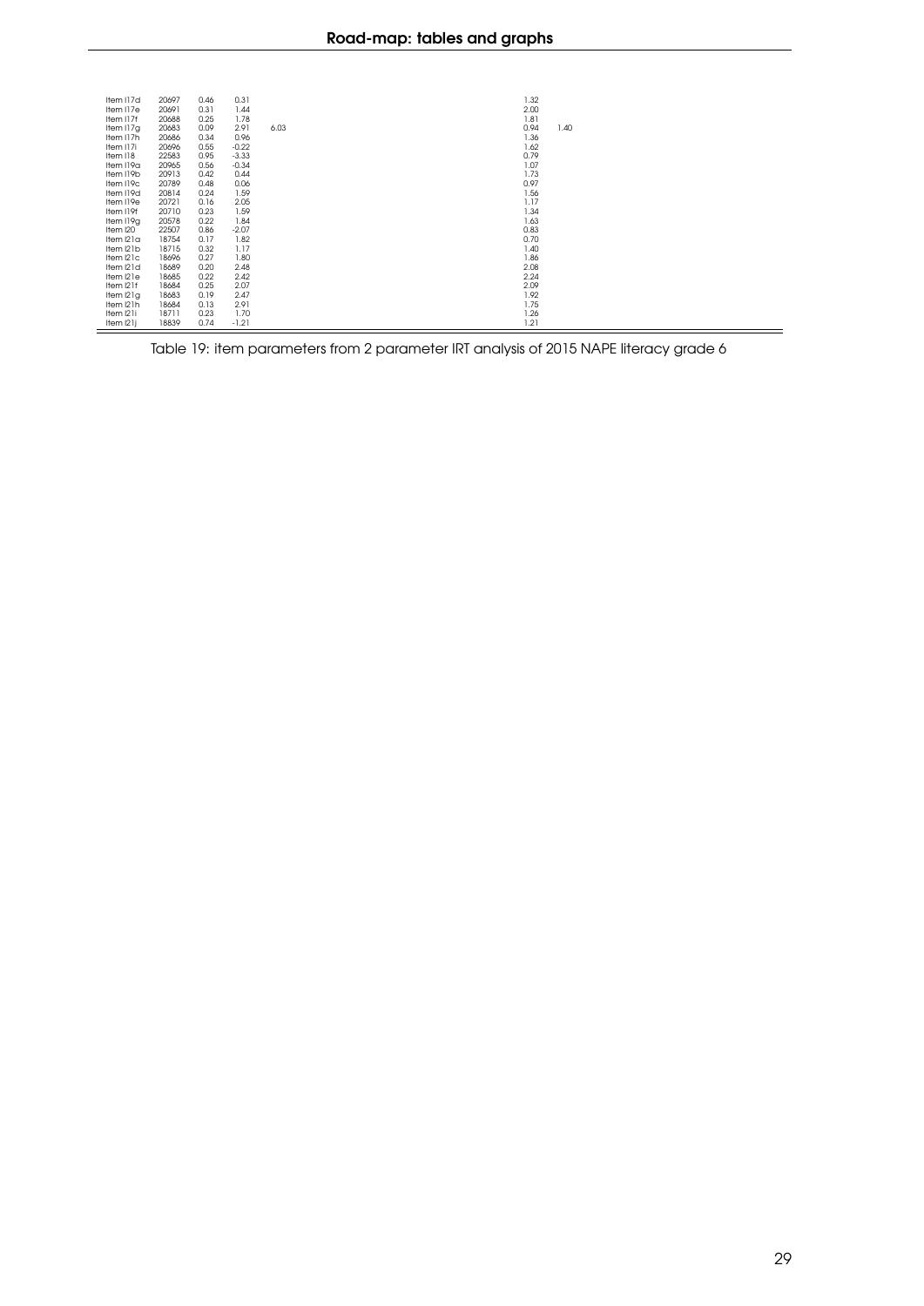| | | | | | | |
|---|---|---|---|---|---|---|
| Item l17d | 20697 | 0.46 | 0.31 | | 1.32 | |
| Item l17e | 20691 | 0.31 | 1.44 | | 2.00 | |
| Item l17f | 20688 | 0.25 | 1.78 | | 1.81 | |
| Item l17g | 20683 | 0.09 | 2.91 | 6.03 | 0.94 | 1.40 |
| Item l17h | 20686 | 0.34 | 0.96 | | 1.36 | |
| Item l17i | 20696 | 0.55 | -0.22 | | 1.62 | |
| Item l18 | 22583 | 0.95 | -3.33 | | 0.79 | |
| Item l19a | 20965 | 0.56 | -0.34 | | 1.07 | |
| Item l19b | 20913 | 0.42 | 0.44 | | 1.73 | |
| Item l19c | 20789 | 0.48 | 0.06 | | 0.97 | |
| Item l19d | 20814 | 0.24 | 1.59 | | 1.56 | |
| Item l19e | 20721 | 0.16 | 2.05 | | 1.17 | |
| Item l19f | 20710 | 0.23 | 1.59 | | 1.34 | |
| Item l19g | 20578 | 0.22 | 1.84 | | 1.63 | |
| Item l20 | 22507 | 0.86 | -2.07 | | 0.83 | |
| Item l21a | 18754 | 0.17 | 1.82 | | 0.70 | |
| Item l21b | 18715 | 0.32 | 1.17 | | 1.40 | |
| Item l21c | 18696 | 0.27 | 1.80 | | 1.86 | |
| Item l21d | 18689 | 0.20 | 2.48 | | 2.08 | |
| Item l21e | 18685 | 0.22 | 2.42 | | 2.24 | |
| Item l21f | 18684 | 0.25 | 2.07 | | 2.09 | |
| Item l21g | 18683 | 0.19 | 2.47 | | 1.92 | |
| Item l21h | 18684 | 0.13 | 2.91 | | 1.75 | |
| Item l21i | 18711 | 0.23 | 1.70 | | 1.26 | |
| Item l21j | 18839 | 0.74 | -1.21 | | 1.21 | |

Table 19: item parameters from 2 parameter IRT analysis of 2015 NAPE literacy grade 6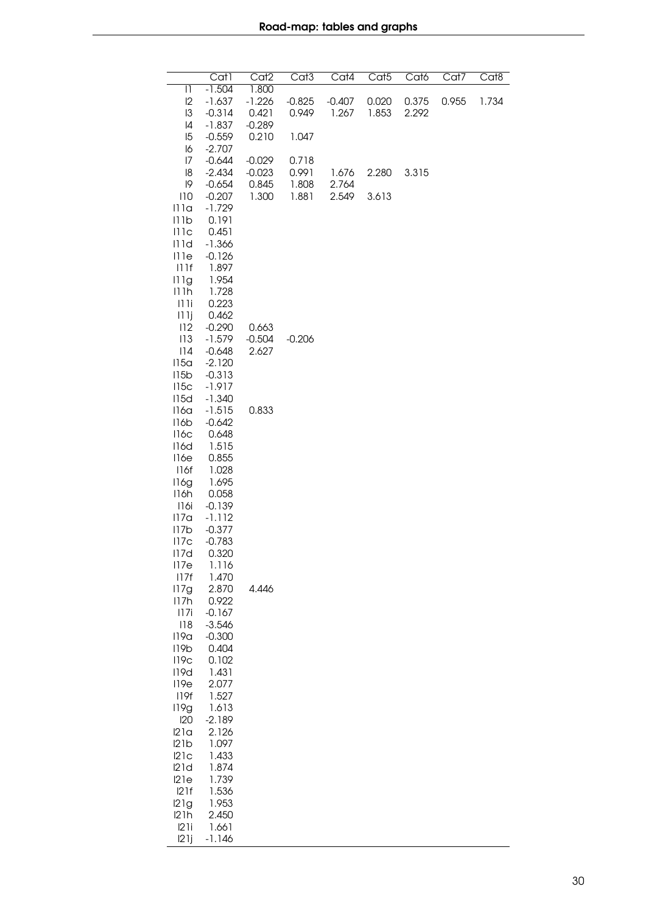| | Cat1 | Cat2 | Cat3 | Cat4 | Cat5 | Cat6 | Cat7 | Cat8 |
|---|---|---|---|---|---|---|---|---|
| I1 | -1.504 | 1.800 | | | | | | |
| I2 | -1.637 | -1.226 | -0.825 | -0.407 | 0.020 | 0.375 | 0.955 | 1.734 |
| I3 | -0.314 | 0.421 | 0.949 | 1.267 | 1.853 | 2.292 | | |
| I4 | -1.837 | -0.289 | | | | | | |
| I5 | -0.559 | 0.210 | 1.047 | | | | | |
| I6 | -2.707 | | | | | | | |
| I7 | -0.644 | -0.029 | 0.718 | | | | | |
| I8 | -2.434 | -0.023 | 0.991 | 1.676 | 2.280 | 3.315 | | |
| I9 | -0.654 | 0.845 | 1.808 | 2.764 | | | | |
| I10 | -0.207 | 1.300 | 1.881 | 2.549 | 3.613 | | | |
| I11a | -1.729 | | | | | | | |
| I11b | 0.191 | | | | | | | |
| I11c | 0.451 | | | | | | | |
| I11d | -1.366 | | | | | | | |
| I11e | -0.126 | | | | | | | |
| I11f | 1.897 | | | | | | | |
| I11g | 1.954 | | | | | | | |
| I11h | 1.728 | | | | | | | |
| I11i | 0.223 | | | | | | | |
| I11j | 0.462 | | | | | | | |
| I12 | -0.290 | 0.663 | | | | | | |
| I13 | -1.579 | -0.504 | -0.206 | | | | | |
| I14 | -0.648 | 2.627 | | | | | | |
| I15a | -2.120 | | | | | | | |
| I15b | -0.313 | | | | | | | |
| I15c | -1.917 | | | | | | | |
| I15d | -1.340 | | | | | | | |
| I16a | -1.515 | 0.833 | | | | | | |
| I16b | -0.642 | | | | | | | |
| I16c | 0.648 | | | | | | | |
| I16d | 1.515 | | | | | | | |
| I16e | 0.855 | | | | | | | |
| I16f | 1.028 | | | | | | | |
| I16g | 1.695 | | | | | | | |
| I16h | 0.058 | | | | | | | |
| I16i | -0.139 | | | | | | | |
| I17a | -1.112 | | | | | | | |
| I17b | -0.377 | | | | | | | |
| I17c | -0.783 | | | | | | | |
| I17d | 0.320 | | | | | | | |
| I17e | 1.116 | | | | | | | |
| I17f | 1.470 | | | | | | | |
| I17g | 2.870 | 4.446 | | | | | | |
| I17h | 0.922 | | | | | | | |
| I17i | -0.167 | | | | | | | |
| I18 | -3.546 | | | | | | | |
| I19a | -0.300 | | | | | | | |
| I19b | 0.404 | | | | | | | |
| I19c | 0.102 | | | | | | | |
| I19d | 1.431 | | | | | | | |
| I19e | 2.077 | | | | | | | |
| I19f | 1.527 | | | | | | | |
| I19g | 1.613 | | | | | | | |
| I20 | -2.189 | | | | | | | |
| I21a | 2.126 | | | | | | | |
| I21b | 1.097 | | | | | | | |
| I21c | 1.433 | | | | | | | |
| I21d | 1.874 | | | | | | | |
| I21e | 1.739 | | | | | | | |
| I21f | 1.536 | | | | | | | |
| I21g | 1.953 | | | | | | | |
| I21h | 2.450 | | | | | | | |
| I21i | 1.661 | | | | | | | |
| I21j | -1.146 | | | | | | | |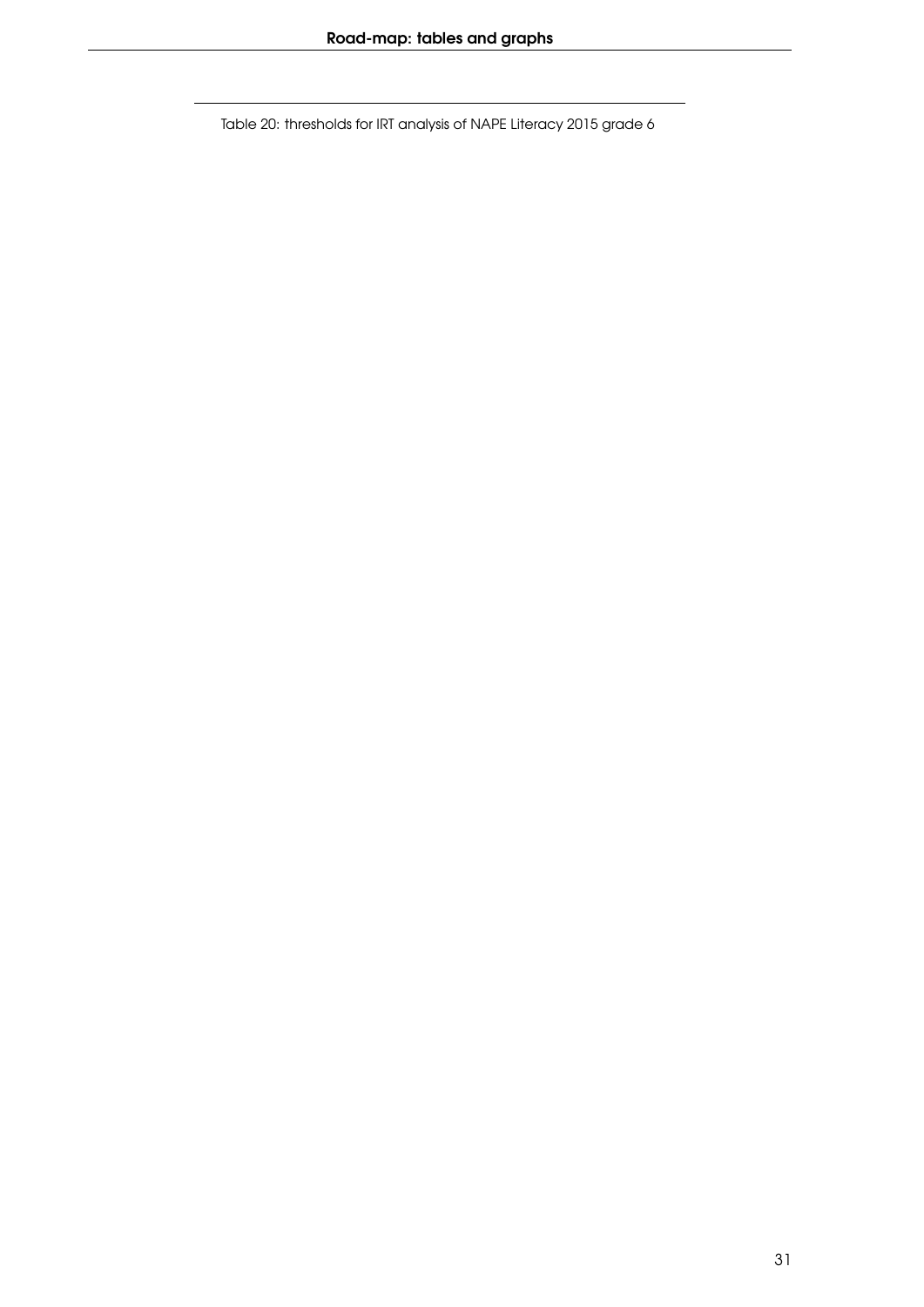Table 20: thresholds for IRT analysis of NAPE Literacy 2015 grade 6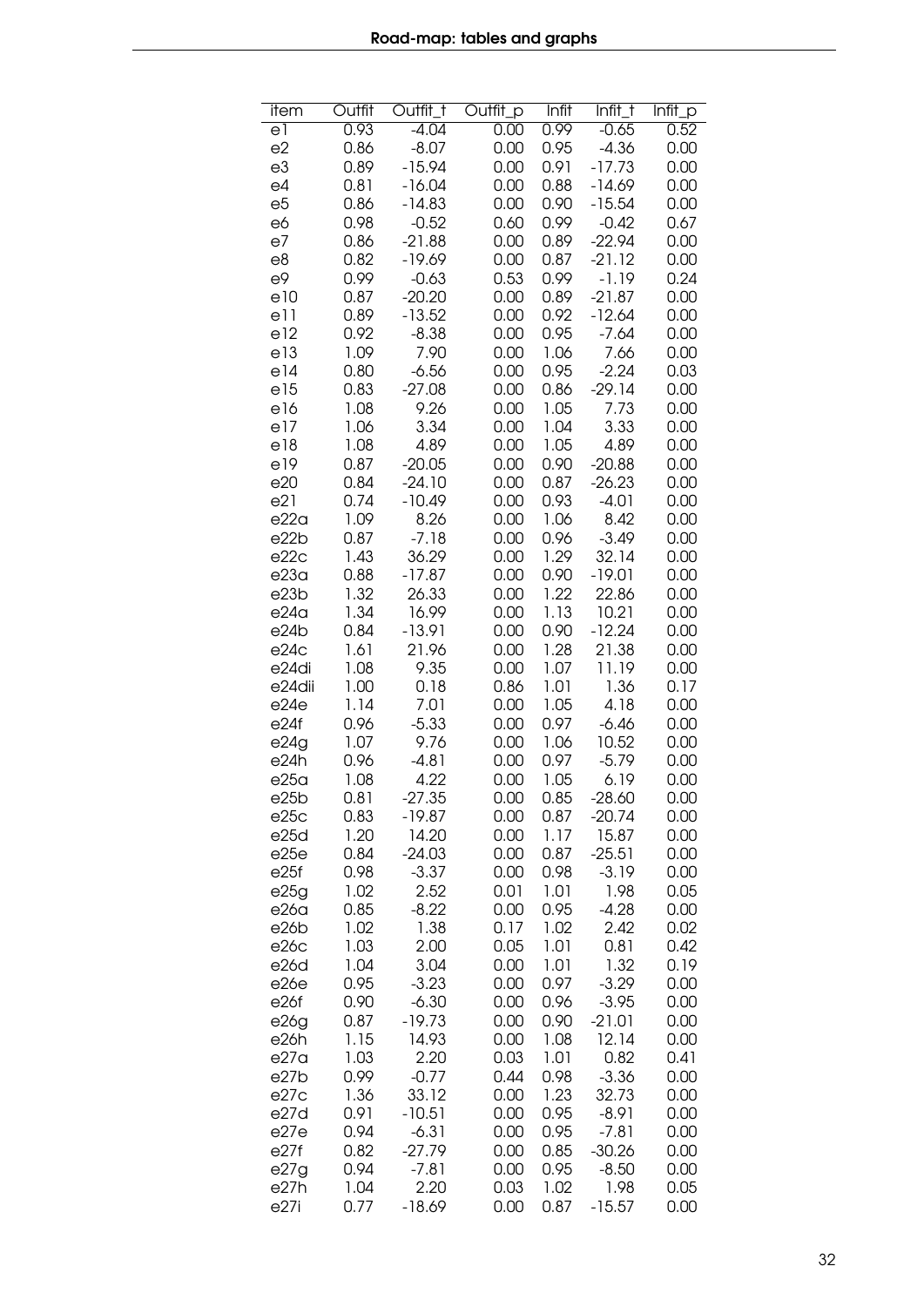| item | Outfit | Outfit_t | Outfit_p | Infit | Infit_t | Infit_p |
|---|---|---|---|---|---|---|
| e1 | 0.93 | -4.04 | 0.00 | 0.99 | -0.65 | 0.52 |
| e2 | 0.86 | -8.07 | 0.00 | 0.95 | -4.36 | 0.00 |
| e3 | 0.89 | -15.94 | 0.00 | 0.91 | -17.73 | 0.00 |
| e4 | 0.81 | -16.04 | 0.00 | 0.88 | -14.69 | 0.00 |
| e5 | 0.86 | -14.83 | 0.00 | 0.90 | -15.54 | 0.00 |
| e6 | 0.98 | -0.52 | 0.60 | 0.99 | -0.42 | 0.67 |
| e7 | 0.86 | -21.88 | 0.00 | 0.89 | -22.94 | 0.00 |
| e8 | 0.82 | -19.69 | 0.00 | 0.87 | -21.12 | 0.00 |
| e9 | 0.99 | -0.63 | 0.53 | 0.99 | -1.19 | 0.24 |
| e10 | 0.87 | -20.20 | 0.00 | 0.89 | -21.87 | 0.00 |
| e11 | 0.89 | -13.52 | 0.00 | 0.92 | -12.64 | 0.00 |
| e12 | 0.92 | -8.38 | 0.00 | 0.95 | -7.64 | 0.00 |
| e13 | 1.09 | 7.90 | 0.00 | 1.06 | 7.66 | 0.00 |
| e14 | 0.80 | -6.56 | 0.00 | 0.95 | -2.24 | 0.03 |
| e15 | 0.83 | -27.08 | 0.00 | 0.86 | -29.14 | 0.00 |
| e16 | 1.08 | 9.26 | 0.00 | 1.05 | 7.73 | 0.00 |
| e17 | 1.06 | 3.34 | 0.00 | 1.04 | 3.33 | 0.00 |
| e18 | 1.08 | 4.89 | 0.00 | 1.05 | 4.89 | 0.00 |
| e19 | 0.87 | -20.05 | 0.00 | 0.90 | -20.88 | 0.00 |
| e20 | 0.84 | -24.10 | 0.00 | 0.87 | -26.23 | 0.00 |
| e21 | 0.74 | -10.49 | 0.00 | 0.93 | -4.01 | 0.00 |
| e22a | 1.09 | 8.26 | 0.00 | 1.06 | 8.42 | 0.00 |
| e22b | 0.87 | -7.18 | 0.00 | 0.96 | -3.49 | 0.00 |
| e22c | 1.43 | 36.29 | 0.00 | 1.29 | 32.14 | 0.00 |
| e23a | 0.88 | -17.87 | 0.00 | 0.90 | -19.01 | 0.00 |
| e23b | 1.32 | 26.33 | 0.00 | 1.22 | 22.86 | 0.00 |
| e24a | 1.34 | 16.99 | 0.00 | 1.13 | 10.21 | 0.00 |
| e24b | 0.84 | -13.91 | 0.00 | 0.90 | -12.24 | 0.00 |
| e24c | 1.61 | 21.96 | 0.00 | 1.28 | 21.38 | 0.00 |
| e24di | 1.08 | 9.35 | 0.00 | 1.07 | 11.19 | 0.00 |
| e24dii | 1.00 | 0.18 | 0.86 | 1.01 | 1.36 | 0.17 |
| e24e | 1.14 | 7.01 | 0.00 | 1.05 | 4.18 | 0.00 |
| e24f | 0.96 | -5.33 | 0.00 | 0.97 | -6.46 | 0.00 |
| e24g | 1.07 | 9.76 | 0.00 | 1.06 | 10.52 | 0.00 |
| e24h | 0.96 | -4.81 | 0.00 | 0.97 | -5.79 | 0.00 |
| e25a | 1.08 | 4.22 | 0.00 | 1.05 | 6.19 | 0.00 |
| e25b | 0.81 | -27.35 | 0.00 | 0.85 | -28.60 | 0.00 |
| e25c | 0.83 | -19.87 | 0.00 | 0.87 | -20.74 | 0.00 |
| e25d | 1.20 | 14.20 | 0.00 | 1.17 | 15.87 | 0.00 |
| e25e | 0.84 | -24.03 | 0.00 | 0.87 | -25.51 | 0.00 |
| e25f | 0.98 | -3.37 | 0.00 | 0.98 | -3.19 | 0.00 |
| e25g | 1.02 | 2.52 | 0.01 | 1.01 | 1.98 | 0.05 |
| e26a | 0.85 | -8.22 | 0.00 | 0.95 | -4.28 | 0.00 |
| e26b | 1.02 | 1.38 | 0.17 | 1.02 | 2.42 | 0.02 |
| e26c | 1.03 | 2.00 | 0.05 | 1.01 | 0.81 | 0.42 |
| e26d | 1.04 | 3.04 | 0.00 | 1.01 | 1.32 | 0.19 |
| e26e | 0.95 | -3.23 | 0.00 | 0.97 | -3.29 | 0.00 |
| e26f | 0.90 | -6.30 | 0.00 | 0.96 | -3.95 | 0.00 |
| e26g | 0.87 | -19.73 | 0.00 | 0.90 | -21.01 | 0.00 |
| e26h | 1.15 | 14.93 | 0.00 | 1.08 | 12.14 | 0.00 |
| e27a | 1.03 | 2.20 | 0.03 | 1.01 | 0.82 | 0.41 |
| e27b | 0.99 | -0.77 | 0.44 | 0.98 | -3.36 | 0.00 |
| e27c | 1.36 | 33.12 | 0.00 | 1.23 | 32.73 | 0.00 |
| e27d | 0.91 | -10.51 | 0.00 | 0.95 | -8.91 | 0.00 |
| e27e | 0.94 | -6.31 | 0.00 | 0.95 | -7.81 | 0.00 |
| e27f | 0.82 | -27.79 | 0.00 | 0.85 | -30.26 | 0.00 |
| e27g | 0.94 | -7.81 | 0.00 | 0.95 | -8.50 | 0.00 |
| e27h | 1.04 | 2.20 | 0.03 | 1.02 | 1.98 | 0.05 |
| e27i | 0.77 | -18.69 | 0.00 | 0.87 | -15.57 | 0.00 |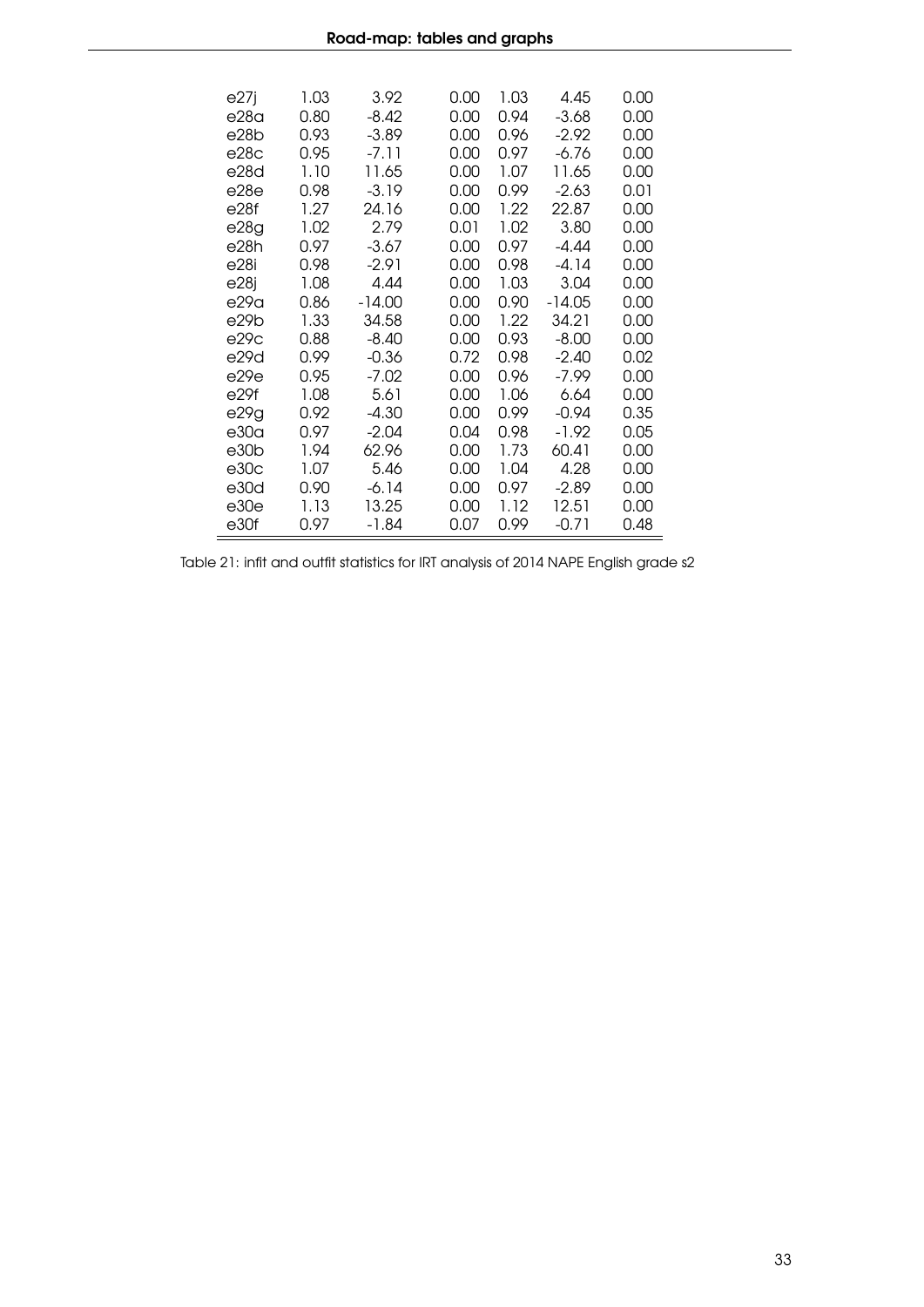| | | | | | | |
|---|---|---|---|---|---|---|
| e27j | 1.03 | 3.92 | 0.00 | 1.03 | 4.45 | 0.00 |
| e28a | 0.80 | -8.42 | 0.00 | 0.94 | -3.68 | 0.00 |
| e28b | 0.93 | -3.89 | 0.00 | 0.96 | -2.92 | 0.00 |
| e28c | 0.95 | -7.11 | 0.00 | 0.97 | -6.76 | 0.00 |
| e28d | 1.10 | 11.65 | 0.00 | 1.07 | 11.65 | 0.00 |
| e28e | 0.98 | -3.19 | 0.00 | 0.99 | -2.63 | 0.01 |
| e28f | 1.27 | 24.16 | 0.00 | 1.22 | 22.87 | 0.00 |
| e28g | 1.02 | 2.79 | 0.01 | 1.02 | 3.80 | 0.00 |
| e28h | 0.97 | -3.67 | 0.00 | 0.97 | -4.44 | 0.00 |
| e28i | 0.98 | -2.91 | 0.00 | 0.98 | -4.14 | 0.00 |
| e28j | 1.08 | 4.44 | 0.00 | 1.03 | 3.04 | 0.00 |
| e29a | 0.86 | -14.00 | 0.00 | 0.90 | -14.05 | 0.00 |
| e29b | 1.33 | 34.58 | 0.00 | 1.22 | 34.21 | 0.00 |
| e29c | 0.88 | -8.40 | 0.00 | 0.93 | -8.00 | 0.00 |
| e29d | 0.99 | -0.36 | 0.72 | 0.98 | -2.40 | 0.02 |
| e29e | 0.95 | -7.02 | 0.00 | 0.96 | -7.99 | 0.00 |
| e29f | 1.08 | 5.61 | 0.00 | 1.06 | 6.64 | 0.00 |
| e29g | 0.92 | -4.30 | 0.00 | 0.99 | -0.94 | 0.35 |
| e30a | 0.97 | -2.04 | 0.04 | 0.98 | -1.92 | 0.05 |
| e30b | 1.94 | 62.96 | 0.00 | 1.73 | 60.41 | 0.00 |
| e30c | 1.07 | 5.46 | 0.00 | 1.04 | 4.28 | 0.00 |
| e30d | 0.90 | -6.14 | 0.00 | 0.97 | -2.89 | 0.00 |
| e30e | 1.13 | 13.25 | 0.00 | 1.12 | 12.51 | 0.00 |
| e30f | 0.97 | -1.84 | 0.07 | 0.99 | -0.71 | 0.48 |

Table 21: infit and outfit statistics for IRT analysis of 2014 NAPE English grade s2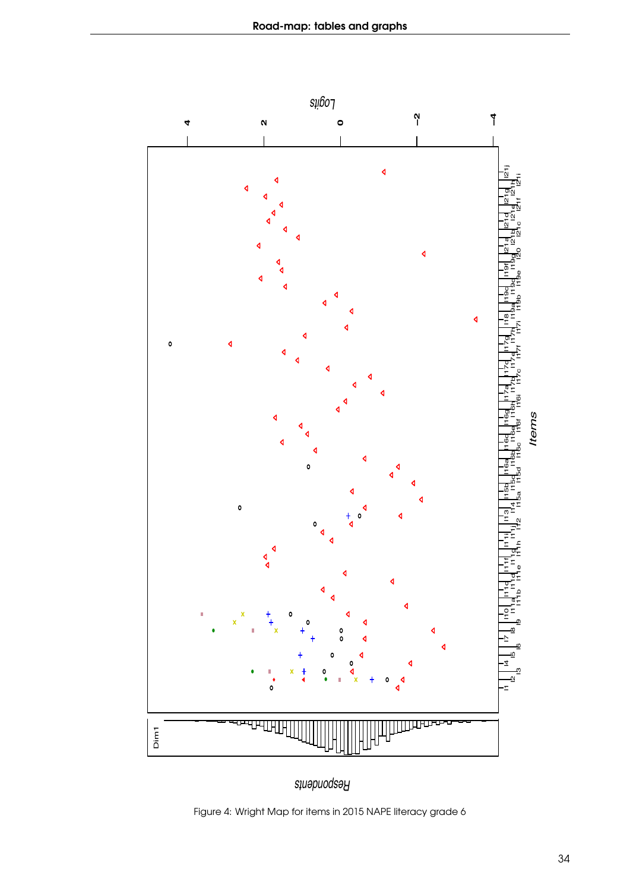Figure 4: Wright Map for items in 2015 NAPE literacy grade 6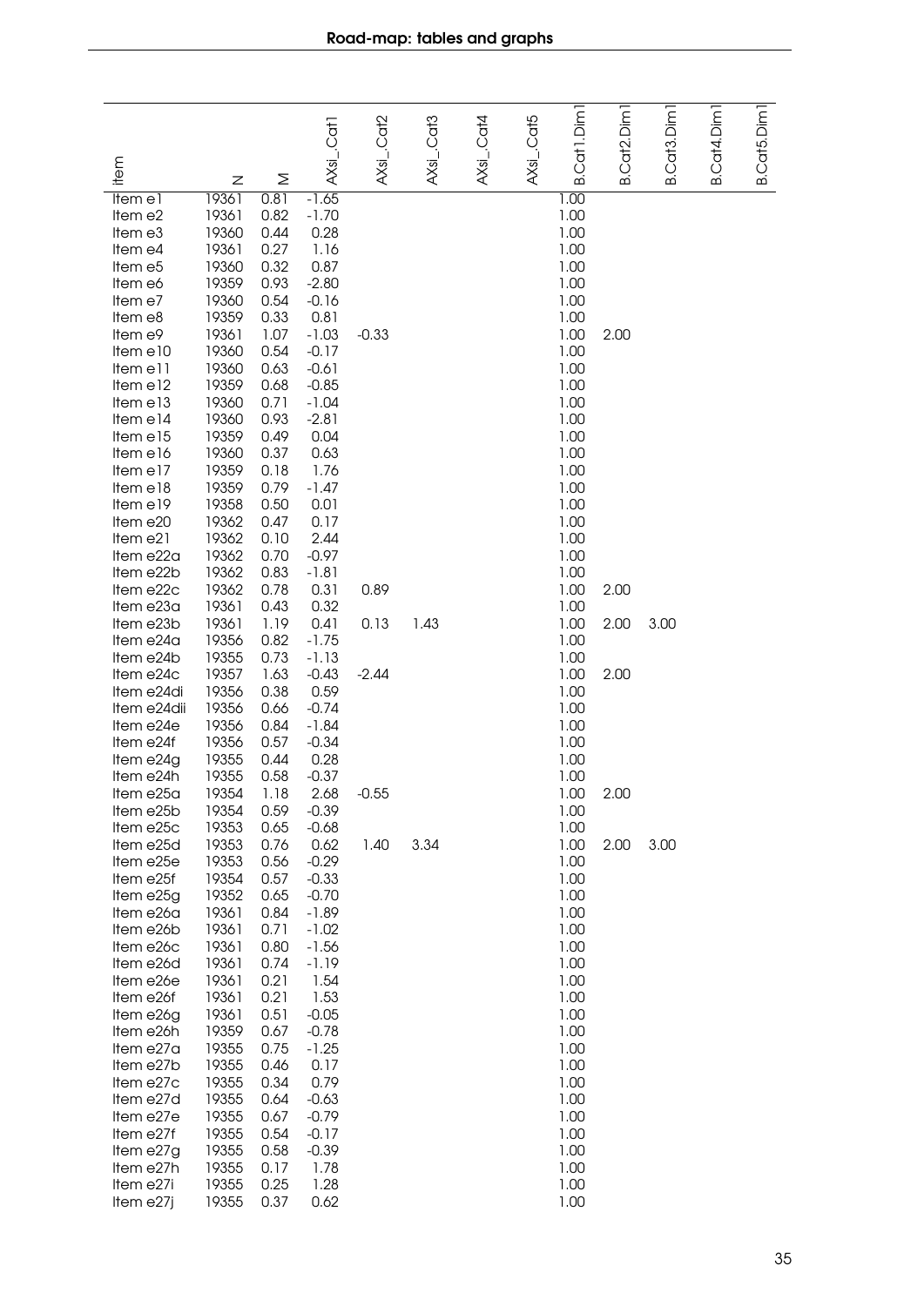| item | N | M | AXsi_.Cat1 | AXsi_.Cat2 | AXsi_.Cat3 | AXsi_.Cat4 | AXsi_.Cat5 | B.Cat1.Dim1 | B.Cat2.Dim1 | B.Cat3.Dim1 | B.Cat4.Dim1 | B.Cat5.Dim1 |
|---|---|---|---|---|---|---|---|---|---|---|---|---|
| Item e1 | 19361 | 0.81 | -1.65 | | | | | 1.00 | | | | |
| Item e2 | 19361 | 0.82 | -1.70 | | | | | 1.00 | | | | |
| Item e3 | 19360 | 0.44 | 0.28 | | | | | 1.00 | | | | |
| Item e4 | 19361 | 0.27 | 1.16 | | | | | 1.00 | | | | |
| Item e5 | 19360 | 0.32 | 0.87 | | | | | 1.00 | | | | |
| Item e6 | 19359 | 0.93 | -2.80 | | | | | 1.00 | | | | |
| Item e7 | 19360 | 0.54 | -0.16 | | | | | 1.00 | | | | |
| Item e8 | 19359 | 0.33 | 0.81 | | | | | 1.00 | | | | |
| Item e9 | 19361 | 1.07 | -1.03 | -0.33 | | | | 1.00 | 2.00 | | | |
| Item e10 | 19360 | 0.54 | -0.17 | | | | | 1.00 | | | | |
| Item e11 | 19360 | 0.63 | -0.61 | | | | | 1.00 | | | | |
| Item e12 | 19359 | 0.68 | -0.85 | | | | | 1.00 | | | | |
| Item e13 | 19360 | 0.71 | -1.04 | | | | | 1.00 | | | | |
| Item e14 | 19360 | 0.93 | -2.81 | | | | | 1.00 | | | | |
| Item e15 | 19359 | 0.49 | 0.04 | | | | | 1.00 | | | | |
| Item e16 | 19360 | 0.37 | 0.63 | | | | | 1.00 | | | | |
| Item e17 | 19359 | 0.18 | 1.76 | | | | | 1.00 | | | | |
| Item e18 | 19359 | 0.79 | -1.47 | | | | | 1.00 | | | | |
| Item e19 | 19358 | 0.50 | 0.01 | | | | | 1.00 | | | | |
| Item e20 | 19362 | 0.47 | 0.17 | | | | | 1.00 | | | | |
| Item e21 | 19362 | 0.10 | 2.44 | | | | | 1.00 | | | | |
| Item e22a | 19362 | 0.70 | -0.97 | | | | | 1.00 | | | | |
| Item e22b | 19362 | 0.83 | -1.81 | | | | | 1.00 | | | | |
| Item e22c | 19362 | 0.78 | 0.31 | 0.89 | | | | 1.00 | 2.00 | | | |
| Item e23a | 19361 | 0.43 | 0.32 | | | | | 1.00 | | | | |
| Item e23b | 19361 | 1.19 | 0.41 | 0.13 | 1.43 | | | 1.00 | 2.00 | 3.00 | | |
| Item e24a | 19356 | 0.82 | -1.75 | | | | | 1.00 | | | | |
| Item e24b | 19355 | 0.73 | -1.13 | | | | | 1.00 | | | | |
| Item e24c | 19357 | 1.63 | -0.43 | -2.44 | | | | 1.00 | 2.00 | | | |
| Item e24di | 19356 | 0.38 | 0.59 | | | | | 1.00 | | | | |
| Item e24dii | 19356 | 0.66 | -0.74 | | | | | 1.00 | | | | |
| Item e24e | 19356 | 0.84 | -1.84 | | | | | 1.00 | | | | |
| Item e24f | 19356 | 0.57 | -0.34 | | | | | 1.00 | | | | |
| Item e24g | 19355 | 0.44 | 0.28 | | | | | 1.00 | | | | |
| Item e24h | 19355 | 0.58 | -0.37 | | | | | 1.00 | | | | |
| Item e25a | 19354 | 1.18 | 2.68 | -0.55 | | | | 1.00 | 2.00 | | | |
| Item e25b | 19354 | 0.59 | -0.39 | | | | | 1.00 | | | | |
| Item e25c | 19353 | 0.65 | -0.68 | | | | | 1.00 | | | | |
| Item e25d | 19353 | 0.76 | 0.62 | 1.40 | 3.34 | | | 1.00 | 2.00 | 3.00 | | |
| Item e25e | 19353 | 0.56 | -0.29 | | | | | 1.00 | | | | |
| Item e25f | 19354 | 0.57 | -0.33 | | | | | 1.00 | | | | |
| Item e25g | 19352 | 0.65 | -0.70 | | | | | 1.00 | | | | |
| Item e26a | 19361 | 0.84 | -1.89 | | | | | 1.00 | | | | |
| Item e26b | 19361 | 0.71 | -1.02 | | | | | 1.00 | | | | |
| Item e26c | 19361 | 0.80 | -1.56 | | | | | 1.00 | | | | |
| Item e26d | 19361 | 0.74 | -1.19 | | | | | 1.00 | | | | |
| Item e26e | 19361 | 0.21 | 1.54 | | | | | 1.00 | | | | |
| Item e26f | 19361 | 0.21 | 1.53 | | | | | 1.00 | | | | |
| Item e26g | 19361 | 0.51 | -0.05 | | | | | 1.00 | | | | |
| Item e26h | 19359 | 0.67 | -0.78 | | | | | 1.00 | | | | |
| Item e27a | 19355 | 0.75 | -1.25 | | | | | 1.00 | | | | |
| Item e27b | 19355 | 0.46 | 0.17 | | | | | 1.00 | | | | |
| Item e27c | 19355 | 0.34 | 0.79 | | | | | 1.00 | | | | |
| Item e27d | 19355 | 0.64 | -0.63 | | | | | 1.00 | | | | |
| Item e27e | 19355 | 0.67 | -0.79 | | | | | 1.00 | | | | |
| Item e27f | 19355 | 0.54 | -0.17 | | | | | 1.00 | | | | |
| Item e27g | 19355 | 0.58 | -0.39 | | | | | 1.00 | | | | |
| Item e27h | 19355 | 0.17 | 1.78 | | | | | 1.00 | | | | |
| Item e27i | 19355 | 0.25 | 1.28 | | | | | 1.00 | | | | |
| Item e27j | 19355 | 0.37 | 0.62 | | | | | 1.00 | | | | |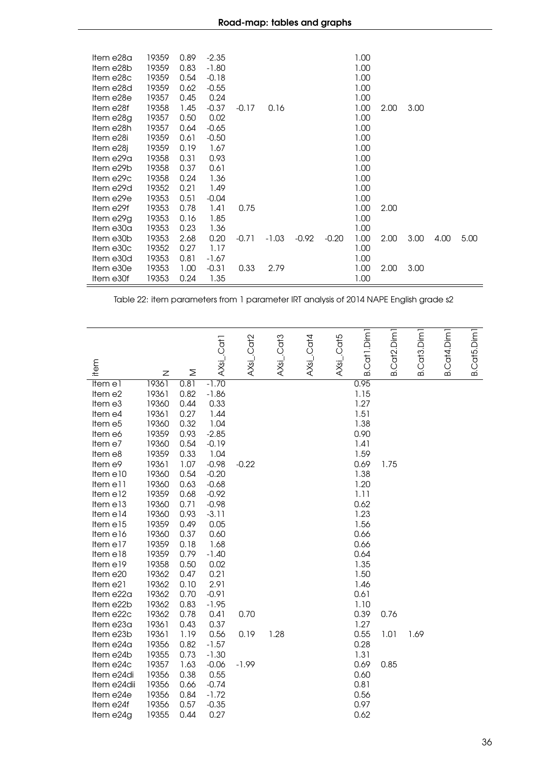| | | | | | | | | | | | | |
|---|---|---|---|---|---|---|---|---|---|---|---|---|
| Item e28a | 19359 | 0.89 | -2.35 | | | | | 1.00 | | | | |
| Item e28b | 19359 | 0.83 | -1.80 | | | | | 1.00 | | | | |
| Item e28c | 19359 | 0.54 | -0.18 | | | | | 1.00 | | | | |
| Item e28d | 19359 | 0.62 | -0.55 | | | | | 1.00 | | | | |
| Item e28e | 19357 | 0.45 | 0.24 | | | | | 1.00 | | | | |
| Item e28f | 19358 | 1.45 | -0.37 | -0.17 | 0.16 | | | 1.00 | 2.00 | 3.00 | | |
| Item e28g | 19357 | 0.50 | 0.02 | | | | | 1.00 | | | | |
| Item e28h | 19357 | 0.64 | -0.65 | | | | | 1.00 | | | | |
| Item e28i | 19359 | 0.61 | -0.50 | | | | | 1.00 | | | | |
| Item e28j | 19359 | 0.19 | 1.67 | | | | | 1.00 | | | | |
| Item e29a | 19358 | 0.31 | 0.93 | | | | | 1.00 | | | | |
| Item e29b | 19358 | 0.37 | 0.61 | | | | | 1.00 | | | | |
| Item e29c | 19358 | 0.24 | 1.36 | | | | | 1.00 | | | | |
| Item e29d | 19352 | 0.21 | 1.49 | | | | | 1.00 | | | | |
| Item e29e | 19353 | 0.51 | -0.04 | | | | | 1.00 | | | | |
| Item e29f | 19353 | 0.78 | 1.41 | 0.75 | | | | 1.00 | 2.00 | | | |
| Item e29g | 19353 | 0.16 | 1.85 | | | | | 1.00 | | | | |
| Item e30a | 19353 | 0.23 | 1.36 | | | | | 1.00 | | | | |
| Item e30b | 19353 | 2.68 | 0.20 | -0.71 | -1.03 | -0.92 | -0.20 | 1.00 | 2.00 | 3.00 | 4.00 | 5.00 |
| Item e30c | 19352 | 0.27 | 1.17 | | | | | 1.00 | | | | |
| Item e30d | 19353 | 0.81 | -1.67 | | | | | 1.00 | | | | |
| Item e30e | 19353 | 1.00 | -0.31 | 0.33 | 2.79 | | | 1.00 | 2.00 | 3.00 | | |
| Item e30f | 19353 | 0.24 | 1.35 | | | | | 1.00 | | | | |

Table 22: item parameters from 1 parameter IRT analysis of 2014 NAPE English grade s2

| item | N | M | AXsi_.Cat1 | AXsi_.Cat2 | AXsi_.Cat3 | AXsi_.Cat4 | AXsi_.Cat5 | B.Cat1.Dim1 | B.Cat2.Dim1 | B.Cat3.Dim1 | B.Cat4.Dim1 | B.Cat5.Dim1 |
|---|---|---|---|---|---|---|---|---|---|---|---|---|
| Item e1 | 19361 | 0.81 | -1.70 | | | | | 0.95 | | | | |
| Item e2 | 19361 | 0.82 | -1.86 | | | | | 1.15 | | | | |
| Item e3 | 19360 | 0.44 | 0.33 | | | | | 1.27 | | | | |
| Item e4 | 19361 | 0.27 | 1.44 | | | | | 1.51 | | | | |
| Item e5 | 19360 | 0.32 | 1.04 | | | | | 1.38 | | | | |
| Item e6 | 19359 | 0.93 | -2.85 | | | | | 0.90 | | | | |
| Item e7 | 19360 | 0.54 | -0.19 | | | | | 1.41 | | | | |
| Item e8 | 19359 | 0.33 | 1.04 | | | | | 1.59 | | | | |
| Item e9 | 19361 | 1.07 | -0.98 | -0.22 | | | | 0.69 | 1.75 | | | |
| Item e10 | 19360 | 0.54 | -0.20 | | | | | 1.38 | | | | |
| Item e11 | 19360 | 0.63 | -0.68 | | | | | 1.20 | | | | |
| Item e12 | 19359 | 0.68 | -0.92 | | | | | 1.11 | | | | |
| Item e13 | 19360 | 0.71 | -0.98 | | | | | 0.62 | | | | |
| Item e14 | 19360 | 0.93 | -3.11 | | | | | 1.23 | | | | |
| Item e15 | 19359 | 0.49 | 0.05 | | | | | 1.56 | | | | |
| Item e16 | 19360 | 0.37 | 0.60 | | | | | 0.66 | | | | |
| Item e17 | 19359 | 0.18 | 1.68 | | | | | 0.66 | | | | |
| Item e18 | 19359 | 0.79 | -1.40 | | | | | 0.64 | | | | |
| Item e19 | 19358 | 0.50 | 0.02 | | | | | 1.35 | | | | |
| Item e20 | 19362 | 0.47 | 0.21 | | | | | 1.50 | | | | |
| Item e21 | 19362 | 0.10 | 2.91 | | | | | 1.46 | | | | |
| Item e22a | 19362 | 0.70 | -0.91 | | | | | 0.61 | | | | |
| Item e22b | 19362 | 0.83 | -1.95 | | | | | 1.10 | | | | |
| Item e22c | 19362 | 0.78 | 0.41 | 0.70 | | | | 0.39 | 0.76 | | | |
| Item e23a | 19361 | 0.43 | 0.37 | | | | | 1.27 | | | | |
| Item e23b | 19361 | 1.19 | 0.56 | 0.19 | 1.28 | | | 0.55 | 1.01 | 1.69 | | |
| Item e24a | 19356 | 0.82 | -1.57 | | | | | 0.28 | | | | |
| Item e24b | 19355 | 0.73 | -1.30 | | | | | 1.31 | | | | |
| Item e24c | 19357 | 1.63 | -0.06 | -1.99 | | | | 0.69 | 0.85 | | | |
| Item e24di | 19356 | 0.38 | 0.55 | | | | | 0.60 | | | | |
| Item e24dii | 19356 | 0.66 | -0.74 | | | | | 0.81 | | | | |
| Item e24e | 19356 | 0.84 | -1.72 | | | | | 0.56 | | | | |
| Item e24f | 19356 | 0.57 | -0.35 | | | | | 0.97 | | | | |
| Item e24g | 19355 | 0.44 | 0.27 | | | | | 0.62 | | | | |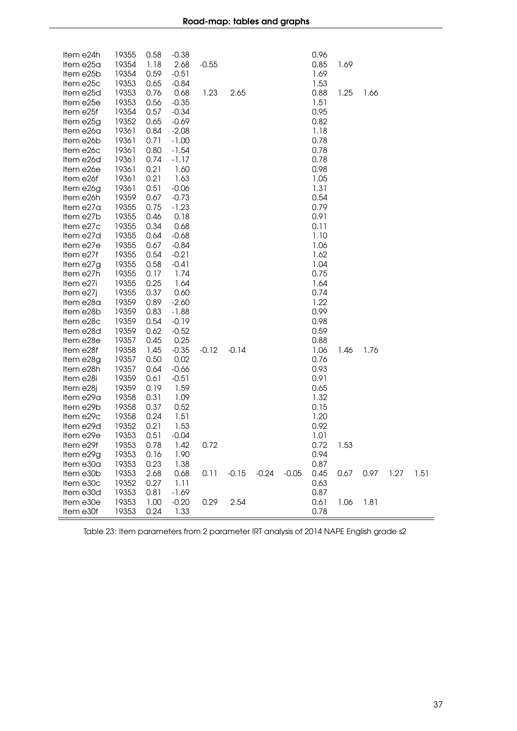| | | | | | | | | | | | | |
|---|---|---|---|---|---|---|---|---|---|---|---|---|
| Item e24h | 19355 | 0.58 | -0.38 | | | | | 0.96 | | | | |
| Item e25a | 19354 | 1.18 | 2.68 | -0.55 | | | | 0.85 | 1.69 | | | |
| Item e25b | 19354 | 0.59 | -0.51 | | | | | 1.69 | | | | |
| Item e25c | 19353 | 0.65 | -0.84 | | | | | 1.53 | | | | |
| Item e25d | 19353 | 0.76 | 0.68 | 1.23 | 2.65 | | | 0.88 | 1.25 | 1.66 | | |
| Item e25e | 19353 | 0.56 | -0.35 | | | | | 1.51 | | | | |
| Item e25f | 19354 | 0.57 | -0.34 | | | | | 0.95 | | | | |
| Item e25g | 19352 | 0.65 | -0.69 | | | | | 0.82 | | | | |
| Item e26a | 19361 | 0.84 | -2.08 | | | | | 1.18 | | | | |
| Item e26b | 19361 | 0.71 | -1.00 | | | | | 0.78 | | | | |
| Item e26c | 19361 | 0.80 | -1.54 | | | | | 0.78 | | | | |
| Item e26d | 19361 | 0.74 | -1.17 | | | | | 0.78 | | | | |
| Item e26e | 19361 | 0.21 | 1.60 | | | | | 0.98 | | | | |
| Item e26f | 19361 | 0.21 | 1.63 | | | | | 1.05 | | | | |
| Item e26g | 19361 | 0.51 | -0.06 | | | | | 1.31 | | | | |
| Item e26h | 19359 | 0.67 | -0.73 | | | | | 0.54 | | | | |
| Item e27a | 19355 | 0.75 | -1.23 | | | | | 0.79 | | | | |
| Item e27b | 19355 | 0.46 | 0.18 | | | | | 0.91 | | | | |
| Item e27c | 19355 | 0.34 | 0.68 | | | | | 0.11 | | | | |
| Item e27d | 19355 | 0.64 | -0.68 | | | | | 1.10 | | | | |
| Item e27e | 19355 | 0.67 | -0.84 | | | | | 1.06 | | | | |
| Item e27f | 19355 | 0.54 | -0.21 | | | | | 1.62 | | | | |
| Item e27g | 19355 | 0.58 | -0.41 | | | | | 1.04 | | | | |
| Item e27h | 19355 | 0.17 | 1.74 | | | | | 0.75 | | | | |
| Item e27i | 19355 | 0.25 | 1.64 | | | | | 1.64 | | | | |
| Item e27j | 19355 | 0.37 | 0.60 | | | | | 0.74 | | | | |
| Item e28a | 19359 | 0.89 | -2.60 | | | | | 1.22 | | | | |
| Item e28b | 19359 | 0.83 | -1.88 | | | | | 0.99 | | | | |
| Item e28c | 19359 | 0.54 | -0.19 | | | | | 0.98 | | | | |
| Item e28d | 19359 | 0.62 | -0.52 | | | | | 0.59 | | | | |
| Item e28e | 19357 | 0.45 | 0.25 | | | | | 0.88 | | | | |
| Item e28f | 19358 | 1.45 | -0.35 | -0.12 | -0.14 | | | 1.06 | 1.46 | 1.76 | | |
| Item e28g | 19357 | 0.50 | 0.02 | | | | | 0.76 | | | | |
| Item e28h | 19357 | 0.64 | -0.66 | | | | | 0.93 | | | | |
| Item e28i | 19359 | 0.61 | -0.51 | | | | | 0.91 | | | | |
| Item e28j | 19359 | 0.19 | 1.59 | | | | | 0.65 | | | | |
| Item e29a | 19358 | 0.31 | 1.09 | | | | | 1.32 | | | | |
| Item e29b | 19358 | 0.37 | 0.52 | | | | | 0.15 | | | | |
| Item e29c | 19358 | 0.24 | 1.51 | | | | | 1.20 | | | | |
| Item e29d | 19352 | 0.21 | 1.53 | | | | | 0.92 | | | | |
| Item e29e | 19353 | 0.51 | -0.04 | | | | | 1.01 | | | | |
| Item e29f | 19353 | 0.78 | 1.42 | 0.72 | | | | 0.72 | 1.53 | | | |
| Item e29g | 19353 | 0.16 | 1.90 | | | | | 0.94 | | | | |
| Item e30a | 19353 | 0.23 | 1.38 | | | | | 0.87 | | | | |
| Item e30b | 19353 | 2.68 | 0.68 | 0.11 | -0.15 | -0.24 | -0.05 | 0.45 | 0.67 | 0.97 | 1.27 | 1.51 |
| Item e30c | 19352 | 0.27 | 1.11 | | | | | 0.63 | | | | |
| Item e30d | 19353 | 0.81 | -1.69 | | | | | 0.87 | | | | |
| Item e30e | 19353 | 1.00 | -0.20 | 0.29 | 2.54 | | | 0.61 | 1.06 | 1.81 | | |
| Item e30f | 19353 | 0.24 | 1.33 | | | | | 0.78 | | | | |

Table 23: item parameters from 2 parameter IRT analysis of 2014 NAPE English grade s2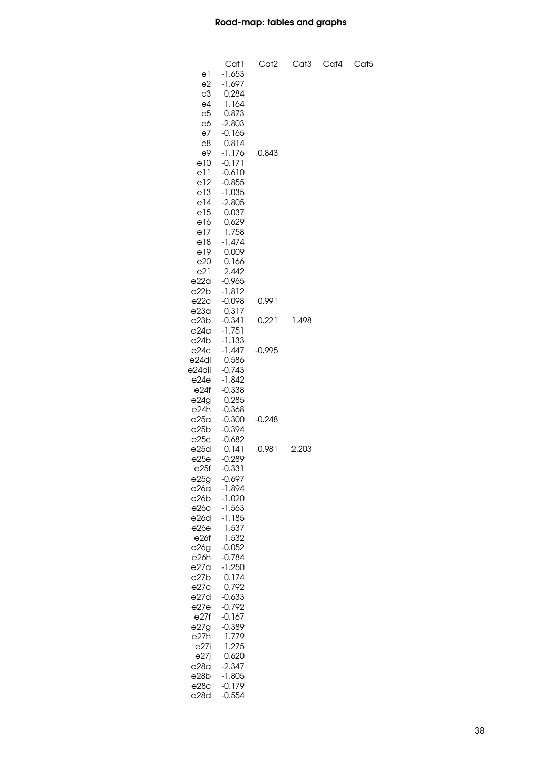| | Cat1 | Cat2 | Cat3 | Cat4 | Cat5 |
|---|---|---|---|---|---|
| e1 | -1.653 | | | | |
| e2 | -1.697 | | | | |
| e3 | 0.284 | | | | |
| e4 | 1.164 | | | | |
| e5 | 0.873 | | | | |
| e6 | -2.803 | | | | |
| e7 | -0.165 | | | | |
| e8 | 0.814 | | | | |
| e9 | -1.176 | 0.843 | | | |
| e10 | -0.171 | | | | |
| e11 | -0.610 | | | | |
| e12 | -0.855 | | | | |
| e13 | -1.035 | | | | |
| e14 | -2.805 | | | | |
| e15 | 0.037 | | | | |
| e16 | 0.629 | | | | |
| e17 | 1.758 | | | | |
| e18 | -1.474 | | | | |
| e19 | 0.009 | | | | |
| e20 | 0.166 | | | | |
| e21 | 2.442 | | | | |
| e22a | -0.965 | | | | |
| e22b | -1.812 | | | | |
| e22c | -0.098 | 0.991 | | | |
| e23a | 0.317 | | | | |
| e23b | -0.341 | 0.221 | 1.498 | | |
| e24a | -1.751 | | | | |
| e24b | -1.133 | | | | |
| e24c | -1.447 | -0.995 | | | |
| e24di | 0.586 | | | | |
| e24dii | -0.743 | | | | |
| e24e | -1.842 | | | | |
| e24f | -0.338 | | | | |
| e24g | 0.285 | | | | |
| e24h | -0.368 | | | | |
| e25a | -0.300 | -0.248 | | | |
| e25b | -0.394 | | | | |
| e25c | -0.682 | | | | |
| e25d | 0.141 | 0.981 | 2.203 | | |
| e25e | -0.289 | | | | |
| e25f | -0.331 | | | | |
| e25g | -0.697 | | | | |
| e26a | -1.894 | | | | |
| e26b | -1.020 | | | | |
| e26c | -1.563 | | | | |
| e26d | -1.185 | | | | |
| e26e | 1.537 | | | | |
| e26f | 1.532 | | | | |
| e26g | -0.052 | | | | |
| e26h | -0.784 | | | | |
| e27a | -1.250 | | | | |
| e27b | 0.174 | | | | |
| e27c | 0.792 | | | | |
| e27d | -0.633 | | | | |
| e27e | -0.792 | | | | |
| e27f | -0.167 | | | | |
| e27g | -0.389 | | | | |
| e27h | 1.779 | | | | |
| e27i | 1.275 | | | | |
| e27j | 0.620 | | | | |
| e28a | -2.347 | | | | |
| e28b | -1.805 | | | | |
| e28c | -0.179 | | | | |
| e28d | -0.554 | | | | |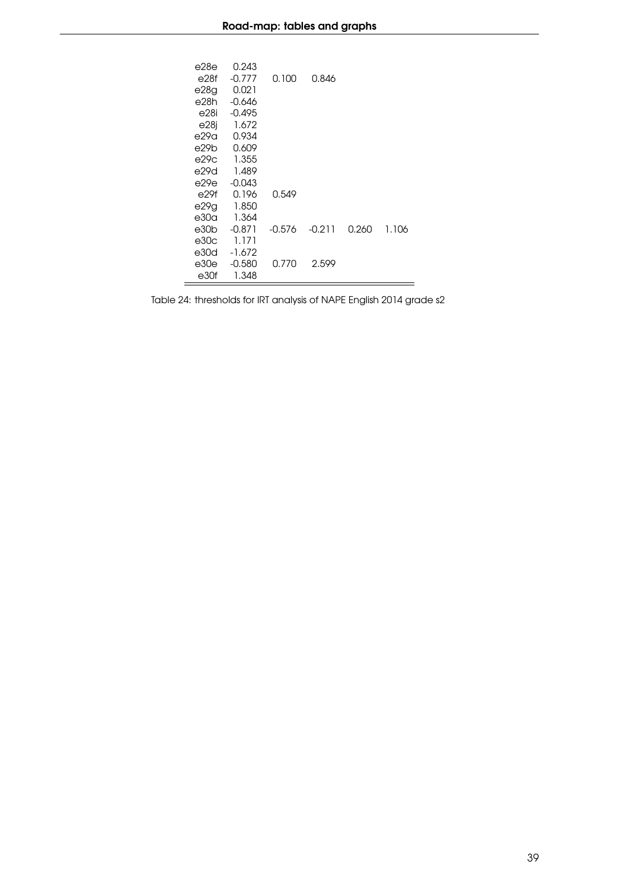| | | | | | |
|---|---|---|---|---|---|
| e28e | 0.243 | | | | |
| e28f | -0.777 | 0.100 | 0.846 | | |
| e28g | 0.021 | | | | |
| e28h | -0.646 | | | | |
| e28i | -0.495 | | | | |
| e28j | 1.672 | | | | |
| e29a | 0.934 | | | | |
| e29b | 0.609 | | | | |
| e29c | 1.355 | | | | |
| e29d | 1.489 | | | | |
| e29e | -0.043 | | | | |
| e29f | 0.196 | 0.549 | | | |
| e29g | 1.850 | | | | |
| e30a | 1.364 | | | | |
| e30b | -0.871 | -0.576 | -0.211 | 0.260 | 1.106 |
| e30c | 1.171 | | | | |
| e30d | -1.672 | | | | |
| e30e | -0.580 | 0.770 | 2.599 | | |
| e30f | 1.348 | | | | |

Table 24: thresholds for IRT analysis of NAPE English 2014 grade s2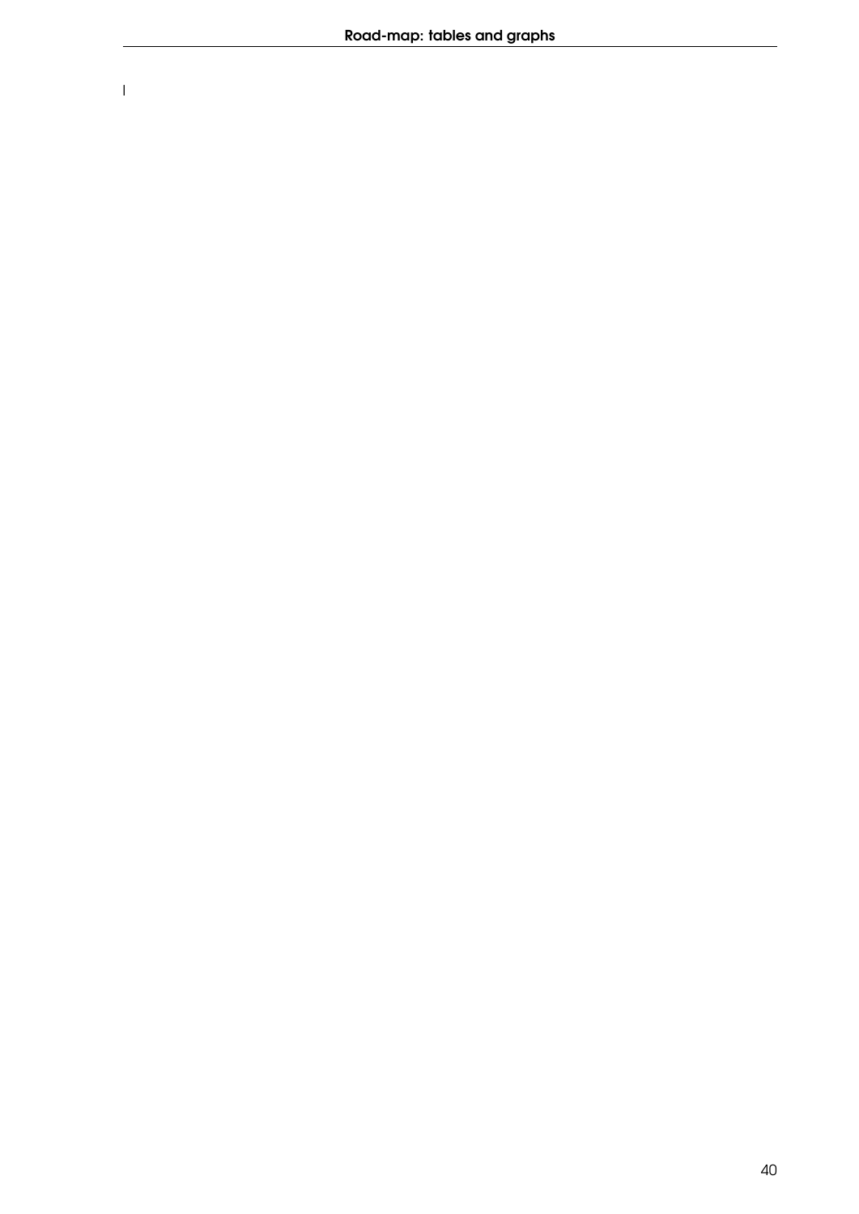l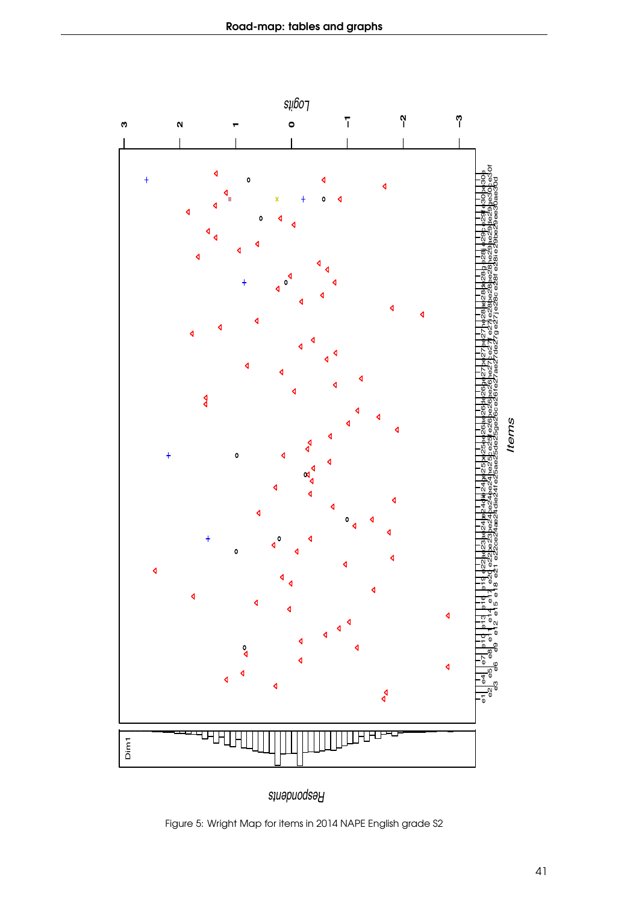Figure 5: Wright Map for items in 2014 NAPE English grade S2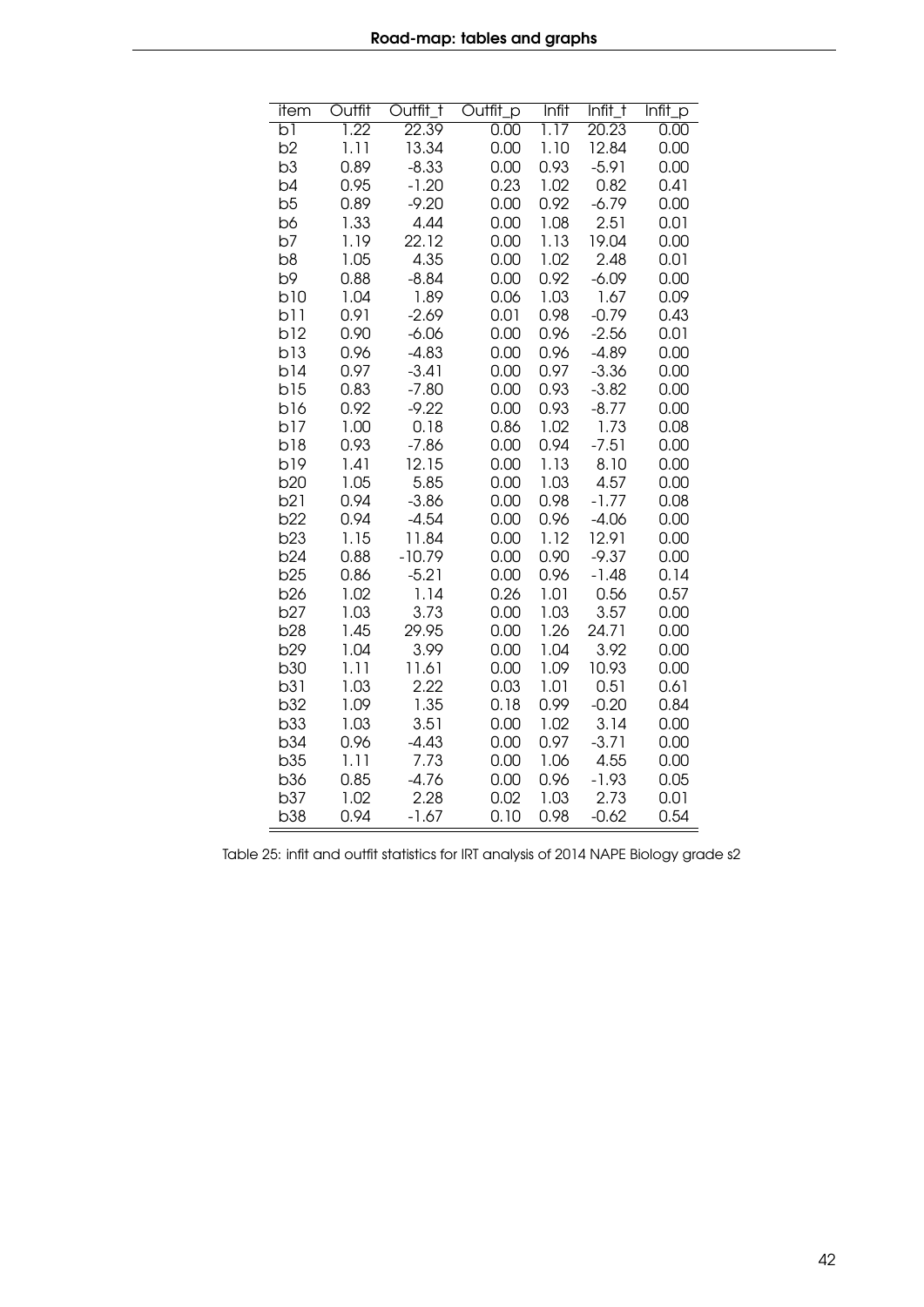| item | Outfit | Outfit_t | Outfit_p | Infit | Infit_t | Infit_p |
|---|---|---|---|---|---|---|
| b1 | 1.22 | 22.39 | 0.00 | 1.17 | 20.23 | 0.00 |
| b2 | 1.11 | 13.34 | 0.00 | 1.10 | 12.84 | 0.00 |
| b3 | 0.89 | -8.33 | 0.00 | 0.93 | -5.91 | 0.00 |
| b4 | 0.95 | -1.20 | 0.23 | 1.02 | 0.82 | 0.41 |
| b5 | 0.89 | -9.20 | 0.00 | 0.92 | -6.79 | 0.00 |
| b6 | 1.33 | 4.44 | 0.00 | 1.08 | 2.51 | 0.01 |
| b7 | 1.19 | 22.12 | 0.00 | 1.13 | 19.04 | 0.00 |
| b8 | 1.05 | 4.35 | 0.00 | 1.02 | 2.48 | 0.01 |
| b9 | 0.88 | -8.84 | 0.00 | 0.92 | -6.09 | 0.00 |
| b10 | 1.04 | 1.89 | 0.06 | 1.03 | 1.67 | 0.09 |
| b11 | 0.91 | -2.69 | 0.01 | 0.98 | -0.79 | 0.43 |
| b12 | 0.90 | -6.06 | 0.00 | 0.96 | -2.56 | 0.01 |
| b13 | 0.96 | -4.83 | 0.00 | 0.96 | -4.89 | 0.00 |
| b14 | 0.97 | -3.41 | 0.00 | 0.97 | -3.36 | 0.00 |
| b15 | 0.83 | -7.80 | 0.00 | 0.93 | -3.82 | 0.00 |
| b16 | 0.92 | -9.22 | 0.00 | 0.93 | -8.77 | 0.00 |
| b17 | 1.00 | 0.18 | 0.86 | 1.02 | 1.73 | 0.08 |
| b18 | 0.93 | -7.86 | 0.00 | 0.94 | -7.51 | 0.00 |
| b19 | 1.41 | 12.15 | 0.00 | 1.13 | 8.10 | 0.00 |
| b20 | 1.05 | 5.85 | 0.00 | 1.03 | 4.57 | 0.00 |
| b21 | 0.94 | -3.86 | 0.00 | 0.98 | -1.77 | 0.08 |
| b22 | 0.94 | -4.54 | 0.00 | 0.96 | -4.06 | 0.00 |
| b23 | 1.15 | 11.84 | 0.00 | 1.12 | 12.91 | 0.00 |
| b24 | 0.88 | -10.79 | 0.00 | 0.90 | -9.37 | 0.00 |
| b25 | 0.86 | -5.21 | 0.00 | 0.96 | -1.48 | 0.14 |
| b26 | 1.02 | 1.14 | 0.26 | 1.01 | 0.56 | 0.57 |
| b27 | 1.03 | 3.73 | 0.00 | 1.03 | 3.57 | 0.00 |
| b28 | 1.45 | 29.95 | 0.00 | 1.26 | 24.71 | 0.00 |
| b29 | 1.04 | 3.99 | 0.00 | 1.04 | 3.92 | 0.00 |
| b30 | 1.11 | 11.61 | 0.00 | 1.09 | 10.93 | 0.00 |
| b31 | 1.03 | 2.22 | 0.03 | 1.01 | 0.51 | 0.61 |
| b32 | 1.09 | 1.35 | 0.18 | 0.99 | -0.20 | 0.84 |
| b33 | 1.03 | 3.51 | 0.00 | 1.02 | 3.14 | 0.00 |
| b34 | 0.96 | -4.43 | 0.00 | 0.97 | -3.71 | 0.00 |
| b35 | 1.11 | 7.73 | 0.00 | 1.06 | 4.55 | 0.00 |
| b36 | 0.85 | -4.76 | 0.00 | 0.96 | -1.93 | 0.05 |
| b37 | 1.02 | 2.28 | 0.02 | 1.03 | 2.73 | 0.01 |
| b38 | 0.94 | -1.67 | 0.10 | 0.98 | -0.62 | 0.54 |

Table 25: infit and outfit statistics for IRT analysis of 2014 NAPE Biology grade s2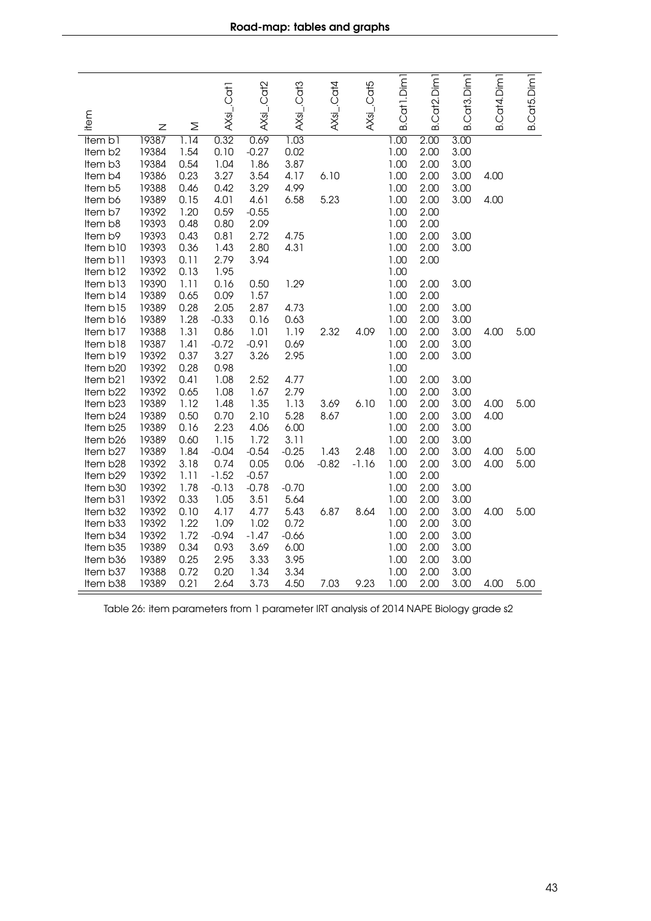| item | N | M | AXsi_.Cat1 | AXsi_.Cat2 | AXsi_.Cat3 | AXsi_.Cat4 | AXsi_.Cat5 | B.Cat1.Dim1 | B.Cat2.Dim1 | B.Cat3.Dim1 | B.Cat4.Dim1 | B.Cat5.Dim1 |
|---|---|---|---|---|---|---|---|---|---|---|---|---|
| Item b1 | 19387 | 1.14 | 0.32 | 0.69 | 1.03 | | | 1.00 | 2.00 | 3.00 | | |
| Item b2 | 19384 | 1.54 | 0.10 | -0.27 | 0.02 | | | 1.00 | 2.00 | 3.00 | | |
| Item b3 | 19384 | 0.54 | 1.04 | 1.86 | 3.87 | | | 1.00 | 2.00 | 3.00 | | |
| Item b4 | 19386 | 0.23 | 3.27 | 3.54 | 4.17 | 6.10 | | 1.00 | 2.00 | 3.00 | 4.00 | |
| Item b5 | 19388 | 0.46 | 0.42 | 3.29 | 4.99 | | | 1.00 | 2.00 | 3.00 | | |
| Item b6 | 19389 | 0.15 | 4.01 | 4.61 | 6.58 | 5.23 | | 1.00 | 2.00 | 3.00 | 4.00 | |
| Item b7 | 19392 | 1.20 | 0.59 | -0.55 | | | | 1.00 | 2.00 | | | |
| Item b8 | 19393 | 0.48 | 0.80 | 2.09 | | | | 1.00 | 2.00 | | | |
| Item b9 | 19393 | 0.43 | 0.81 | 2.72 | 4.75 | | | 1.00 | 2.00 | 3.00 | | |
| Item b10 | 19393 | 0.36 | 1.43 | 2.80 | 4.31 | | | 1.00 | 2.00 | 3.00 | | |
| Item b11 | 19393 | 0.11 | 2.79 | 3.94 | | | | 1.00 | 2.00 | | | |
| Item b12 | 19392 | 0.13 | 1.95 | | | | | 1.00 | | | | |
| Item b13 | 19390 | 1.11 | 0.16 | 0.50 | 1.29 | | | 1.00 | 2.00 | 3.00 | | |
| Item b14 | 19389 | 0.65 | 0.09 | 1.57 | | | | 1.00 | 2.00 | | | |
| Item b15 | 19389 | 0.28 | 2.05 | 2.87 | 4.73 | | | 1.00 | 2.00 | 3.00 | | |
| Item b16 | 19389 | 1.28 | -0.33 | 0.16 | 0.63 | | | 1.00 | 2.00 | 3.00 | | |
| Item b17 | 19388 | 1.31 | 0.86 | 1.01 | 1.19 | 2.32 | 4.09 | 1.00 | 2.00 | 3.00 | 4.00 | 5.00 |
| Item b18 | 19387 | 1.41 | -0.72 | -0.91 | 0.69 | | | 1.00 | 2.00 | 3.00 | | |
| Item b19 | 19392 | 0.37 | 3.27 | 3.26 | 2.95 | | | 1.00 | 2.00 | 3.00 | | |
| Item b20 | 19392 | 0.28 | 0.98 | | | | | 1.00 | | | | |
| Item b21 | 19392 | 0.41 | 1.08 | 2.52 | 4.77 | | | 1.00 | 2.00 | 3.00 | | |
| Item b22 | 19392 | 0.65 | 1.08 | 1.67 | 2.79 | | | 1.00 | 2.00 | 3.00 | | |
| Item b23 | 19389 | 1.12 | 1.48 | 1.35 | 1.13 | 3.69 | 6.10 | 1.00 | 2.00 | 3.00 | 4.00 | 5.00 |
| Item b24 | 19389 | 0.50 | 0.70 | 2.10 | 5.28 | 8.67 | | 1.00 | 2.00 | 3.00 | 4.00 | |
| Item b25 | 19389 | 0.16 | 2.23 | 4.06 | 6.00 | | | 1.00 | 2.00 | 3.00 | | |
| Item b26 | 19389 | 0.60 | 1.15 | 1.72 | 3.11 | | | 1.00 | 2.00 | 3.00 | | |
| Item b27 | 19389 | 1.84 | -0.04 | -0.54 | -0.25 | 1.43 | 2.48 | 1.00 | 2.00 | 3.00 | 4.00 | 5.00 |
| Item b28 | 19392 | 3.18 | 0.74 | 0.05 | 0.06 | -0.82 | -1.16 | 1.00 | 2.00 | 3.00 | 4.00 | 5.00 |
| Item b29 | 19392 | 1.11 | -1.52 | -0.57 | | | | 1.00 | 2.00 | | | |
| Item b30 | 19392 | 1.78 | -0.13 | -0.78 | -0.70 | | | 1.00 | 2.00 | 3.00 | | |
| Item b31 | 19392 | 0.33 | 1.05 | 3.51 | 5.64 | | | 1.00 | 2.00 | 3.00 | | |
| Item b32 | 19392 | 0.10 | 4.17 | 4.77 | 5.43 | 6.87 | 8.64 | 1.00 | 2.00 | 3.00 | 4.00 | 5.00 |
| Item b33 | 19392 | 1.22 | 1.09 | 1.02 | 0.72 | | | 1.00 | 2.00 | 3.00 | | |
| Item b34 | 19392 | 1.72 | -0.94 | -1.47 | -0.66 | | | 1.00 | 2.00 | 3.00 | | |
| Item b35 | 19389 | 0.34 | 0.93 | 3.69 | 6.00 | | | 1.00 | 2.00 | 3.00 | | |
| Item b36 | 19389 | 0.25 | 2.95 | 3.33 | 3.95 | | | 1.00 | 2.00 | 3.00 | | |
| Item b37 | 19388 | 0.72 | 0.20 | 1.34 | 3.34 | | | 1.00 | 2.00 | 3.00 | | |
| Item b38 | 19389 | 0.21 | 2.64 | 3.73 | 4.50 | 7.03 | 9.23 | 1.00 | 2.00 | 3.00 | 4.00 | 5.00 |

Table 26: item parameters from 1 parameter IRT analysis of 2014 NAPE Biology grade s2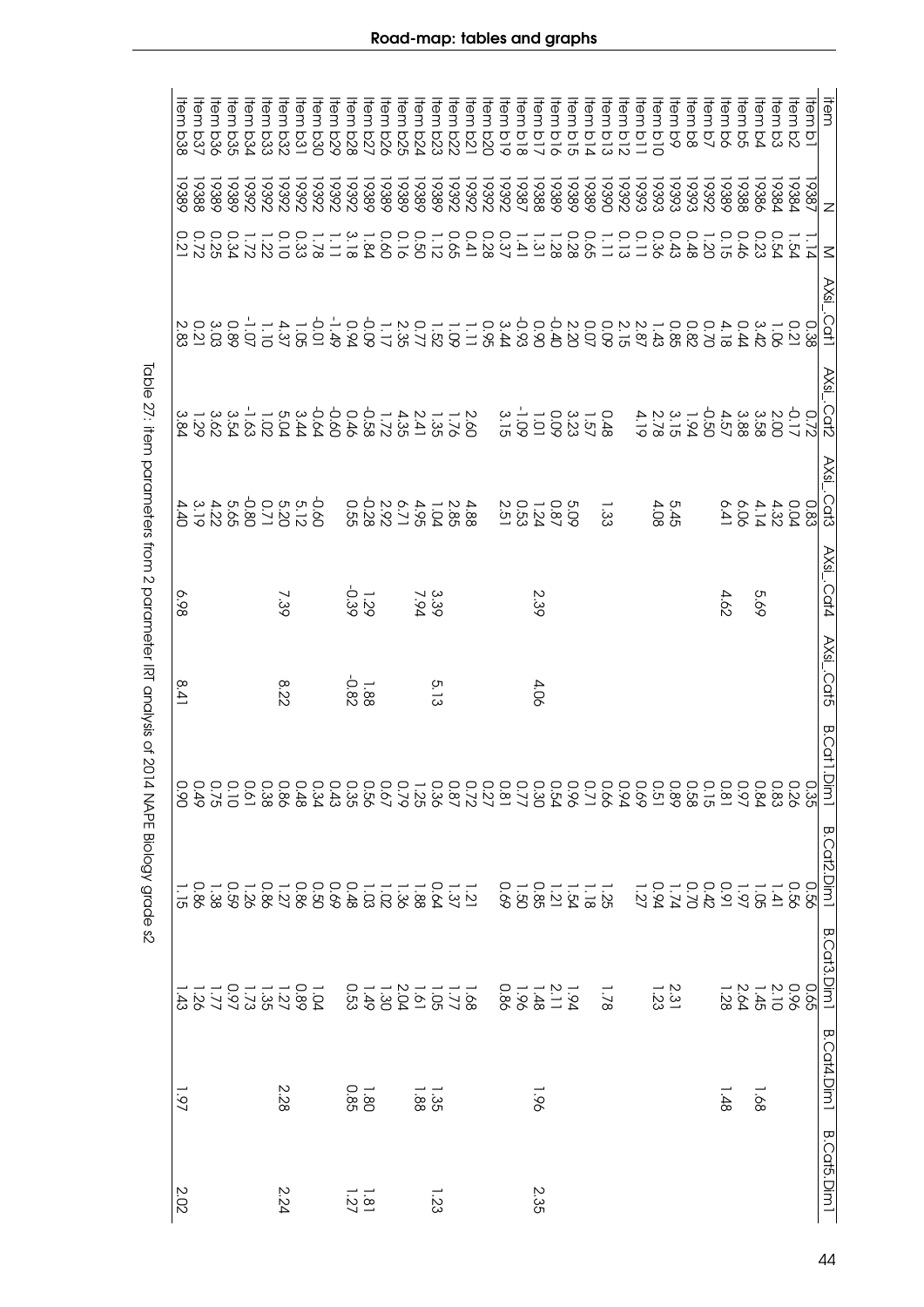| Item | N | M | AXsi_Cat1 | AXsi_Cat2 | AXsi_Cat3 | AXsi_Cat4 | AXsi_Cat5 | B.Cat1.Dim1 | B.Cat2.Dim1 | B.Cat3.Dim1 | B.Cat4.Dim1 | B.Cat5.Dim1 |
|---|---|---|---|---|---|---|---|---|---|---|---|---|
| Item b1 | 1987 | 1.14 | 0.38 | 0.72 | 0.83 | | | 0.35 | 0.56 | 0.65 | | |
| Item b2 | 1984 | 1.54 | 0.21 | -0.17 | 0.04 | | | 0.26 | 0.56 | 0.96 | | |
| Item b3 | 1984 | 0.54 | 1.06 | 2.00 | 4.32 | | | 0.83 | 1.41 | 2.10 | | |
| Item b4 | 1986 | 0.23 | 3.42 | 3.58 | 4.14 | 5.69 | | 0.84 | 1.05 | 1.45 | 1.68 | |
| Item b5 | 1988 | 0.46 | 0.44 | 3.88 | 6.06 | | | 0.97 | 1.97 | 2.64 | | |
| Item b6 | 1989 | 0.15 | 4.18 | 4.57 | 6.41 | 4.62 | | 0.81 | 0.91 | 1.28 | 1.48 | |
| Item b7 | 1992 | 1.20 | 0.70 | -0.50 | | | | 0.15 | 0.42 | | | |
| Item b8 | 1993 | 0.48 | 0.82 | 1.94 | | | | 0.58 | 0.70 | | | |
| Item b9 | 1993 | 0.43 | 0.85 | 3.15 | 5.45 | | | 0.89 | 1.74 | 2.31 | | |
| Item b10 | 1993 | 0.36 | 1.43 | 2.78 | 4.08 | | | 0.51 | 0.94 | 1.23 | | |
| Item b11 | 1993 | 0.11 | 2.87 | 4.19 | | | | 0.69 | 1.27 | | | |
| Item b12 | 1992 | 0.13 | 2.15 | | | | | 0.94 | | | | |
| Item b13 | 1990 | 1.11 | 0.09 | 0.48 | | | | 0.66 | 1.25 | | | |
| Item b14 | 1989 | 0.65 | 0.07 | 1.57 | 1.33 | | | 0.71 | 1.18 | 1.78 | | |
| Item b15 | 1989 | 0.28 | 2.20 | 3.23 | 5.09 | | | 0.96 | 1.54 | 1.94 | | |
| Item b16 | 1989 | 1.28 | -0.40 | 0.09 | 0.87 | | | 0.54 | 1.21 | 2.11 | | |
| Item b17 | 1988 | 1.31 | 0.90 | 1.01 | 1.24 | 2.39 | 4.06 | 0.30 | 0.85 | 1.48 | 1.96 | 2.35 |
| Item b18 | 1987 | 1.41 | -0.93 | -1.09 | 0.53 | | | 0.77 | 1.50 | 1.96 | | |
| Item b19 | 1992 | 0.37 | 3.44 | 3.15 | 2.51 | | | 0.81 | 0.69 | 0.86 | | |
| Item b20 | 1992 | 0.28 | 0.95 | | | | | 0.27 | | | | |
| Item b21 | 1992 | 0.41 | 1.11 | 2.60 | 4.88 | | | 0.72 | 1.21 | 1.68 | | |
| Item b22 | 1992 | 0.65 | 1.09 | 1.76 | 2.85 | | | 0.87 | 1.37 | 1.77 | | |
| Item b23 | 1989 | 1.12 | 1.52 | 1.35 | 1.04 | 3.39 | 5.13 | 0.36 | 0.64 | 1.05 | 1.35 | 1.23 |
| Item b24 | 1989 | 0.50 | 0.77 | 2.41 | 4.95 | 7.94 | | 1.25 | 1.88 | 1.61 | 1.88 | |
| Item b25 | 1989 | 0.16 | 2.35 | 4.35 | 6.71 | | | 0.79 | 1.36 | 2.04 | | |
| Item b26 | 1989 | 0.60 | 1.17 | 1.72 | 2.92 | | | 0.67 | 1.02 | 1.30 | | |
| Item b27 | 1989 | 1.84 | -0.09 | -0.58 | -0.28 | 1.29 | 1.88 | 0.56 | 1.03 | 1.49 | 1.80 | 1.81 |
| Item b28 | 1992 | 3.18 | 0.94 | 0.46 | 0.55 | -0.39 | -0.82 | 0.35 | 0.48 | 0.53 | 0.85 | 1.27 |
| Item b29 | 1992 | 1.11 | -1.49 | -0.60 | | | | 0.43 | 0.69 | | | |
| Item b30 | 1992 | 1.78 | -0.01 | -0.64 | -0.60 | | | 0.34 | 0.50 | 1.04 | | |
| Item b31 | 1992 | 0.33 | 1.05 | 3.44 | 5.12 | | | 0.48 | 0.86 | 0.89 | | |
| Item b32 | 1992 | 0.10 | 4.37 | 5.04 | 5.20 | 7.39 | 8.22 | 0.86 | 1.27 | 1.27 | 2.28 | 2.24 |
| Item b33 | 1992 | 1.22 | 1.10 | 1.02 | 0.71 | | | 0.38 | 0.86 | 1.35 | | |
| Item b34 | 1992 | 1.72 | -1.07 | -1.63 | -0.80 | | | 0.61 | 1.26 | 1.73 | | |
| Item b35 | 1989 | 0.34 | 0.89 | 3.54 | 5.65 | | | 0.10 | 0.59 | 0.97 | | |
| Item b36 | 1989 | 0.25 | 3.03 | 3.62 | 4.22 | | | 0.75 | 1.38 | 1.77 | | |
| Item b37 | 1988 | 0.72 | 0.21 | 1.29 | 3.19 | | | 0.49 | 0.86 | 1.26 | | |
| Item b38 | 1989 | 0.21 | 2.83 | 3.84 | 4.40 | 6.98 | 8.41 | 0.90 | 1.15 | 1.43 | 1.97 | 2.02 |

Table 27: item parameters from 2 parameter IRT analysis of 2014 NAPE Biology grade s2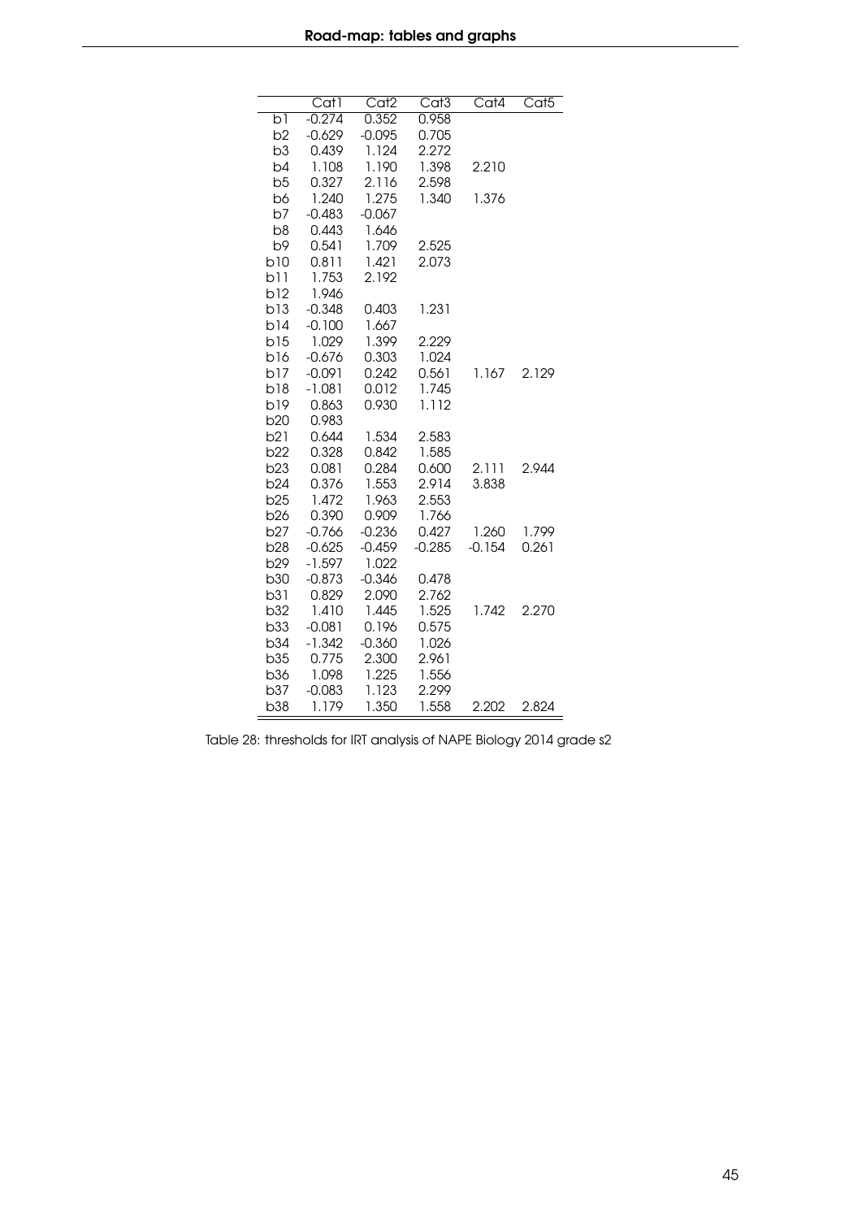|  | Cat1 | Cat2 | Cat3 | Cat4 | Cat5 |
|---|---|---|---|---|---|
| b1 | -0.274 | 0.352 | 0.958 |  |  |
| b2 | -0.629 | -0.095 | 0.705 |  |  |
| b3 | 0.439 | 1.124 | 2.272 |  |  |
| b4 | 1.108 | 1.190 | 1.398 | 2.210 |  |
| b5 | 0.327 | 2.116 | 2.598 |  |  |
| b6 | 1.240 | 1.275 | 1.340 | 1.376 |  |
| b7 | -0.483 | -0.067 |  |  |  |
| b8 | 0.443 | 1.646 |  |  |  |
| b9 | 0.541 | 1.709 | 2.525 |  |  |
| b10 | 0.811 | 1.421 | 2.073 |  |  |
| b11 | 1.753 | 2.192 |  |  |  |
| b12 | 1.946 |  |  |  |  |
| b13 | -0.348 | 0.403 | 1.231 |  |  |
| b14 | -0.100 | 1.667 |  |  |  |
| b15 | 1.029 | 1.399 | 2.229 |  |  |
| b16 | -0.676 | 0.303 | 1.024 |  |  |
| b17 | -0.091 | 0.242 | 0.561 | 1.167 | 2.129 |
| b18 | -1.081 | 0.012 | 1.745 |  |  |
| b19 | 0.863 | 0.930 | 1.112 |  |  |
| b20 | 0.983 |  |  |  |  |
| b21 | 0.644 | 1.534 | 2.583 |  |  |
| b22 | 0.328 | 0.842 | 1.585 |  |  |
| b23 | 0.081 | 0.284 | 0.600 | 2.111 | 2.944 |
| b24 | 0.376 | 1.553 | 2.914 | 3.838 |  |
| b25 | 1.472 | 1.963 | 2.553 |  |  |
| b26 | 0.390 | 0.909 | 1.766 |  |  |
| b27 | -0.766 | -0.236 | 0.427 | 1.260 | 1.799 |
| b28 | -0.625 | -0.459 | -0.285 | -0.154 | 0.261 |
| b29 | -1.597 | 1.022 |  |  |  |
| b30 | -0.873 | -0.346 | 0.478 |  |  |
| b31 | 0.829 | 2.090 | 2.762 |  |  |
| b32 | 1.410 | 1.445 | 1.525 | 1.742 | 2.270 |
| b33 | -0.081 | 0.196 | 0.575 |  |  |
| b34 | -1.342 | -0.360 | 1.026 |  |  |
| b35 | 0.775 | 2.300 | 2.961 |  |  |
| b36 | 1.098 | 1.225 | 1.556 |  |  |
| b37 | -0.083 | 1.123 | 2.299 |  |  |
| b38 | 1.179 | 1.350 | 1.558 | 2.202 | 2.824 |

Table 28: thresholds for IRT analysis of NAPE Biology 2014 grade s2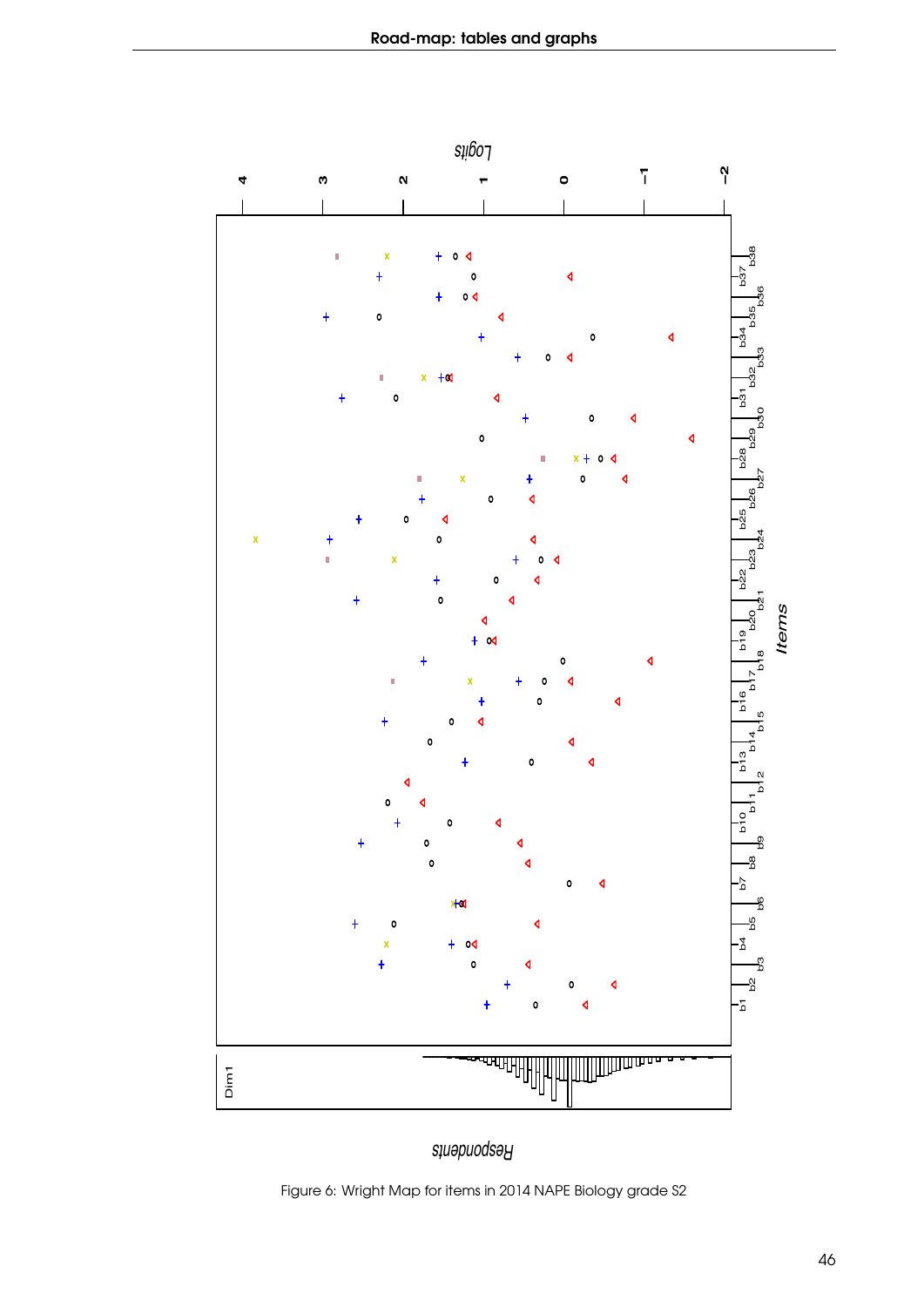Figure 6: Wright Map for items in 2014 NAPE Biology grade S2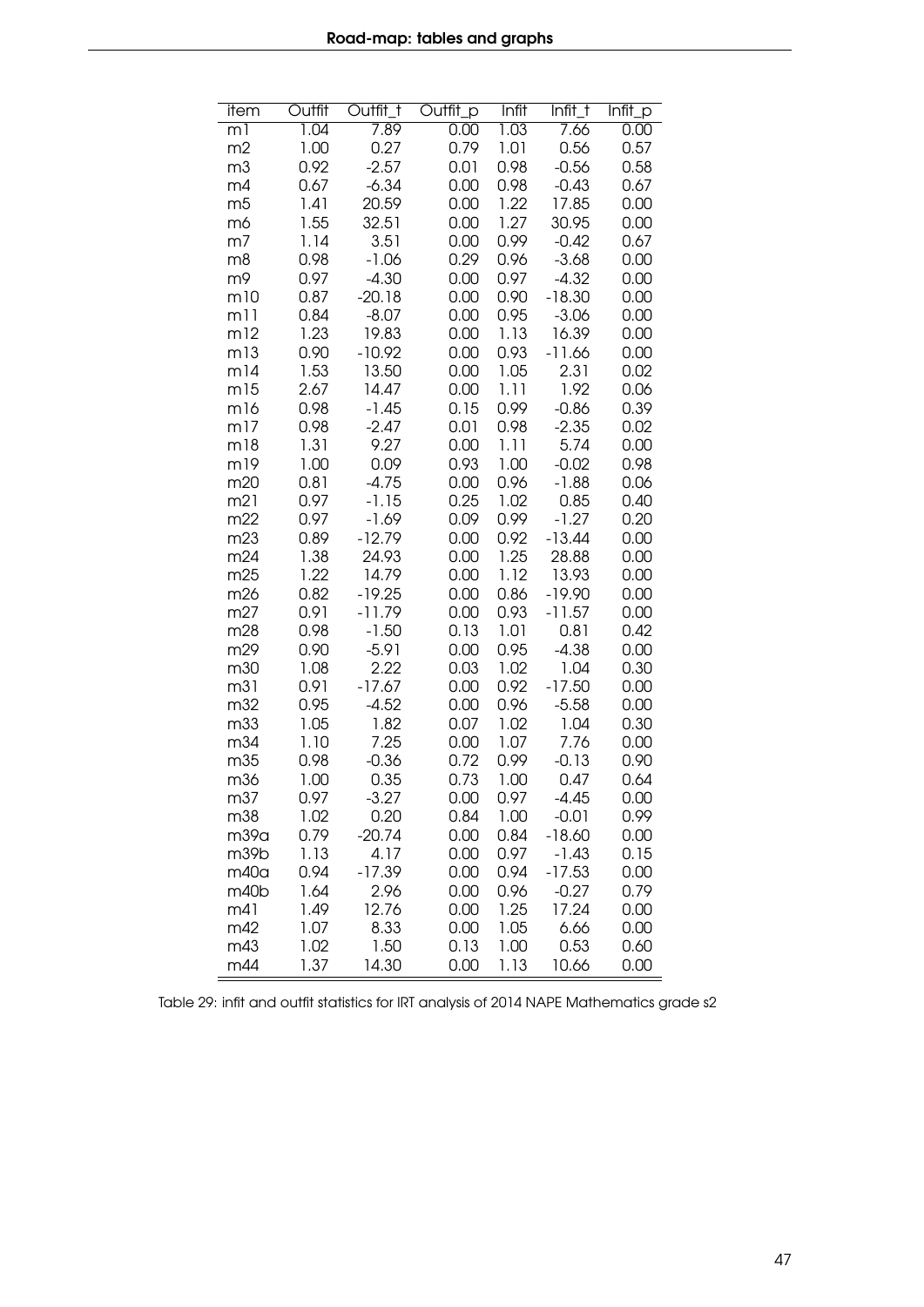| item | Outfit | Outfit_t | Outfit_p | Infit | Infit_t | Infit_p |
|---|---|---|---|---|---|---|
| m1 | 1.04 | 7.89 | 0.00 | 1.03 | 7.66 | 0.00 |
| m2 | 1.00 | 0.27 | 0.79 | 1.01 | 0.56 | 0.57 |
| m3 | 0.92 | -2.57 | 0.01 | 0.98 | -0.56 | 0.58 |
| m4 | 0.67 | -6.34 | 0.00 | 0.98 | -0.43 | 0.67 |
| m5 | 1.41 | 20.59 | 0.00 | 1.22 | 17.85 | 0.00 |
| m6 | 1.55 | 32.51 | 0.00 | 1.27 | 30.95 | 0.00 |
| m7 | 1.14 | 3.51 | 0.00 | 0.99 | -0.42 | 0.67 |
| m8 | 0.98 | -1.06 | 0.29 | 0.96 | -3.68 | 0.00 |
| m9 | 0.97 | -4.30 | 0.00 | 0.97 | -4.32 | 0.00 |
| m10 | 0.87 | -20.18 | 0.00 | 0.90 | -18.30 | 0.00 |
| m11 | 0.84 | -8.07 | 0.00 | 0.95 | -3.06 | 0.00 |
| m12 | 1.23 | 19.83 | 0.00 | 1.13 | 16.39 | 0.00 |
| m13 | 0.90 | -10.92 | 0.00 | 0.93 | -11.66 | 0.00 |
| m14 | 1.53 | 13.50 | 0.00 | 1.05 | 2.31 | 0.02 |
| m15 | 2.67 | 14.47 | 0.00 | 1.11 | 1.92 | 0.06 |
| m16 | 0.98 | -1.45 | 0.15 | 0.99 | -0.86 | 0.39 |
| m17 | 0.98 | -2.47 | 0.01 | 0.98 | -2.35 | 0.02 |
| m18 | 1.31 | 9.27 | 0.00 | 1.11 | 5.74 | 0.00 |
| m19 | 1.00 | 0.09 | 0.93 | 1.00 | -0.02 | 0.98 |
| m20 | 0.81 | -4.75 | 0.00 | 0.96 | -1.88 | 0.06 |
| m21 | 0.97 | -1.15 | 0.25 | 1.02 | 0.85 | 0.40 |
| m22 | 0.97 | -1.69 | 0.09 | 0.99 | -1.27 | 0.20 |
| m23 | 0.89 | -12.79 | 0.00 | 0.92 | -13.44 | 0.00 |
| m24 | 1.38 | 24.93 | 0.00 | 1.25 | 28.88 | 0.00 |
| m25 | 1.22 | 14.79 | 0.00 | 1.12 | 13.93 | 0.00 |
| m26 | 0.82 | -19.25 | 0.00 | 0.86 | -19.90 | 0.00 |
| m27 | 0.91 | -11.79 | 0.00 | 0.93 | -11.57 | 0.00 |
| m28 | 0.98 | -1.50 | 0.13 | 1.01 | 0.81 | 0.42 |
| m29 | 0.90 | -5.91 | 0.00 | 0.95 | -4.38 | 0.00 |
| m30 | 1.08 | 2.22 | 0.03 | 1.02 | 1.04 | 0.30 |
| m31 | 0.91 | -17.67 | 0.00 | 0.92 | -17.50 | 0.00 |
| m32 | 0.95 | -4.52 | 0.00 | 0.96 | -5.58 | 0.00 |
| m33 | 1.05 | 1.82 | 0.07 | 1.02 | 1.04 | 0.30 |
| m34 | 1.10 | 7.25 | 0.00 | 1.07 | 7.76 | 0.00 |
| m35 | 0.98 | -0.36 | 0.72 | 0.99 | -0.13 | 0.90 |
| m36 | 1.00 | 0.35 | 0.73 | 1.00 | 0.47 | 0.64 |
| m37 | 0.97 | -3.27 | 0.00 | 0.97 | -4.45 | 0.00 |
| m38 | 1.02 | 0.20 | 0.84 | 1.00 | -0.01 | 0.99 |
| m39a | 0.79 | -20.74 | 0.00 | 0.84 | -18.60 | 0.00 |
| m39b | 1.13 | 4.17 | 0.00 | 0.97 | -1.43 | 0.15 |
| m40a | 0.94 | -17.39 | 0.00 | 0.94 | -17.53 | 0.00 |
| m40b | 1.64 | 2.96 | 0.00 | 0.96 | -0.27 | 0.79 |
| m41 | 1.49 | 12.76 | 0.00 | 1.25 | 17.24 | 0.00 |
| m42 | 1.07 | 8.33 | 0.00 | 1.05 | 6.66 | 0.00 |
| m43 | 1.02 | 1.50 | 0.13 | 1.00 | 0.53 | 0.60 |
| m44 | 1.37 | 14.30 | 0.00 | 1.13 | 10.66 | 0.00 |

Table 29: infit and outfit statistics for IRT analysis of 2014 NAPE Mathematics grade s2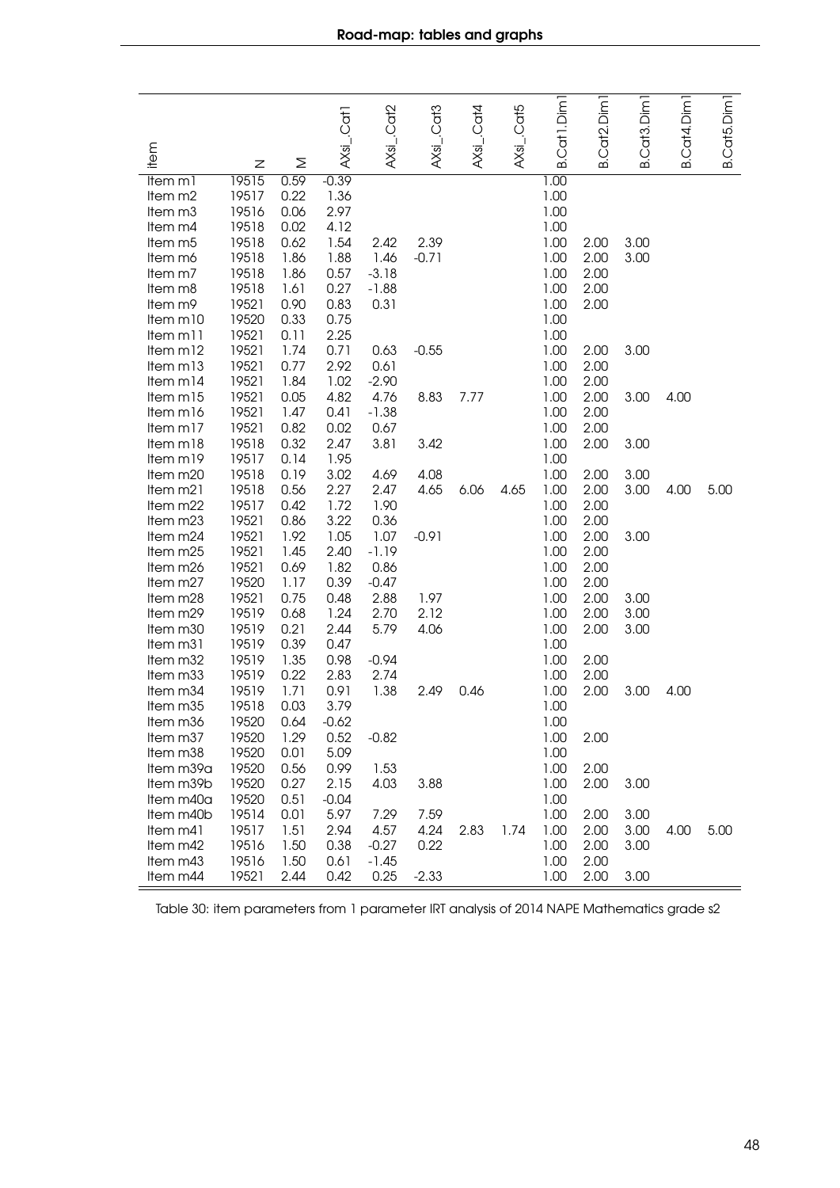| item | N | M | AXsi_Cat1 | AXsi_Cat2 | AXsi_Cat3 | AXsi_Cat4 | AXsi_Cat5 | B.Cat1.Dim1 | B.Cat2.Dim1 | B.Cat3.Dim1 | B.Cat4.Dim1 | B.Cat5.Dim1 |
|---|---|---|---|---|---|---|---|---|---|---|---|---|
| Item m1 | 19515 | 0.59 | -0.39 | | | | | 1.00 | | | | |
| Item m2 | 19517 | 0.22 | 1.36 | | | | | 1.00 | | | | |
| Item m3 | 19516 | 0.06 | 2.97 | | | | | 1.00 | | | | |
| Item m4 | 19518 | 0.02 | 4.12 | | | | | 1.00 | | | | |
| Item m5 | 19518 | 0.62 | 1.54 | 2.42 | 2.39 | | | 1.00 | 2.00 | 3.00 | | |
| Item m6 | 19518 | 1.86 | 1.88 | 1.46 | -0.71 | | | 1.00 | 2.00 | 3.00 | | |
| Item m7 | 19518 | 1.86 | 0.57 | -3.18 | | | | 1.00 | 2.00 | | | |
| Item m8 | 19518 | 1.61 | 0.27 | -1.88 | | | | 1.00 | 2.00 | | | |
| Item m9 | 19521 | 0.90 | 0.83 | 0.31 | | | | 1.00 | 2.00 | | | |
| Item m10 | 19520 | 0.33 | 0.75 | | | | | 1.00 | | | | |
| Item m11 | 19521 | 0.11 | 2.25 | | | | | 1.00 | | | | |
| Item m12 | 19521 | 1.74 | 0.71 | 0.63 | -0.55 | | | 1.00 | 2.00 | 3.00 | | |
| Item m13 | 19521 | 0.77 | 2.92 | 0.61 | | | | 1.00 | 2.00 | | | |
| Item m14 | 19521 | 1.84 | 1.02 | -2.90 | | | | 1.00 | 2.00 | | | |
| Item m15 | 19521 | 0.05 | 4.82 | 4.76 | 8.83 | 7.77 | | 1.00 | 2.00 | 3.00 | 4.00 | |
| Item m16 | 19521 | 1.47 | 0.41 | -1.38 | | | | 1.00 | 2.00 | | | |
| Item m17 | 19521 | 0.82 | 0.02 | 0.67 | | | | 1.00 | 2.00 | | | |
| Item m18 | 19518 | 0.32 | 2.47 | 3.81 | 3.42 | | | 1.00 | 2.00 | 3.00 | | |
| Item m19 | 19517 | 0.14 | 1.95 | | | | | 1.00 | | | | |
| Item m20 | 19518 | 0.19 | 3.02 | 4.69 | 4.08 | | | 1.00 | 2.00 | 3.00 | | |
| Item m21 | 19518 | 0.56 | 2.27 | 2.47 | 4.65 | 6.06 | 4.65 | 1.00 | 2.00 | 3.00 | 4.00 | 5.00 |
| Item m22 | 19517 | 0.42 | 1.72 | 1.90 | | | | 1.00 | 2.00 | | | |
| Item m23 | 19521 | 0.86 | 3.22 | 0.36 | | | | 1.00 | 2.00 | | | |
| Item m24 | 19521 | 1.92 | 1.05 | 1.07 | -0.91 | | | 1.00 | 2.00 | 3.00 | | |
| Item m25 | 19521 | 1.45 | 2.40 | -1.19 | | | | 1.00 | 2.00 | | | |
| Item m26 | 19521 | 0.69 | 1.82 | 0.86 | | | | 1.00 | 2.00 | | | |
| Item m27 | 19520 | 1.17 | 0.39 | -0.47 | | | | 1.00 | 2.00 | | | |
| Item m28 | 19521 | 0.75 | 0.48 | 2.88 | 1.97 | | | 1.00 | 2.00 | 3.00 | | |
| Item m29 | 19519 | 0.68 | 1.24 | 2.70 | 2.12 | | | 1.00 | 2.00 | 3.00 | | |
| Item m30 | 19519 | 0.21 | 2.44 | 5.79 | 4.06 | | | 1.00 | 2.00 | 3.00 | | |
| Item m31 | 19519 | 0.39 | 0.47 | | | | | 1.00 | | | | |
| Item m32 | 19519 | 1.35 | 0.98 | -0.94 | | | | 1.00 | 2.00 | | | |
| Item m33 | 19519 | 0.22 | 2.83 | 2.74 | | | | 1.00 | 2.00 | | | |
| Item m34 | 19519 | 1.71 | 0.91 | 1.38 | 2.49 | 0.46 | | 1.00 | 2.00 | 3.00 | 4.00 | |
| Item m35 | 19518 | 0.03 | 3.79 | | | | | 1.00 | | | | |
| Item m36 | 19520 | 0.64 | -0.62 | | | | | 1.00 | | | | |
| Item m37 | 19520 | 1.29 | 0.52 | -0.82 | | | | 1.00 | 2.00 | | | |
| Item m38 | 19520 | 0.01 | 5.09 | | | | | 1.00 | | | | |
| Item m39a | 19520 | 0.56 | 0.99 | 1.53 | | | | 1.00 | 2.00 | | | |
| Item m39b | 19520 | 0.27 | 2.15 | 4.03 | 3.88 | | | 1.00 | 2.00 | 3.00 | | |
| Item m40a | 19520 | 0.51 | -0.04 | | | | | 1.00 | | | | |
| Item m40b | 19514 | 0.01 | 5.97 | 7.29 | 7.59 | | | 1.00 | 2.00 | 3.00 | | |
| Item m41 | 19517 | 1.51 | 2.94 | 4.57 | 4.24 | 2.83 | 1.74 | 1.00 | 2.00 | 3.00 | 4.00 | 5.00 |
| Item m42 | 19516 | 1.50 | 0.38 | -0.27 | 0.22 | | | 1.00 | 2.00 | 3.00 | | |
| Item m43 | 19516 | 1.50 | 0.61 | -1.45 | | | | 1.00 | 2.00 | | | |
| Item m44 | 19521 | 2.44 | 0.42 | 0.25 | -2.33 | | | 1.00 | 2.00 | 3.00 | | |

Table 30: item parameters from 1 parameter IRT analysis of 2014 NAPE Mathematics grade s2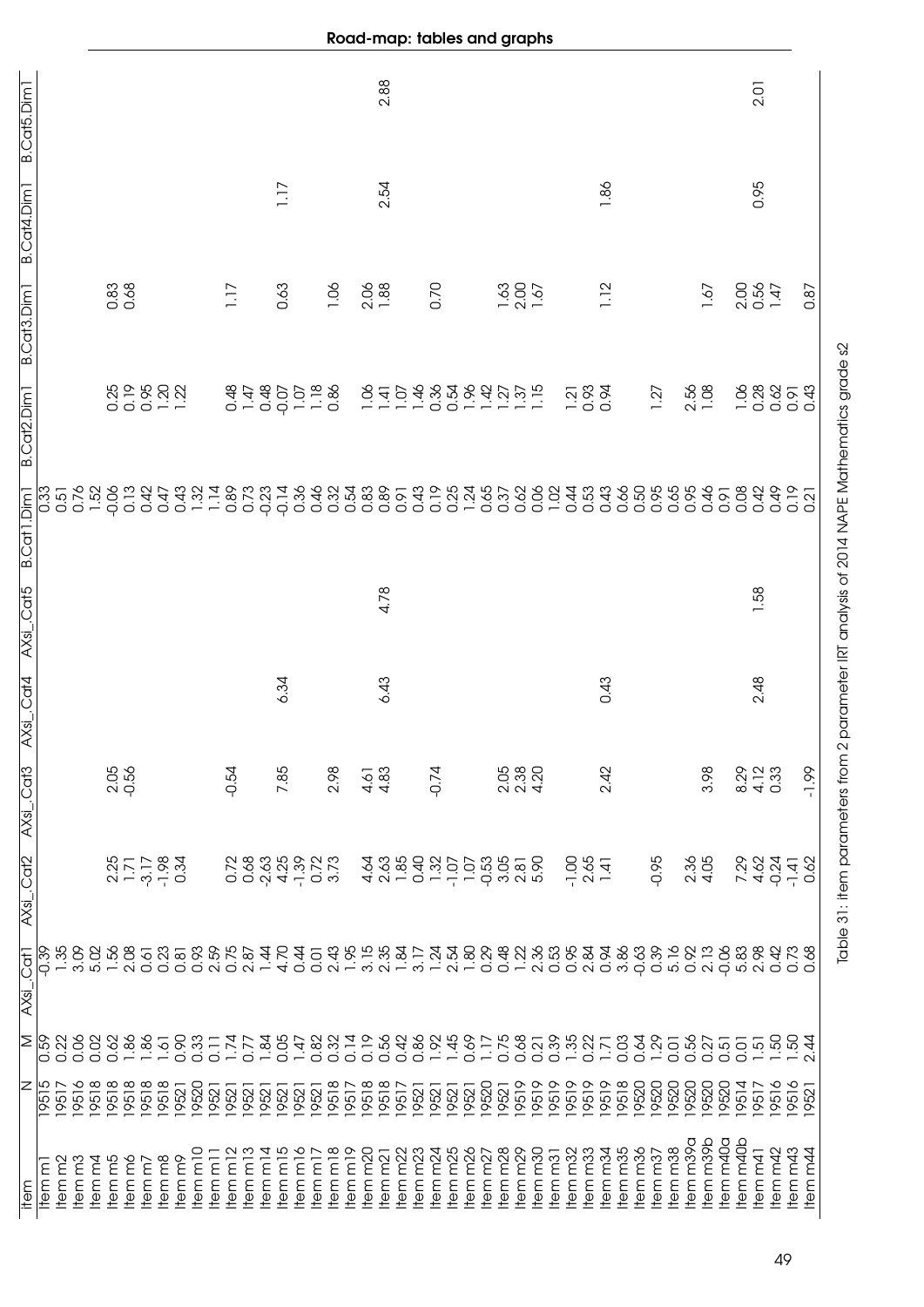| Item | N | M | AXsi_.Cat1 | AXsi_.Cat2 | AXsi_.Cat3 | AXsi_.Cat4 | AXsi_.Cat5 | B.Cat1.Dim1 | B.Cat2.Dim1 | B.Cat3.Dim1 | B.Cat4.Dim1 | B.Cat5.Dim1 |
|---|---|---|---|---|---|---|---|---|---|---|---|---|
| Item m1 | 19515 | 0.59 | -0.39 | | | | | 0.33 | | | | |
| Item m2 | 19517 | 0.22 | 1.35 | | | | | 0.51 | | | | |
| Item m3 | 19516 | 0.06 | 3.09 | | | | | 0.76 | | | | |
| Item m4 | 19518 | 0.02 | 5.02 | | | | | 1.52 | | | | |
| Item m5 | 19518 | 0.62 | 1.56 | 2.25 | 2.05 | | | -0.06 | 0.25 | 0.83 | | |
| Item m6 | 19518 | 1.86 | 2.08 | 1.71 | -0.56 | | | 0.13 | 0.19 | 0.68 | | |
| Item m7 | 19518 | 1.86 | 0.61 | -3.17 | | | | 0.42 | 0.95 | | | |
| Item m8 | 19518 | 1.61 | 0.23 | -1.98 | | | | 0.47 | 1.20 | | | |
| Item m9 | 19521 | 0.90 | 0.81 | 0.34 | | | | 0.43 | 1.22 | | | |
| Item m10 | 19520 | 0.33 | 0.93 | | | | | 1.32 | | | | |
| Item m11 | 19521 | 0.11 | 2.59 | | | | | 1.14 | | | | |
| Item m12 | 19521 | 1.74 | 0.75 | 0.72 | -0.54 | | | 0.89 | 0.48 | 1.17 | | |
| Item m13 | 19521 | 0.77 | 2.87 | 0.68 | | | | 0.73 | 1.47 | | | |
| Item m14 | 19521 | 1.84 | 1.44 | -2.63 | | | | -0.23 | 0.48 | | | |
| Item m15 | 19521 | 0.05 | 4.70 | 4.25 | 7.85 | 6.34 | | -0.14 | -0.07 | 0.63 | 1.17 | |
| Item m16 | 19521 | 1.47 | 0.44 | -1.39 | | | | 0.36 | 1.07 | | | |
| Item m17 | 19521 | 0.82 | 0.01 | 0.72 | | | | 0.46 | 1.18 | | | |
| Item m18 | 19518 | 0.32 | 2.43 | 3.73 | 2.98 | | | 0.32 | 0.86 | 1.06 | | |
| Item m19 | 19517 | 0.14 | 1.95 | | | | | 0.54 | | | | |
| Item m20 | 19518 | 0.19 | 3.15 | 4.64 | 4.61 | | | 0.83 | 1.06 | 2.06 | | |
| Item m21 | 19518 | 0.56 | 2.35 | 2.63 | 4.83 | 6.43 | 4.78 | 0.89 | 1.41 | 1.88 | 2.54 | 2.88 |
| Item m22 | 19517 | 0.42 | 1.84 | 1.85 | | | | 0.91 | 1.07 | | | |
| Item m23 | 19521 | 0.86 | 3.17 | 0.40 | | | | 0.43 | 1.46 | | | |
| Item m24 | 19521 | 1.92 | 1.24 | 1.32 | -0.74 | | | 0.19 | 0.36 | 0.70 | | |
| Item m25 | 19521 | 1.45 | 2.54 | -1.07 | | | | 0.25 | 0.54 | | | |
| Item m26 | 19521 | 0.69 | 1.80 | 1.07 | | | | 1.24 | 1.96 | | | |
| Item m27 | 19520 | 1.17 | 0.29 | -0.53 | | | | 0.65 | 1.42 | | | |
| Item m28 | 19521 | 0.75 | 0.48 | 3.05 | 2.05 | | | 0.37 | 1.27 | 1.63 | | |
| Item m29 | 19519 | 0.68 | 1.22 | 2.81 | 2.38 | | | 0.62 | 1.37 | 2.00 | | |
| Item m30 | 19519 | 0.21 | 2.36 | 5.90 | 4.20 | | | 0.06 | 1.15 | 1.67 | | |
| Item m31 | 19519 | 0.39 | 0.53 | | | | | 1.02 | | | | |
| Item m32 | 19519 | 1.35 | 0.95 | -1.00 | | | | 0.44 | 1.21 | | | |
| Item m33 | 19519 | 0.22 | 2.84 | 2.65 | | | | 0.53 | 0.93 | | | |
| Item m34 | 19519 | 1.71 | 0.94 | 1.41 | 2.42 | 0.43 | | 0.43 | 0.94 | 1.12 | 1.86 | |
| Item m35 | 19518 | 0.03 | 3.86 | | | | | 0.66 | | | | |
| Item m36 | 19520 | 0.64 | -0.63 | | | | | 0.50 | | | | |
| Item m37 | 19520 | 1.29 | 0.39 | -0.95 | | | | 0.95 | 1.27 | | | |
| Item m38 | 19520 | 0.01 | 5.16 | | | | | 0.65 | | | | |
| Item m39a | 19520 | 0.56 | 0.92 | 2.36 | | | | 0.95 | 2.56 | | | |
| Item m39b | 19520 | 0.27 | 2.13 | 4.05 | 3.98 | | | 0.46 | 1.08 | 1.67 | | |
| Item m40a | 19520 | 0.51 | -0.06 | | | | | 0.91 | | | | |
| Item m40b | 19514 | 0.01 | 5.83 | 7.29 | 8.29 | | | 0.08 | 1.06 | 2.00 | | |
| Item m41 | 19517 | 1.51 | 2.98 | 4.62 | 4.12 | 2.48 | 1.58 | 0.42 | 0.28 | 0.56 | 0.95 | 2.01 |
| Item m42 | 19516 | 1.50 | 0.42 | -0.24 | 0.33 | | | 0.49 | 0.62 | 1.47 | | |
| Item m43 | 19516 | 1.50 | 0.73 | -1.41 | | | | 0.19 | 0.91 | | | |
| Item m44 | 19521 | 2.44 | 0.68 | 0.62 | -1.99 | | | 0.21 | 0.43 | 0.87 | | |

Table 31: Item parameters from 2 parameter IRT analysis of 2014 NAPE Mathematics grade s2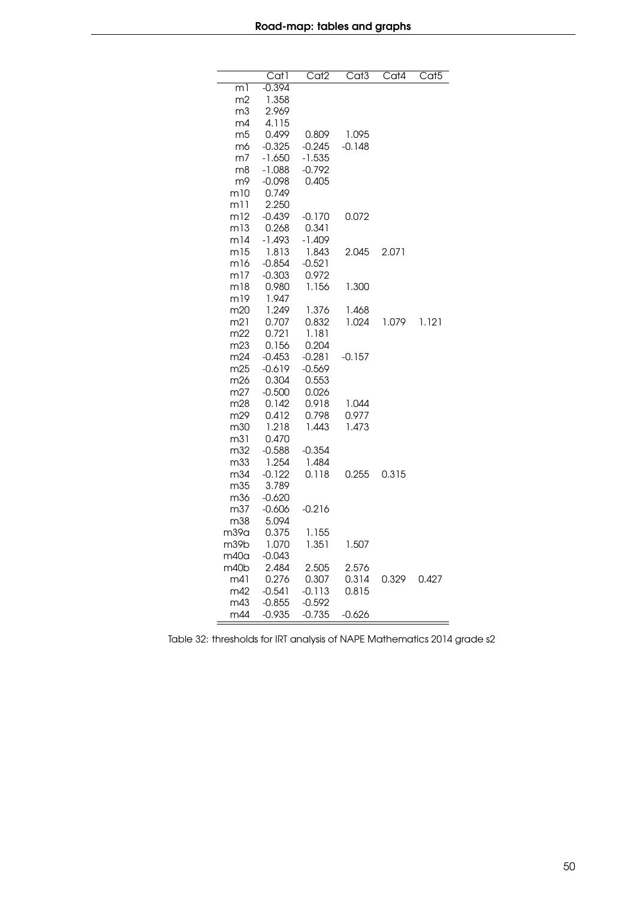| | Cat1 | Cat2 | Cat3 | Cat4 | Cat5 |
|---|---|---|---|---|---|
| m1 | -0.394 | | | | |
| m2 | 1.358 | | | | |
| m3 | 2.969 | | | | |
| m4 | 4.115 | | | | |
| m5 | 0.499 | 0.809 | 1.095 | | |
| m6 | -0.325 | -0.245 | -0.148 | | |
| m7 | -1.650 | -1.535 | | | |
| m8 | -1.088 | -0.792 | | | |
| m9 | -0.098 | 0.405 | | | |
| m10 | 0.749 | | | | |
| m11 | 2.250 | | | | |
| m12 | -0.439 | -0.170 | 0.072 | | |
| m13 | 0.268 | 0.341 | | | |
| m14 | -1.493 | -1.409 | | | |
| m15 | 1.813 | 1.843 | 2.045 | 2.071 | |
| m16 | -0.854 | -0.521 | | | |
| m17 | -0.303 | 0.972 | | | |
| m18 | 0.980 | 1.156 | 1.300 | | |
| m19 | 1.947 | | | | |
| m20 | 1.249 | 1.376 | 1.468 | | |
| m21 | 0.707 | 0.832 | 1.024 | 1.079 | 1.121 |
| m22 | 0.721 | 1.181 | | | |
| m23 | 0.156 | 0.204 | | | |
| m24 | -0.453 | -0.281 | -0.157 | | |
| m25 | -0.619 | -0.569 | | | |
| m26 | 0.304 | 0.553 | | | |
| m27 | -0.500 | 0.026 | | | |
| m28 | 0.142 | 0.918 | 1.044 | | |
| m29 | 0.412 | 0.798 | 0.977 | | |
| m30 | 1.218 | 1.443 | 1.473 | | |
| m31 | 0.470 | | | | |
| m32 | -0.588 | -0.354 | | | |
| m33 | 1.254 | 1.484 | | | |
| m34 | -0.122 | 0.118 | 0.255 | 0.315 | |
| m35 | 3.789 | | | | |
| m36 | -0.620 | | | | |
| m37 | -0.606 | -0.216 | | | |
| m38 | 5.094 | | | | |
| m39a | 0.375 | 1.155 | | | |
| m39b | 1.070 | 1.351 | 1.507 | | |
| m40a | -0.043 | | | | |
| m40b | 2.484 | 2.505 | 2.576 | | |
| m41 | 0.276 | 0.307 | 0.314 | 0.329 | 0.427 |
| m42 | -0.541 | -0.113 | 0.815 | | |
| m43 | -0.855 | -0.592 | | | |
| m44 | -0.935 | -0.735 | -0.626 | | |

Table 32: thresholds for IRT analysis of NAPE Mathematics 2014 grade s2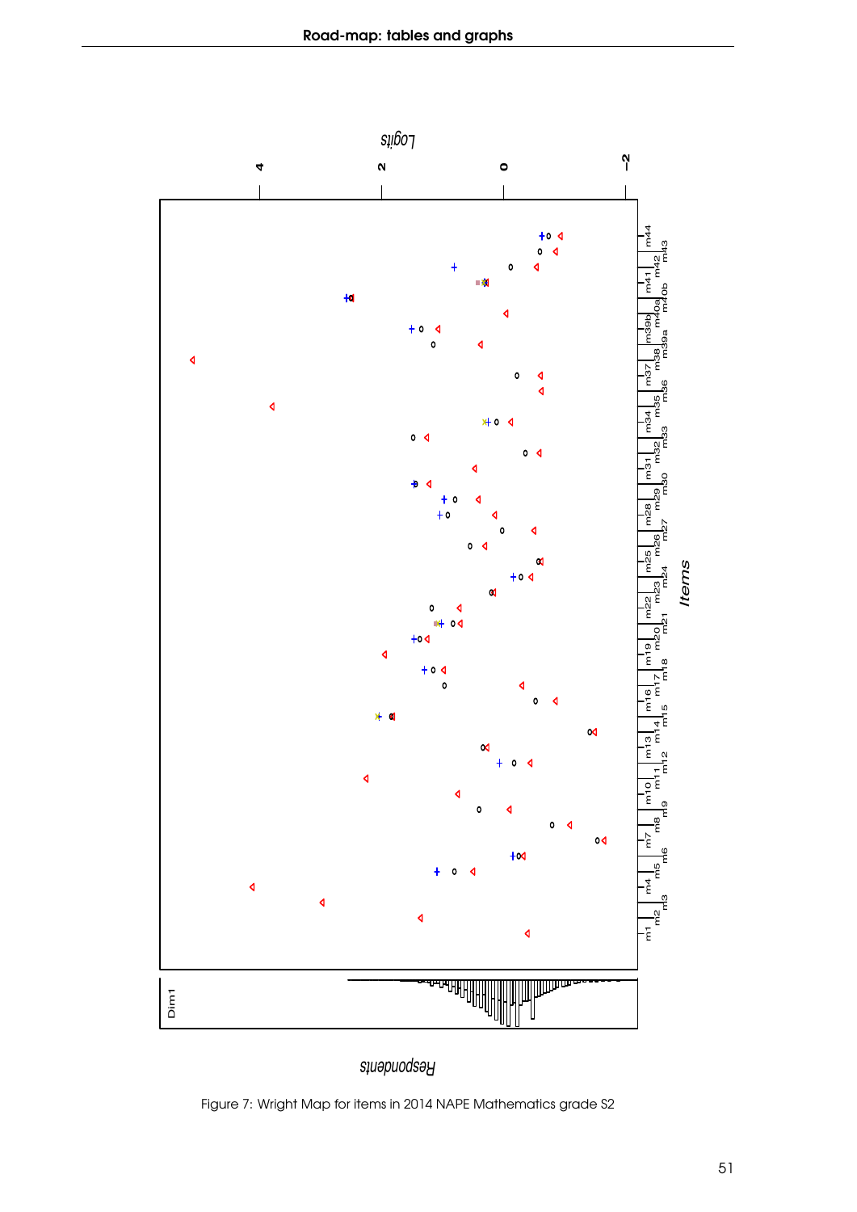Figure 7: Wright Map for items in 2014 NAPE Mathematics grade S2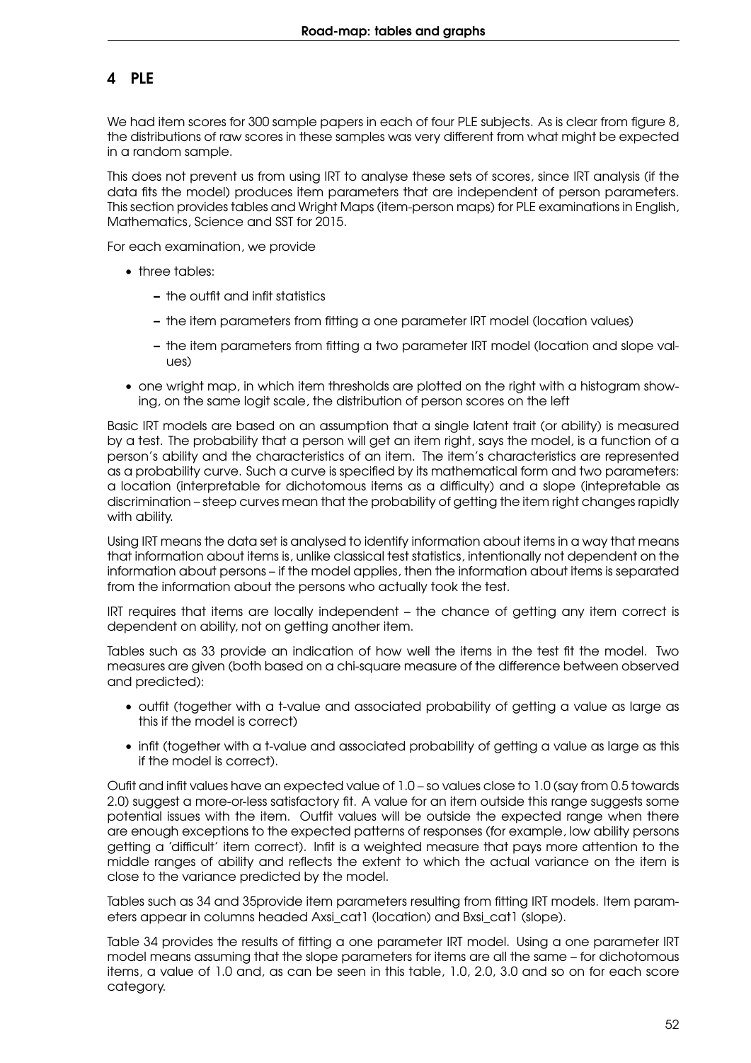# 4 PLE

We had item scores for 300 sample papers in each of four PLE subjects. As is clear from figure 8, the distributions of raw scores in these samples was very different from what might be expected in a random sample.

This does not prevent us from using IRT to analyse these sets of scores, since IRT analysis (if the data fits the model) produces item parameters that are independent of person parameters. This section provides tables and Wright Maps (item-person maps) for PLE examinations in English, Mathematics, Science and SST for 2015.

For each examination, we provide

- three tables:
  - the outfit and infit statistics
  - the item parameters from fitting a one parameter IRT model (location values)
  - the item parameters from fitting a two parameter IRT model (location and slope values)
- one wright map, in which item thresholds are plotted on the right with a histogram showing, on the same logit scale, the distribution of person scores on the left

Basic IRT models are based on an assumption that a single latent trait (or ability) is measured by a test. The probability that a person will get an item right, says the model, is a function of a person's ability and the characteristics of an item. The item's characteristics are represented as a probability curve. Such a curve is specified by its mathematical form and two parameters: a location (interpretable for dichotomous items as a difficulty) and a slope (intepretable as discrimination – steep curves mean that the probability of getting the item right changes rapidly with ability.

Using IRT means the data set is analysed to identify information about items in a way that means that information about items is, unlike classical test statistics, intentionally not dependent on the information about persons – if the model applies, then the information about items is separated from the information about the persons who actually took the test.

IRT requires that items are locally independent – the chance of getting any item correct is dependent on ability, not on getting another item.

Tables such as 33 provide an indication of how well the items in the test fit the model. Two measures are given (both based on a chi-square measure of the difference between observed and predicted):

- outfit (together with a t-value and associated probability of getting a value as large as this if the model is correct)
- infit (together with a t-value and associated probability of getting a value as large as this if the model is correct).

Oufit and infit values have an expected value of 1.0 – so values close to 1.0 (say from 0.5 towards 2.0) suggest a more-or-less satisfactory fit. A value for an item outside this range suggests some potential issues with the item. Outfit values will be outside the expected range when there are enough exceptions to the expected patterns of responses (for example, low ability persons getting a 'difficult' item correct). Infit is a weighted measure that pays more attention to the middle ranges of ability and reflects the extent to which the actual variance on the item is close to the variance predicted by the model.

Tables such as 34 and 35provide item parameters resulting from fitting IRT models. Item parameters appear in columns headed Axsi_cat1 (location) and Bxsi_cat1 (slope).

Table 34 provides the results of fitting a one parameter IRT model. Using a one parameter IRT model means assuming that the slope parameters for items are all the same – for dichotomous items, a value of 1.0 and, as can be seen in this table, 1.0, 2.0, 3.0 and so on for each score category.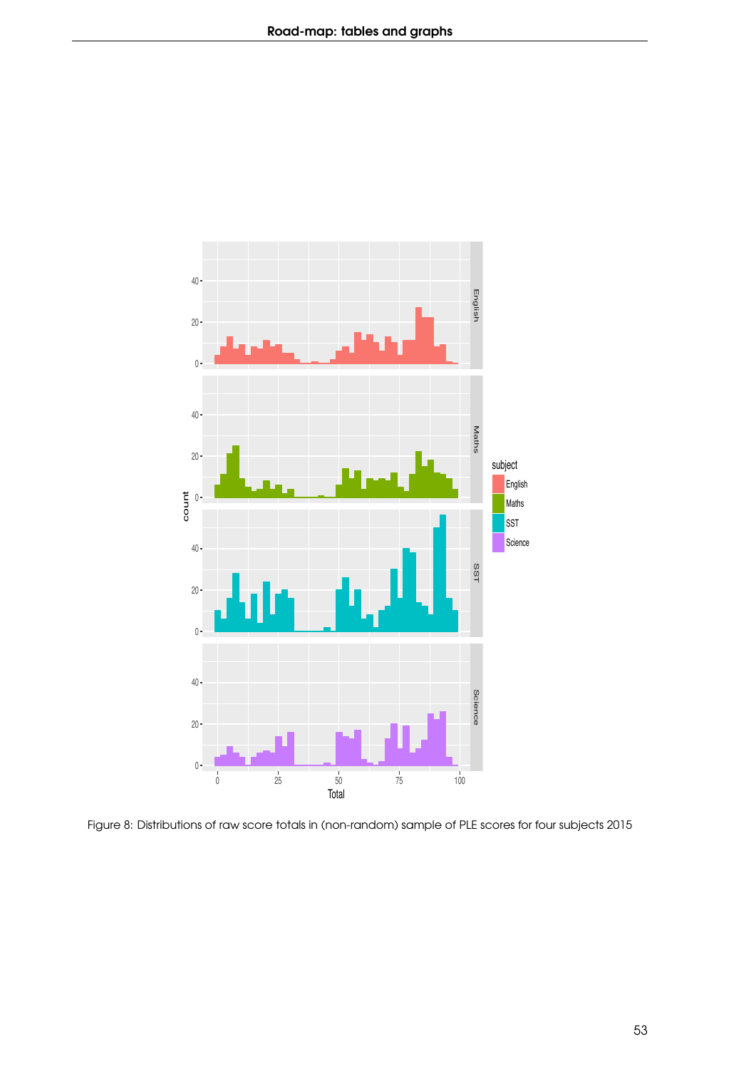Figure 8: Distributions of raw score totals in (non-random) sample of PLE scores for four subjects 2015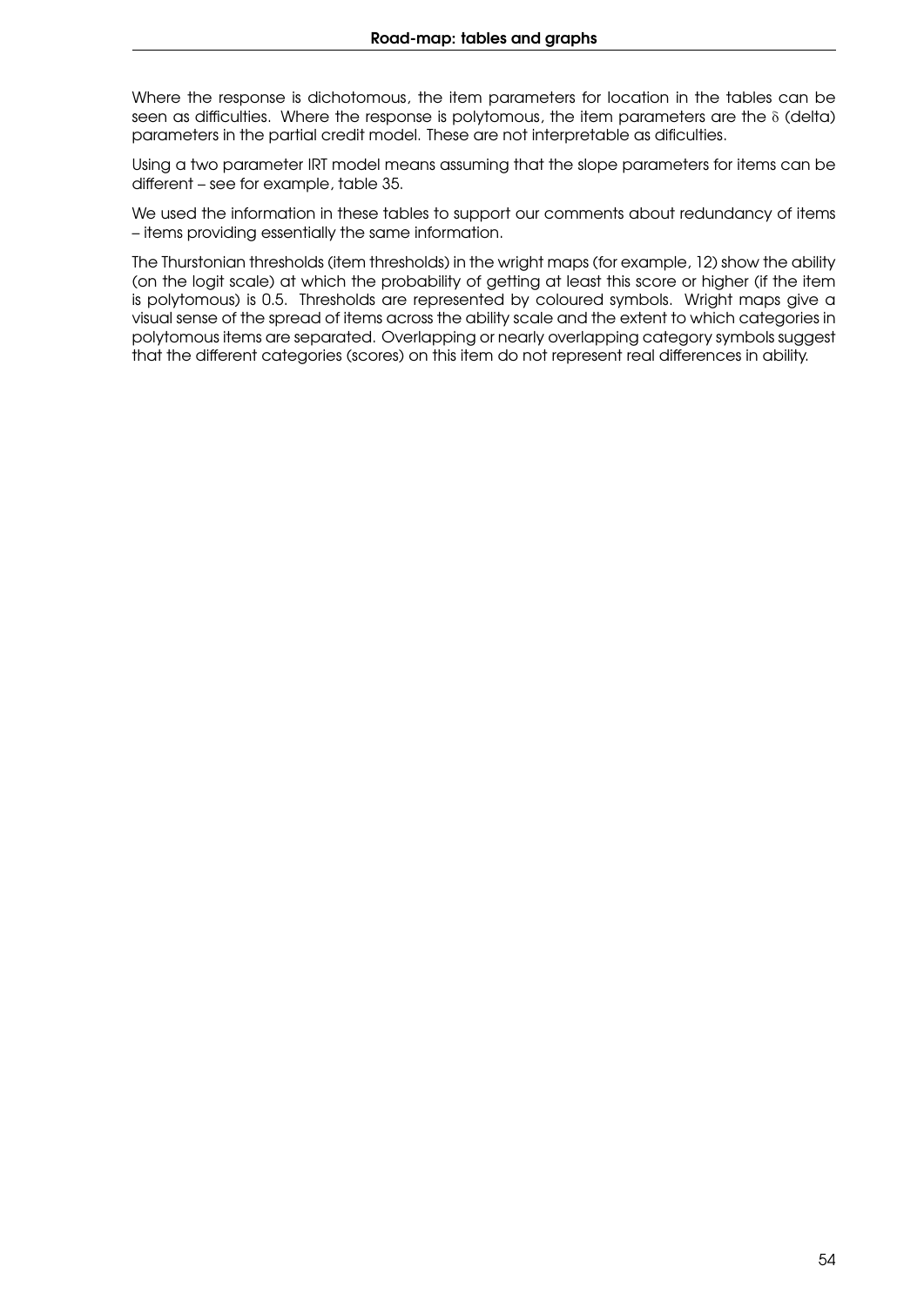Where the response is dichotomous, the item parameters for location in the tables can be seen as difficulties. Where the response is polytomous, the item parameters are the $\delta$ (delta) parameters in the partial credit model. These are not interpretable as dificulties.

Using a two parameter IRT model means assuming that the slope parameters for items can be different – see for example, table 35.

We used the information in these tables to support our comments about redundancy of items – items providing essentially the same information.

The Thurstonian thresholds (item thresholds) in the wright maps (for example, 12) show the ability (on the logit scale) at which the probability of getting at least this score or higher (if the item is polytomous) is 0.5. Thresholds are represented by coloured symbols. Wright maps give a visual sense of the spread of items across the ability scale and the extent to which categories in polytomous items are separated. Overlapping or nearly overlapping category symbols suggest that the different categories (scores) on this item do not represent real differences in ability.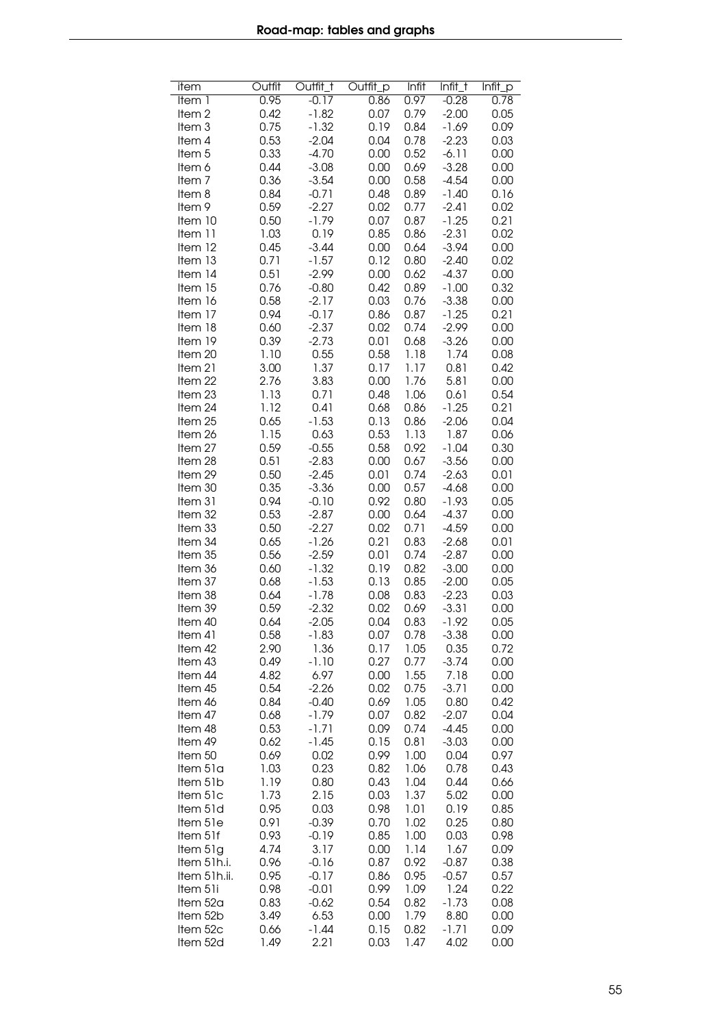| item | Outfit | Outfit_t | Outfit_p | Infit | Infit_t | Infit_p |
|---|---|---|---|---|---|---|
| Item 1 | 0.95 | -0.17 | 0.86 | 0.97 | -0.28 | 0.78 |
| Item 2 | 0.42 | -1.82 | 0.07 | 0.79 | -2.00 | 0.05 |
| Item 3 | 0.75 | -1.32 | 0.19 | 0.84 | -1.69 | 0.09 |
| Item 4 | 0.53 | -2.04 | 0.04 | 0.78 | -2.23 | 0.03 |
| Item 5 | 0.33 | -4.70 | 0.00 | 0.52 | -6.11 | 0.00 |
| Item 6 | 0.44 | -3.08 | 0.00 | 0.69 | -3.28 | 0.00 |
| Item 7 | 0.36 | -3.54 | 0.00 | 0.58 | -4.54 | 0.00 |
| Item 8 | 0.84 | -0.71 | 0.48 | 0.89 | -1.40 | 0.16 |
| Item 9 | 0.59 | -2.27 | 0.02 | 0.77 | -2.41 | 0.02 |
| Item 10 | 0.50 | -1.79 | 0.07 | 0.87 | -1.25 | 0.21 |
| Item 11 | 1.03 | 0.19 | 0.85 | 0.86 | -2.31 | 0.02 |
| Item 12 | 0.45 | -3.44 | 0.00 | 0.64 | -3.94 | 0.00 |
| Item 13 | 0.71 | -1.57 | 0.12 | 0.80 | -2.40 | 0.02 |
| Item 14 | 0.51 | -2.99 | 0.00 | 0.62 | -4.37 | 0.00 |
| Item 15 | 0.76 | -0.80 | 0.42 | 0.89 | -1.00 | 0.32 |
| Item 16 | 0.58 | -2.17 | 0.03 | 0.76 | -3.38 | 0.00 |
| Item 17 | 0.94 | -0.17 | 0.86 | 0.87 | -1.25 | 0.21 |
| Item 18 | 0.60 | -2.37 | 0.02 | 0.74 | -2.99 | 0.00 |
| Item 19 | 0.39 | -2.73 | 0.01 | 0.68 | -3.26 | 0.00 |
| Item 20 | 1.10 | 0.55 | 0.58 | 1.18 | 1.74 | 0.08 |
| Item 21 | 3.00 | 1.37 | 0.17 | 1.17 | 0.81 | 0.42 |
| Item 22 | 2.76 | 3.83 | 0.00 | 1.76 | 5.81 | 0.00 |
| Item 23 | 1.13 | 0.71 | 0.48 | 1.06 | 0.61 | 0.54 |
| Item 24 | 1.12 | 0.41 | 0.68 | 0.86 | -1.25 | 0.21 |
| Item 25 | 0.65 | -1.53 | 0.13 | 0.86 | -2.06 | 0.04 |
| Item 26 | 1.15 | 0.63 | 0.53 | 1.13 | 1.87 | 0.06 |
| Item 27 | 0.59 | -0.55 | 0.58 | 0.92 | -1.04 | 0.30 |
| Item 28 | 0.51 | -2.83 | 0.00 | 0.67 | -3.56 | 0.00 |
| Item 29 | 0.50 | -2.45 | 0.01 | 0.74 | -2.63 | 0.01 |
| Item 30 | 0.35 | -3.36 | 0.00 | 0.57 | -4.68 | 0.00 |
| Item 31 | 0.94 | -0.10 | 0.92 | 0.80 | -1.93 | 0.05 |
| Item 32 | 0.53 | -2.87 | 0.00 | 0.64 | -4.37 | 0.00 |
| Item 33 | 0.50 | -2.27 | 0.02 | 0.71 | -4.59 | 0.00 |
| Item 34 | 0.65 | -1.26 | 0.21 | 0.83 | -2.68 | 0.01 |
| Item 35 | 0.56 | -2.59 | 0.01 | 0.74 | -2.87 | 0.00 |
| Item 36 | 0.60 | -1.32 | 0.19 | 0.82 | -3.00 | 0.00 |
| Item 37 | 0.68 | -1.53 | 0.13 | 0.85 | -2.00 | 0.05 |
| Item 38 | 0.64 | -1.78 | 0.08 | 0.83 | -2.23 | 0.03 |
| Item 39 | 0.59 | -2.32 | 0.02 | 0.69 | -3.31 | 0.00 |
| Item 40 | 0.64 | -2.05 | 0.04 | 0.83 | -1.92 | 0.05 |
| Item 41 | 0.58 | -1.83 | 0.07 | 0.78 | -3.38 | 0.00 |
| Item 42 | 2.90 | 1.36 | 0.17 | 1.05 | 0.35 | 0.72 |
| Item 43 | 0.49 | -1.10 | 0.27 | 0.77 | -3.74 | 0.00 |
| Item 44 | 4.82 | 6.97 | 0.00 | 1.55 | 7.18 | 0.00 |
| Item 45 | 0.54 | -2.26 | 0.02 | 0.75 | -3.71 | 0.00 |
| Item 46 | 0.84 | -0.40 | 0.69 | 1.05 | 0.80 | 0.42 |
| Item 47 | 0.68 | -1.79 | 0.07 | 0.82 | -2.07 | 0.04 |
| Item 48 | 0.53 | -1.71 | 0.09 | 0.74 | -4.45 | 0.00 |
| Item 49 | 0.62 | -1.45 | 0.15 | 0.81 | -3.03 | 0.00 |
| Item 50 | 0.69 | 0.02 | 0.99 | 1.00 | 0.04 | 0.97 |
| Item 51a | 1.03 | 0.23 | 0.82 | 1.06 | 0.78 | 0.43 |
| Item 51b | 1.19 | 0.80 | 0.43 | 1.04 | 0.44 | 0.66 |
| Item 51c | 1.73 | 2.15 | 0.03 | 1.37 | 5.02 | 0.00 |
| Item 51d | 0.95 | 0.03 | 0.98 | 1.01 | 0.19 | 0.85 |
| Item 51e | 0.91 | -0.39 | 0.70 | 1.02 | 0.25 | 0.80 |
| Item 51f | 0.93 | -0.19 | 0.85 | 1.00 | 0.03 | 0.98 |
| Item 51g | 4.74 | 3.17 | 0.00 | 1.14 | 1.67 | 0.09 |
| Item 51h.i. | 0.96 | -0.16 | 0.87 | 0.92 | -0.87 | 0.38 |
| Item 51h.ii. | 0.95 | -0.17 | 0.86 | 0.95 | -0.57 | 0.57 |
| Item 51i | 0.98 | -0.01 | 0.99 | 1.09 | 1.24 | 0.22 |
| Item 52a | 0.83 | -0.62 | 0.54 | 0.82 | -1.73 | 0.08 |
| Item 52b | 3.49 | 6.53 | 0.00 | 1.79 | 8.80 | 0.00 |
| Item 52c | 0.66 | -1.44 | 0.15 | 0.82 | -1.71 | 0.09 |
| Item 52d | 1.49 | 2.21 | 0.03 | 1.47 | 4.02 | 0.00 |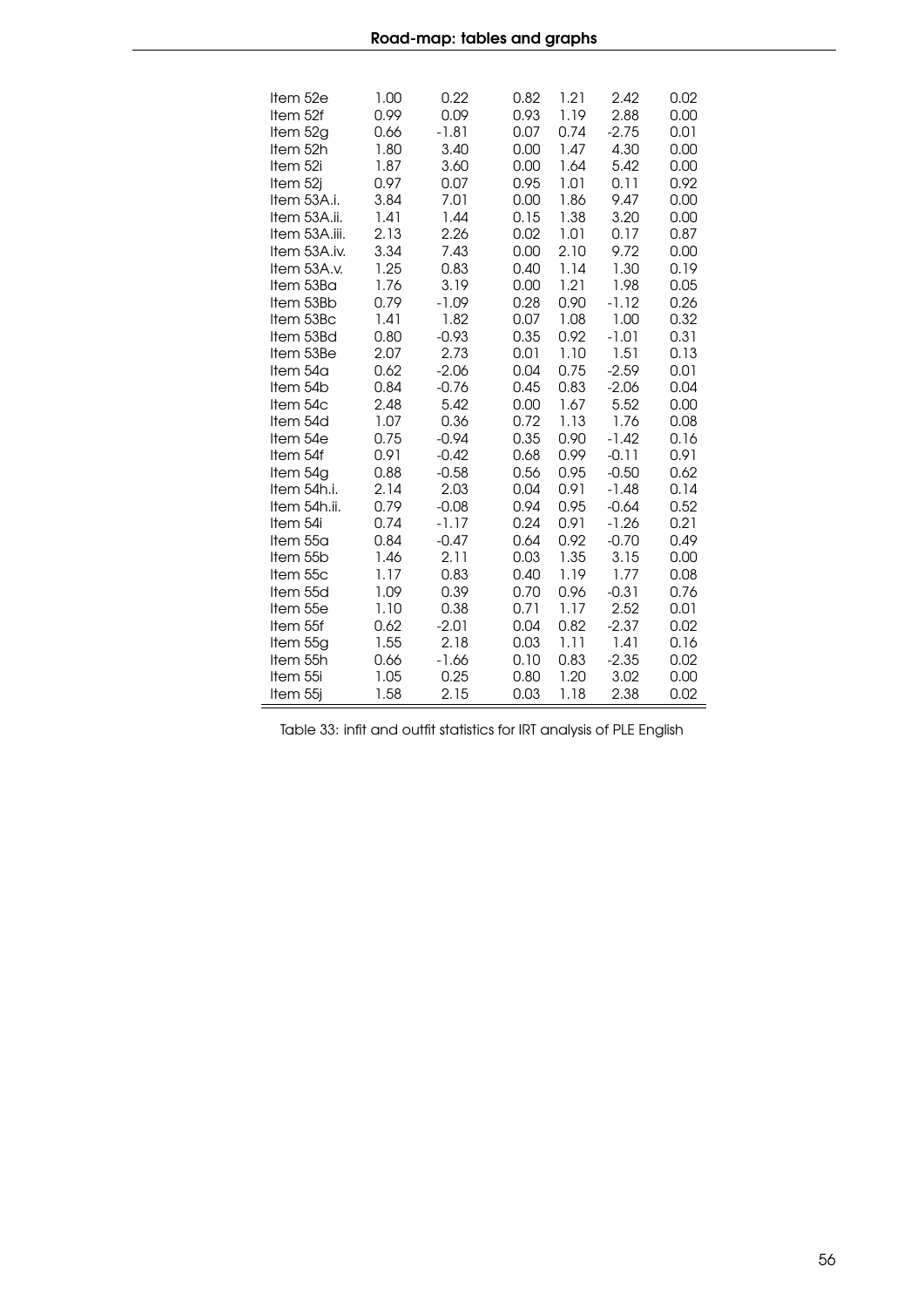| | | | | | | |
|---|---|---|---|---|---|---|
| Item 52e | 1.00 | 0.22 | 0.82 | 1.21 | 2.42 | 0.02 |
| Item 52f | 0.99 | 0.09 | 0.93 | 1.19 | 2.88 | 0.00 |
| Item 52g | 0.66 | -1.81 | 0.07 | 0.74 | -2.75 | 0.01 |
| Item 52h | 1.80 | 3.40 | 0.00 | 1.47 | 4.30 | 0.00 |
| Item 52i | 1.87 | 3.60 | 0.00 | 1.64 | 5.42 | 0.00 |
| Item 52j | 0.97 | 0.07 | 0.95 | 1.01 | 0.11 | 0.92 |
| Item 53A.i. | 3.84 | 7.01 | 0.00 | 1.86 | 9.47 | 0.00 |
| Item 53A.ii. | 1.41 | 1.44 | 0.15 | 1.38 | 3.20 | 0.00 |
| Item 53A.iii. | 2.13 | 2.26 | 0.02 | 1.01 | 0.17 | 0.87 |
| Item 53A.iv. | 3.34 | 7.43 | 0.00 | 2.10 | 9.72 | 0.00 |
| Item 53A.v. | 1.25 | 0.83 | 0.40 | 1.14 | 1.30 | 0.19 |
| Item 53Ba | 1.76 | 3.19 | 0.00 | 1.21 | 1.98 | 0.05 |
| Item 53Bb | 0.79 | -1.09 | 0.28 | 0.90 | -1.12 | 0.26 |
| Item 53Bc | 1.41 | 1.82 | 0.07 | 1.08 | 1.00 | 0.32 |
| Item 53Bd | 0.80 | -0.93 | 0.35 | 0.92 | -1.01 | 0.31 |
| Item 53Be | 2.07 | 2.73 | 0.01 | 1.10 | 1.51 | 0.13 |
| Item 54a | 0.62 | -2.06 | 0.04 | 0.75 | -2.59 | 0.01 |
| Item 54b | 0.84 | -0.76 | 0.45 | 0.83 | -2.06 | 0.04 |
| Item 54c | 2.48 | 5.42 | 0.00 | 1.67 | 5.52 | 0.00 |
| Item 54d | 1.07 | 0.36 | 0.72 | 1.13 | 1.76 | 0.08 |
| Item 54e | 0.75 | -0.94 | 0.35 | 0.90 | -1.42 | 0.16 |
| Item 54f | 0.91 | -0.42 | 0.68 | 0.99 | -0.11 | 0.91 |
| Item 54g | 0.88 | -0.58 | 0.56 | 0.95 | -0.50 | 0.62 |
| Item 54h.i. | 2.14 | 2.03 | 0.04 | 0.91 | -1.48 | 0.14 |
| Item 54h.ii. | 0.79 | -0.08 | 0.94 | 0.95 | -0.64 | 0.52 |
| Item 54i | 0.74 | -1.17 | 0.24 | 0.91 | -1.26 | 0.21 |
| Item 55a | 0.84 | -0.47 | 0.64 | 0.92 | -0.70 | 0.49 |
| Item 55b | 1.46 | 2.11 | 0.03 | 1.35 | 3.15 | 0.00 |
| Item 55c | 1.17 | 0.83 | 0.40 | 1.19 | 1.77 | 0.08 |
| Item 55d | 1.09 | 0.39 | 0.70 | 0.96 | -0.31 | 0.76 |
| Item 55e | 1.10 | 0.38 | 0.71 | 1.17 | 2.52 | 0.01 |
| Item 55f | 0.62 | -2.01 | 0.04 | 0.82 | -2.37 | 0.02 |
| Item 55g | 1.55 | 2.18 | 0.03 | 1.11 | 1.41 | 0.16 |
| Item 55h | 0.66 | -1.66 | 0.10 | 0.83 | -2.35 | 0.02 |
| Item 55i | 1.05 | 0.25 | 0.80 | 1.20 | 3.02 | 0.00 |
| Item 55j | 1.58 | 2.15 | 0.03 | 1.18 | 2.38 | 0.02 |

Table 33: infit and outfit statistics for IRT analysis of PLE English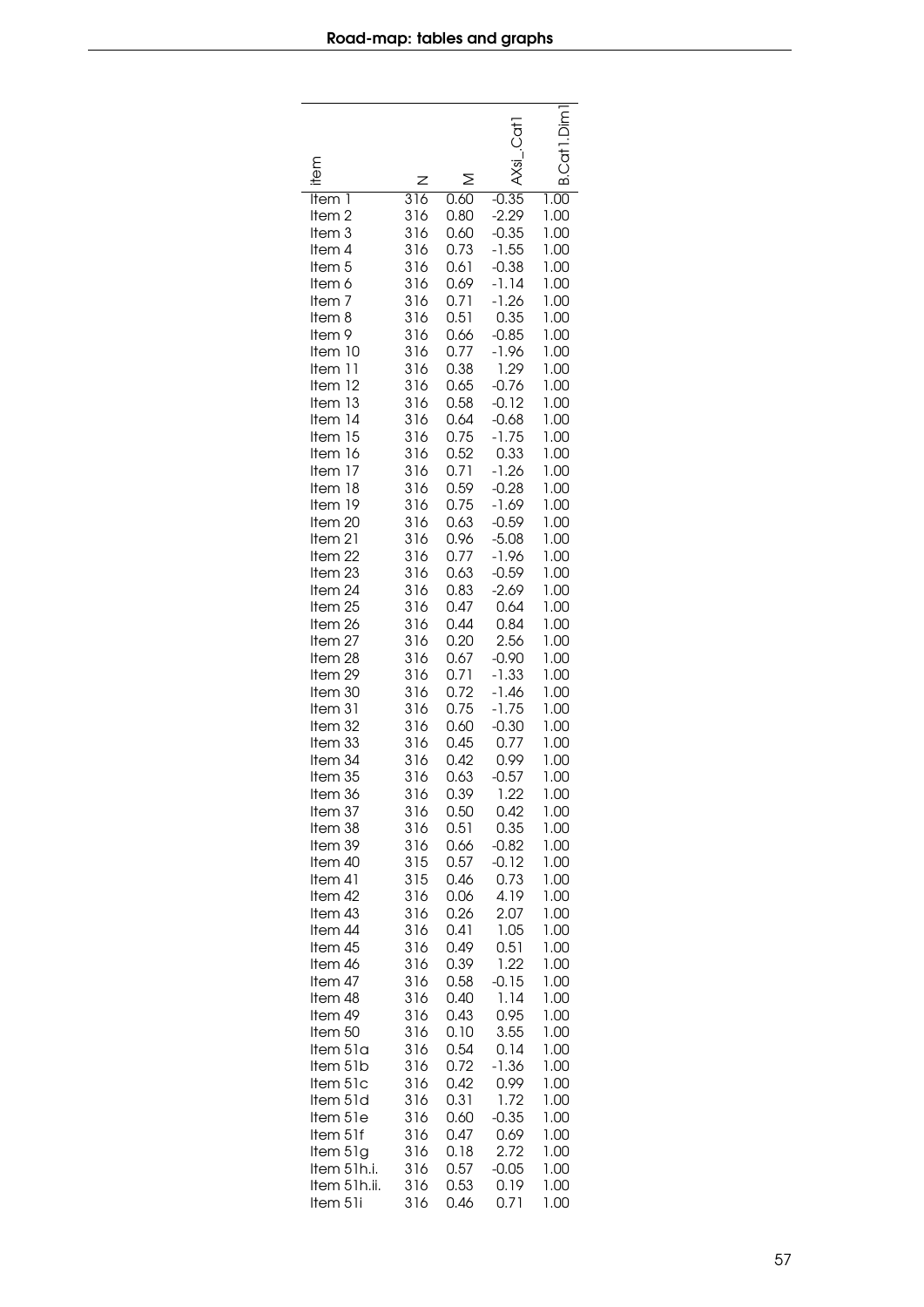| item | N | M | AXsi_.Cat1 | B.Cat1.Dim1 |
|---|---|---|---|---|
| Item 1 | 316 | 0.60 | -0.35 | 1.00 |
| Item 2 | 316 | 0.80 | -2.29 | 1.00 |
| Item 3 | 316 | 0.60 | -0.35 | 1.00 |
| Item 4 | 316 | 0.73 | -1.55 | 1.00 |
| Item 5 | 316 | 0.61 | -0.38 | 1.00 |
| Item 6 | 316 | 0.69 | -1.14 | 1.00 |
| Item 7 | 316 | 0.71 | -1.26 | 1.00 |
| Item 8 | 316 | 0.51 | 0.35 | 1.00 |
| Item 9 | 316 | 0.66 | -0.85 | 1.00 |
| Item 10 | 316 | 0.77 | -1.96 | 1.00 |
| Item 11 | 316 | 0.38 | 1.29 | 1.00 |
| Item 12 | 316 | 0.65 | -0.76 | 1.00 |
| Item 13 | 316 | 0.58 | -0.12 | 1.00 |
| Item 14 | 316 | 0.64 | -0.68 | 1.00 |
| Item 15 | 316 | 0.75 | -1.75 | 1.00 |
| Item 16 | 316 | 0.52 | 0.33 | 1.00 |
| Item 17 | 316 | 0.71 | -1.26 | 1.00 |
| Item 18 | 316 | 0.59 | -0.28 | 1.00 |
| Item 19 | 316 | 0.75 | -1.69 | 1.00 |
| Item 20 | 316 | 0.63 | -0.59 | 1.00 |
| Item 21 | 316 | 0.96 | -5.08 | 1.00 |
| Item 22 | 316 | 0.77 | -1.96 | 1.00 |
| Item 23 | 316 | 0.63 | -0.59 | 1.00 |
| Item 24 | 316 | 0.83 | -2.69 | 1.00 |
| Item 25 | 316 | 0.47 | 0.64 | 1.00 |
| Item 26 | 316 | 0.44 | 0.84 | 1.00 |
| Item 27 | 316 | 0.20 | 2.56 | 1.00 |
| Item 28 | 316 | 0.67 | -0.90 | 1.00 |
| Item 29 | 316 | 0.71 | -1.33 | 1.00 |
| Item 30 | 316 | 0.72 | -1.46 | 1.00 |
| Item 31 | 316 | 0.75 | -1.75 | 1.00 |
| Item 32 | 316 | 0.60 | -0.30 | 1.00 |
| Item 33 | 316 | 0.45 | 0.77 | 1.00 |
| Item 34 | 316 | 0.42 | 0.99 | 1.00 |
| Item 35 | 316 | 0.63 | -0.57 | 1.00 |
| Item 36 | 316 | 0.39 | 1.22 | 1.00 |
| Item 37 | 316 | 0.50 | 0.42 | 1.00 |
| Item 38 | 316 | 0.51 | 0.35 | 1.00 |
| Item 39 | 316 | 0.66 | -0.82 | 1.00 |
| Item 40 | 315 | 0.57 | -0.12 | 1.00 |
| Item 41 | 315 | 0.46 | 0.73 | 1.00 |
| Item 42 | 316 | 0.06 | 4.19 | 1.00 |
| Item 43 | 316 | 0.26 | 2.07 | 1.00 |
| Item 44 | 316 | 0.41 | 1.05 | 1.00 |
| Item 45 | 316 | 0.49 | 0.51 | 1.00 |
| Item 46 | 316 | 0.39 | 1.22 | 1.00 |
| Item 47 | 316 | 0.58 | -0.15 | 1.00 |
| Item 48 | 316 | 0.40 | 1.14 | 1.00 |
| Item 49 | 316 | 0.43 | 0.95 | 1.00 |
| Item 50 | 316 | 0.10 | 3.55 | 1.00 |
| Item 51a | 316 | 0.54 | 0.14 | 1.00 |
| Item 51b | 316 | 0.72 | -1.36 | 1.00 |
| Item 51c | 316 | 0.42 | 0.99 | 1.00 |
| Item 51d | 316 | 0.31 | 1.72 | 1.00 |
| Item 51e | 316 | 0.60 | -0.35 | 1.00 |
| Item 51f | 316 | 0.47 | 0.69 | 1.00 |
| Item 51g | 316 | 0.18 | 2.72 | 1.00 |
| Item 51h.i. | 316 | 0.57 | -0.05 | 1.00 |
| Item 51h.ii. | 316 | 0.53 | 0.19 | 1.00 |
| Item 51i | 316 | 0.46 | 0.71 | 1.00 |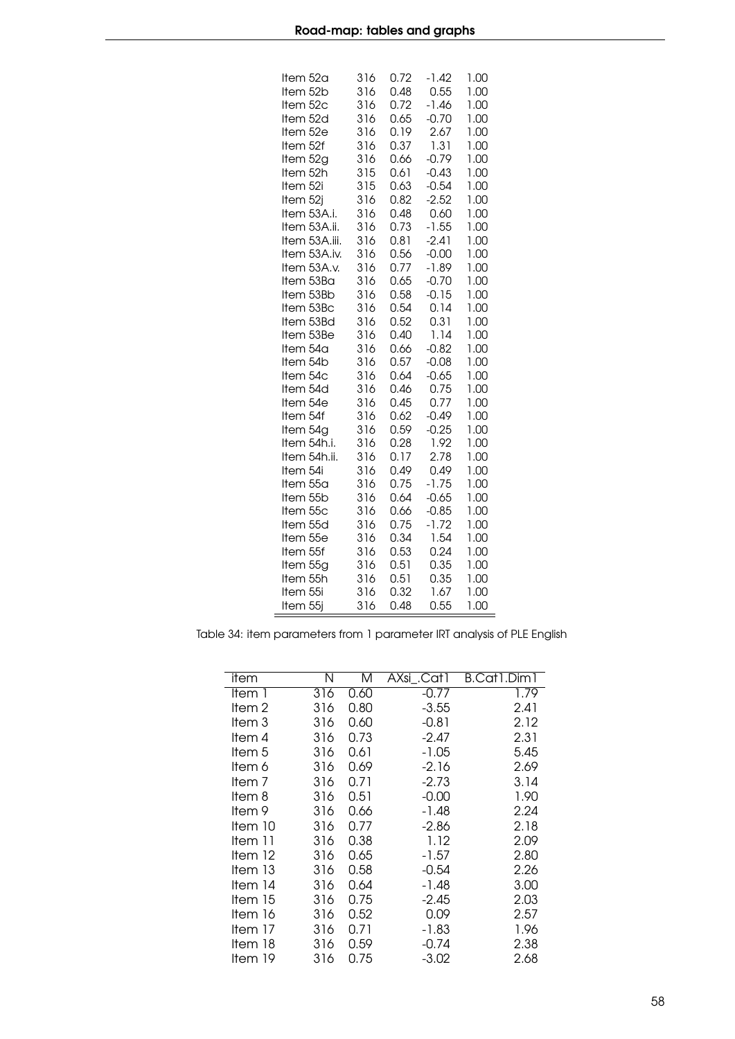| | | | | |
|---|---|---|---|---|
| Item 52a | 316 | 0.72 | -1.42 | 1.00 |
| Item 52b | 316 | 0.48 | 0.55 | 1.00 |
| Item 52c | 316 | 0.72 | -1.46 | 1.00 |
| Item 52d | 316 | 0.65 | -0.70 | 1.00 |
| Item 52e | 316 | 0.19 | 2.67 | 1.00 |
| Item 52f | 316 | 0.37 | 1.31 | 1.00 |
| Item 52g | 316 | 0.66 | -0.79 | 1.00 |
| Item 52h | 315 | 0.61 | -0.43 | 1.00 |
| Item 52i | 315 | 0.63 | -0.54 | 1.00 |
| Item 52j | 316 | 0.82 | -2.52 | 1.00 |
| Item 53A.i. | 316 | 0.48 | 0.60 | 1.00 |
| Item 53A.ii. | 316 | 0.73 | -1.55 | 1.00 |
| Item 53A.iii. | 316 | 0.81 | -2.41 | 1.00 |
| Item 53A.iv. | 316 | 0.56 | -0.00 | 1.00 |
| Item 53A.v. | 316 | 0.77 | -1.89 | 1.00 |
| Item 53Ba | 316 | 0.65 | -0.70 | 1.00 |
| Item 53Bb | 316 | 0.58 | -0.15 | 1.00 |
| Item 53Bc | 316 | 0.54 | 0.14 | 1.00 |
| Item 53Bd | 316 | 0.52 | 0.31 | 1.00 |
| Item 53Be | 316 | 0.40 | 1.14 | 1.00 |
| Item 54a | 316 | 0.66 | -0.82 | 1.00 |
| Item 54b | 316 | 0.57 | -0.08 | 1.00 |
| Item 54c | 316 | 0.64 | -0.65 | 1.00 |
| Item 54d | 316 | 0.46 | 0.75 | 1.00 |
| Item 54e | 316 | 0.45 | 0.77 | 1.00 |
| Item 54f | 316 | 0.62 | -0.49 | 1.00 |
| Item 54g | 316 | 0.59 | -0.25 | 1.00 |
| Item 54h.i. | 316 | 0.28 | 1.92 | 1.00 |
| Item 54h.ii. | 316 | 0.17 | 2.78 | 1.00 |
| Item 54i | 316 | 0.49 | 0.49 | 1.00 |
| Item 55a | 316 | 0.75 | -1.75 | 1.00 |
| Item 55b | 316 | 0.64 | -0.65 | 1.00 |
| Item 55c | 316 | 0.66 | -0.85 | 1.00 |
| Item 55d | 316 | 0.75 | -1.72 | 1.00 |
| Item 55e | 316 | 0.34 | 1.54 | 1.00 |
| Item 55f | 316 | 0.53 | 0.24 | 1.00 |
| Item 55g | 316 | 0.51 | 0.35 | 1.00 |
| Item 55h | 316 | 0.51 | 0.35 | 1.00 |
| Item 55i | 316 | 0.32 | 1.67 | 1.00 |
| Item 55j | 316 | 0.48 | 0.55 | 1.00 |

Table 34: item parameters from 1 parameter IRT analysis of PLE English

| item | N | M | AXsi_.Cat1 | B.Cat1.Dim1 |
|---|---|---|---|---|
| Item 1 | 316 | 0.60 | -0.77 | 1.79 |
| Item 2 | 316 | 0.80 | -3.55 | 2.41 |
| Item 3 | 316 | 0.60 | -0.81 | 2.12 |
| Item 4 | 316 | 0.73 | -2.47 | 2.31 |
| Item 5 | 316 | 0.61 | -1.05 | 5.45 |
| Item 6 | 316 | 0.69 | -2.16 | 2.69 |
| Item 7 | 316 | 0.71 | -2.73 | 3.14 |
| Item 8 | 316 | 0.51 | -0.00 | 1.90 |
| Item 9 | 316 | 0.66 | -1.48 | 2.24 |
| Item 10 | 316 | 0.77 | -2.86 | 2.18 |
| Item 11 | 316 | 0.38 | 1.12 | 2.09 |
| Item 12 | 316 | 0.65 | -1.57 | 2.80 |
| Item 13 | 316 | 0.58 | -0.54 | 2.26 |
| Item 14 | 316 | 0.64 | -1.48 | 3.00 |
| Item 15 | 316 | 0.75 | -2.45 | 2.03 |
| Item 16 | 316 | 0.52 | 0.09 | 2.57 |
| Item 17 | 316 | 0.71 | -1.83 | 1.96 |
| Item 18 | 316 | 0.59 | -0.74 | 2.38 |
| Item 19 | 316 | 0.75 | -3.02 | 2.68 |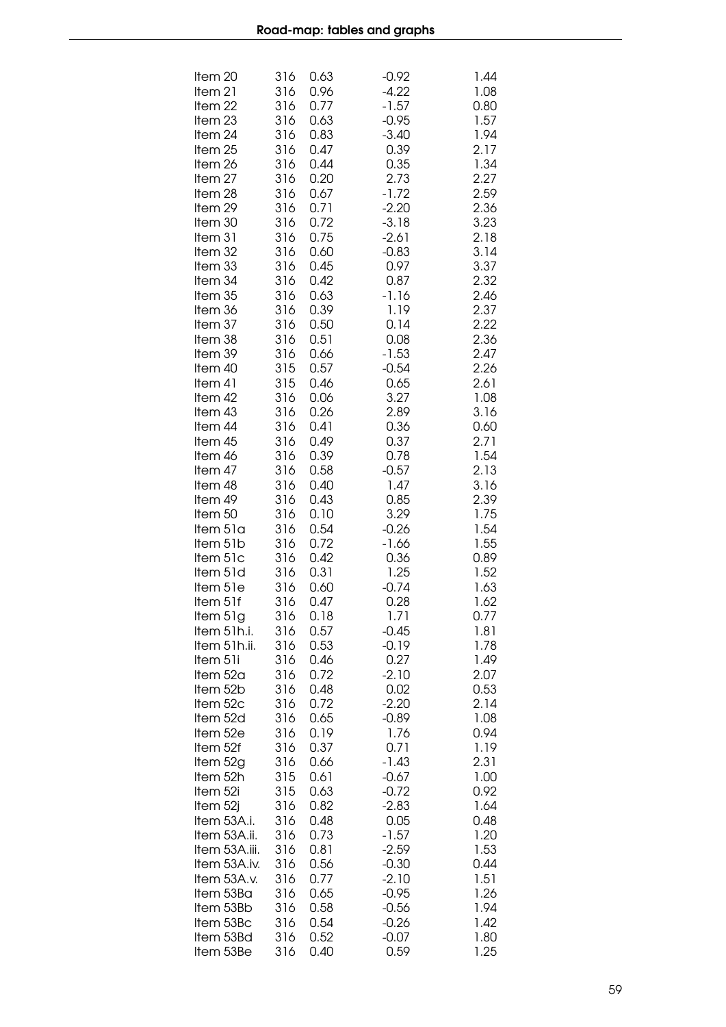| | | | | |
|---|---|---|---|---|
| Item 20 | 316 | 0.63 | -0.92 | 1.44 |
| Item 21 | 316 | 0.96 | -4.22 | 1.08 |
| Item 22 | 316 | 0.77 | -1.57 | 0.80 |
| Item 23 | 316 | 0.63 | -0.95 | 1.57 |
| Item 24 | 316 | 0.83 | -3.40 | 1.94 |
| Item 25 | 316 | 0.47 | 0.39 | 2.17 |
| Item 26 | 316 | 0.44 | 0.35 | 1.34 |
| Item 27 | 316 | 0.20 | 2.73 | 2.27 |
| Item 28 | 316 | 0.67 | -1.72 | 2.59 |
| Item 29 | 316 | 0.71 | -2.20 | 2.36 |
| Item 30 | 316 | 0.72 | -3.18 | 3.23 |
| Item 31 | 316 | 0.75 | -2.61 | 2.18 |
| Item 32 | 316 | 0.60 | -0.83 | 3.14 |
| Item 33 | 316 | 0.45 | 0.97 | 3.37 |
| Item 34 | 316 | 0.42 | 0.87 | 2.32 |
| Item 35 | 316 | 0.63 | -1.16 | 2.46 |
| Item 36 | 316 | 0.39 | 1.19 | 2.37 |
| Item 37 | 316 | 0.50 | 0.14 | 2.22 |
| Item 38 | 316 | 0.51 | 0.08 | 2.36 |
| Item 39 | 316 | 0.66 | -1.53 | 2.47 |
| Item 40 | 315 | 0.57 | -0.54 | 2.26 |
| Item 41 | 315 | 0.46 | 0.65 | 2.61 |
| Item 42 | 316 | 0.06 | 3.27 | 1.08 |
| Item 43 | 316 | 0.26 | 2.89 | 3.16 |
| Item 44 | 316 | 0.41 | 0.36 | 0.60 |
| Item 45 | 316 | 0.49 | 0.37 | 2.71 |
| Item 46 | 316 | 0.39 | 0.78 | 1.54 |
| Item 47 | 316 | 0.58 | -0.57 | 2.13 |
| Item 48 | 316 | 0.40 | 1.47 | 3.16 |
| Item 49 | 316 | 0.43 | 0.85 | 2.39 |
| Item 50 | 316 | 0.10 | 3.29 | 1.75 |
| Item 51a | 316 | 0.54 | -0.26 | 1.54 |
| Item 51b | 316 | 0.72 | -1.66 | 1.55 |
| Item 51c | 316 | 0.42 | 0.36 | 0.89 |
| Item 51d | 316 | 0.31 | 1.25 | 1.52 |
| Item 51e | 316 | 0.60 | -0.74 | 1.63 |
| Item 51f | 316 | 0.47 | 0.28 | 1.62 |
| Item 51g | 316 | 0.18 | 1.71 | 0.77 |
| Item 51h.i. | 316 | 0.57 | -0.45 | 1.81 |
| Item 51h.ii. | 316 | 0.53 | -0.19 | 1.78 |
| Item 51i | 316 | 0.46 | 0.27 | 1.49 |
| Item 52a | 316 | 0.72 | -2.10 | 2.07 |
| Item 52b | 316 | 0.48 | 0.02 | 0.53 |
| Item 52c | 316 | 0.72 | -2.20 | 2.14 |
| Item 52d | 316 | 0.65 | -0.89 | 1.08 |
| Item 52e | 316 | 0.19 | 1.76 | 0.94 |
| Item 52f | 316 | 0.37 | 0.71 | 1.19 |
| Item 52g | 316 | 0.66 | -1.43 | 2.31 |
| Item 52h | 315 | 0.61 | -0.67 | 1.00 |
| Item 52i | 315 | 0.63 | -0.72 | 0.92 |
| Item 52j | 316 | 0.82 | -2.83 | 1.64 |
| Item 53A.i. | 316 | 0.48 | 0.05 | 0.48 |
| Item 53A.ii. | 316 | 0.73 | -1.57 | 1.20 |
| Item 53A.iii. | 316 | 0.81 | -2.59 | 1.53 |
| Item 53A.iv. | 316 | 0.56 | -0.30 | 0.44 |
| Item 53A.v. | 316 | 0.77 | -2.10 | 1.51 |
| Item 53Ba | 316 | 0.65 | -0.95 | 1.26 |
| Item 53Bb | 316 | 0.58 | -0.56 | 1.94 |
| Item 53Bc | 316 | 0.54 | -0.26 | 1.42 |
| Item 53Bd | 316 | 0.52 | -0.07 | 1.80 |
| Item 53Be | 316 | 0.40 | 0.59 | 1.25 |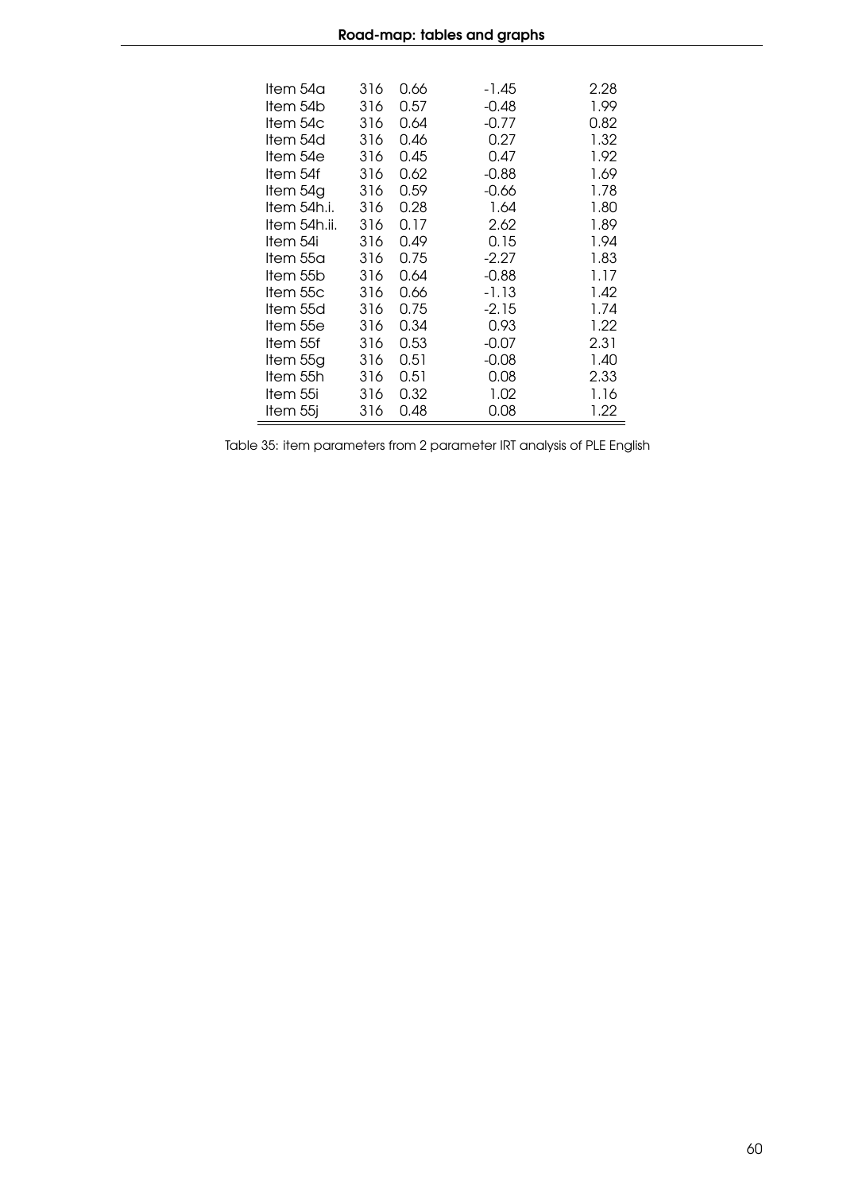| | | | | |
|---|---|---|---|---|
| Item 54a | 316 | 0.66 | -1.45 | 2.28 |
| Item 54b | 316 | 0.57 | -0.48 | 1.99 |
| Item 54c | 316 | 0.64 | -0.77 | 0.82 |
| Item 54d | 316 | 0.46 | 0.27 | 1.32 |
| Item 54e | 316 | 0.45 | 0.47 | 1.92 |
| Item 54f | 316 | 0.62 | -0.88 | 1.69 |
| Item 54g | 316 | 0.59 | -0.66 | 1.78 |
| Item 54h.i. | 316 | 0.28 | 1.64 | 1.80 |
| Item 54h.ii. | 316 | 0.17 | 2.62 | 1.89 |
| Item 54i | 316 | 0.49 | 0.15 | 1.94 |
| Item 55a | 316 | 0.75 | -2.27 | 1.83 |
| Item 55b | 316 | 0.64 | -0.88 | 1.17 |
| Item 55c | 316 | 0.66 | -1.13 | 1.42 |
| Item 55d | 316 | 0.75 | -2.15 | 1.74 |
| Item 55e | 316 | 0.34 | 0.93 | 1.22 |
| Item 55f | 316 | 0.53 | -0.07 | 2.31 |
| Item 55g | 316 | 0.51 | -0.08 | 1.40 |
| Item 55h | 316 | 0.51 | 0.08 | 2.33 |
| Item 55i | 316 | 0.32 | 1.02 | 1.16 |
| Item 55j | 316 | 0.48 | 0.08 | 1.22 |

Table 35: item parameters from 2 parameter IRT analysis of PLE English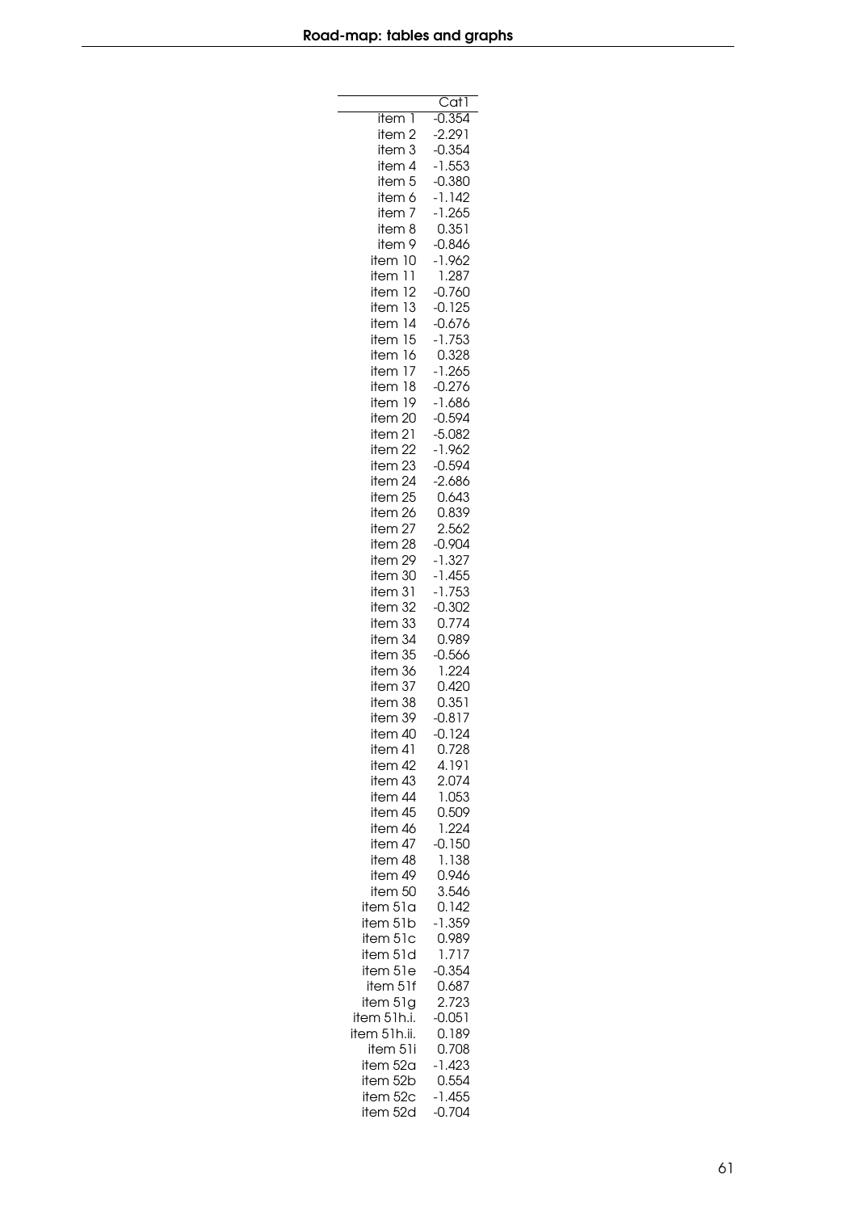| | Cat1 |
|---|---|
| item 1 | -0.354 |
| item 2 | -2.291 |
| item 3 | -0.354 |
| item 4 | -1.553 |
| item 5 | -0.380 |
| item 6 | -1.142 |
| item 7 | -1.265 |
| item 8 | 0.351 |
| item 9 | -0.846 |
| item 10 | -1.962 |
| item 11 | 1.287 |
| item 12 | -0.760 |
| item 13 | -0.125 |
| item 14 | -0.676 |
| item 15 | -1.753 |
| item 16 | 0.328 |
| item 17 | -1.265 |
| item 18 | -0.276 |
| item 19 | -1.686 |
| item 20 | -0.594 |
| item 21 | -5.082 |
| item 22 | -1.962 |
| item 23 | -0.594 |
| item 24 | -2.686 |
| item 25 | 0.643 |
| item 26 | 0.839 |
| item 27 | 2.562 |
| item 28 | -0.904 |
| item 29 | -1.327 |
| item 30 | -1.455 |
| item 31 | -1.753 |
| item 32 | -0.302 |
| item 33 | 0.774 |
| item 34 | 0.989 |
| item 35 | -0.566 |
| item 36 | 1.224 |
| item 37 | 0.420 |
| item 38 | 0.351 |
| item 39 | -0.817 |
| item 40 | -0.124 |
| item 41 | 0.728 |
| item 42 | 4.191 |
| item 43 | 2.074 |
| item 44 | 1.053 |
| item 45 | 0.509 |
| item 46 | 1.224 |
| item 47 | -0.150 |
| item 48 | 1.138 |
| item 49 | 0.946 |
| item 50 | 3.546 |
| item 51a | 0.142 |
| item 51b | -1.359 |
| item 51c | 0.989 |
| item 51d | 1.717 |
| item 51e | -0.354 |
| item 51f | 0.687 |
| item 51g | 2.723 |
| item 51h.i. | -0.051 |
| item 51h.ii. | 0.189 |
| item 51i | 0.708 |
| item 52a | -1.423 |
| item 52b | 0.554 |
| item 52c | -1.455 |
| item 52d | -0.704 |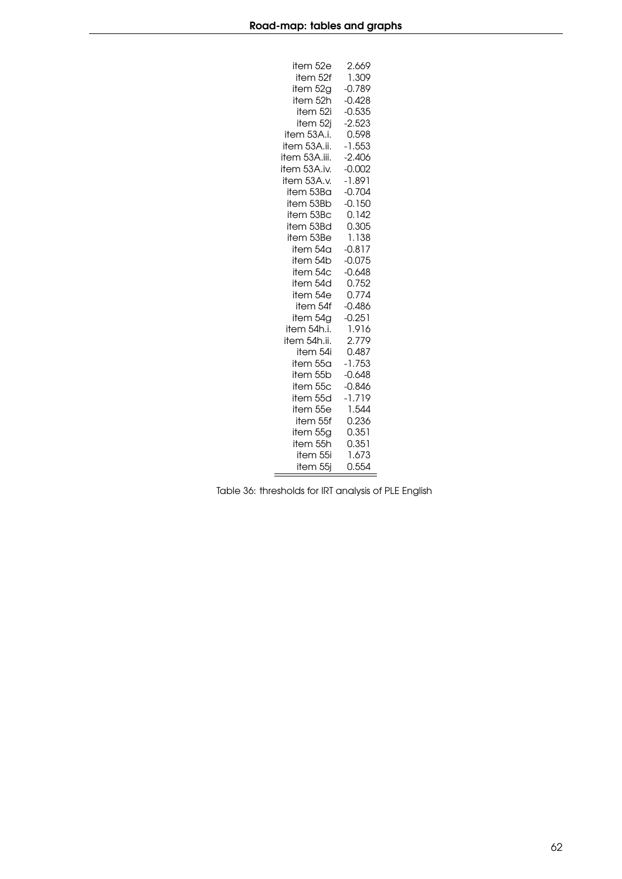| | |
|---|---|
| item 52e | 2.669 |
| item 52f | 1.309 |
| item 52g | -0.789 |
| item 52h | -0.428 |
| item 52i | -0.535 |
| item 52j | -2.523 |
| item 53A.i. | 0.598 |
| item 53A.ii. | -1.553 |
| item 53A.iii. | -2.406 |
| item 53A.iv. | -0.002 |
| item 53A.v. | -1.891 |
| item 53Ba | -0.704 |
| item 53Bb | -0.150 |
| item 53Bc | 0.142 |
| item 53Bd | 0.305 |
| item 53Be | 1.138 |
| item 54a | -0.817 |
| item 54b | -0.075 |
| item 54c | -0.648 |
| item 54d | 0.752 |
| item 54e | 0.774 |
| item 54f | -0.486 |
| item 54g | -0.251 |
| item 54h.i. | 1.916 |
| item 54h.ii. | 2.779 |
| item 54i | 0.487 |
| item 55a | -1.753 |
| item 55b | -0.648 |
| item 55c | -0.846 |
| item 55d | -1.719 |
| item 55e | 1.544 |
| item 55f | 0.236 |
| item 55g | 0.351 |
| item 55h | 0.351 |
| item 55i | 1.673 |
| item 55j | 0.554 |

Table 36: thresholds for IRT analysis of PLE English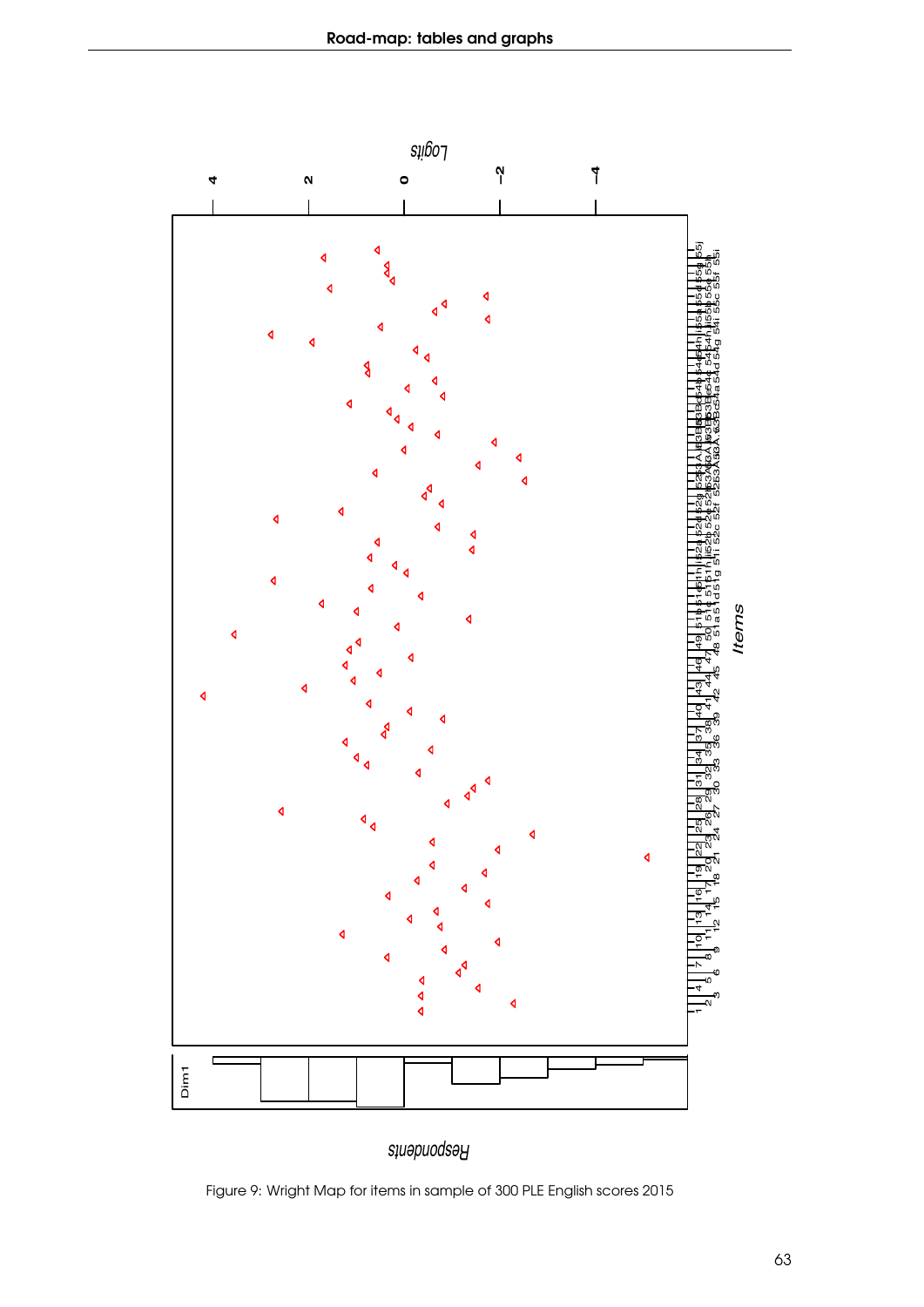Figure 9: Wright Map for items in sample of 300 PLE English scores 2015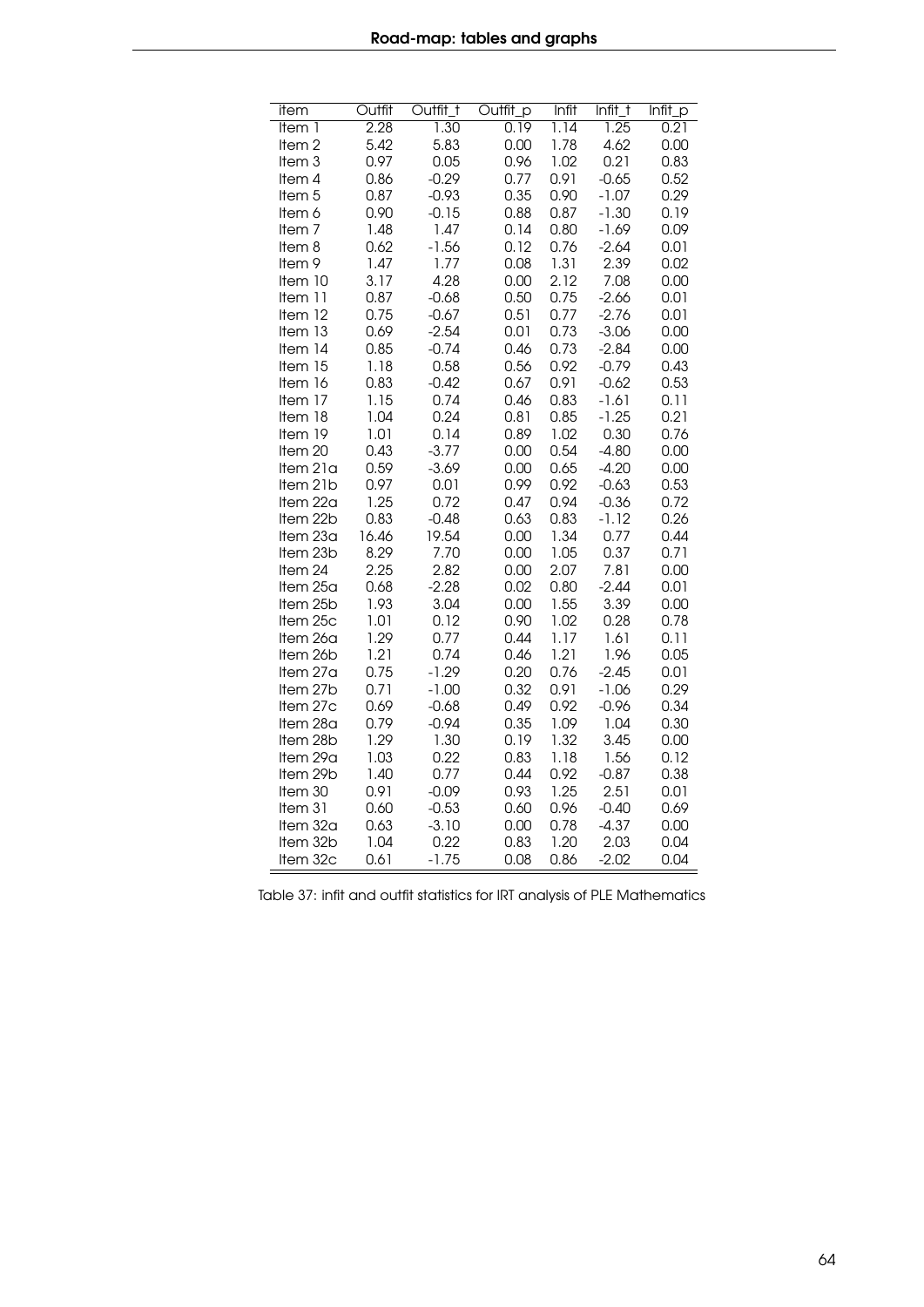| item | Outfit | Outfit_t | Outfit_p | Infit | Infit_t | Infit_p |
|---|---|---|---|---|---|---|
| Item 1 | 2.28 | 1.30 | 0.19 | 1.14 | 1.25 | 0.21 |
| Item 2 | 5.42 | 5.83 | 0.00 | 1.78 | 4.62 | 0.00 |
| Item 3 | 0.97 | 0.05 | 0.96 | 1.02 | 0.21 | 0.83 |
| Item 4 | 0.86 | -0.29 | 0.77 | 0.91 | -0.65 | 0.52 |
| Item 5 | 0.87 | -0.93 | 0.35 | 0.90 | -1.07 | 0.29 |
| Item 6 | 0.90 | -0.15 | 0.88 | 0.87 | -1.30 | 0.19 |
| Item 7 | 1.48 | 1.47 | 0.14 | 0.80 | -1.69 | 0.09 |
| Item 8 | 0.62 | -1.56 | 0.12 | 0.76 | -2.64 | 0.01 |
| Item 9 | 1.47 | 1.77 | 0.08 | 1.31 | 2.39 | 0.02 |
| Item 10 | 3.17 | 4.28 | 0.00 | 2.12 | 7.08 | 0.00 |
| Item 11 | 0.87 | -0.68 | 0.50 | 0.75 | -2.66 | 0.01 |
| Item 12 | 0.75 | -0.67 | 0.51 | 0.77 | -2.76 | 0.01 |
| Item 13 | 0.69 | -2.54 | 0.01 | 0.73 | -3.06 | 0.00 |
| Item 14 | 0.85 | -0.74 | 0.46 | 0.73 | -2.84 | 0.00 |
| Item 15 | 1.18 | 0.58 | 0.56 | 0.92 | -0.79 | 0.43 |
| Item 16 | 0.83 | -0.42 | 0.67 | 0.91 | -0.62 | 0.53 |
| Item 17 | 1.15 | 0.74 | 0.46 | 0.83 | -1.61 | 0.11 |
| Item 18 | 1.04 | 0.24 | 0.81 | 0.85 | -1.25 | 0.21 |
| Item 19 | 1.01 | 0.14 | 0.89 | 1.02 | 0.30 | 0.76 |
| Item 20 | 0.43 | -3.77 | 0.00 | 0.54 | -4.80 | 0.00 |
| Item 21a | 0.59 | -3.69 | 0.00 | 0.65 | -4.20 | 0.00 |
| Item 21b | 0.97 | 0.01 | 0.99 | 0.92 | -0.63 | 0.53 |
| Item 22a | 1.25 | 0.72 | 0.47 | 0.94 | -0.36 | 0.72 |
| Item 22b | 0.83 | -0.48 | 0.63 | 0.83 | -1.12 | 0.26 |
| Item 23a | 16.46 | 19.54 | 0.00 | 1.34 | 0.77 | 0.44 |
| Item 23b | 8.29 | 7.70 | 0.00 | 1.05 | 0.37 | 0.71 |
| Item 24 | 2.25 | 2.82 | 0.00 | 2.07 | 7.81 | 0.00 |
| Item 25a | 0.68 | -2.28 | 0.02 | 0.80 | -2.44 | 0.01 |
| Item 25b | 1.93 | 3.04 | 0.00 | 1.55 | 3.39 | 0.00 |
| Item 25c | 1.01 | 0.12 | 0.90 | 1.02 | 0.28 | 0.78 |
| Item 26a | 1.29 | 0.77 | 0.44 | 1.17 | 1.61 | 0.11 |
| Item 26b | 1.21 | 0.74 | 0.46 | 1.21 | 1.96 | 0.05 |
| Item 27a | 0.75 | -1.29 | 0.20 | 0.76 | -2.45 | 0.01 |
| Item 27b | 0.71 | -1.00 | 0.32 | 0.91 | -1.06 | 0.29 |
| Item 27c | 0.69 | -0.68 | 0.49 | 0.92 | -0.96 | 0.34 |
| Item 28a | 0.79 | -0.94 | 0.35 | 1.09 | 1.04 | 0.30 |
| Item 28b | 1.29 | 1.30 | 0.19 | 1.32 | 3.45 | 0.00 |
| Item 29a | 1.03 | 0.22 | 0.83 | 1.18 | 1.56 | 0.12 |
| Item 29b | 1.40 | 0.77 | 0.44 | 0.92 | -0.87 | 0.38 |
| Item 30 | 0.91 | -0.09 | 0.93 | 1.25 | 2.51 | 0.01 |
| Item 31 | 0.60 | -0.53 | 0.60 | 0.96 | -0.40 | 0.69 |
| Item 32a | 0.63 | -3.10 | 0.00 | 0.78 | -4.37 | 0.00 |
| Item 32b | 1.04 | 0.22 | 0.83 | 1.20 | 2.03 | 0.04 |
| Item 32c | 0.61 | -1.75 | 0.08 | 0.86 | -2.02 | 0.04 |

Table 37: infit and outfit statistics for IRT analysis of PLE Mathematics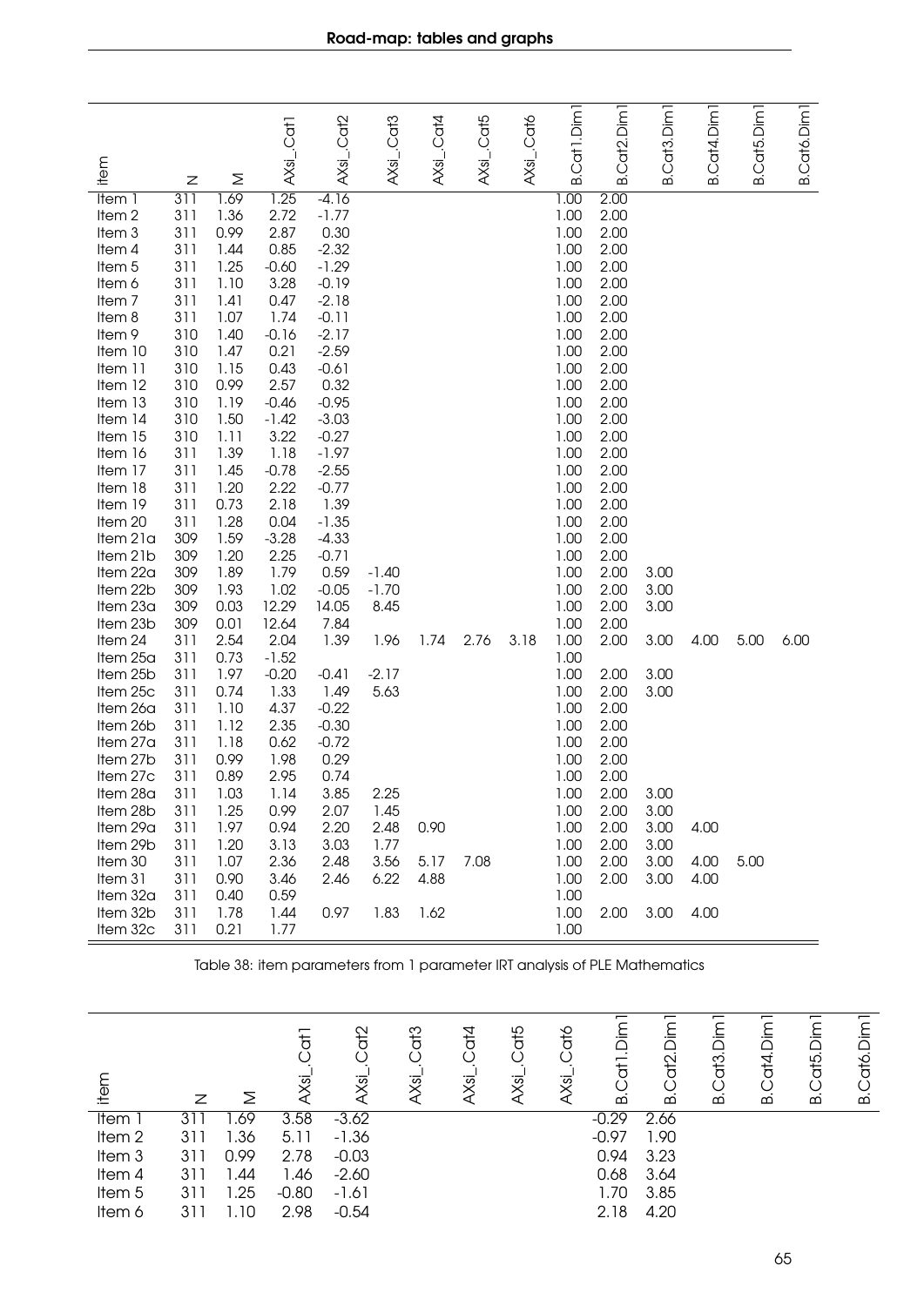| item | N | M | AXsi_.Cat1 | AXsi_.Cat2 | AXsi_.Cat3 | AXsi_.Cat4 | AXsi_.Cat5 | AXsi_.Cat6 | B.Cat1.Dim1 | B.Cat2.Dim1 | B.Cat3.Dim1 | B.Cat4.Dim1 | B.Cat5.Dim1 | B.Cat6.Dim1 |
|---|---|---|---|---|---|---|---|---|---|---|---|---|---|---|
| Item 1 | 311 | 1.69 | 1.25 | -4.16 | | | | | 1.00 | 2.00 | | | | |
| Item 2 | 311 | 1.36 | 2.72 | -1.77 | | | | | 1.00 | 2.00 | | | | |
| Item 3 | 311 | 0.99 | 2.87 | 0.30 | | | | | 1.00 | 2.00 | | | | |
| Item 4 | 311 | 1.44 | 0.85 | -2.32 | | | | | 1.00 | 2.00 | | | | |
| Item 5 | 311 | 1.25 | -0.60 | -1.29 | | | | | 1.00 | 2.00 | | | | |
| Item 6 | 311 | 1.10 | 3.28 | -0.19 | | | | | 1.00 | 2.00 | | | | |
| Item 7 | 311 | 1.41 | 0.47 | -2.18 | | | | | 1.00 | 2.00 | | | | |
| Item 8 | 311 | 1.07 | 1.74 | -0.11 | | | | | 1.00 | 2.00 | | | | |
| Item 9 | 310 | 1.40 | -0.16 | -2.17 | | | | | 1.00 | 2.00 | | | | |
| Item 10 | 310 | 1.47 | 0.21 | -2.59 | | | | | 1.00 | 2.00 | | | | |
| Item 11 | 310 | 1.15 | 0.43 | -0.61 | | | | | 1.00 | 2.00 | | | | |
| Item 12 | 310 | 0.99 | 2.57 | 0.32 | | | | | 1.00 | 2.00 | | | | |
| Item 13 | 310 | 1.19 | -0.46 | -0.95 | | | | | 1.00 | 2.00 | | | | |
| Item 14 | 310 | 1.50 | -1.42 | -3.03 | | | | | 1.00 | 2.00 | | | | |
| Item 15 | 310 | 1.11 | 3.22 | -0.27 | | | | | 1.00 | 2.00 | | | | |
| Item 16 | 311 | 1.39 | 1.18 | -1.97 | | | | | 1.00 | 2.00 | | | | |
| Item 17 | 311 | 1.45 | -0.78 | -2.55 | | | | | 1.00 | 2.00 | | | | |
| Item 18 | 311 | 1.20 | 2.22 | -0.77 | | | | | 1.00 | 2.00 | | | | |
| Item 19 | 311 | 0.73 | 2.18 | 1.39 | | | | | 1.00 | 2.00 | | | | |
| Item 20 | 311 | 1.28 | 0.04 | -1.35 | | | | | 1.00 | 2.00 | | | | |
| Item 21a | 309 | 1.59 | -3.28 | -4.33 | | | | | 1.00 | 2.00 | | | | |
| Item 21b | 309 | 1.20 | 2.25 | -0.71 | | | | | 1.00 | 2.00 | | | | |
| Item 22a | 309 | 1.89 | 1.79 | 0.59 | -1.40 | | | | 1.00 | 2.00 | 3.00 | | | |
| Item 22b | 309 | 1.93 | 1.02 | -0.05 | -1.70 | | | | 1.00 | 2.00 | 3.00 | | | |
| Item 23a | 309 | 0.03 | 12.29 | 14.05 | 8.45 | | | | 1.00 | 2.00 | 3.00 | | | |
| Item 23b | 309 | 0.01 | 12.64 | 7.84 | | | | | 1.00 | 2.00 | | | | |
| Item 24 | 311 | 2.54 | 2.04 | 1.39 | 1.96 | 1.74 | 2.76 | 3.18 | 1.00 | 2.00 | 3.00 | 4.00 | 5.00 | 6.00 |
| Item 25a | 311 | 0.73 | -1.52 | | | | | | 1.00 | | | | | |
| Item 25b | 311 | 1.97 | -0.20 | -0.41 | -2.17 | | | | 1.00 | 2.00 | 3.00 | | | |
| Item 25c | 311 | 0.74 | 1.33 | 1.49 | 5.63 | | | | 1.00 | 2.00 | 3.00 | | | |
| Item 26a | 311 | 1.10 | 4.37 | -0.22 | | | | | 1.00 | 2.00 | | | | |
| Item 26b | 311 | 1.12 | 2.35 | -0.30 | | | | | 1.00 | 2.00 | | | | |
| Item 27a | 311 | 1.18 | 0.62 | -0.72 | | | | | 1.00 | 2.00 | | | | |
| Item 27b | 311 | 0.99 | 1.98 | 0.29 | | | | | 1.00 | 2.00 | | | | |
| Item 27c | 311 | 0.89 | 2.95 | 0.74 | | | | | 1.00 | 2.00 | | | | |
| Item 28a | 311 | 1.03 | 1.14 | 3.85 | 2.25 | | | | 1.00 | 2.00 | 3.00 | | | |
| Item 28b | 311 | 1.25 | 0.99 | 2.07 | 1.45 | | | | 1.00 | 2.00 | 3.00 | | | |
| Item 29a | 311 | 1.97 | 0.94 | 2.20 | 2.48 | 0.90 | | | 1.00 | 2.00 | 3.00 | 4.00 | | |
| Item 29b | 311 | 1.20 | 3.13 | 3.03 | 1.77 | | | | 1.00 | 2.00 | 3.00 | | | |
| Item 30 | 311 | 1.07 | 2.36 | 2.48 | 3.56 | 5.17 | 7.08 | | 1.00 | 2.00 | 3.00 | 4.00 | 5.00 | |
| Item 31 | 311 | 0.90 | 3.46 | 2.46 | 6.22 | 4.88 | | | 1.00 | 2.00 | 3.00 | 4.00 | | |
| Item 32a | 311 | 0.40 | 0.59 | | | | | | 1.00 | | | | | |
| Item 32b | 311 | 1.78 | 1.44 | 0.97 | 1.83 | 1.62 | | | 1.00 | 2.00 | 3.00 | 4.00 | | |
| Item 32c | 311 | 0.21 | 1.77 | | | | | | 1.00 | | | | | |

Table 38: item parameters from 1 parameter IRT analysis of PLE Mathematics

| item | N | M | AXsi_.Cat1 | AXsi_.Cat2 | AXsi_.Cat3 | AXsi_.Cat4 | AXsi_.Cat5 | AXsi_.Cat6 | B.Cat1.Dim1 | B.Cat2.Dim1 | B.Cat3.Dim1 | B.Cat4.Dim1 | B.Cat5.Dim1 | B.Cat6.Dim1 |
|---|---|---|---|---|---|---|---|---|---|---|---|---|---|---|
| Item 1 | 311 | 1.69 | 3.58 | -3.62 | | | | | -0.29 | 2.66 | | | | |
| Item 2 | 311 | 1.36 | 5.11 | -1.36 | | | | | -0.97 | 1.90 | | | | |
| Item 3 | 311 | 0.99 | 2.78 | -0.03 | | | | | 0.94 | 3.23 | | | | |
| Item 4 | 311 | 1.44 | 1.46 | -2.60 | | | | | 0.68 | 3.64 | | | | |
| Item 5 | 311 | 1.25 | -0.80 | -1.61 | | | | | 1.70 | 3.85 | | | | |
| Item 6 | 311 | 1.10 | 2.98 | -0.54 | | | | | 2.18 | 4.20 | | | | |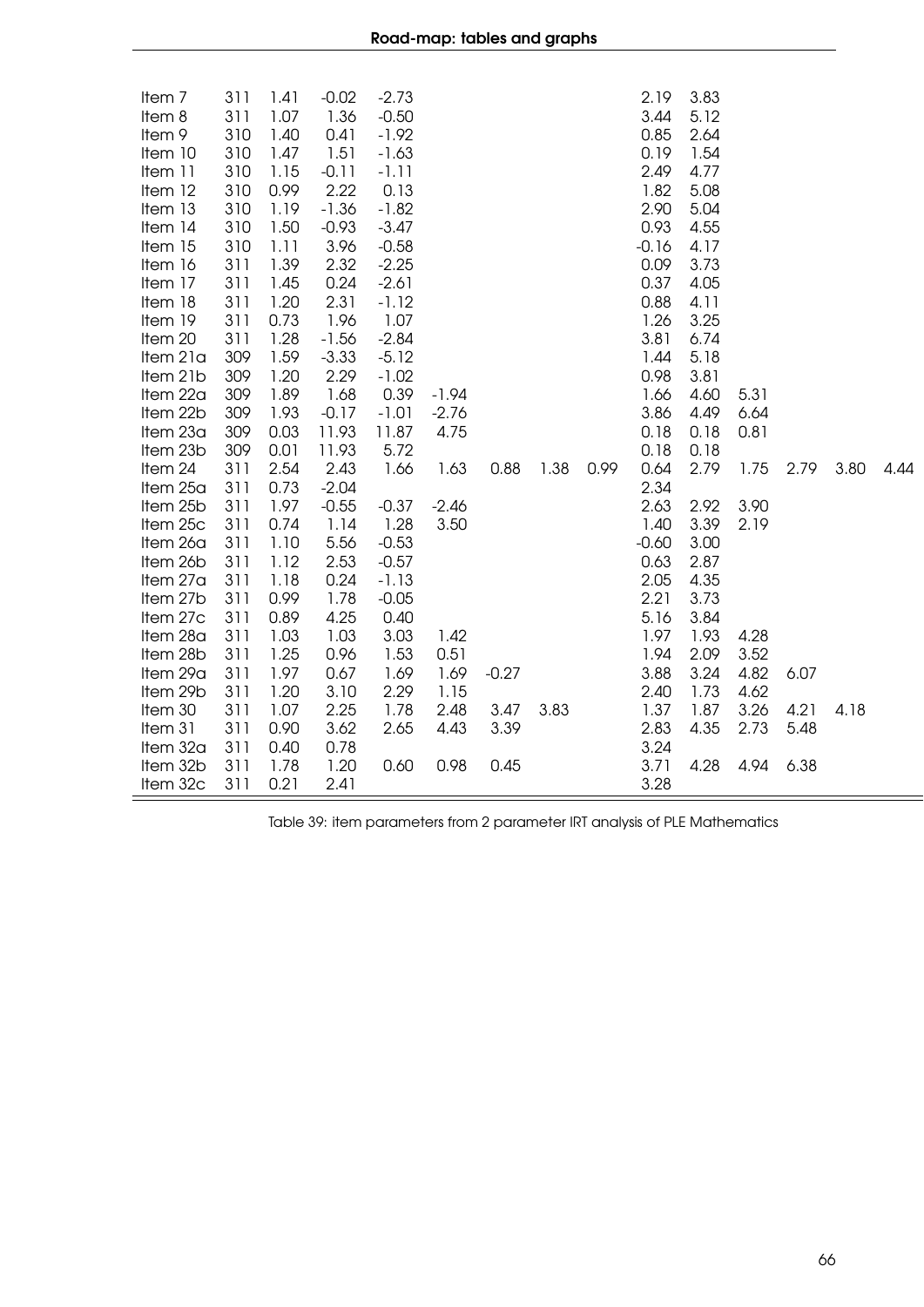| | | | | | | | | | | | | | | |
|---|---|---|---|---|---|---|---|---|---|---|---|---|---|---|
| Item 7 | 311 | 1.41 | -0.02 | -2.73 | | | | | 2.19 | 3.83 | | | | |
| Item 8 | 311 | 1.07 | 1.36 | -0.50 | | | | | 3.44 | 5.12 | | | | |
| Item 9 | 310 | 1.40 | 0.41 | -1.92 | | | | | 0.85 | 2.64 | | | | |
| Item 10 | 310 | 1.47 | 1.51 | -1.63 | | | | | 0.19 | 1.54 | | | | |
| Item 11 | 310 | 1.15 | -0.11 | -1.11 | | | | | 2.49 | 4.77 | | | | |
| Item 12 | 310 | 0.99 | 2.22 | 0.13 | | | | | 1.82 | 5.08 | | | | |
| Item 13 | 310 | 1.19 | -1.36 | -1.82 | | | | | 2.90 | 5.04 | | | | |
| Item 14 | 310 | 1.50 | -0.93 | -3.47 | | | | | 0.93 | 4.55 | | | | |
| Item 15 | 310 | 1.11 | 3.96 | -0.58 | | | | | -0.16 | 4.17 | | | | |
| Item 16 | 311 | 1.39 | 2.32 | -2.25 | | | | | 0.09 | 3.73 | | | | |
| Item 17 | 311 | 1.45 | 0.24 | -2.61 | | | | | 0.37 | 4.05 | | | | |
| Item 18 | 311 | 1.20 | 2.31 | -1.12 | | | | | 0.88 | 4.11 | | | | |
| Item 19 | 311 | 0.73 | 1.96 | 1.07 | | | | | 1.26 | 3.25 | | | | |
| Item 20 | 311 | 1.28 | -1.56 | -2.84 | | | | | 3.81 | 6.74 | | | | |
| Item 21a | 309 | 1.59 | -3.33 | -5.12 | | | | | 1.44 | 5.18 | | | | |
| Item 21b | 309 | 1.20 | 2.29 | -1.02 | | | | | 0.98 | 3.81 | | | | |
| Item 22a | 309 | 1.89 | 1.68 | 0.39 | -1.94 | | | | 1.66 | 4.60 | 5.31 | | | |
| Item 22b | 309 | 1.93 | -0.17 | -1.01 | -2.76 | | | | 3.86 | 4.49 | 6.64 | | | |
| Item 23a | 309 | 0.03 | 11.93 | 11.87 | 4.75 | | | | 0.18 | 0.18 | 0.81 | | | |
| Item 23b | 309 | 0.01 | 11.93 | 5.72 | | | | | 0.18 | 0.18 | | | | |
| Item 24 | 311 | 2.54 | 2.43 | 1.66 | 1.63 | 0.88 | 1.38 | 0.99 | 0.64 | 2.79 | 1.75 | 2.79 | 3.80 | 4.44 |
| Item 25a | 311 | 0.73 | -2.04 | | | | | | 2.34 | | | | | |
| Item 25b | 311 | 1.97 | -0.55 | -0.37 | -2.46 | | | | 2.63 | 2.92 | 3.90 | | | |
| Item 25c | 311 | 0.74 | 1.14 | 1.28 | 3.50 | | | | 1.40 | 3.39 | 2.19 | | | |
| Item 26a | 311 | 1.10 | 5.56 | -0.53 | | | | | -0.60 | 3.00 | | | | |
| Item 26b | 311 | 1.12 | 2.53 | -0.57 | | | | | 0.63 | 2.87 | | | | |
| Item 27a | 311 | 1.18 | 0.24 | -1.13 | | | | | 2.05 | 4.35 | | | | |
| Item 27b | 311 | 0.99 | 1.78 | -0.05 | | | | | 2.21 | 3.73 | | | | |
| Item 27c | 311 | 0.89 | 4.25 | 0.40 | | | | | 5.16 | 3.84 | | | | |
| Item 28a | 311 | 1.03 | 1.03 | 3.03 | 1.42 | | | | 1.97 | 1.93 | 4.28 | | | |
| Item 28b | 311 | 1.25 | 0.96 | 1.53 | 0.51 | | | | 1.94 | 2.09 | 3.52 | | | |
| Item 29a | 311 | 1.97 | 0.67 | 1.69 | 1.69 | -0.27 | | | 3.88 | 3.24 | 4.82 | 6.07 | | |
| Item 29b | 311 | 1.20 | 3.10 | 2.29 | 1.15 | | | | 2.40 | 1.73 | 4.62 | | | |
| Item 30 | 311 | 1.07 | 2.25 | 1.78 | 2.48 | 3.47 | 3.83 | | 1.37 | 1.87 | 3.26 | 4.21 | 4.18 | |
| Item 31 | 311 | 0.90 | 3.62 | 2.65 | 4.43 | 3.39 | | | 2.83 | 4.35 | 2.73 | 5.48 | | |
| Item 32a | 311 | 0.40 | 0.78 | | | | | | 3.24 | | | | | |
| Item 32b | 311 | 1.78 | 1.20 | 0.60 | 0.98 | 0.45 | | | 3.71 | 4.28 | 4.94 | 6.38 | | |
| Item 32c | 311 | 0.21 | 2.41 | | | | | | 3.28 | | | | | |

Table 39: item parameters from 2 parameter IRT analysis of PLE Mathematics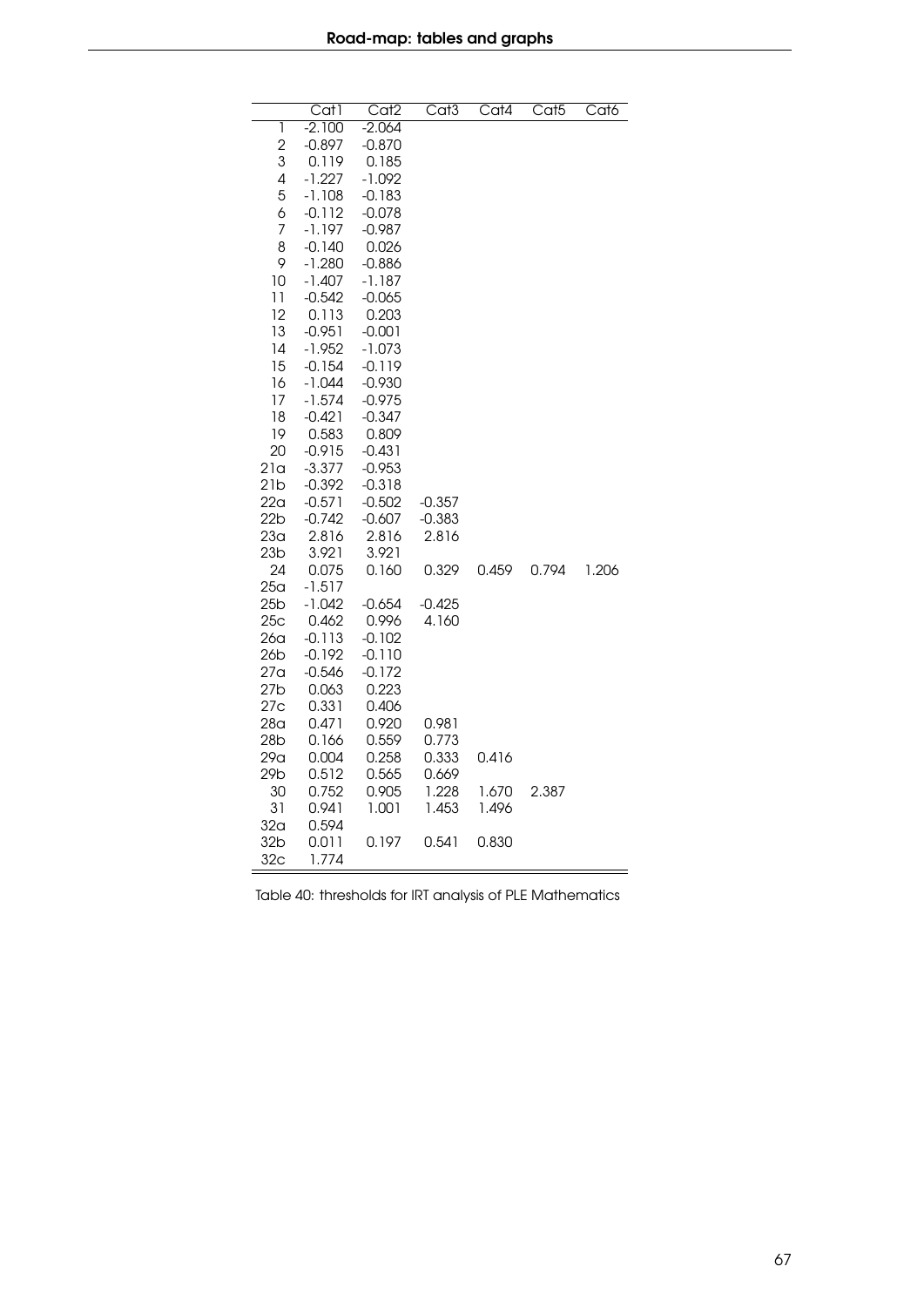| | Cat1 | Cat2 | Cat3 | Cat4 | Cat5 | Cat6 |
|---|---|---|---|---|---|---|
| 1 | -2.100 | -2.064 | | | | |
| 2 | -0.897 | -0.870 | | | | |
| 3 | 0.119 | 0.185 | | | | |
| 4 | -1.227 | -1.092 | | | | |
| 5 | -1.108 | -0.183 | | | | |
| 6 | -0.112 | -0.078 | | | | |
| 7 | -1.197 | -0.987 | | | | |
| 8 | -0.140 | 0.026 | | | | |
| 9 | -1.280 | -0.886 | | | | |
| 10 | -1.407 | -1.187 | | | | |
| 11 | -0.542 | -0.065 | | | | |
| 12 | 0.113 | 0.203 | | | | |
| 13 | -0.951 | -0.001 | | | | |
| 14 | -1.952 | -1.073 | | | | |
| 15 | -0.154 | -0.119 | | | | |
| 16 | -1.044 | -0.930 | | | | |
| 17 | -1.574 | -0.975 | | | | |
| 18 | -0.421 | -0.347 | | | | |
| 19 | 0.583 | 0.809 | | | | |
| 20 | -0.915 | -0.431 | | | | |
| 21a | -3.377 | -0.953 | | | | |
| 21b | -0.392 | -0.318 | | | | |
| 22a | -0.571 | -0.502 | -0.357 | | | |
| 22b | -0.742 | -0.607 | -0.383 | | | |
| 23a | 2.816 | 2.816 | 2.816 | | | |
| 23b | 3.921 | 3.921 | | | | |
| 24 | 0.075 | 0.160 | 0.329 | 0.459 | 0.794 | 1.206 |
| 25a | -1.517 | | | | | |
| 25b | -1.042 | -0.654 | -0.425 | | | |
| 25c | 0.462 | 0.996 | 4.160 | | | |
| 26a | -0.113 | -0.102 | | | | |
| 26b | -0.192 | -0.110 | | | | |
| 27a | -0.546 | -0.172 | | | | |
| 27b | 0.063 | 0.223 | | | | |
| 27c | 0.331 | 0.406 | | | | |
| 28a | 0.471 | 0.920 | 0.981 | | | |
| 28b | 0.166 | 0.559 | 0.773 | | | |
| 29a | 0.004 | 0.258 | 0.333 | 0.416 | | |
| 29b | 0.512 | 0.565 | 0.669 | | | |
| 30 | 0.752 | 0.905 | 1.228 | 1.670 | 2.387 | |
| 31 | 0.941 | 1.001 | 1.453 | 1.496 | | |
| 32a | 0.594 | | | | | |
| 32b | 0.011 | 0.197 | 0.541 | 0.830 | | |
| 32c | 1.774 | | | | | |

Table 40: thresholds for IRT analysis of PLE Mathematics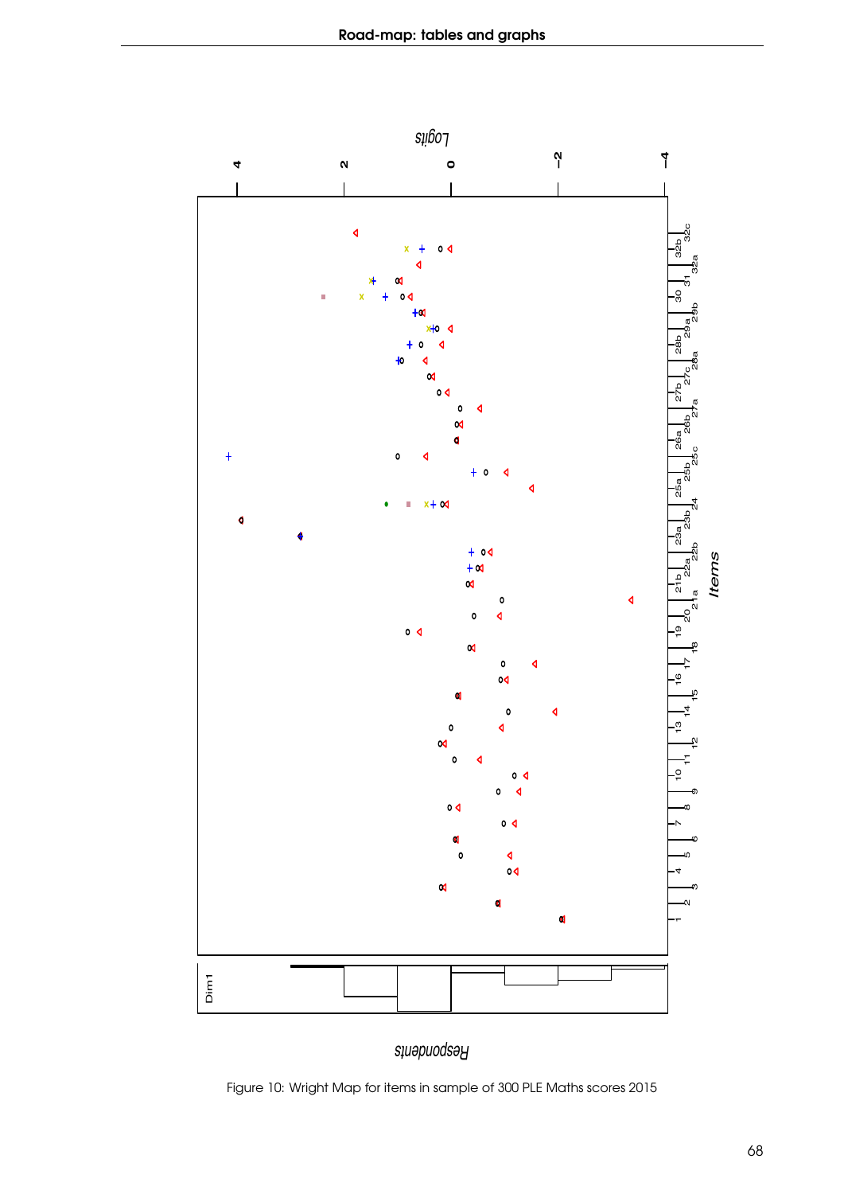Figure 10: Wright Map for items in sample of 300 PLE Maths scores 2015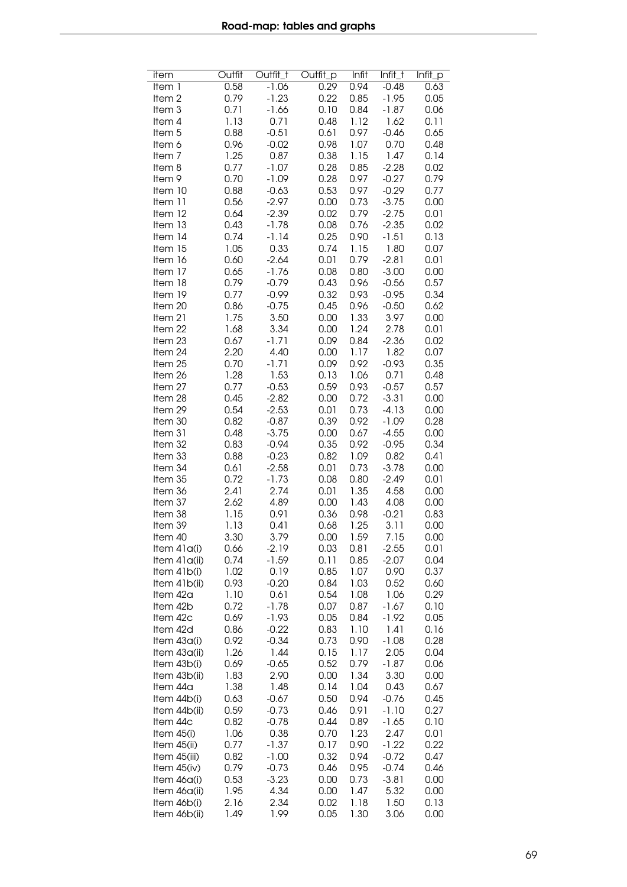| item | Outfit | Outfit_t | Outfit_p | Infit | Infit_t | Infit_p |
|---|---|---|---|---|---|---|
| Item 1 | 0.58 | -1.06 | 0.29 | 0.94 | -0.48 | 0.63 |
| Item 2 | 0.79 | -1.23 | 0.22 | 0.85 | -1.95 | 0.05 |
| Item 3 | 0.71 | -1.66 | 0.10 | 0.84 | -1.87 | 0.06 |
| Item 4 | 1.13 | 0.71 | 0.48 | 1.12 | 1.62 | 0.11 |
| Item 5 | 0.88 | -0.51 | 0.61 | 0.97 | -0.46 | 0.65 |
| Item 6 | 0.96 | -0.02 | 0.98 | 1.07 | 0.70 | 0.48 |
| Item 7 | 1.25 | 0.87 | 0.38 | 1.15 | 1.47 | 0.14 |
| Item 8 | 0.77 | -1.07 | 0.28 | 0.85 | -2.28 | 0.02 |
| Item 9 | 0.70 | -1.09 | 0.28 | 0.97 | -0.27 | 0.79 |
| Item 10 | 0.88 | -0.63 | 0.53 | 0.97 | -0.29 | 0.77 |
| Item 11 | 0.56 | -2.97 | 0.00 | 0.73 | -3.75 | 0.00 |
| Item 12 | 0.64 | -2.39 | 0.02 | 0.79 | -2.75 | 0.01 |
| Item 13 | 0.43 | -1.78 | 0.08 | 0.76 | -2.35 | 0.02 |
| Item 14 | 0.74 | -1.14 | 0.25 | 0.90 | -1.51 | 0.13 |
| Item 15 | 1.05 | 0.33 | 0.74 | 1.15 | 1.80 | 0.07 |
| Item 16 | 0.60 | -2.64 | 0.01 | 0.79 | -2.81 | 0.01 |
| Item 17 | 0.65 | -1.76 | 0.08 | 0.80 | -3.00 | 0.00 |
| Item 18 | 0.79 | -0.79 | 0.43 | 0.96 | -0.56 | 0.57 |
| Item 19 | 0.77 | -0.99 | 0.32 | 0.93 | -0.95 | 0.34 |
| Item 20 | 0.86 | -0.75 | 0.45 | 0.96 | -0.50 | 0.62 |
| Item 21 | 1.75 | 3.50 | 0.00 | 1.33 | 3.97 | 0.00 |
| Item 22 | 1.68 | 3.34 | 0.00 | 1.24 | 2.78 | 0.01 |
| Item 23 | 0.67 | -1.71 | 0.09 | 0.84 | -2.36 | 0.02 |
| Item 24 | 2.20 | 4.40 | 0.00 | 1.17 | 1.82 | 0.07 |
| Item 25 | 0.70 | -1.71 | 0.09 | 0.92 | -0.93 | 0.35 |
| Item 26 | 1.28 | 1.53 | 0.13 | 1.06 | 0.71 | 0.48 |
| Item 27 | 0.77 | -0.53 | 0.59 | 0.93 | -0.57 | 0.57 |
| Item 28 | 0.45 | -2.82 | 0.00 | 0.72 | -3.31 | 0.00 |
| Item 29 | 0.54 | -2.53 | 0.01 | 0.73 | -4.13 | 0.00 |
| Item 30 | 0.82 | -0.87 | 0.39 | 0.92 | -1.09 | 0.28 |
| Item 31 | 0.48 | -3.75 | 0.00 | 0.67 | -4.55 | 0.00 |
| Item 32 | 0.83 | -0.94 | 0.35 | 0.92 | -0.95 | 0.34 |
| Item 33 | 0.88 | -0.23 | 0.82 | 1.09 | 0.82 | 0.41 |
| Item 34 | 0.61 | -2.58 | 0.01 | 0.73 | -3.78 | 0.00 |
| Item 35 | 0.72 | -1.73 | 0.08 | 0.80 | -2.49 | 0.01 |
| Item 36 | 2.41 | 2.74 | 0.01 | 1.35 | 4.58 | 0.00 |
| Item 37 | 2.62 | 4.89 | 0.00 | 1.43 | 4.08 | 0.00 |
| Item 38 | 1.15 | 0.91 | 0.36 | 0.98 | -0.21 | 0.83 |
| Item 39 | 1.13 | 0.41 | 0.68 | 1.25 | 3.11 | 0.00 |
| Item 40 | 3.30 | 3.79 | 0.00 | 1.59 | 7.15 | 0.00 |
| Item 41a(i) | 0.66 | -2.19 | 0.03 | 0.81 | -2.55 | 0.01 |
| Item 41a(ii) | 0.74 | -1.59 | 0.11 | 0.85 | -2.07 | 0.04 |
| Item 41b(i) | 1.02 | 0.19 | 0.85 | 1.07 | 0.90 | 0.37 |
| Item 41b(ii) | 0.93 | -0.20 | 0.84 | 1.03 | 0.52 | 0.60 |
| Item 42a | 1.10 | 0.61 | 0.54 | 1.08 | 1.06 | 0.29 |
| Item 42b | 0.72 | -1.78 | 0.07 | 0.87 | -1.67 | 0.10 |
| Item 42c | 0.69 | -1.93 | 0.05 | 0.84 | -1.92 | 0.05 |
| Item 42d | 0.86 | -0.22 | 0.83 | 1.10 | 1.41 | 0.16 |
| Item 43a(i) | 0.92 | -0.34 | 0.73 | 0.90 | -1.08 | 0.28 |
| Item 43a(ii) | 1.26 | 1.44 | 0.15 | 1.17 | 2.05 | 0.04 |
| Item 43b(i) | 0.69 | -0.65 | 0.52 | 0.79 | -1.87 | 0.06 |
| Item 43b(ii) | 1.83 | 2.90 | 0.00 | 1.34 | 3.30 | 0.00 |
| Item 44a | 1.38 | 1.48 | 0.14 | 1.04 | 0.43 | 0.67 |
| Item 44b(i) | 0.63 | -0.67 | 0.50 | 0.94 | -0.76 | 0.45 |
| Item 44b(ii) | 0.59 | -0.73 | 0.46 | 0.91 | -1.10 | 0.27 |
| Item 44c | 0.82 | -0.78 | 0.44 | 0.89 | -1.65 | 0.10 |
| Item 45(i) | 1.06 | 0.38 | 0.70 | 1.23 | 2.47 | 0.01 |
| Item 45(ii) | 0.77 | -1.37 | 0.17 | 0.90 | -1.22 | 0.22 |
| Item 45(iii) | 0.82 | -1.00 | 0.32 | 0.94 | -0.72 | 0.47 |
| Item 45(iv) | 0.79 | -0.73 | 0.46 | 0.95 | -0.74 | 0.46 |
| Item 46a(i) | 0.53 | -3.23 | 0.00 | 0.73 | -3.81 | 0.00 |
| Item 46a(ii) | 1.95 | 4.34 | 0.00 | 1.47 | 5.32 | 0.00 |
| Item 46b(i) | 2.16 | 2.34 | 0.02 | 1.18 | 1.50 | 0.13 |
| Item 46b(ii) | 1.49 | 1.99 | 0.05 | 1.30 | 3.06 | 0.00 |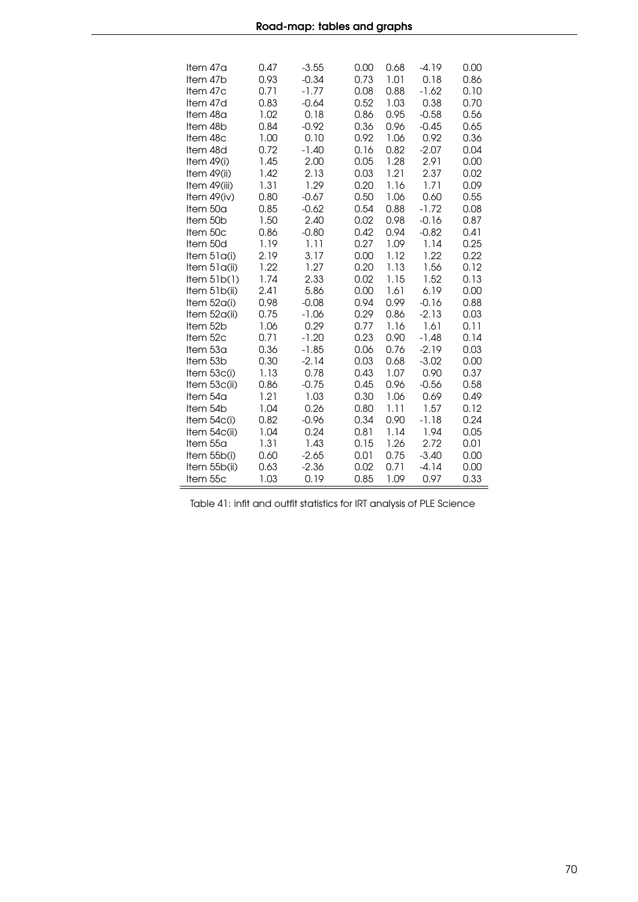| | | | | | | |
|---|---|---|---|---|---|---|
| Item 47a | 0.47 | -3.55 | 0.00 | 0.68 | -4.19 | 0.00 |
| Item 47b | 0.93 | -0.34 | 0.73 | 1.01 | 0.18 | 0.86 |
| Item 47c | 0.71 | -1.77 | 0.08 | 0.88 | -1.62 | 0.10 |
| Item 47d | 0.83 | -0.64 | 0.52 | 1.03 | 0.38 | 0.70 |
| Item 48a | 1.02 | 0.18 | 0.86 | 0.95 | -0.58 | 0.56 |
| Item 48b | 0.84 | -0.92 | 0.36 | 0.96 | -0.45 | 0.65 |
| Item 48c | 1.00 | 0.10 | 0.92 | 1.06 | 0.92 | 0.36 |
| Item 48d | 0.72 | -1.40 | 0.16 | 0.82 | -2.07 | 0.04 |
| Item 49(i) | 1.45 | 2.00 | 0.05 | 1.28 | 2.91 | 0.00 |
| Item 49(ii) | 1.42 | 2.13 | 0.03 | 1.21 | 2.37 | 0.02 |
| Item 49(iii) | 1.31 | 1.29 | 0.20 | 1.16 | 1.71 | 0.09 |
| Item 49(iv) | 0.80 | -0.67 | 0.50 | 1.06 | 0.60 | 0.55 |
| Item 50a | 0.85 | -0.62 | 0.54 | 0.88 | -1.72 | 0.08 |
| Item 50b | 1.50 | 2.40 | 0.02 | 0.98 | -0.16 | 0.87 |
| Item 50c | 0.86 | -0.80 | 0.42 | 0.94 | -0.82 | 0.41 |
| Item 50d | 1.19 | 1.11 | 0.27 | 1.09 | 1.14 | 0.25 |
| Item 51a(i) | 2.19 | 3.17 | 0.00 | 1.12 | 1.22 | 0.22 |
| Item 51a(ii) | 1.22 | 1.27 | 0.20 | 1.13 | 1.56 | 0.12 |
| Item 51b(1) | 1.74 | 2.33 | 0.02 | 1.15 | 1.52 | 0.13 |
| Item 51b(ii) | 2.41 | 5.86 | 0.00 | 1.61 | 6.19 | 0.00 |
| Item 52a(i) | 0.98 | -0.08 | 0.94 | 0.99 | -0.16 | 0.88 |
| Item 52a(ii) | 0.75 | -1.06 | 0.29 | 0.86 | -2.13 | 0.03 |
| Item 52b | 1.06 | 0.29 | 0.77 | 1.16 | 1.61 | 0.11 |
| Item 52c | 0.71 | -1.20 | 0.23 | 0.90 | -1.48 | 0.14 |
| Item 53a | 0.36 | -1.85 | 0.06 | 0.76 | -2.19 | 0.03 |
| Item 53b | 0.30 | -2.14 | 0.03 | 0.68 | -3.02 | 0.00 |
| Item 53c(i) | 1.13 | 0.78 | 0.43 | 1.07 | 0.90 | 0.37 |
| Item 53c(ii) | 0.86 | -0.75 | 0.45 | 0.96 | -0.56 | 0.58 |
| Item 54a | 1.21 | 1.03 | 0.30 | 1.06 | 0.69 | 0.49 |
| Item 54b | 1.04 | 0.26 | 0.80 | 1.11 | 1.57 | 0.12 |
| Item 54c(i) | 0.82 | -0.96 | 0.34 | 0.90 | -1.18 | 0.24 |
| Item 54c(ii) | 1.04 | 0.24 | 0.81 | 1.14 | 1.94 | 0.05 |
| Item 55a | 1.31 | 1.43 | 0.15 | 1.26 | 2.72 | 0.01 |
| Item 55b(i) | 0.60 | -2.65 | 0.01 | 0.75 | -3.40 | 0.00 |
| Item 55b(ii) | 0.63 | -2.36 | 0.02 | 0.71 | -4.14 | 0.00 |
| Item 55c | 1.03 | 0.19 | 0.85 | 1.09 | 0.97 | 0.33 |

Table 41: infit and outfit statistics for IRT analysis of PLE Science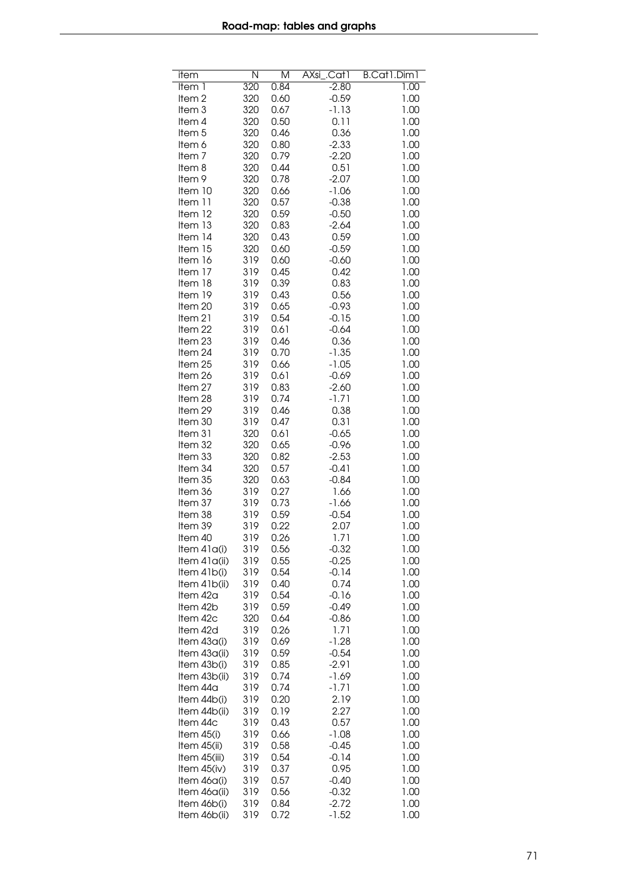| item | N | M | AXsi_.Cat1 | B.Cat1.Dim1 |
|---|---|---|---|---|
| Item 1 | 320 | 0.84 | -2.80 | 1.00 |
| Item 2 | 320 | 0.60 | -0.59 | 1.00 |
| Item 3 | 320 | 0.67 | -1.13 | 1.00 |
| Item 4 | 320 | 0.50 | 0.11 | 1.00 |
| Item 5 | 320 | 0.46 | 0.36 | 1.00 |
| Item 6 | 320 | 0.80 | -2.33 | 1.00 |
| Item 7 | 320 | 0.79 | -2.20 | 1.00 |
| Item 8 | 320 | 0.44 | 0.51 | 1.00 |
| Item 9 | 320 | 0.78 | -2.07 | 1.00 |
| Item 10 | 320 | 0.66 | -1.06 | 1.00 |
| Item 11 | 320 | 0.57 | -0.38 | 1.00 |
| Item 12 | 320 | 0.59 | -0.50 | 1.00 |
| Item 13 | 320 | 0.83 | -2.64 | 1.00 |
| Item 14 | 320 | 0.43 | 0.59 | 1.00 |
| Item 15 | 320 | 0.60 | -0.59 | 1.00 |
| Item 16 | 319 | 0.60 | -0.60 | 1.00 |
| Item 17 | 319 | 0.45 | 0.42 | 1.00 |
| Item 18 | 319 | 0.39 | 0.83 | 1.00 |
| Item 19 | 319 | 0.43 | 0.56 | 1.00 |
| Item 20 | 319 | 0.65 | -0.93 | 1.00 |
| Item 21 | 319 | 0.54 | -0.15 | 1.00 |
| Item 22 | 319 | 0.61 | -0.64 | 1.00 |
| Item 23 | 319 | 0.46 | 0.36 | 1.00 |
| Item 24 | 319 | 0.70 | -1.35 | 1.00 |
| Item 25 | 319 | 0.66 | -1.05 | 1.00 |
| Item 26 | 319 | 0.61 | -0.69 | 1.00 |
| Item 27 | 319 | 0.83 | -2.60 | 1.00 |
| Item 28 | 319 | 0.74 | -1.71 | 1.00 |
| Item 29 | 319 | 0.46 | 0.38 | 1.00 |
| Item 30 | 319 | 0.47 | 0.31 | 1.00 |
| Item 31 | 320 | 0.61 | -0.65 | 1.00 |
| Item 32 | 320 | 0.65 | -0.96 | 1.00 |
| Item 33 | 320 | 0.82 | -2.53 | 1.00 |
| Item 34 | 320 | 0.57 | -0.41 | 1.00 |
| Item 35 | 320 | 0.63 | -0.84 | 1.00 |
| Item 36 | 319 | 0.27 | 1.66 | 1.00 |
| Item 37 | 319 | 0.73 | -1.66 | 1.00 |
| Item 38 | 319 | 0.59 | -0.54 | 1.00 |
| Item 39 | 319 | 0.22 | 2.07 | 1.00 |
| Item 40 | 319 | 0.26 | 1.71 | 1.00 |
| Item 41a(i) | 319 | 0.56 | -0.32 | 1.00 |
| Item 41a(ii) | 319 | 0.55 | -0.25 | 1.00 |
| Item 41b(i) | 319 | 0.54 | -0.14 | 1.00 |
| Item 41b(ii) | 319 | 0.40 | 0.74 | 1.00 |
| Item 42a | 319 | 0.54 | -0.16 | 1.00 |
| Item 42b | 319 | 0.59 | -0.49 | 1.00 |
| Item 42c | 320 | 0.64 | -0.86 | 1.00 |
| Item 42d | 319 | 0.26 | 1.71 | 1.00 |
| Item 43a(i) | 319 | 0.69 | -1.28 | 1.00 |
| Item 43a(ii) | 319 | 0.59 | -0.54 | 1.00 |
| Item 43b(i) | 319 | 0.85 | -2.91 | 1.00 |
| Item 43b(ii) | 319 | 0.74 | -1.69 | 1.00 |
| Item 44a | 319 | 0.74 | -1.71 | 1.00 |
| Item 44b(i) | 319 | 0.20 | 2.19 | 1.00 |
| Item 44b(ii) | 319 | 0.19 | 2.27 | 1.00 |
| Item 44c | 319 | 0.43 | 0.57 | 1.00 |
| Item 45(i) | 319 | 0.66 | -1.08 | 1.00 |
| Item 45(ii) | 319 | 0.58 | -0.45 | 1.00 |
| Item 45(iii) | 319 | 0.54 | -0.14 | 1.00 |
| Item 45(iv) | 319 | 0.37 | 0.95 | 1.00 |
| Item 46a(i) | 319 | 0.57 | -0.40 | 1.00 |
| Item 46a(ii) | 319 | 0.56 | -0.32 | 1.00 |
| Item 46b(i) | 319 | 0.84 | -2.72 | 1.00 |
| Item 46b(ii) | 319 | 0.72 | -1.52 | 1.00 |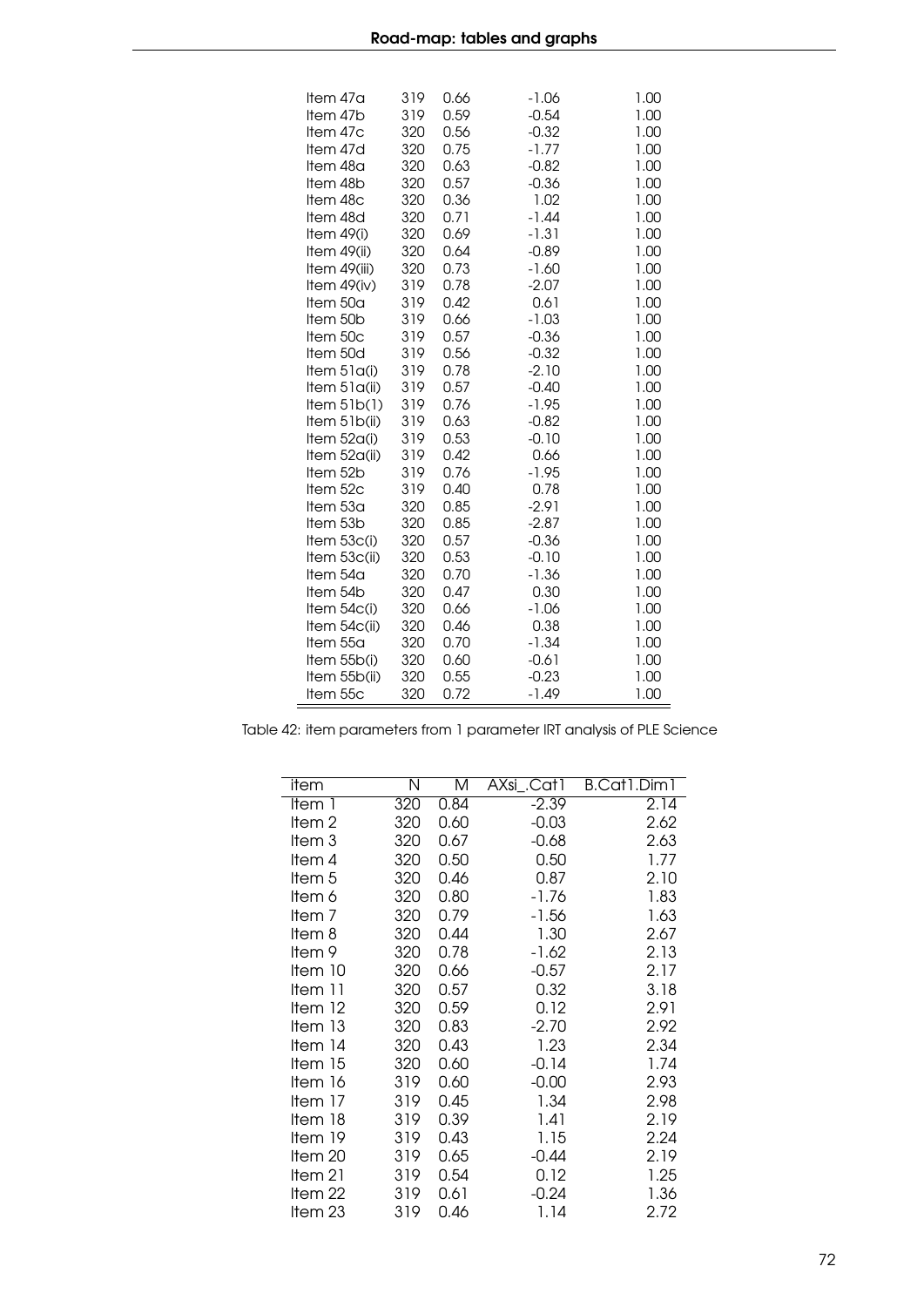| | | | | |
|---|---|---|---|---|
| Item 47a | 319 | 0.66 | -1.06 | 1.00 |
| Item 47b | 319 | 0.59 | -0.54 | 1.00 |
| Item 47c | 320 | 0.56 | -0.32 | 1.00 |
| Item 47d | 320 | 0.75 | -1.77 | 1.00 |
| Item 48a | 320 | 0.63 | -0.82 | 1.00 |
| Item 48b | 320 | 0.57 | -0.36 | 1.00 |
| Item 48c | 320 | 0.36 | 1.02 | 1.00 |
| Item 48d | 320 | 0.71 | -1.44 | 1.00 |
| Item 49(i) | 320 | 0.69 | -1.31 | 1.00 |
| Item 49(ii) | 320 | 0.64 | -0.89 | 1.00 |
| Item 49(iii) | 320 | 0.73 | -1.60 | 1.00 |
| Item 49(iv) | 319 | 0.78 | -2.07 | 1.00 |
| Item 50a | 319 | 0.42 | 0.61 | 1.00 |
| Item 50b | 319 | 0.66 | -1.03 | 1.00 |
| Item 50c | 319 | 0.57 | -0.36 | 1.00 |
| Item 50d | 319 | 0.56 | -0.32 | 1.00 |
| Item 51a(i) | 319 | 0.78 | -2.10 | 1.00 |
| Item 51a(ii) | 319 | 0.57 | -0.40 | 1.00 |
| Item 51b(1) | 319 | 0.76 | -1.95 | 1.00 |
| Item 51b(ii) | 319 | 0.63 | -0.82 | 1.00 |
| Item 52a(i) | 319 | 0.53 | -0.10 | 1.00 |
| Item 52a(ii) | 319 | 0.42 | 0.66 | 1.00 |
| Item 52b | 319 | 0.76 | -1.95 | 1.00 |
| Item 52c | 319 | 0.40 | 0.78 | 1.00 |
| Item 53a | 320 | 0.85 | -2.91 | 1.00 |
| Item 53b | 320 | 0.85 | -2.87 | 1.00 |
| Item 53c(i) | 320 | 0.57 | -0.36 | 1.00 |
| Item 53c(ii) | 320 | 0.53 | -0.10 | 1.00 |
| Item 54a | 320 | 0.70 | -1.36 | 1.00 |
| Item 54b | 320 | 0.47 | 0.30 | 1.00 |
| Item 54c(i) | 320 | 0.66 | -1.06 | 1.00 |
| Item 54c(ii) | 320 | 0.46 | 0.38 | 1.00 |
| Item 55a | 320 | 0.70 | -1.34 | 1.00 |
| Item 55b(i) | 320 | 0.60 | -0.61 | 1.00 |
| Item 55b(ii) | 320 | 0.55 | -0.23 | 1.00 |
| Item 55c | 320 | 0.72 | -1.49 | 1.00 |

Table 42: item parameters from 1 parameter IRT analysis of PLE Science

| item | N | M | AXsi_.Cat1 | B.Cat1.Dim1 |
|---|---|---|---|---|
| Item 1 | 320 | 0.84 | -2.39 | 2.14 |
| Item 2 | 320 | 0.60 | -0.03 | 2.62 |
| Item 3 | 320 | 0.67 | -0.68 | 2.63 |
| Item 4 | 320 | 0.50 | 0.50 | 1.77 |
| Item 5 | 320 | 0.46 | 0.87 | 2.10 |
| Item 6 | 320 | 0.80 | -1.76 | 1.83 |
| Item 7 | 320 | 0.79 | -1.56 | 1.63 |
| Item 8 | 320 | 0.44 | 1.30 | 2.67 |
| Item 9 | 320 | 0.78 | -1.62 | 2.13 |
| Item 10 | 320 | 0.66 | -0.57 | 2.17 |
| Item 11 | 320 | 0.57 | 0.32 | 3.18 |
| Item 12 | 320 | 0.59 | 0.12 | 2.91 |
| Item 13 | 320 | 0.83 | -2.70 | 2.92 |
| Item 14 | 320 | 0.43 | 1.23 | 2.34 |
| Item 15 | 320 | 0.60 | -0.14 | 1.74 |
| Item 16 | 319 | 0.60 | -0.00 | 2.93 |
| Item 17 | 319 | 0.45 | 1.34 | 2.98 |
| Item 18 | 319 | 0.39 | 1.41 | 2.19 |
| Item 19 | 319 | 0.43 | 1.15 | 2.24 |
| Item 20 | 319 | 0.65 | -0.44 | 2.19 |
| Item 21 | 319 | 0.54 | 0.12 | 1.25 |
| Item 22 | 319 | 0.61 | -0.24 | 1.36 |
| Item 23 | 319 | 0.46 | 1.14 | 2.72 |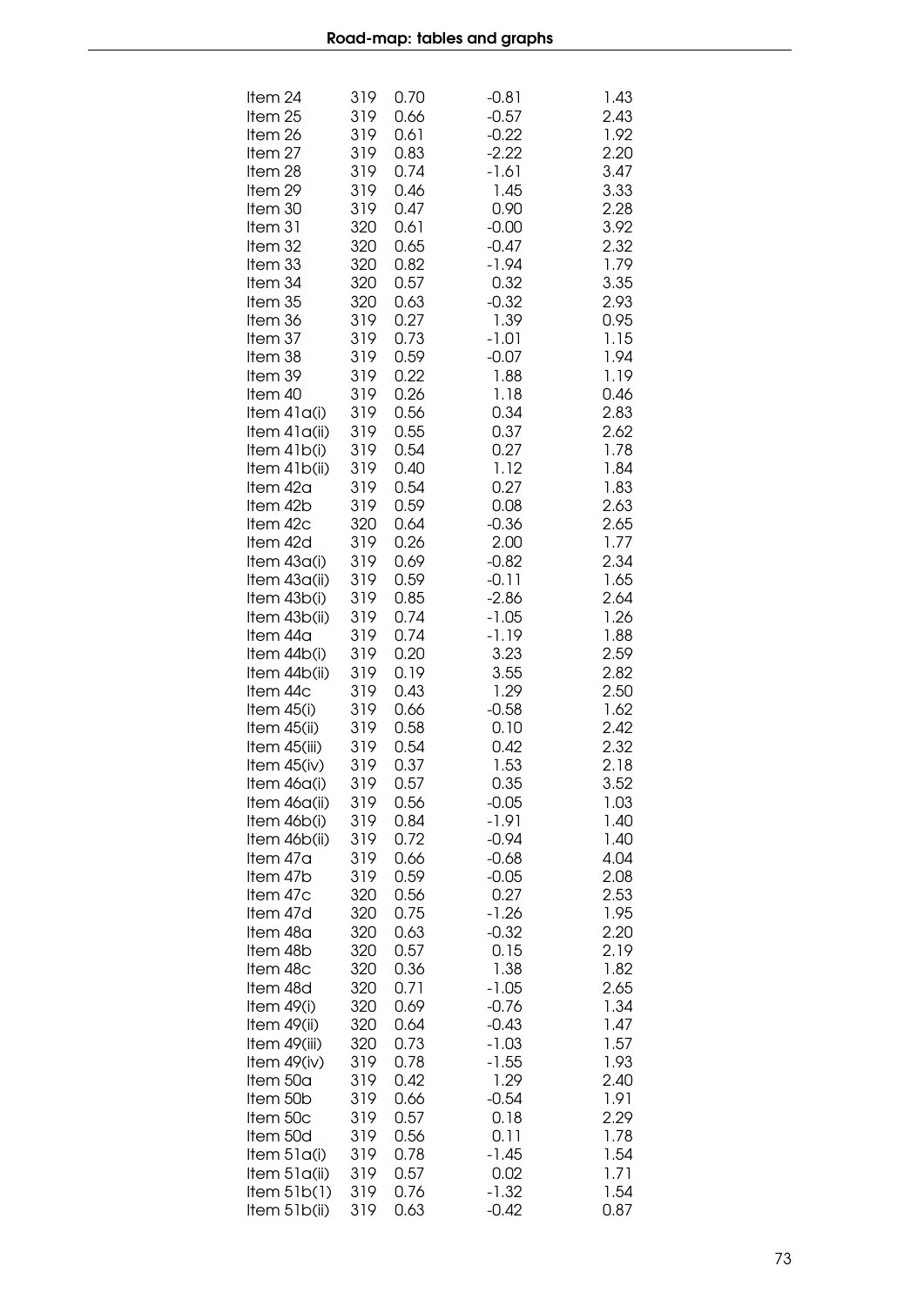| | | | | |
|---|---|---|---|---|
| Item 24 | 319 | 0.70 | -0.81 | 1.43 |
| Item 25 | 319 | 0.66 | -0.57 | 2.43 |
| Item 26 | 319 | 0.61 | -0.22 | 1.92 |
| Item 27 | 319 | 0.83 | -2.22 | 2.20 |
| Item 28 | 319 | 0.74 | -1.61 | 3.47 |
| Item 29 | 319 | 0.46 | 1.45 | 3.33 |
| Item 30 | 319 | 0.47 | 0.90 | 2.28 |
| Item 31 | 320 | 0.61 | -0.00 | 3.92 |
| Item 32 | 320 | 0.65 | -0.47 | 2.32 |
| Item 33 | 320 | 0.82 | -1.94 | 1.79 |
| Item 34 | 320 | 0.57 | 0.32 | 3.35 |
| Item 35 | 320 | 0.63 | -0.32 | 2.93 |
| Item 36 | 319 | 0.27 | 1.39 | 0.95 |
| Item 37 | 319 | 0.73 | -1.01 | 1.15 |
| Item 38 | 319 | 0.59 | -0.07 | 1.94 |
| Item 39 | 319 | 0.22 | 1.88 | 1.19 |
| Item 40 | 319 | 0.26 | 1.18 | 0.46 |
| Item 41a(i) | 319 | 0.56 | 0.34 | 2.83 |
| Item 41a(ii) | 319 | 0.55 | 0.37 | 2.62 |
| Item 41b(i) | 319 | 0.54 | 0.27 | 1.78 |
| Item 41b(ii) | 319 | 0.40 | 1.12 | 1.84 |
| Item 42a | 319 | 0.54 | 0.27 | 1.83 |
| Item 42b | 319 | 0.59 | 0.08 | 2.63 |
| Item 42c | 320 | 0.64 | -0.36 | 2.65 |
| Item 42d | 319 | 0.26 | 2.00 | 1.77 |
| Item 43a(i) | 319 | 0.69 | -0.82 | 2.34 |
| Item 43a(ii) | 319 | 0.59 | -0.11 | 1.65 |
| Item 43b(i) | 319 | 0.85 | -2.86 | 2.64 |
| Item 43b(ii) | 319 | 0.74 | -1.05 | 1.26 |
| Item 44a | 319 | 0.74 | -1.19 | 1.88 |
| Item 44b(i) | 319 | 0.20 | 3.23 | 2.59 |
| Item 44b(ii) | 319 | 0.19 | 3.55 | 2.82 |
| Item 44c | 319 | 0.43 | 1.29 | 2.50 |
| Item 45(i) | 319 | 0.66 | -0.58 | 1.62 |
| Item 45(ii) | 319 | 0.58 | 0.10 | 2.42 |
| Item 45(iii) | 319 | 0.54 | 0.42 | 2.32 |
| Item 45(iv) | 319 | 0.37 | 1.53 | 2.18 |
| Item 46a(i) | 319 | 0.57 | 0.35 | 3.52 |
| Item 46a(ii) | 319 | 0.56 | -0.05 | 1.03 |
| Item 46b(i) | 319 | 0.84 | -1.91 | 1.40 |
| Item 46b(ii) | 319 | 0.72 | -0.94 | 1.40 |
| Item 47a | 319 | 0.66 | -0.68 | 4.04 |
| Item 47b | 319 | 0.59 | -0.05 | 2.08 |
| Item 47c | 320 | 0.56 | 0.27 | 2.53 |
| Item 47d | 320 | 0.75 | -1.26 | 1.95 |
| Item 48a | 320 | 0.63 | -0.32 | 2.20 |
| Item 48b | 320 | 0.57 | 0.15 | 2.19 |
| Item 48c | 320 | 0.36 | 1.38 | 1.82 |
| Item 48d | 320 | 0.71 | -1.05 | 2.65 |
| Item 49(i) | 320 | 0.69 | -0.76 | 1.34 |
| Item 49(ii) | 320 | 0.64 | -0.43 | 1.47 |
| Item 49(iii) | 320 | 0.73 | -1.03 | 1.57 |
| Item 49(iv) | 319 | 0.78 | -1.55 | 1.93 |
| Item 50a | 319 | 0.42 | 1.29 | 2.40 |
| Item 50b | 319 | 0.66 | -0.54 | 1.91 |
| Item 50c | 319 | 0.57 | 0.18 | 2.29 |
| Item 50d | 319 | 0.56 | 0.11 | 1.78 |
| Item 51a(i) | 319 | 0.78 | -1.45 | 1.54 |
| Item 51a(ii) | 319 | 0.57 | 0.02 | 1.71 |
| Item 51b(1) | 319 | 0.76 | -1.32 | 1.54 |
| Item 51b(ii) | 319 | 0.63 | -0.42 | 0.87 |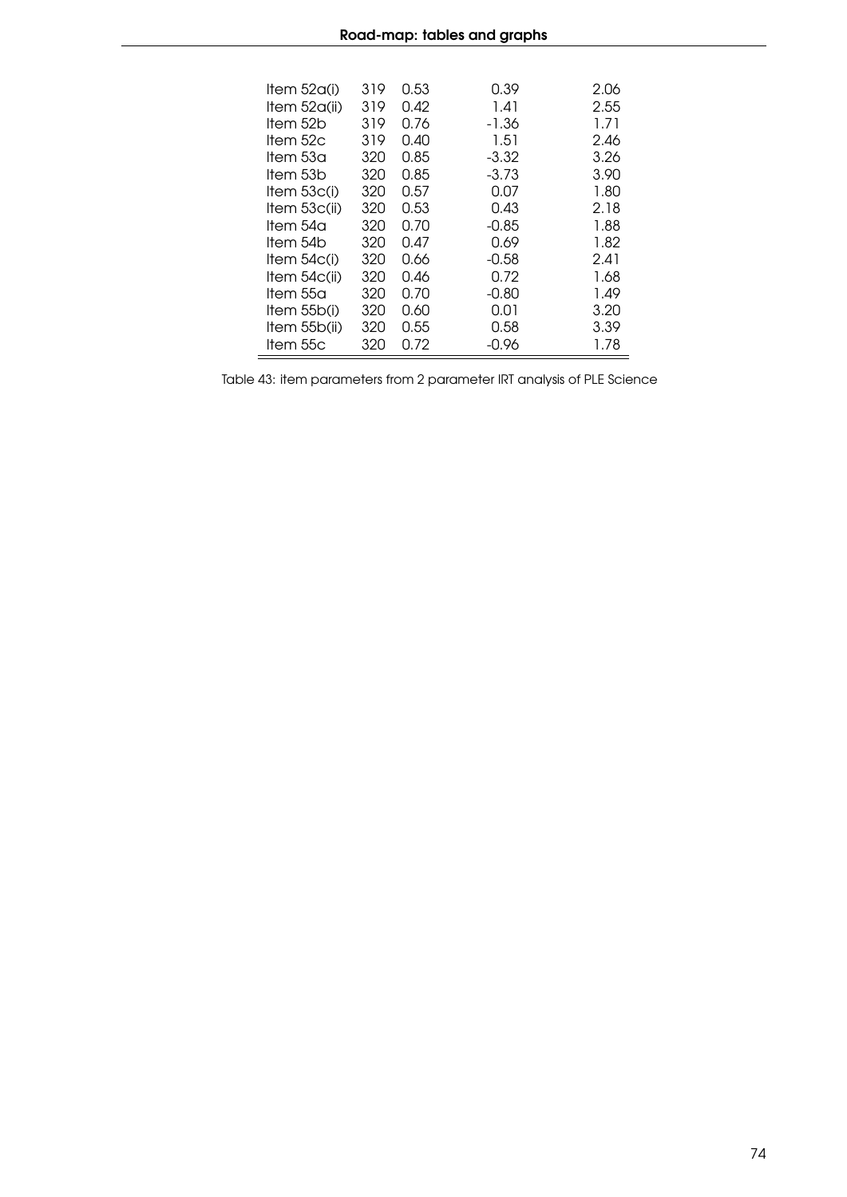| | | | | |
|---|---|---|---|---|
| Item 52a(i) | 319 | 0.53 | 0.39 | 2.06 |
| Item 52a(ii) | 319 | 0.42 | 1.41 | 2.55 |
| Item 52b | 319 | 0.76 | -1.36 | 1.71 |
| Item 52c | 319 | 0.40 | 1.51 | 2.46 |
| Item 53a | 320 | 0.85 | -3.32 | 3.26 |
| Item 53b | 320 | 0.85 | -3.73 | 3.90 |
| Item 53c(i) | 320 | 0.57 | 0.07 | 1.80 |
| Item 53c(ii) | 320 | 0.53 | 0.43 | 2.18 |
| Item 54a | 320 | 0.70 | -0.85 | 1.88 |
| Item 54b | 320 | 0.47 | 0.69 | 1.82 |
| Item 54c(i) | 320 | 0.66 | -0.58 | 2.41 |
| Item 54c(ii) | 320 | 0.46 | 0.72 | 1.68 |
| Item 55a | 320 | 0.70 | -0.80 | 1.49 |
| Item 55b(i) | 320 | 0.60 | 0.01 | 3.20 |
| Item 55b(ii) | 320 | 0.55 | 0.58 | 3.39 |
| Item 55c | 320 | 0.72 | -0.96 | 1.78 |

Table 43: item parameters from 2 parameter IRT analysis of PLE Science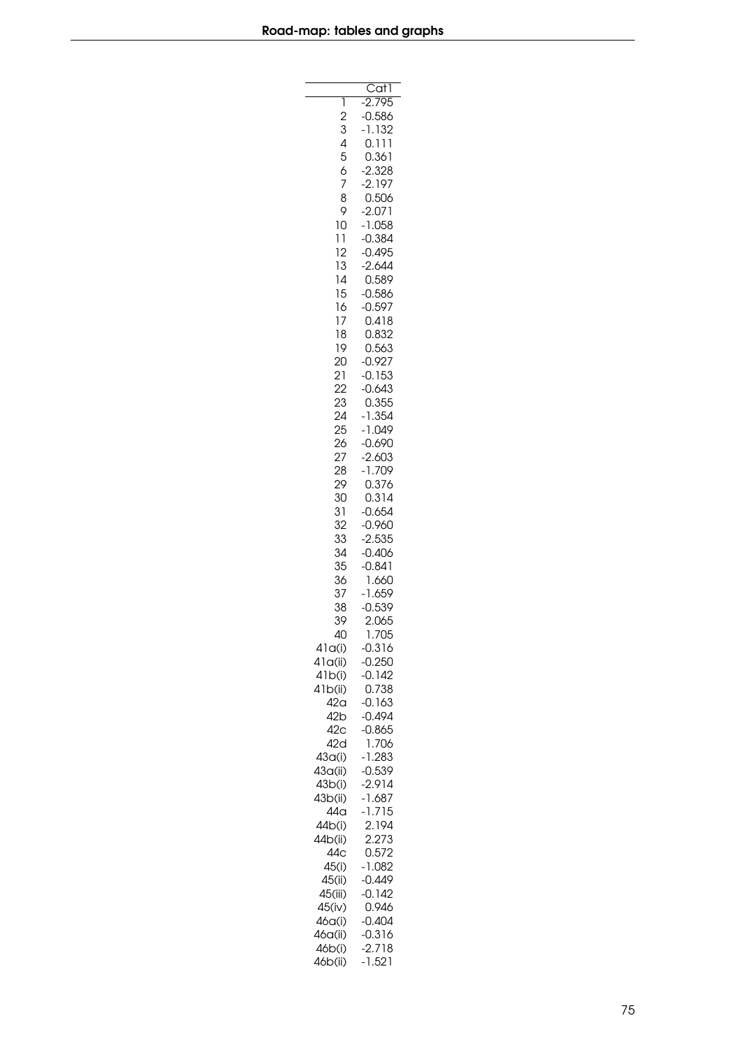|  | Cat1 |
|---|---|
| 1 | -2.795 |
| 2 | -0.586 |
| 3 | -1.132 |
| 4 | 0.111 |
| 5 | 0.361 |
| 6 | -2.328 |
| 7 | -2.197 |
| 8 | 0.506 |
| 9 | -2.071 |
| 10 | -1.058 |
| 11 | -0.384 |
| 12 | -0.495 |
| 13 | -2.644 |
| 14 | 0.589 |
| 15 | -0.586 |
| 16 | -0.597 |
| 17 | 0.418 |
| 18 | 0.832 |
| 19 | 0.563 |
| 20 | -0.927 |
| 21 | -0.153 |
| 22 | -0.643 |
| 23 | 0.355 |
| 24 | -1.354 |
| 25 | -1.049 |
| 26 | -0.690 |
| 27 | -2.603 |
| 28 | -1.709 |
| 29 | 0.376 |
| 30 | 0.314 |
| 31 | -0.654 |
| 32 | -0.960 |
| 33 | -2.535 |
| 34 | -0.406 |
| 35 | -0.841 |
| 36 | 1.660 |
| 37 | -1.659 |
| 38 | -0.539 |
| 39 | 2.065 |
| 40 | 1.705 |
| 41a(i) | -0.316 |
| 41a(ii) | -0.250 |
| 41b(i) | -0.142 |
| 41b(ii) | 0.738 |
| 42a | -0.163 |
| 42b | -0.494 |
| 42c | -0.865 |
| 42d | 1.706 |
| 43a(i) | -1.283 |
| 43a(ii) | -0.539 |
| 43b(i) | -2.914 |
| 43b(ii) | -1.687 |
| 44a | -1.715 |
| 44b(i) | 2.194 |
| 44b(ii) | 2.273 |
| 44c | 0.572 |
| 45(i) | -1.082 |
| 45(ii) | -0.449 |
| 45(iii) | -0.142 |
| 45(iv) | 0.946 |
| 46a(i) | -0.404 |
| 46a(ii) | -0.316 |
| 46b(i) | -2.718 |
| 46b(ii) | -1.521 |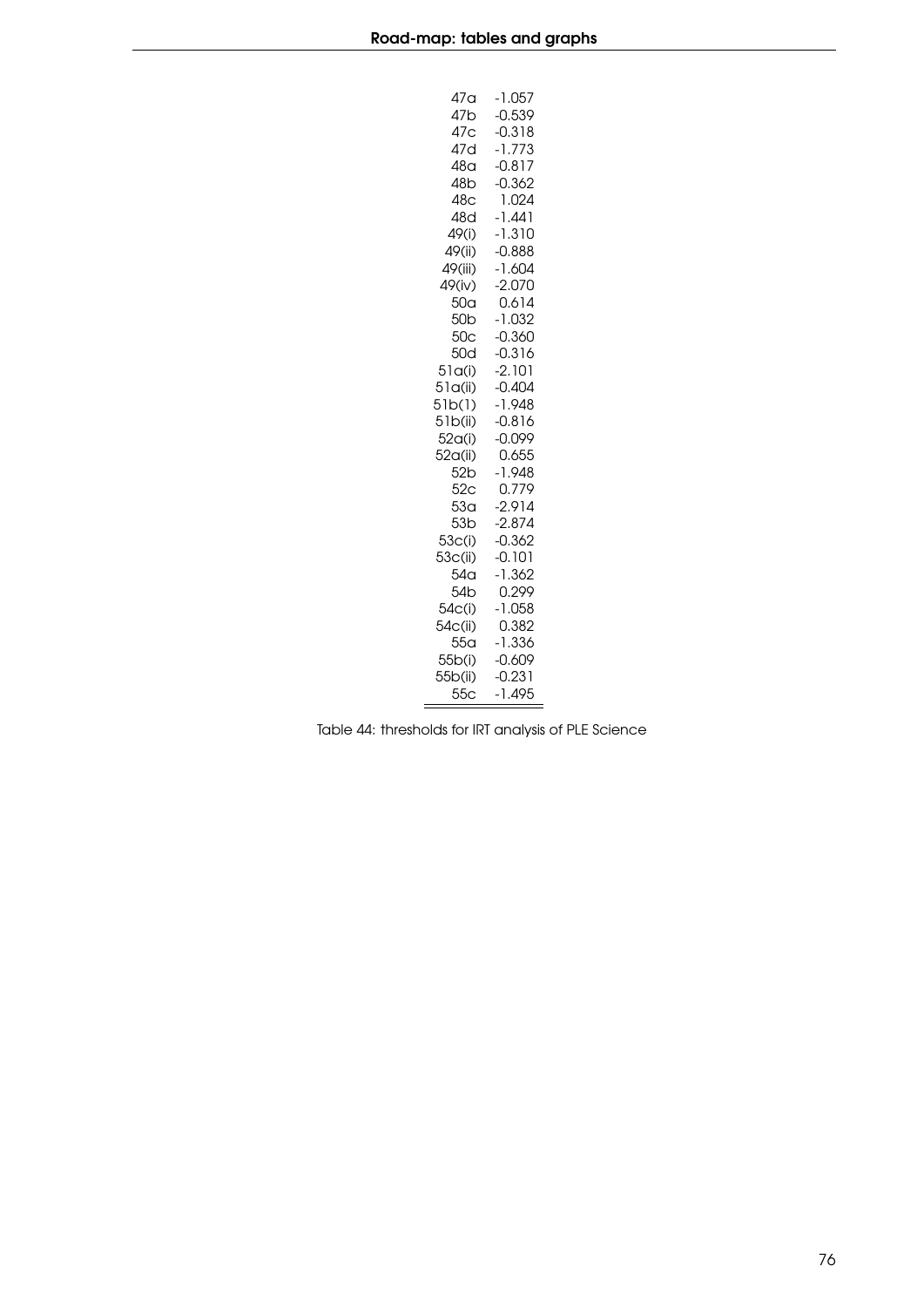| | |
|---|---|
| 47a | -1.057 |
| 47b | -0.539 |
| 47c | -0.318 |
| 47d | -1.773 |
| 48a | -0.817 |
| 48b | -0.362 |
| 48c | 1.024 |
| 48d | -1.441 |
| 49(i) | -1.310 |
| 49(ii) | -0.888 |
| 49(iii) | -1.604 |
| 49(iv) | -2.070 |
| 50a | 0.614 |
| 50b | -1.032 |
| 50c | -0.360 |
| 50d | -0.316 |
| 51a(i) | -2.101 |
| 51a(ii) | -0.404 |
| 51b(1) | -1.948 |
| 51b(ii) | -0.816 |
| 52a(i) | -0.099 |
| 52a(ii) | 0.655 |
| 52b | -1.948 |
| 52c | 0.779 |
| 53a | -2.914 |
| 53b | -2.874 |
| 53c(i) | -0.362 |
| 53c(ii) | -0.101 |
| 54a | -1.362 |
| 54b | 0.299 |
| 54c(i) | -1.058 |
| 54c(ii) | 0.382 |
| 55a | -1.336 |
| 55b(i) | -0.609 |
| 55b(ii) | -0.231 |
| 55c | -1.495 |

Table 44: thresholds for IRT analysis of PLE Science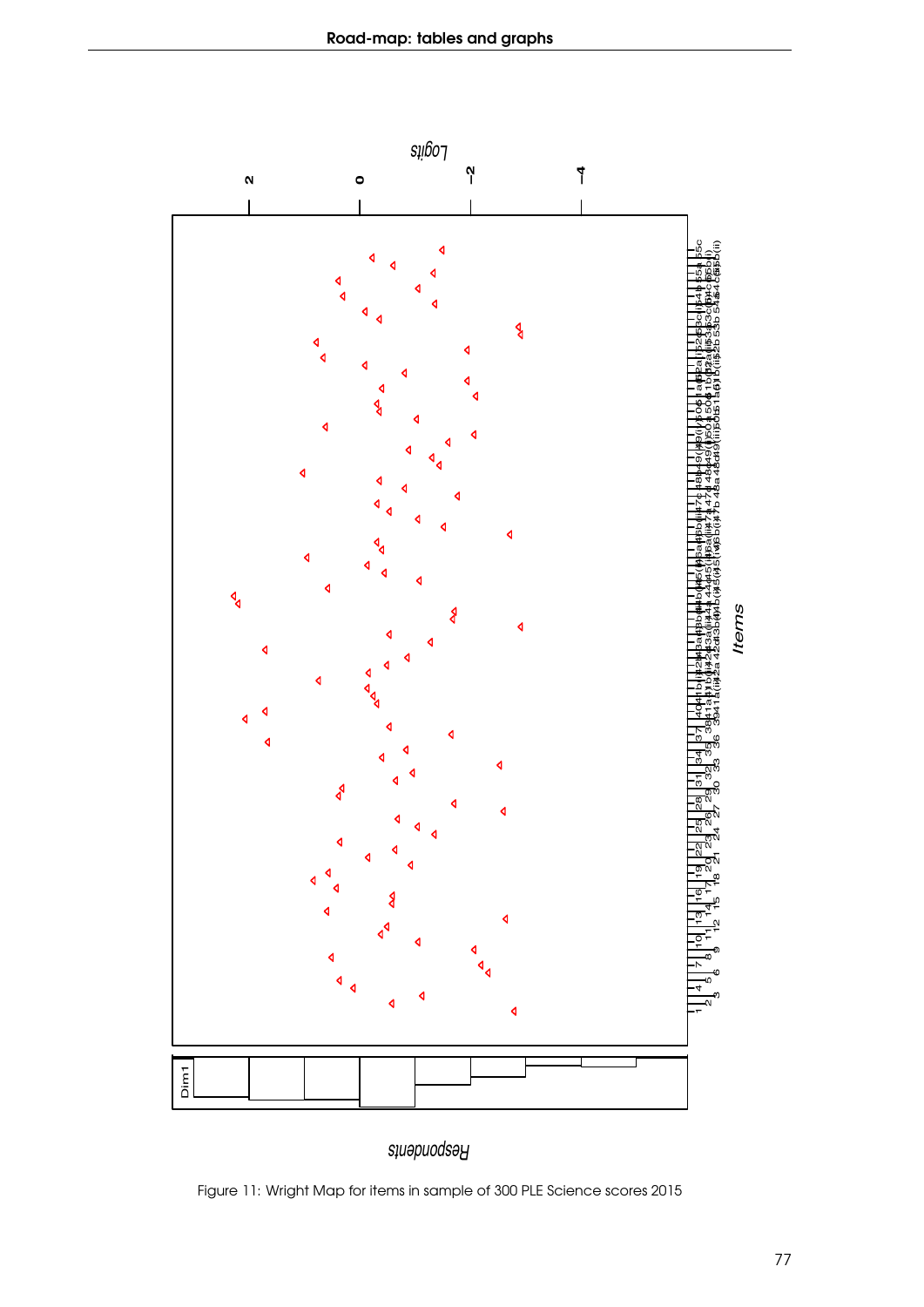Figure 11: Wright Map for items in sample of 300 PLE Science scores 2015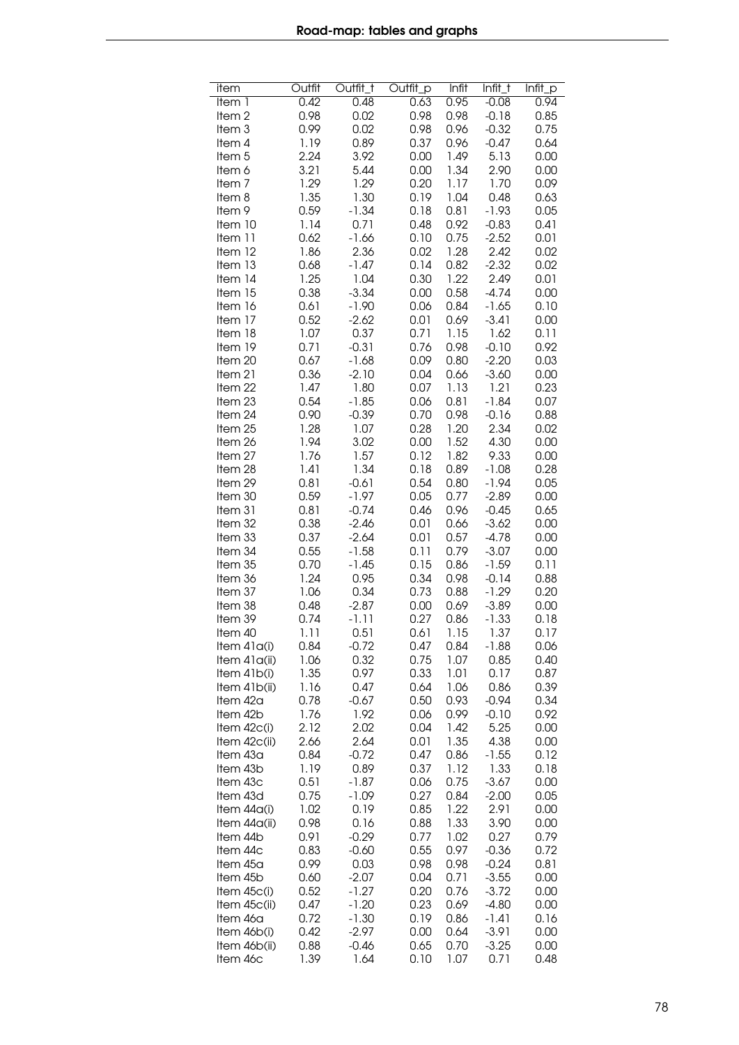| item | Outfit | Outfit_t | Outfit_p | Infit | Infit_t | Infit_p |
|---|---|---|---|---|---|---|
| Item 1 | 0.42 | 0.48 | 0.63 | 0.95 | -0.08 | 0.94 |
| Item 2 | 0.98 | 0.02 | 0.98 | 0.98 | -0.18 | 0.85 |
| Item 3 | 0.99 | 0.02 | 0.98 | 0.96 | -0.32 | 0.75 |
| Item 4 | 1.19 | 0.89 | 0.37 | 0.96 | -0.47 | 0.64 |
| Item 5 | 2.24 | 3.92 | 0.00 | 1.49 | 5.13 | 0.00 |
| Item 6 | 3.21 | 5.44 | 0.00 | 1.34 | 2.90 | 0.00 |
| Item 7 | 1.29 | 1.29 | 0.20 | 1.17 | 1.70 | 0.09 |
| Item 8 | 1.35 | 1.30 | 0.19 | 1.04 | 0.48 | 0.63 |
| Item 9 | 0.59 | -1.34 | 0.18 | 0.81 | -1.93 | 0.05 |
| Item 10 | 1.14 | 0.71 | 0.48 | 0.92 | -0.83 | 0.41 |
| Item 11 | 0.62 | -1.66 | 0.10 | 0.75 | -2.52 | 0.01 |
| Item 12 | 1.86 | 2.36 | 0.02 | 1.28 | 2.42 | 0.02 |
| Item 13 | 0.68 | -1.47 | 0.14 | 0.82 | -2.32 | 0.02 |
| Item 14 | 1.25 | 1.04 | 0.30 | 1.22 | 2.49 | 0.01 |
| Item 15 | 0.38 | -3.34 | 0.00 | 0.58 | -4.74 | 0.00 |
| Item 16 | 0.61 | -1.90 | 0.06 | 0.84 | -1.65 | 0.10 |
| Item 17 | 0.52 | -2.62 | 0.01 | 0.69 | -3.41 | 0.00 |
| Item 18 | 1.07 | 0.37 | 0.71 | 1.15 | 1.62 | 0.11 |
| Item 19 | 0.71 | -0.31 | 0.76 | 0.98 | -0.10 | 0.92 |
| Item 20 | 0.67 | -1.68 | 0.09 | 0.80 | -2.20 | 0.03 |
| Item 21 | 0.36 | -2.10 | 0.04 | 0.66 | -3.60 | 0.00 |
| Item 22 | 1.47 | 1.80 | 0.07 | 1.13 | 1.21 | 0.23 |
| Item 23 | 0.54 | -1.85 | 0.06 | 0.81 | -1.84 | 0.07 |
| Item 24 | 0.90 | -0.39 | 0.70 | 0.98 | -0.16 | 0.88 |
| Item 25 | 1.28 | 1.07 | 0.28 | 1.20 | 2.34 | 0.02 |
| Item 26 | 1.94 | 3.02 | 0.00 | 1.52 | 4.30 | 0.00 |
| Item 27 | 1.76 | 1.57 | 0.12 | 1.82 | 9.33 | 0.00 |
| Item 28 | 1.41 | 1.34 | 0.18 | 0.89 | -1.08 | 0.28 |
| Item 29 | 0.81 | -0.61 | 0.54 | 0.80 | -1.94 | 0.05 |
| Item 30 | 0.59 | -1.97 | 0.05 | 0.77 | -2.89 | 0.00 |
| Item 31 | 0.81 | -0.74 | 0.46 | 0.96 | -0.45 | 0.65 |
| Item 32 | 0.38 | -2.46 | 0.01 | 0.66 | -3.62 | 0.00 |
| Item 33 | 0.37 | -2.64 | 0.01 | 0.57 | -4.78 | 0.00 |
| Item 34 | 0.55 | -1.58 | 0.11 | 0.79 | -3.07 | 0.00 |
| Item 35 | 0.70 | -1.45 | 0.15 | 0.86 | -1.59 | 0.11 |
| Item 36 | 1.24 | 0.95 | 0.34 | 0.98 | -0.14 | 0.88 |
| Item 37 | 1.06 | 0.34 | 0.73 | 0.88 | -1.29 | 0.20 |
| Item 38 | 0.48 | -2.87 | 0.00 | 0.69 | -3.89 | 0.00 |
| Item 39 | 0.74 | -1.11 | 0.27 | 0.86 | -1.33 | 0.18 |
| Item 40 | 1.11 | 0.51 | 0.61 | 1.15 | 1.37 | 0.17 |
| Item 41a(i) | 0.84 | -0.72 | 0.47 | 0.84 | -1.88 | 0.06 |
| Item 41a(ii) | 1.06 | 0.32 | 0.75 | 1.07 | 0.85 | 0.40 |
| Item 41b(i) | 1.35 | 0.97 | 0.33 | 1.01 | 0.17 | 0.87 |
| Item 41b(ii) | 1.16 | 0.47 | 0.64 | 1.06 | 0.86 | 0.39 |
| Item 42a | 0.78 | -0.67 | 0.50 | 0.93 | -0.94 | 0.34 |
| Item 42b | 1.76 | 1.92 | 0.06 | 0.99 | -0.10 | 0.92 |
| Item 42c(i) | 2.12 | 2.02 | 0.04 | 1.42 | 5.25 | 0.00 |
| Item 42c(ii) | 2.66 | 2.64 | 0.01 | 1.35 | 4.38 | 0.00 |
| Item 43a | 0.84 | -0.72 | 0.47 | 0.86 | -1.55 | 0.12 |
| Item 43b | 1.19 | 0.89 | 0.37 | 1.12 | 1.33 | 0.18 |
| Item 43c | 0.51 | -1.87 | 0.06 | 0.75 | -3.67 | 0.00 |
| Item 43d | 0.75 | -1.09 | 0.27 | 0.84 | -2.00 | 0.05 |
| Item 44a(i) | 1.02 | 0.19 | 0.85 | 1.22 | 2.91 | 0.00 |
| Item 44a(ii) | 0.98 | 0.16 | 0.88 | 1.33 | 3.90 | 0.00 |
| Item 44b | 0.91 | -0.29 | 0.77 | 1.02 | 0.27 | 0.79 |
| Item 44c | 0.83 | -0.60 | 0.55 | 0.97 | -0.36 | 0.72 |
| Item 45a | 0.99 | 0.03 | 0.98 | 0.98 | -0.24 | 0.81 |
| Item 45b | 0.60 | -2.07 | 0.04 | 0.71 | -3.55 | 0.00 |
| Item 45c(i) | 0.52 | -1.27 | 0.20 | 0.76 | -3.72 | 0.00 |
| Item 45c(ii) | 0.47 | -1.20 | 0.23 | 0.69 | -4.80 | 0.00 |
| Item 46a | 0.72 | -1.30 | 0.19 | 0.86 | -1.41 | 0.16 |
| Item 46b(i) | 0.42 | -2.97 | 0.00 | 0.64 | -3.91 | 0.00 |
| Item 46b(ii) | 0.88 | -0.46 | 0.65 | 0.70 | -3.25 | 0.00 |
| Item 46c | 1.39 | 1.64 | 0.10 | 1.07 | 0.71 | 0.48 |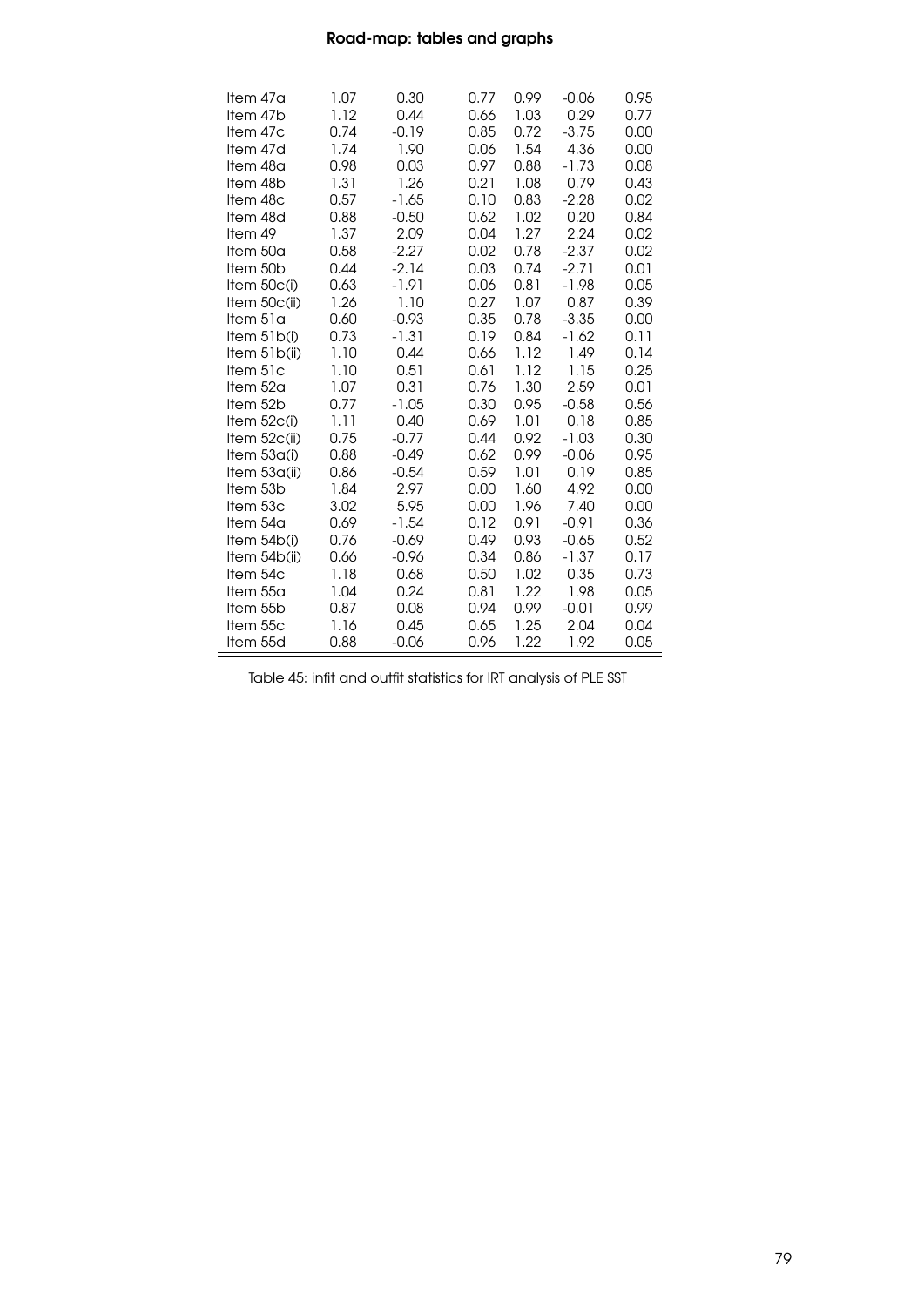| | | | | | | |
|---|---|---|---|---|---|---|
| Item 47a | 1.07 | 0.30 | 0.77 | 0.99 | -0.06 | 0.95 |
| Item 47b | 1.12 | 0.44 | 0.66 | 1.03 | 0.29 | 0.77 |
| Item 47c | 0.74 | -0.19 | 0.85 | 0.72 | -3.75 | 0.00 |
| Item 47d | 1.74 | 1.90 | 0.06 | 1.54 | 4.36 | 0.00 |
| Item 48a | 0.98 | 0.03 | 0.97 | 0.88 | -1.73 | 0.08 |
| Item 48b | 1.31 | 1.26 | 0.21 | 1.08 | 0.79 | 0.43 |
| Item 48c | 0.57 | -1.65 | 0.10 | 0.83 | -2.28 | 0.02 |
| Item 48d | 0.88 | -0.50 | 0.62 | 1.02 | 0.20 | 0.84 |
| Item 49 | 1.37 | 2.09 | 0.04 | 1.27 | 2.24 | 0.02 |
| Item 50a | 0.58 | -2.27 | 0.02 | 0.78 | -2.37 | 0.02 |
| Item 50b | 0.44 | -2.14 | 0.03 | 0.74 | -2.71 | 0.01 |
| Item 50c(i) | 0.63 | -1.91 | 0.06 | 0.81 | -1.98 | 0.05 |
| Item 50c(ii) | 1.26 | 1.10 | 0.27 | 1.07 | 0.87 | 0.39 |
| Item 51a | 0.60 | -0.93 | 0.35 | 0.78 | -3.35 | 0.00 |
| Item 51b(i) | 0.73 | -1.31 | 0.19 | 0.84 | -1.62 | 0.11 |
| Item 51b(ii) | 1.10 | 0.44 | 0.66 | 1.12 | 1.49 | 0.14 |
| Item 51c | 1.10 | 0.51 | 0.61 | 1.12 | 1.15 | 0.25 |
| Item 52a | 1.07 | 0.31 | 0.76 | 1.30 | 2.59 | 0.01 |
| Item 52b | 0.77 | -1.05 | 0.30 | 0.95 | -0.58 | 0.56 |
| Item 52c(i) | 1.11 | 0.40 | 0.69 | 1.01 | 0.18 | 0.85 |
| Item 52c(ii) | 0.75 | -0.77 | 0.44 | 0.92 | -1.03 | 0.30 |
| Item 53a(i) | 0.88 | -0.49 | 0.62 | 0.99 | -0.06 | 0.95 |
| Item 53a(ii) | 0.86 | -0.54 | 0.59 | 1.01 | 0.19 | 0.85 |
| Item 53b | 1.84 | 2.97 | 0.00 | 1.60 | 4.92 | 0.00 |
| Item 53c | 3.02 | 5.95 | 0.00 | 1.96 | 7.40 | 0.00 |
| Item 54a | 0.69 | -1.54 | 0.12 | 0.91 | -0.91 | 0.36 |
| Item 54b(i) | 0.76 | -0.69 | 0.49 | 0.93 | -0.65 | 0.52 |
| Item 54b(ii) | 0.66 | -0.96 | 0.34 | 0.86 | -1.37 | 0.17 |
| Item 54c | 1.18 | 0.68 | 0.50 | 1.02 | 0.35 | 0.73 |
| Item 55a | 1.04 | 0.24 | 0.81 | 1.22 | 1.98 | 0.05 |
| Item 55b | 0.87 | 0.08 | 0.94 | 0.99 | -0.01 | 0.99 |
| Item 55c | 1.16 | 0.45 | 0.65 | 1.25 | 2.04 | 0.04 |
| Item 55d | 0.88 | -0.06 | 0.96 | 1.22 | 1.92 | 0.05 |

Table 45: infit and outfit statistics for IRT analysis of PLE SST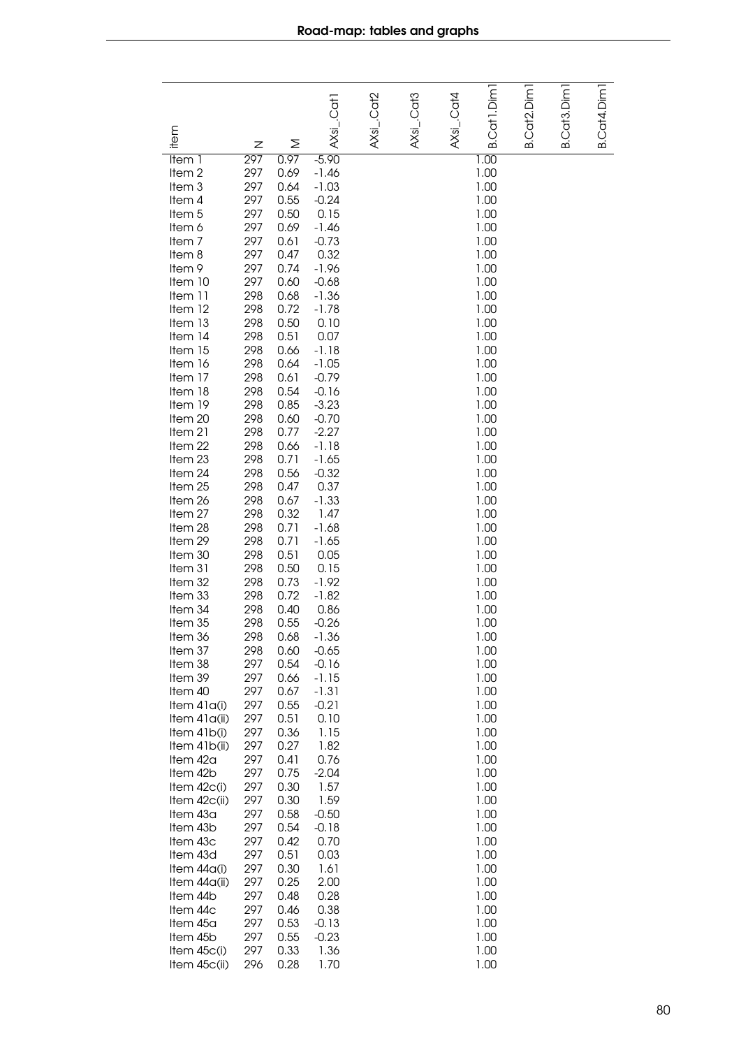| item | N | M | AXsi_.Cat1 | AXsi_.Cat2 | AXsi_.Cat3 | AXsi_.Cat4 | B.Cat1.Dim1 | B.Cat2.Dim1 | B.Cat3.Dim1 | B.Cat4.Dim1 |
|---|---|---|---|---|---|---|---|---|---|---|
| Item 1 | 297 | 0.97 | -5.90 | | | | 1.00 | | | |
| Item 2 | 297 | 0.69 | -1.46 | | | | 1.00 | | | |
| Item 3 | 297 | 0.64 | -1.03 | | | | 1.00 | | | |
| Item 4 | 297 | 0.55 | -0.24 | | | | 1.00 | | | |
| Item 5 | 297 | 0.50 | 0.15 | | | | 1.00 | | | |
| Item 6 | 297 | 0.69 | -1.46 | | | | 1.00 | | | |
| Item 7 | 297 | 0.61 | -0.73 | | | | 1.00 | | | |
| Item 8 | 297 | 0.47 | 0.32 | | | | 1.00 | | | |
| Item 9 | 297 | 0.74 | -1.96 | | | | 1.00 | | | |
| Item 10 | 297 | 0.60 | -0.68 | | | | 1.00 | | | |
| Item 11 | 298 | 0.68 | -1.36 | | | | 1.00 | | | |
| Item 12 | 298 | 0.72 | -1.78 | | | | 1.00 | | | |
| Item 13 | 298 | 0.50 | 0.10 | | | | 1.00 | | | |
| Item 14 | 298 | 0.51 | 0.07 | | | | 1.00 | | | |
| Item 15 | 298 | 0.66 | -1.18 | | | | 1.00 | | | |
| Item 16 | 298 | 0.64 | -1.05 | | | | 1.00 | | | |
| Item 17 | 298 | 0.61 | -0.79 | | | | 1.00 | | | |
| Item 18 | 298 | 0.54 | -0.16 | | | | 1.00 | | | |
| Item 19 | 298 | 0.85 | -3.23 | | | | 1.00 | | | |
| Item 20 | 298 | 0.60 | -0.70 | | | | 1.00 | | | |
| Item 21 | 298 | 0.77 | -2.27 | | | | 1.00 | | | |
| Item 22 | 298 | 0.66 | -1.18 | | | | 1.00 | | | |
| Item 23 | 298 | 0.71 | -1.65 | | | | 1.00 | | | |
| Item 24 | 298 | 0.56 | -0.32 | | | | 1.00 | | | |
| Item 25 | 298 | 0.47 | 0.37 | | | | 1.00 | | | |
| Item 26 | 298 | 0.67 | -1.33 | | | | 1.00 | | | |
| Item 27 | 298 | 0.32 | 1.47 | | | | 1.00 | | | |
| Item 28 | 298 | 0.71 | -1.68 | | | | 1.00 | | | |
| Item 29 | 298 | 0.71 | -1.65 | | | | 1.00 | | | |
| Item 30 | 298 | 0.51 | 0.05 | | | | 1.00 | | | |
| Item 31 | 298 | 0.50 | 0.15 | | | | 1.00 | | | |
| Item 32 | 298 | 0.73 | -1.92 | | | | 1.00 | | | |
| Item 33 | 298 | 0.72 | -1.82 | | | | 1.00 | | | |
| Item 34 | 298 | 0.40 | 0.86 | | | | 1.00 | | | |
| Item 35 | 298 | 0.55 | -0.26 | | | | 1.00 | | | |
| Item 36 | 298 | 0.68 | -1.36 | | | | 1.00 | | | |
| Item 37 | 298 | 0.60 | -0.65 | | | | 1.00 | | | |
| Item 38 | 297 | 0.54 | -0.16 | | | | 1.00 | | | |
| Item 39 | 297 | 0.66 | -1.15 | | | | 1.00 | | | |
| Item 40 | 297 | 0.67 | -1.31 | | | | 1.00 | | | |
| Item 41a(i) | 297 | 0.55 | -0.21 | | | | 1.00 | | | |
| Item 41a(ii) | 297 | 0.51 | 0.10 | | | | 1.00 | | | |
| Item 41b(i) | 297 | 0.36 | 1.15 | | | | 1.00 | | | |
| Item 41b(ii) | 297 | 0.27 | 1.82 | | | | 1.00 | | | |
| Item 42a | 297 | 0.41 | 0.76 | | | | 1.00 | | | |
| Item 42b | 297 | 0.75 | -2.04 | | | | 1.00 | | | |
| Item 42c(i) | 297 | 0.30 | 1.57 | | | | 1.00 | | | |
| Item 42c(ii) | 297 | 0.30 | 1.59 | | | | 1.00 | | | |
| Item 43a | 297 | 0.58 | -0.50 | | | | 1.00 | | | |
| Item 43b | 297 | 0.54 | -0.18 | | | | 1.00 | | | |
| Item 43c | 297 | 0.42 | 0.70 | | | | 1.00 | | | |
| Item 43d | 297 | 0.51 | 0.03 | | | | 1.00 | | | |
| Item 44a(i) | 297 | 0.30 | 1.61 | | | | 1.00 | | | |
| Item 44a(ii) | 297 | 0.25 | 2.00 | | | | 1.00 | | | |
| Item 44b | 297 | 0.48 | 0.28 | | | | 1.00 | | | |
| Item 44c | 297 | 0.46 | 0.38 | | | | 1.00 | | | |
| Item 45a | 297 | 0.53 | -0.13 | | | | 1.00 | | | |
| Item 45b | 297 | 0.55 | -0.23 | | | | 1.00 | | | |
| Item 45c(i) | 297 | 0.33 | 1.36 | | | | 1.00 | | | |
| Item 45c(ii) | 296 | 0.28 | 1.70 | | | | 1.00 | | | |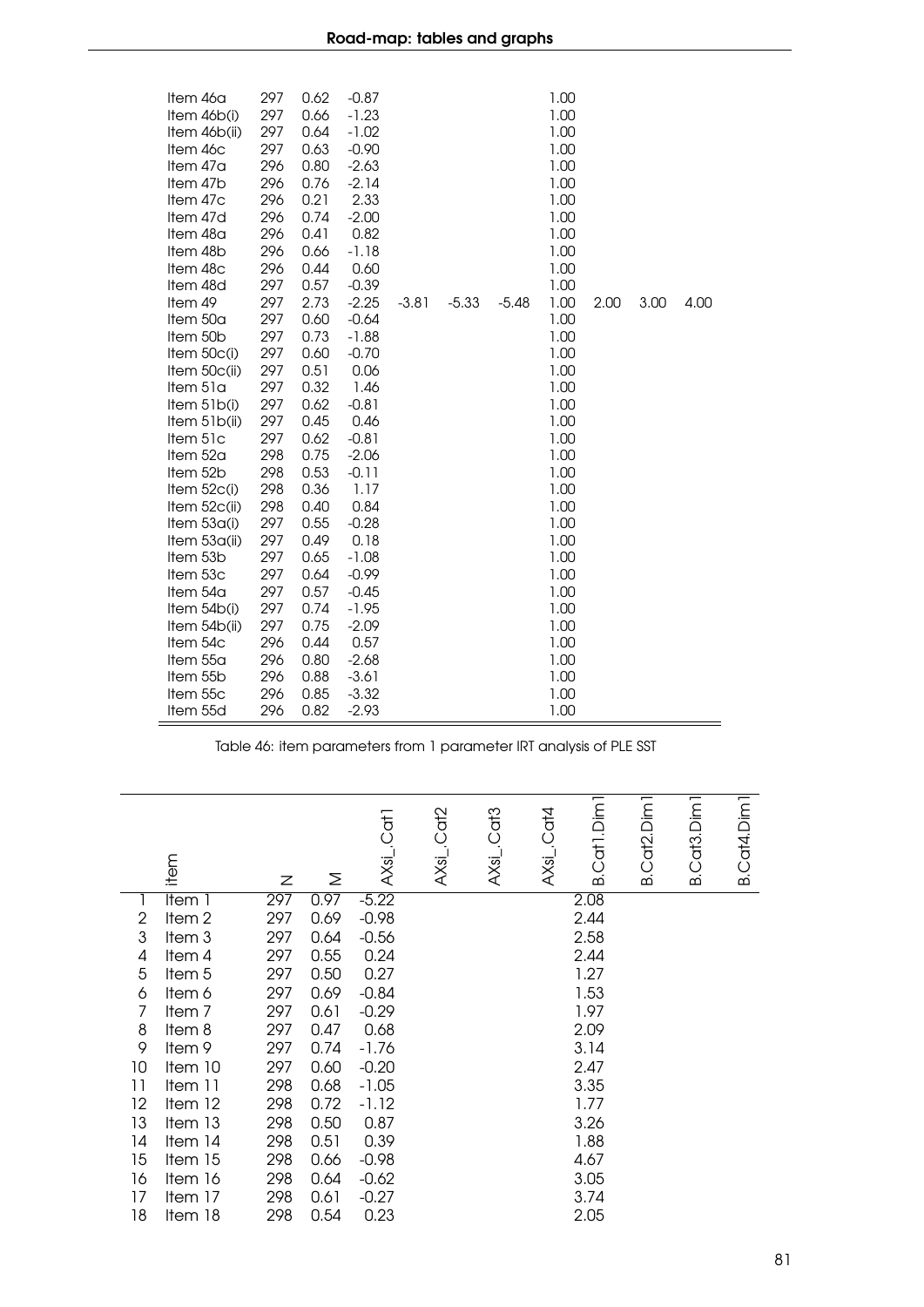| | | | | | | | | | | |
|---|---|---|---|---|---|---|---|---|---|---|
| Item 46a | 297 | 0.62 | -0.87 | | | | 1.00 | | | |
| Item 46b(i) | 297 | 0.66 | -1.23 | | | | 1.00 | | | |
| Item 46b(ii) | 297 | 0.64 | -1.02 | | | | 1.00 | | | |
| Item 46c | 297 | 0.63 | -0.90 | | | | 1.00 | | | |
| Item 47a | 296 | 0.80 | -2.63 | | | | 1.00 | | | |
| Item 47b | 296 | 0.76 | -2.14 | | | | 1.00 | | | |
| Item 47c | 296 | 0.21 | 2.33 | | | | 1.00 | | | |
| Item 47d | 296 | 0.74 | -2.00 | | | | 1.00 | | | |
| Item 48a | 296 | 0.41 | 0.82 | | | | 1.00 | | | |
| Item 48b | 296 | 0.66 | -1.18 | | | | 1.00 | | | |
| Item 48c | 296 | 0.44 | 0.60 | | | | 1.00 | | | |
| Item 48d | 297 | 0.57 | -0.39 | | | | 1.00 | | | |
| Item 49 | 297 | 2.73 | -2.25 | -3.81 | -5.33 | -5.48 | 1.00 | 2.00 | 3.00 | 4.00 |
| Item 50a | 297 | 0.60 | -0.64 | | | | 1.00 | | | |
| Item 50b | 297 | 0.73 | -1.88 | | | | 1.00 | | | |
| Item 50c(i) | 297 | 0.60 | -0.70 | | | | 1.00 | | | |
| Item 50c(ii) | 297 | 0.51 | 0.06 | | | | 1.00 | | | |
| Item 51a | 297 | 0.32 | 1.46 | | | | 1.00 | | | |
| Item 51b(i) | 297 | 0.62 | -0.81 | | | | 1.00 | | | |
| Item 51b(ii) | 297 | 0.45 | 0.46 | | | | 1.00 | | | |
| Item 51c | 297 | 0.62 | -0.81 | | | | 1.00 | | | |
| Item 52a | 298 | 0.75 | -2.06 | | | | 1.00 | | | |
| Item 52b | 298 | 0.53 | -0.11 | | | | 1.00 | | | |
| Item 52c(i) | 298 | 0.36 | 1.17 | | | | 1.00 | | | |
| Item 52c(ii) | 298 | 0.40 | 0.84 | | | | 1.00 | | | |
| Item 53a(i) | 297 | 0.55 | -0.28 | | | | 1.00 | | | |
| Item 53a(ii) | 297 | 0.49 | 0.18 | | | | 1.00 | | | |
| Item 53b | 297 | 0.65 | -1.08 | | | | 1.00 | | | |
| Item 53c | 297 | 0.64 | -0.99 | | | | 1.00 | | | |
| Item 54a | 297 | 0.57 | -0.45 | | | | 1.00 | | | |
| Item 54b(i) | 297 | 0.74 | -1.95 | | | | 1.00 | | | |
| Item 54b(ii) | 297 | 0.75 | -2.09 | | | | 1.00 | | | |
| Item 54c | 296 | 0.44 | 0.57 | | | | 1.00 | | | |
| Item 55a | 296 | 0.80 | -2.68 | | | | 1.00 | | | |
| Item 55b | 296 | 0.88 | -3.61 | | | | 1.00 | | | |
| Item 55c | 296 | 0.85 | -3.32 | | | | 1.00 | | | |
| Item 55d | 296 | 0.82 | -2.93 | | | | 1.00 | | | |

Table 46: item parameters from 1 parameter IRT analysis of PLE SST

| | item | N | M | AXsi_.Cat1 | AXsi_.Cat2 | AXsi_.Cat3 | AXsi_.Cat4 | B.Cat1.Dim1 | B.Cat2.Dim1 | B.Cat3.Dim1 | B.Cat4.Dim1 |
|---|---|---|---|---|---|---|---|---|---|---|---|
| 1 | Item 1 | 297 | 0.97 | -5.22 | | | | 2.08 | | | |
| 2 | Item 2 | 297 | 0.69 | -0.98 | | | | 2.44 | | | |
| 3 | Item 3 | 297 | 0.64 | -0.56 | | | | 2.58 | | | |
| 4 | Item 4 | 297 | 0.55 | 0.24 | | | | 2.44 | | | |
| 5 | Item 5 | 297 | 0.50 | 0.27 | | | | 1.27 | | | |
| 6 | Item 6 | 297 | 0.69 | -0.84 | | | | 1.53 | | | |
| 7 | Item 7 | 297 | 0.61 | -0.29 | | | | 1.97 | | | |
| 8 | Item 8 | 297 | 0.47 | 0.68 | | | | 2.09 | | | |
| 9 | Item 9 | 297 | 0.74 | -1.76 | | | | 3.14 | | | |
| 10 | Item 10 | 297 | 0.60 | -0.20 | | | | 2.47 | | | |
| 11 | Item 11 | 298 | 0.68 | -1.05 | | | | 3.35 | | | |
| 12 | Item 12 | 298 | 0.72 | -1.12 | | | | 1.77 | | | |
| 13 | Item 13 | 298 | 0.50 | 0.87 | | | | 3.26 | | | |
| 14 | Item 14 | 298 | 0.51 | 0.39 | | | | 1.88 | | | |
| 15 | Item 15 | 298 | 0.66 | -0.98 | | | | 4.67 | | | |
| 16 | Item 16 | 298 | 0.64 | -0.62 | | | | 3.05 | | | |
| 17 | Item 17 | 298 | 0.61 | -0.27 | | | | 3.74 | | | |
| 18 | Item 18 | 298 | 0.54 | 0.23 | | | | 2.05 | | | |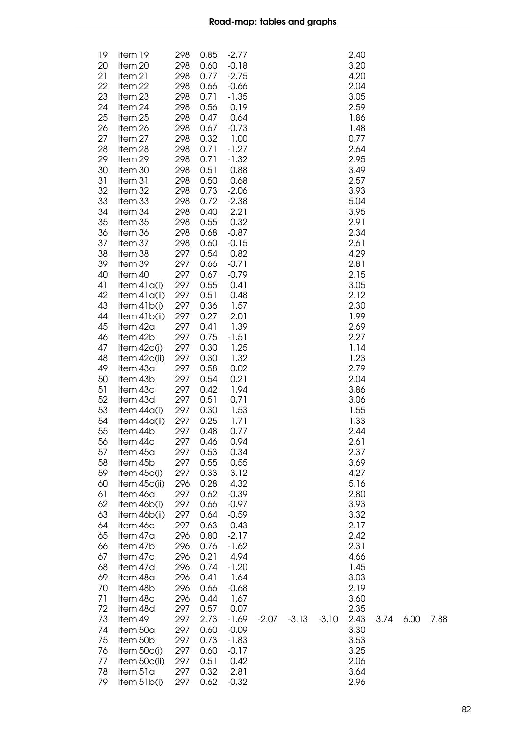| | | | | | | | | | | | |
|---|---|---|---|---|---|---|---|---|---|---|---|
| 19 | Item 19 | 298 | 0.85 | -2.77 | | | | 2.40 | | | |
| 20 | Item 20 | 298 | 0.60 | -0.18 | | | | 3.20 | | | |
| 21 | Item 21 | 298 | 0.77 | -2.75 | | | | 4.20 | | | |
| 22 | Item 22 | 298 | 0.66 | -0.66 | | | | 2.04 | | | |
| 23 | Item 23 | 298 | 0.71 | -1.35 | | | | 3.05 | | | |
| 24 | Item 24 | 298 | 0.56 | 0.19 | | | | 2.59 | | | |
| 25 | Item 25 | 298 | 0.47 | 0.64 | | | | 1.86 | | | |
| 26 | Item 26 | 298 | 0.67 | -0.73 | | | | 1.48 | | | |
| 27 | Item 27 | 298 | 0.32 | 1.00 | | | | 0.77 | | | |
| 28 | Item 28 | 298 | 0.71 | -1.27 | | | | 2.64 | | | |
| 29 | Item 29 | 298 | 0.71 | -1.32 | | | | 2.95 | | | |
| 30 | Item 30 | 298 | 0.51 | 0.88 | | | | 3.49 | | | |
| 31 | Item 31 | 298 | 0.50 | 0.68 | | | | 2.57 | | | |
| 32 | Item 32 | 298 | 0.73 | -2.06 | | | | 3.93 | | | |
| 33 | Item 33 | 298 | 0.72 | -2.38 | | | | 5.04 | | | |
| 34 | Item 34 | 298 | 0.40 | 2.21 | | | | 3.95 | | | |
| 35 | Item 35 | 298 | 0.55 | 0.32 | | | | 2.91 | | | |
| 36 | Item 36 | 298 | 0.68 | -0.87 | | | | 2.34 | | | |
| 37 | Item 37 | 298 | 0.60 | -0.15 | | | | 2.61 | | | |
| 38 | Item 38 | 297 | 0.54 | 0.82 | | | | 4.29 | | | |
| 39 | Item 39 | 297 | 0.66 | -0.71 | | | | 2.81 | | | |
| 40 | Item 40 | 297 | 0.67 | -0.79 | | | | 2.15 | | | |
| 41 | Item 41a(i) | 297 | 0.55 | 0.41 | | | | 3.05 | | | |
| 42 | Item 41a(ii) | 297 | 0.51 | 0.48 | | | | 2.12 | | | |
| 43 | Item 41b(i) | 297 | 0.36 | 1.57 | | | | 2.30 | | | |
| 44 | Item 41b(ii) | 297 | 0.27 | 2.01 | | | | 1.99 | | | |
| 45 | Item 42a | 297 | 0.41 | 1.39 | | | | 2.69 | | | |
| 46 | Item 42b | 297 | 0.75 | -1.51 | | | | 2.27 | | | |
| 47 | Item 42c(i) | 297 | 0.30 | 1.25 | | | | 1.14 | | | |
| 48 | Item 42c(ii) | 297 | 0.30 | 1.32 | | | | 1.23 | | | |
| 49 | Item 43a | 297 | 0.58 | 0.02 | | | | 2.79 | | | |
| 50 | Item 43b | 297 | 0.54 | 0.21 | | | | 2.04 | | | |
| 51 | Item 43c | 297 | 0.42 | 1.94 | | | | 3.86 | | | |
| 52 | Item 43d | 297 | 0.51 | 0.71 | | | | 3.06 | | | |
| 53 | Item 44a(i) | 297 | 0.30 | 1.53 | | | | 1.55 | | | |
| 54 | Item 44a(ii) | 297 | 0.25 | 1.71 | | | | 1.33 | | | |
| 55 | Item 44b | 297 | 0.48 | 0.77 | | | | 2.44 | | | |
| 56 | Item 44c | 297 | 0.46 | 0.94 | | | | 2.61 | | | |
| 57 | Item 45a | 297 | 0.53 | 0.34 | | | | 2.37 | | | |
| 58 | Item 45b | 297 | 0.55 | 0.55 | | | | 3.69 | | | |
| 59 | Item 45c(i) | 297 | 0.33 | 3.12 | | | | 4.27 | | | |
| 60 | Item 45c(ii) | 296 | 0.28 | 4.32 | | | | 5.16 | | | |
| 61 | Item 46a | 297 | 0.62 | -0.39 | | | | 2.80 | | | |
| 62 | Item 46b(i) | 297 | 0.66 | -0.97 | | | | 3.93 | | | |
| 63 | Item 46b(ii) | 297 | 0.64 | -0.59 | | | | 3.32 | | | |
| 64 | Item 46c | 297 | 0.63 | -0.43 | | | | 2.17 | | | |
| 65 | Item 47a | 296 | 0.80 | -2.17 | | | | 2.42 | | | |
| 66 | Item 47b | 296 | 0.76 | -1.62 | | | | 2.31 | | | |
| 67 | Item 47c | 296 | 0.21 | 4.94 | | | | 4.66 | | | |
| 68 | Item 47d | 296 | 0.74 | -1.20 | | | | 1.45 | | | |
| 69 | Item 48a | 296 | 0.41 | 1.64 | | | | 3.03 | | | |
| 70 | Item 48b | 296 | 0.66 | -0.68 | | | | 2.19 | | | |
| 71 | Item 48c | 296 | 0.44 | 1.67 | | | | 3.60 | | | |
| 72 | Item 48d | 297 | 0.57 | 0.07 | | | | 2.35 | | | |
| 73 | Item 49 | 297 | 2.73 | -1.69 | -2.07 | -3.13 | -3.10 | 2.43 | 3.74 | 6.00 | 7.88 |
| 74 | Item 50a | 297 | 0.60 | -0.09 | | | | 3.30 | | | |
| 75 | Item 50b | 297 | 0.73 | -1.83 | | | | 3.53 | | | |
| 76 | Item 50c(i) | 297 | 0.60 | -0.17 | | | | 3.25 | | | |
| 77 | Item 50c(ii) | 297 | 0.51 | 0.42 | | | | 2.06 | | | |
| 78 | Item 51a | 297 | 0.32 | 2.81 | | | | 3.64 | | | |
| 79 | Item 51b(i) | 297 | 0.62 | -0.32 | | | | 2.96 | | | |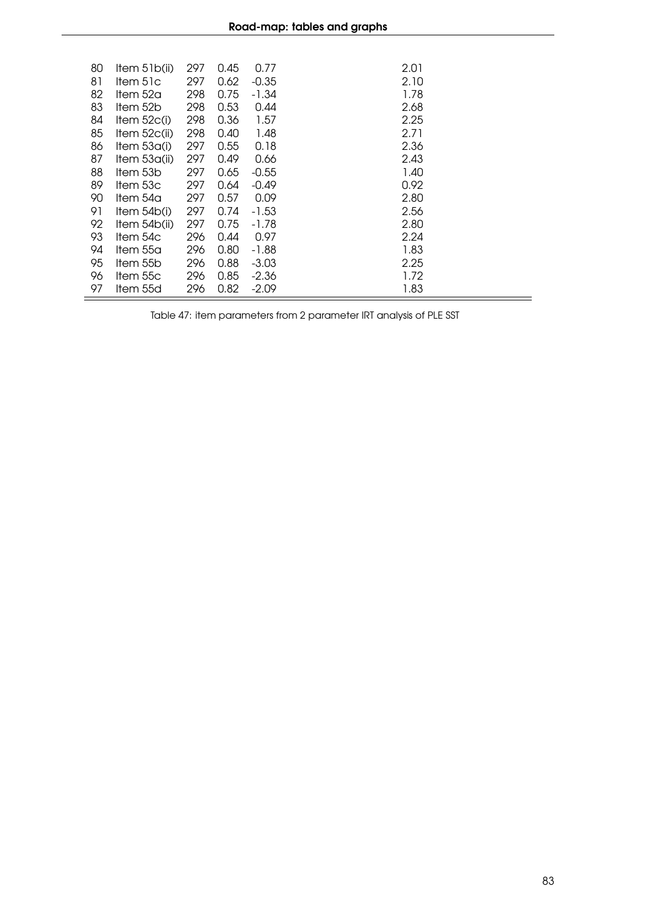| | | | | | |
|---|---|---|---|---|---|
| 80 | Item 51b(ii) | 297 | 0.45 | 0.77 | 2.01 |
| 81 | Item 51c | 297 | 0.62 | -0.35 | 2.10 |
| 82 | Item 52a | 298 | 0.75 | -1.34 | 1.78 |
| 83 | Item 52b | 298 | 0.53 | 0.44 | 2.68 |
| 84 | Item 52c(i) | 298 | 0.36 | 1.57 | 2.25 |
| 85 | Item 52c(ii) | 298 | 0.40 | 1.48 | 2.71 |
| 86 | Item 53a(i) | 297 | 0.55 | 0.18 | 2.36 |
| 87 | Item 53a(ii) | 297 | 0.49 | 0.66 | 2.43 |
| 88 | Item 53b | 297 | 0.65 | -0.55 | 1.40 |
| 89 | Item 53c | 297 | 0.64 | -0.49 | 0.92 |
| 90 | Item 54a | 297 | 0.57 | 0.09 | 2.80 |
| 91 | Item 54b(i) | 297 | 0.74 | -1.53 | 2.56 |
| 92 | Item 54b(ii) | 297 | 0.75 | -1.78 | 2.80 |
| 93 | Item 54c | 296 | 0.44 | 0.97 | 2.24 |
| 94 | Item 55a | 296 | 0.80 | -1.88 | 1.83 |
| 95 | Item 55b | 296 | 0.88 | -3.03 | 2.25 |
| 96 | Item 55c | 296 | 0.85 | -2.36 | 1.72 |
| 97 | Item 55d | 296 | 0.82 | -2.09 | 1.83 |

Table 47: item parameters from 2 parameter IRT analysis of PLE SST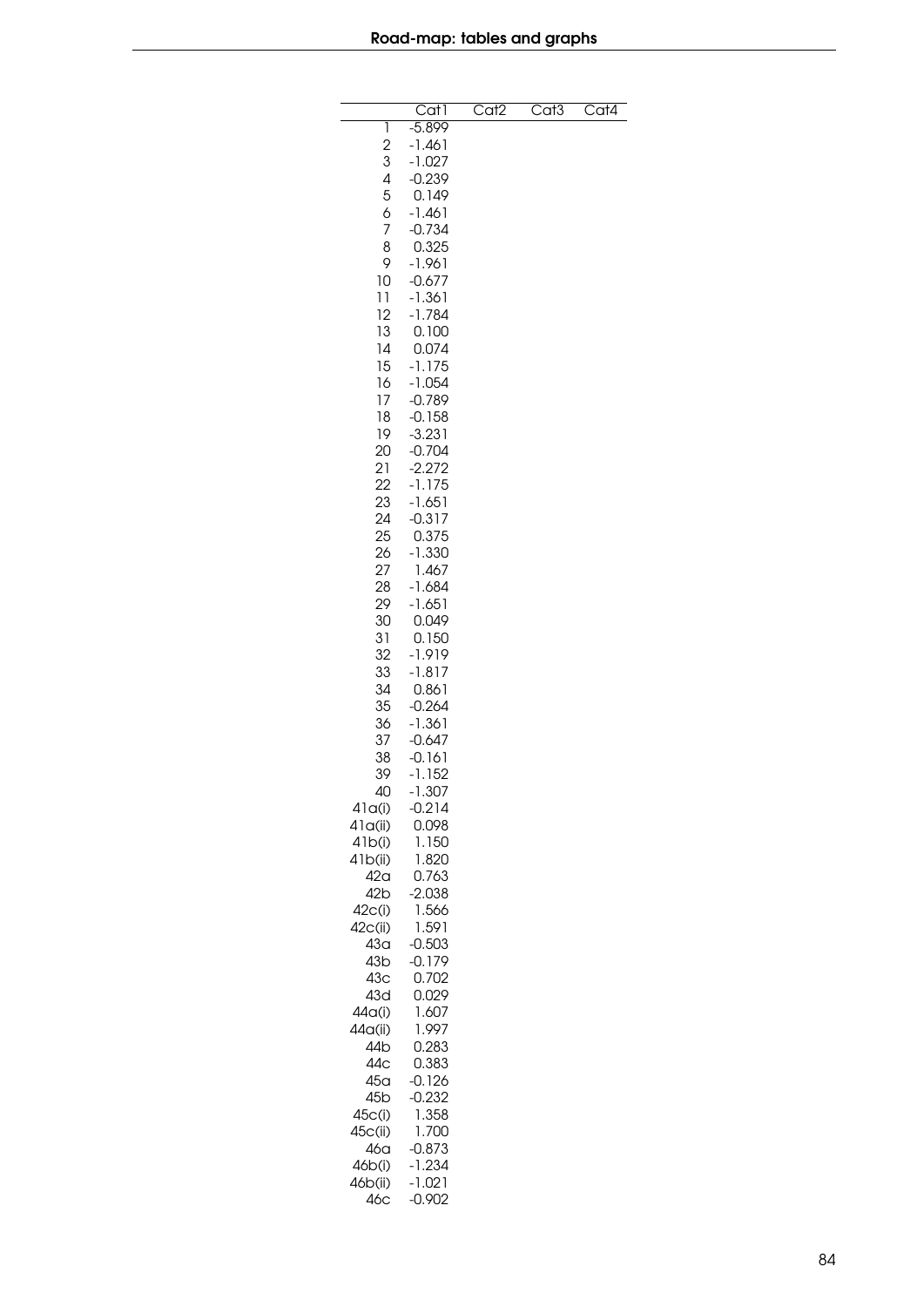|  | Cat1 | Cat2 | Cat3 | Cat4 |
|---|---|---|---|---|
| 1 | -5.899 | | | |
| 2 | -1.461 | | | |
| 3 | -1.027 | | | |
| 4 | -0.239 | | | |
| 5 | 0.149 | | | |
| 6 | -1.461 | | | |
| 7 | -0.734 | | | |
| 8 | 0.325 | | | |
| 9 | -1.961 | | | |
| 10 | -0.677 | | | |
| 11 | -1.361 | | | |
| 12 | -1.784 | | | |
| 13 | 0.100 | | | |
| 14 | 0.074 | | | |
| 15 | -1.175 | | | |
| 16 | -1.054 | | | |
| 17 | -0.789 | | | |
| 18 | -0.158 | | | |
| 19 | -3.231 | | | |
| 20 | -0.704 | | | |
| 21 | -2.272 | | | |
| 22 | -1.175 | | | |
| 23 | -1.651 | | | |
| 24 | -0.317 | | | |
| 25 | 0.375 | | | |
| 26 | -1.330 | | | |
| 27 | 1.467 | | | |
| 28 | -1.684 | | | |
| 29 | -1.651 | | | |
| 30 | 0.049 | | | |
| 31 | 0.150 | | | |
| 32 | -1.919 | | | |
| 33 | -1.817 | | | |
| 34 | 0.861 | | | |
| 35 | -0.264 | | | |
| 36 | -1.361 | | | |
| 37 | -0.647 | | | |
| 38 | -0.161 | | | |
| 39 | -1.152 | | | |
| 40 | -1.307 | | | |
| 41a(i) | -0.214 | | | |
| 41a(ii) | 0.098 | | | |
| 41b(i) | 1.150 | | | |
| 41b(ii) | 1.820 | | | |
| 42a | 0.763 | | | |
| 42b | -2.038 | | | |
| 42c(i) | 1.566 | | | |
| 42c(ii) | 1.591 | | | |
| 43a | -0.503 | | | |
| 43b | -0.179 | | | |
| 43c | 0.702 | | | |
| 43d | 0.029 | | | |
| 44a(i) | 1.607 | | | |
| 44a(ii) | 1.997 | | | |
| 44b | 0.283 | | | |
| 44c | 0.383 | | | |
| 45a | -0.126 | | | |
| 45b | -0.232 | | | |
| 45c(i) | 1.358 | | | |
| 45c(ii) | 1.700 | | | |
| 46a | -0.873 | | | |
| 46b(i) | -1.234 | | | |
| 46b(ii) | -1.021 | | | |
| 46c | -0.902 | | | |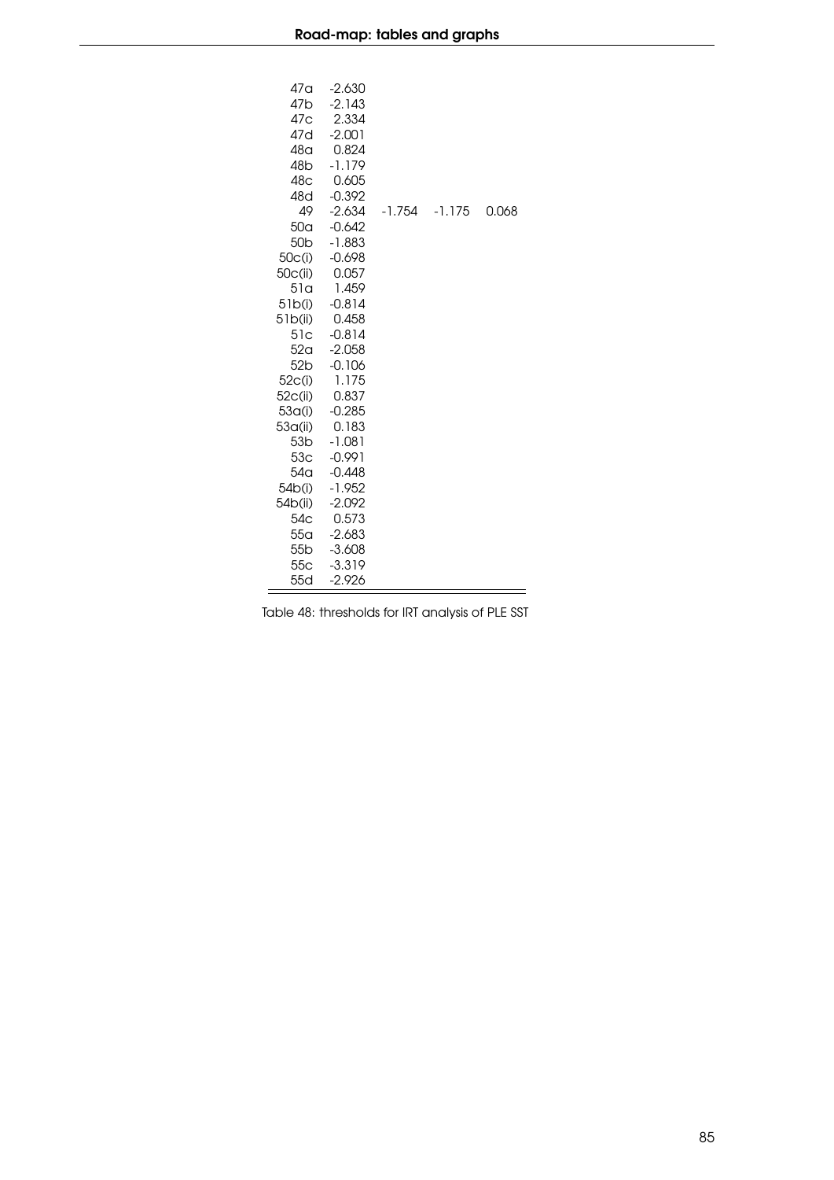|  |  |  |  |  |
|---|---|---|---|---|
| 47a | -2.630 |  |  |  |
| 47b | -2.143 |  |  |  |
| 47c | 2.334 |  |  |  |
| 47d | -2.001 |  |  |  |
| 48a | 0.824 |  |  |  |
| 48b | -1.179 |  |  |  |
| 48c | 0.605 |  |  |  |
| 48d | -0.392 |  |  |  |
| 49 | -2.634 | -1.754 | -1.175 | 0.068 |
| 50a | -0.642 |  |  |  |
| 50b | -1.883 |  |  |  |
| 50c(i) | -0.698 |  |  |  |
| 50c(ii) | 0.057 |  |  |  |
| 51a | 1.459 |  |  |  |
| 51b(i) | -0.814 |  |  |  |
| 51b(ii) | 0.458 |  |  |  |
| 51c | -0.814 |  |  |  |
| 52a | -2.058 |  |  |  |
| 52b | -0.106 |  |  |  |
| 52c(i) | 1.175 |  |  |  |
| 52c(ii) | 0.837 |  |  |  |
| 53a(i) | -0.285 |  |  |  |
| 53a(ii) | 0.183 |  |  |  |
| 53b | -1.081 |  |  |  |
| 53c | -0.991 |  |  |  |
| 54a | -0.448 |  |  |  |
| 54b(i) | -1.952 |  |  |  |
| 54b(ii) | -2.092 |  |  |  |
| 54c | 0.573 |  |  |  |
| 55a | -2.683 |  |  |  |
| 55b | -3.608 |  |  |  |
| 55c | -3.319 |  |  |  |
| 55d | -2.926 |  |  |  |

Table 48: thresholds for IRT analysis of PLE SST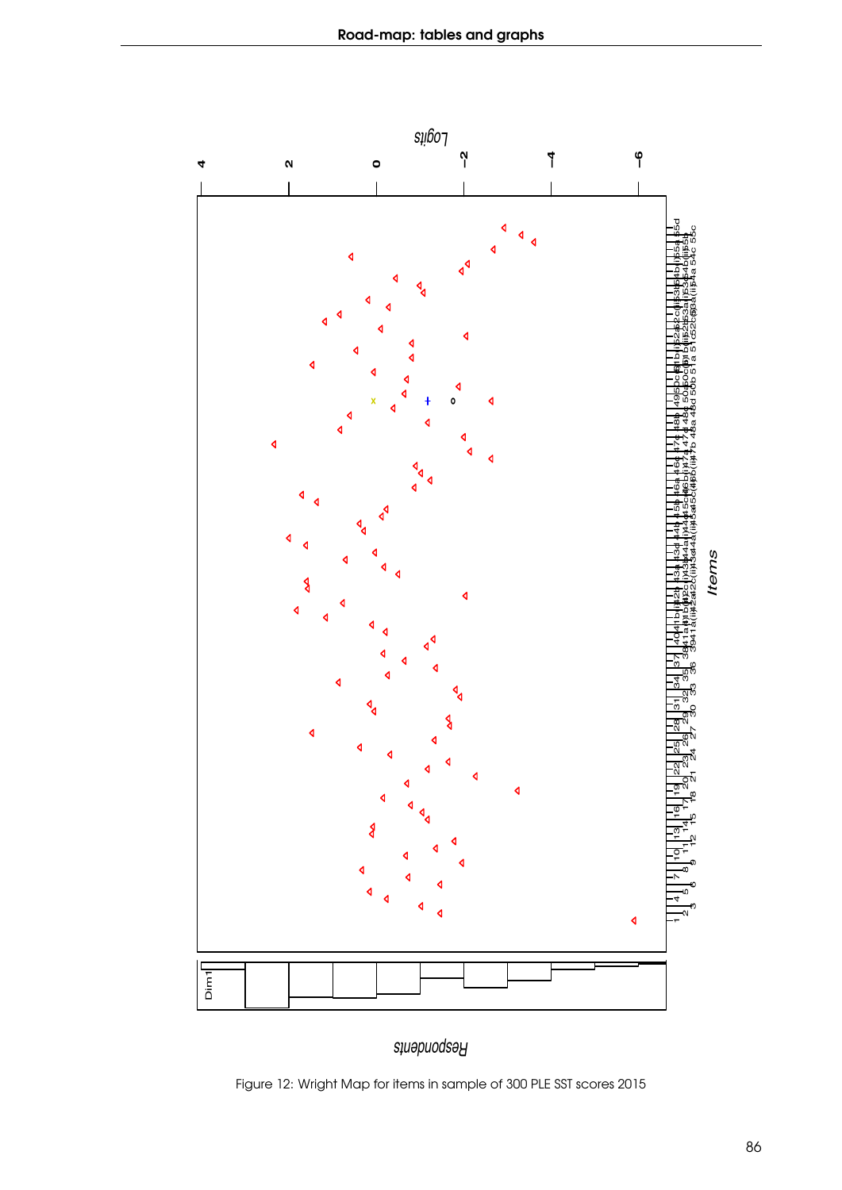Logits

4
2
0
−2
−4
−6

Items

Dim1

Respondents

Figure 12: Wright Map for items in sample of 300 PLE SST scores 2015